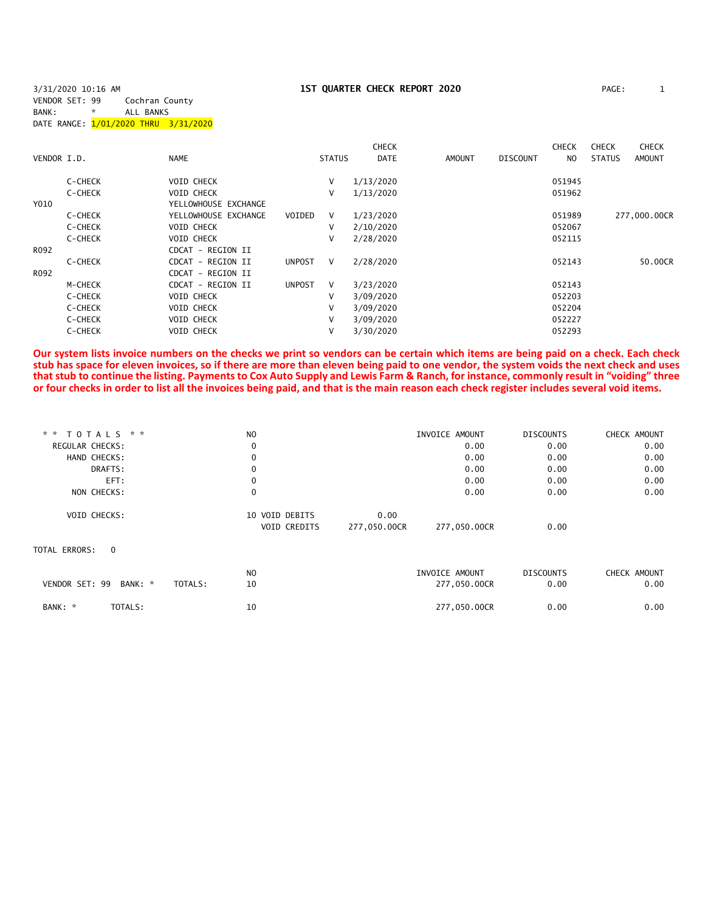3/31/2020 10:16 AM

# 1ST QUARTER CHECK REPORT 2020

VENDOR SET: 99 Cochran County
BANK: * ALL BANKS
DATE RANGE: 1/01/2020 THRU 3/31/2020

| VENDOR I.D. | | NAME | STATUS | | CHECK DATE | AMOUNT | DISCOUNT | CHECK NO | CHECK STATUS | CHECK AMOUNT |
|---|---|---|---|---|---|---|---|---|---|---|
| | C-CHECK | VOID CHECK | | V | 1/13/2020 | | | 051945 | | |
| | C-CHECK | VOID CHECK | | V | 1/13/2020 | | | 051962 | | |
| Y010 | | YELLOWHOUSE EXCHANGE | | | | | | | | |
| | C-CHECK | YELLOWHOUSE EXCHANGE | VOIDED | V | 1/23/2020 | | | 051989 | | 277,000.00CR |
| | C-CHECK | VOID CHECK | | V | 2/10/2020 | | | 052067 | | |
| | C-CHECK | VOID CHECK | | V | 2/28/2020 | | | 052115 | | |
| R092 | | CDCAT - REGION II | | | | | | | | |
| | C-CHECK | CDCAT - REGION II | UNPOST | V | 2/28/2020 | | | 052143 | | 50.00CR |
| R092 | | CDCAT - REGION II | | | | | | | | |
| | M-CHECK | CDCAT - REGION II | UNPOST | V | 3/23/2020 | | | 052143 | | |
| | C-CHECK | VOID CHECK | | V | 3/09/2020 | | | 052203 | | |
| | C-CHECK | VOID CHECK | | V | 3/09/2020 | | | 052204 | | |
| | C-CHECK | VOID CHECK | | V | 3/09/2020 | | | 052227 | | |
| | C-CHECK | VOID CHECK | | V | 3/30/2020 | | | 052293 | | |

**Our system lists invoice numbers on the checks we print so vendors can be certain which items are being paid on a check. Each check stub has space for eleven invoices, so if there are more than eleven being paid to one vendor, the system voids the next check and uses that stub to continue the listing. Payments to Cox Auto Supply and Lewis Farm & Ranch, for instance, commonly result in "voiding" three or four checks in order to list all the invoices being paid, and that is the main reason each check register includes several void items.**

| ** TOTALS ** | NO | | | INVOICE AMOUNT | DISCOUNTS | CHECK AMOUNT |
|---|---|---|---|---|---|---|
| REGULAR CHECKS: | 0 | | | 0.00 | 0.00 | 0.00 |
| HAND CHECKS: | 0 | | | 0.00 | 0.00 | 0.00 |
| DRAFTS: | 0 | | | 0.00 | 0.00 | 0.00 |
| EFT: | 0 | | | 0.00 | 0.00 | 0.00 |
| NON CHECKS: | 0 | | | 0.00 | 0.00 | 0.00 |
| VOID CHECKS: | 10 | VOID DEBITS | 0.00 | | | |
| | | VOID CREDITS | 277,050.00CR | 277,050.00CR | 0.00 | |

TOTAL ERRORS: 0

| | NO | INVOICE AMOUNT | DISCOUNTS | CHECK AMOUNT |
|---|---|---|---|---|
| VENDOR SET: 99 BANK: * TOTALS: | 10 | 277,050.00CR | 0.00 | 0.00 |
| BANK: * TOTALS: | 10 | 277,050.00CR | 0.00 | 0.00 |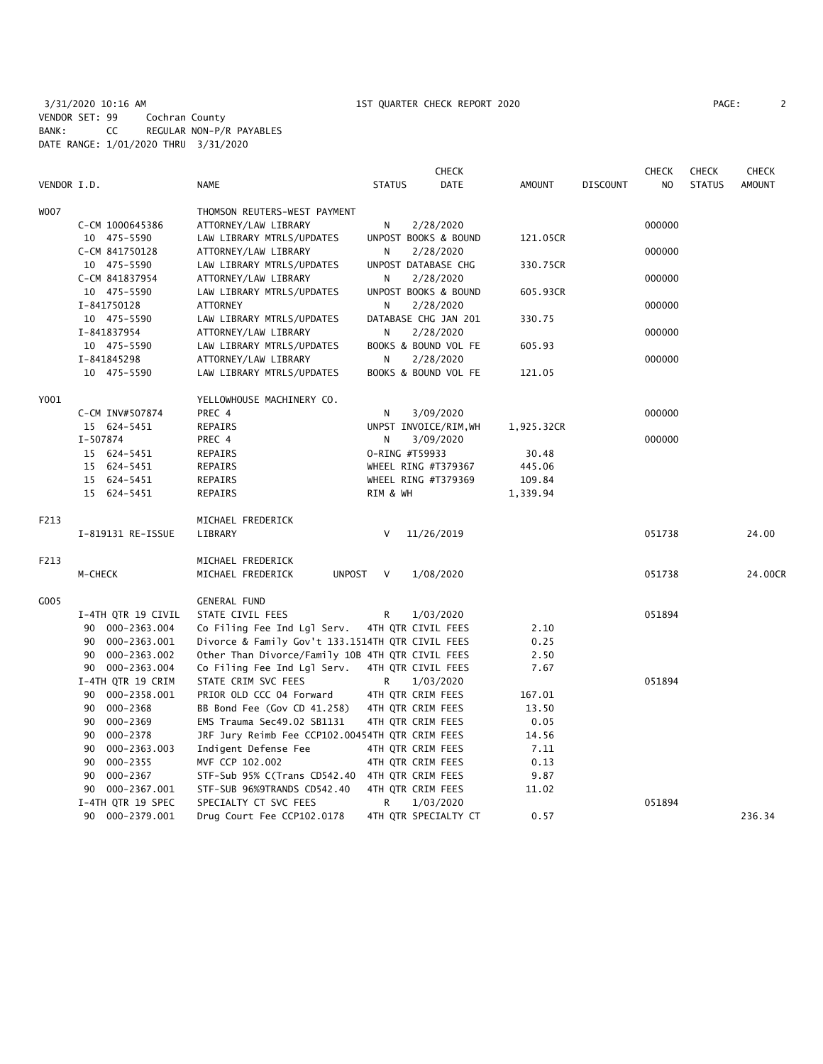3/31/2020 10:16 AM — 1ST QUARTER CHECK REPORT 2020

VENDOR SET: 99 Cochran County
BANK: CC REGULAR NON-P/R PAYABLES
DATE RANGE: 1/01/2020 THRU 3/31/2020

| VENDOR I.D. | NAME | STATUS | CHECK DATE | AMOUNT | DISCOUNT | CHECK NO | CHECK STATUS | CHECK AMOUNT |
|---|---|---|---|---|---|---|---|---|
| W007 | THOMSON REUTERS-WEST PAYMENT | | | | | | | |
| C-CM 1000645386 | ATTORNEY/LAW LIBRARY | N | 2/28/2020 | | | 000000 | | |
| 10 475-5590 | LAW LIBRARY MTRLS/UPDATES | UNPOST BOOKS & BOUND | | 121.05CR | | | | |
| C-CM 841750128 | ATTORNEY/LAW LIBRARY | N | 2/28/2020 | | | 000000 | | |
| 10 475-5590 | LAW LIBRARY MTRLS/UPDATES | UNPOST DATABASE CHG | | 330.75CR | | | | |
| C-CM 841837954 | ATTORNEY/LAW LIBRARY | N | 2/28/2020 | | | 000000 | | |
| 10 475-5590 | LAW LIBRARY MTRLS/UPDATES | UNPOST BOOKS & BOUND | | 605.93CR | | | | |
| I-841750128 | ATTORNEY | N | 2/28/2020 | | | 000000 | | |
| 10 475-5590 | LAW LIBRARY MTRLS/UPDATES | DATABASE CHG JAN 201 | | 330.75 | | | | |
| I-841837954 | ATTORNEY/LAW LIBRARY | N | 2/28/2020 | | | 000000 | | |
| 10 475-5590 | LAW LIBRARY MTRLS/UPDATES | BOOKS & BOUND VOL FE | | 605.93 | | | | |
| I-841845298 | ATTORNEY/LAW LIBRARY | N | 2/28/2020 | | | 000000 | | |
| 10 475-5590 | LAW LIBRARY MTRLS/UPDATES | BOOKS & BOUND VOL FE | | 121.05 | | | | |
| Y001 | YELLOWHOUSE MACHINERY CO. | | | | | | | |
| C-CM INV#507874 | PREC 4 | N | 3/09/2020 | | | 000000 | | |
| 15 624-5451 | REPAIRS | UNPST INVOICE/RIM,WH | | 1,925.32CR | | | | |
| I-507874 | PREC 4 | N | 3/09/2020 | | | 000000 | | |
| 15 624-5451 | REPAIRS | O-RING #T59933 | | 30.48 | | | | |
| 15 624-5451 | REPAIRS | WHEEL RING #T379367 | | 445.06 | | | | |
| 15 624-5451 | REPAIRS | WHEEL RING #T379369 | | 109.84 | | | | |
| 15 624-5451 | REPAIRS | RIM & WH | | 1,339.94 | | | | |
| F213 | MICHAEL FREDERICK | | | | | | | |
| I-819131 RE-ISSUE | LIBRARY | V | 11/26/2019 | | | 051738 | | 24.00 |
| F213 | MICHAEL FREDERICK | | | | | | | |
| M-CHECK | MICHAEL FREDERICK UNPOST | V | 1/08/2020 | | | 051738 | | 24.00CR |
| G005 | GENERAL FUND | | | | | | | |
| I-4TH QTR 19 CIVIL | STATE CIVIL FEES | R | 1/03/2020 | | | 051894 | | |
| 90 000-2363.004 | Co Filing Fee Ind Lgl Serv. | 4TH QTR CIVIL FEES | | 2.10 | | | | |
| 90 000-2363.001 | Divorce & Family Gov't 133.151 | 4TH QTR CIVIL FEES | | 0.25 | | | | |
| 90 000-2363.002 | Other Than Divorce/Family 10B | 4TH QTR CIVIL FEES | | 2.50 | | | | |
| 90 000-2363.004 | Co Filing Fee Ind Lgl Serv. | 4TH QTR CIVIL FEES | | 7.67 | | | | |
| I-4TH QTR 19 CRIM | STATE CRIM SVC FEES | R | 1/03/2020 | | | 051894 | | |
| 90 000-2358.001 | PRIOR OLD CCC 04 Forward | 4TH QTR CRIM FEES | | 167.01 | | | | |
| 90 000-2368 | BB Bond Fee (Gov CD 41.258) | 4TH QTR CRIM FEES | | 13.50 | | | | |
| 90 000-2369 | EMS Trauma Sec49.02 SB1131 | 4TH QTR CRIM FEES | | 0.05 | | | | |
| 90 000-2378 | JRF Jury Reimb Fee CCP102.0045 | 4TH QTR CRIM FEES | | 14.56 | | | | |
| 90 000-2363.003 | Indigent Defense Fee | 4TH QTR CRIM FEES | | 7.11 | | | | |
| 90 000-2355 | MVF CCP 102.002 | 4TH QTR CRIM FEES | | 0.13 | | | | |
| 90 000-2367 | STF-Sub 95% C(Trans CD542.40 | 4TH QTR CRIM FEES | | 9.87 | | | | |
| 90 000-2367.001 | STF-SUB 96%9TRANDS CD542.40 | 4TH QTR CRIM FEES | | 11.02 | | | | |
| I-4TH QTR 19 SPEC | SPECIALTY CT SVC FEES | R | 1/03/2020 | | | 051894 | | |
| 90 000-2379.001 | Drug Court Fee CCP102.0178 | 4TH QTR SPECIALTY CT | | 0.57 | | | | 236.34 |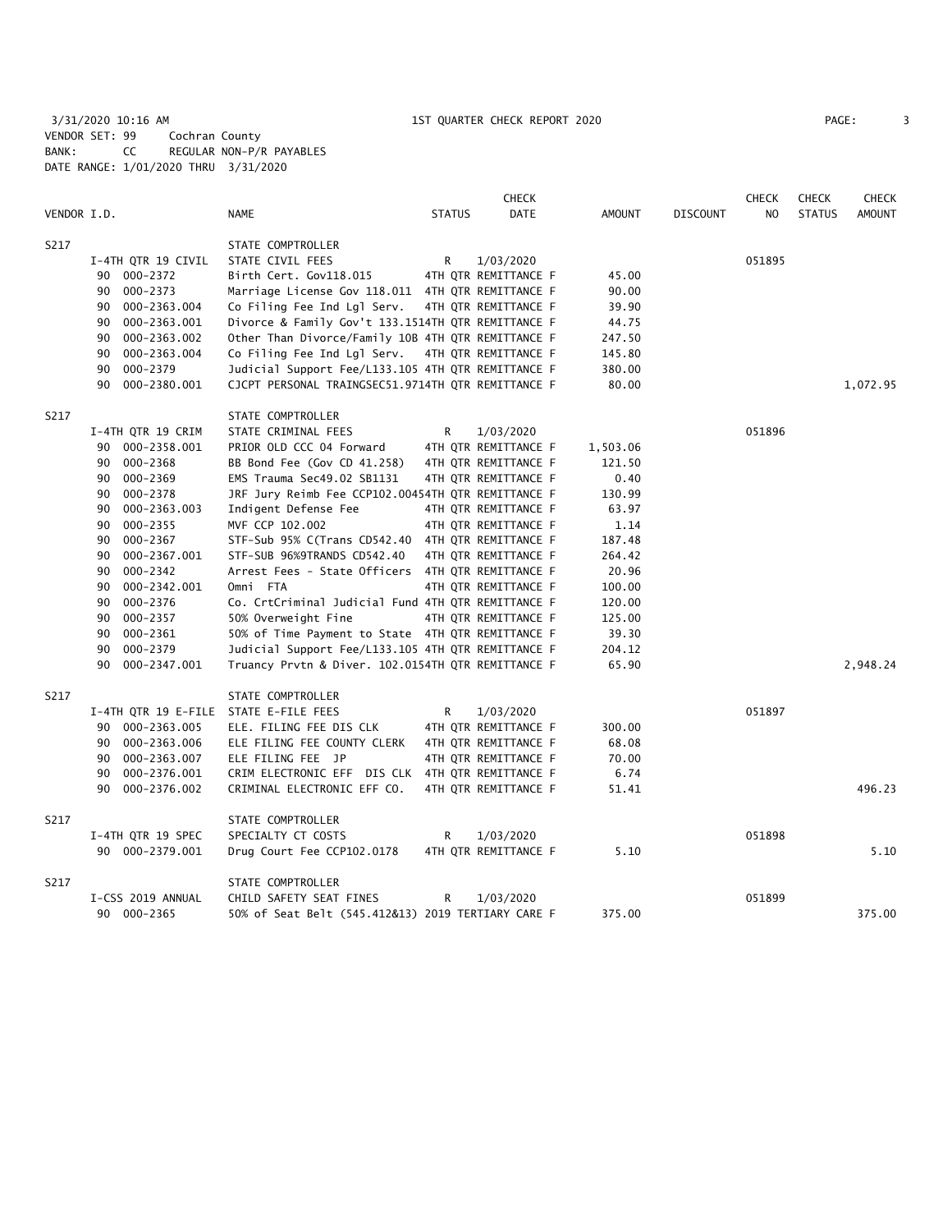3/31/2020 10:16 AM 1ST QUARTER CHECK REPORT 2020

VENDOR SET: 99 Cochran County
BANK: CC REGULAR NON-P/R PAYABLES
DATE RANGE: 1/01/2020 THRU 3/31/2020

| VENDOR I.D. | NAME | STATUS | CHECK DATE | AMOUNT | DISCOUNT | CHECK NO | CHECK STATUS | CHECK AMOUNT |
|---|---|---|---|---|---|---|---|---|
| S217 | STATE COMPTROLLER | | | | | | | |
| I-4TH QTR 19 CIVIL | STATE CIVIL FEES | R | 1/03/2020 | | | 051895 | | |
| 90 000-2372 | Birth Cert. Gov118.015 | | 4TH QTR REMITTANCE F | 45.00 | | | | |
| 90 000-2373 | Marriage License Gov 118.011 | | 4TH QTR REMITTANCE F | 90.00 | | | | |
| 90 000-2363.004 | Co Filing Fee Ind Lgl Serv. | | 4TH QTR REMITTANCE F | 39.90 | | | | |
| 90 000-2363.001 | Divorce & Family Gov't 133.151 | | 4TH QTR REMITTANCE F | 44.75 | | | | |
| 90 000-2363.002 | Other Than Divorce/Family 10B | | 4TH QTR REMITTANCE F | 247.50 | | | | |
| 90 000-2363.004 | Co Filing Fee Ind Lgl Serv. | | 4TH QTR REMITTANCE F | 145.80 | | | | |
| 90 000-2379 | Judicial Support Fee/L133.105 | | 4TH QTR REMITTANCE F | 380.00 | | | | |
| 90 000-2380.001 | CJCPT PERSONAL TRAINGSEC51.971 | | 4TH QTR REMITTANCE F | 80.00 | | | | 1,072.95 |
| S217 | STATE COMPTROLLER | | | | | | | |
| I-4TH QTR 19 CRIM | STATE CRIMINAL FEES | R | 1/03/2020 | | | 051896 | | |
| 90 000-2358.001 | PRIOR OLD CCC 04 Forward | | 4TH QTR REMITTANCE F | 1,503.06 | | | | |
| 90 000-2368 | BB Bond Fee (Gov CD 41.258) | | 4TH QTR REMITTANCE F | 121.50 | | | | |
| 90 000-2369 | EMS Trauma Sec49.02 SB1131 | | 4TH QTR REMITTANCE F | 0.40 | | | | |
| 90 000-2378 | JRF Jury Reimb Fee CCP102.0045 | | 4TH QTR REMITTANCE F | 130.99 | | | | |
| 90 000-2363.003 | Indigent Defense Fee | | 4TH QTR REMITTANCE F | 63.97 | | | | |
| 90 000-2355 | MVF CCP 102.002 | | 4TH QTR REMITTANCE F | 1.14 | | | | |
| 90 000-2367 | STF-Sub 95% C(Trans CD542.40 | | 4TH QTR REMITTANCE F | 187.48 | | | | |
| 90 000-2367.001 | STF-SUB 96%9TRANDS CD542.40 | | 4TH QTR REMITTANCE F | 264.42 | | | | |
| 90 000-2342 | Arrest Fees - State Officers | | 4TH QTR REMITTANCE F | 20.96 | | | | |
| 90 000-2342.001 | Omni FTA | | 4TH QTR REMITTANCE F | 100.00 | | | | |
| 90 000-2376 | Co. CrtCriminal Judicial Fund | | 4TH QTR REMITTANCE F | 120.00 | | | | |
| 90 000-2357 | 50% Overweight Fine | | 4TH QTR REMITTANCE F | 125.00 | | | | |
| 90 000-2361 | 50% of Time Payment to State | | 4TH QTR REMITTANCE F | 39.30 | | | | |
| 90 000-2379 | Judicial Support Fee/L133.105 | | 4TH QTR REMITTANCE F | 204.12 | | | | |
| 90 000-2347.001 | Truancy Prvtn & Diver. 102.015 | | 4TH QTR REMITTANCE F | 65.90 | | | | 2,948.24 |
| S217 | STATE COMPTROLLER | | | | | | | |
| I-4TH QTR 19 E-FILE | STATE E-FILE FEES | R | 1/03/2020 | | | 051897 | | |
| 90 000-2363.005 | ELE. FILING FEE DIS CLK | | 4TH QTR REMITTANCE F | 300.00 | | | | |
| 90 000-2363.006 | ELE FILING FEE COUNTY CLERK | | 4TH QTR REMITTANCE F | 68.08 | | | | |
| 90 000-2363.007 | ELE FILING FEE JP | | 4TH QTR REMITTANCE F | 70.00 | | | | |
| 90 000-2376.001 | CRIM ELECTRONIC EFF DIS CLK | | 4TH QTR REMITTANCE F | 6.74 | | | | |
| 90 000-2376.002 | CRIMINAL ELECTRONIC EFF CO. | | 4TH QTR REMITTANCE F | 51.41 | | | | 496.23 |
| S217 | STATE COMPTROLLER | | | | | | | |
| I-4TH QTR 19 SPEC | SPECIALTY CT COSTS | R | 1/03/2020 | | | 051898 | | |
| 90 000-2379.001 | Drug Court Fee CCP102.0178 | | 4TH QTR REMITTANCE F | 5.10 | | | | 5.10 |
| S217 | STATE COMPTROLLER | | | | | | | |
| I-CSS 2019 ANNUAL | CHILD SAFETY SEAT FINES | R | 1/03/2020 | | | 051899 | | |
| 90 000-2365 | 50% of Seat Belt (545.412&13) | | 2019 TERTIARY CARE F | 375.00 | | | | 375.00 |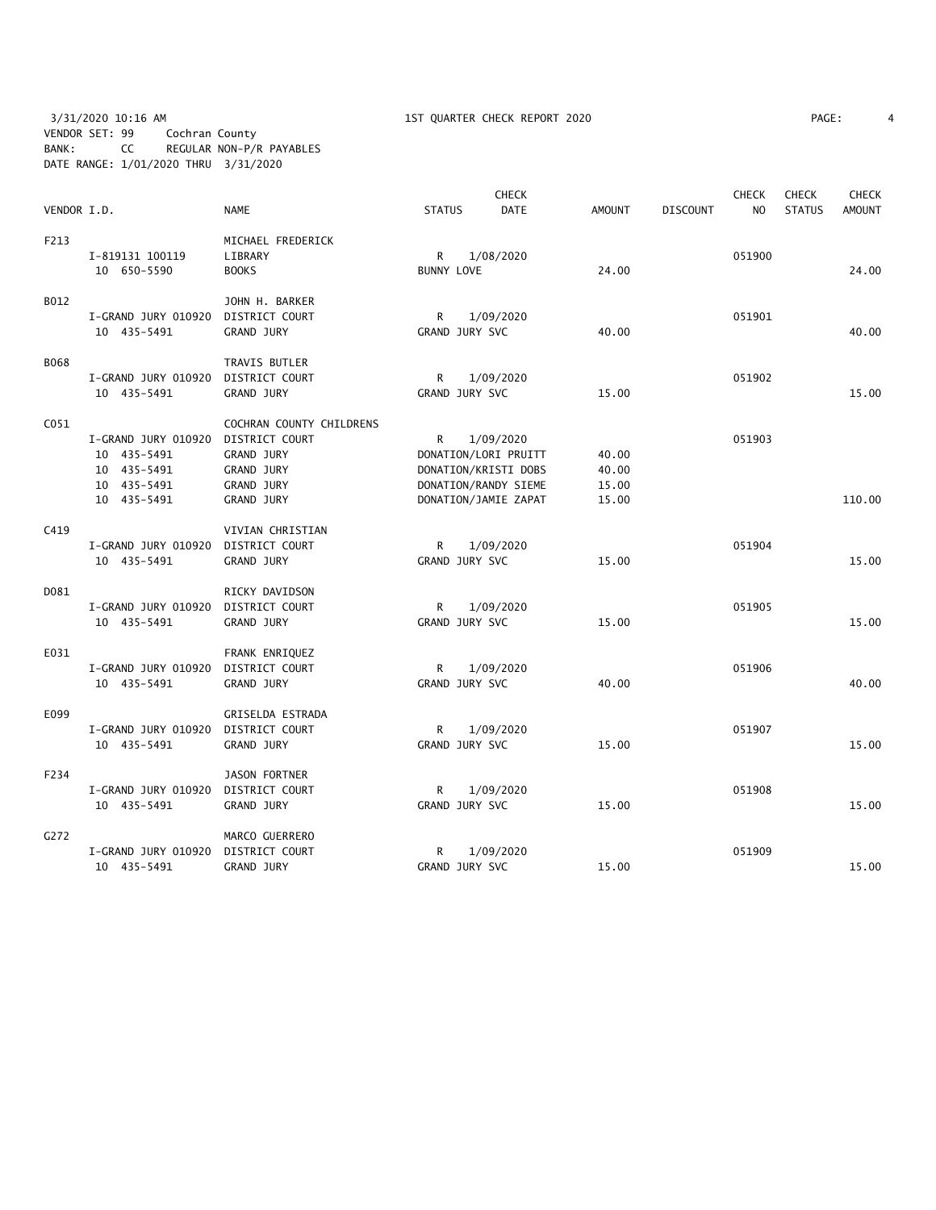3/31/2020 10:16 AM 1ST QUARTER CHECK REPORT 2020
VENDOR SET: 99 Cochran County
BANK: CC REGULAR NON-P/R PAYABLES
DATE RANGE: 1/01/2020 THRU 3/31/2020

| VENDOR I.D. | | NAME | STATUS | CHECK DATE | AMOUNT | DISCOUNT | CHECK NO | CHECK STATUS | CHECK AMOUNT |
|---|---|---|---|---|---|---|---|---|---|
| F213 | | MICHAEL FREDERICK | | | | | | | |
| | I-819131 100119 | LIBRARY | R | 1/08/2020 | | | 051900 | | |
| | 10 650-5590 | BOOKS | BUNNY LOVE | | 24.00 | | | | 24.00 |
| B012 | | JOHN H. BARKER | | | | | | | |
| | I-GRAND JURY 010920 | DISTRICT COURT | R | 1/09/2020 | | | 051901 | | |
| | 10 435-5491 | GRAND JURY | GRAND JURY SVC | | 40.00 | | | | 40.00 |
| B068 | | TRAVIS BUTLER | | | | | | | |
| | I-GRAND JURY 010920 | DISTRICT COURT | R | 1/09/2020 | | | 051902 | | |
| | 10 435-5491 | GRAND JURY | GRAND JURY SVC | | 15.00 | | | | 15.00 |
| C051 | | COCHRAN COUNTY CHILDRENS | | | | | | | |
| | I-GRAND JURY 010920 | DISTRICT COURT | R | 1/09/2020 | | | 051903 | | |
| | 10 435-5491 | GRAND JURY | DONATION/LORI PRUITT | | 40.00 | | | | |
| | 10 435-5491 | GRAND JURY | DONATION/KRISTI DOBS | | 40.00 | | | | |
| | 10 435-5491 | GRAND JURY | DONATION/RANDY SIEME | | 15.00 | | | | |
| | 10 435-5491 | GRAND JURY | DONATION/JAMIE ZAPAT | | 15.00 | | | | 110.00 |
| C419 | | VIVIAN CHRISTIAN | | | | | | | |
| | I-GRAND JURY 010920 | DISTRICT COURT | R | 1/09/2020 | | | 051904 | | |
| | 10 435-5491 | GRAND JURY | GRAND JURY SVC | | 15.00 | | | | 15.00 |
| D081 | | RICKY DAVIDSON | | | | | | | |
| | I-GRAND JURY 010920 | DISTRICT COURT | R | 1/09/2020 | | | 051905 | | |
| | 10 435-5491 | GRAND JURY | GRAND JURY SVC | | 15.00 | | | | 15.00 |
| E031 | | FRANK ENRIQUEZ | | | | | | | |
| | I-GRAND JURY 010920 | DISTRICT COURT | R | 1/09/2020 | | | 051906 | | |
| | 10 435-5491 | GRAND JURY | GRAND JURY SVC | | 40.00 | | | | 40.00 |
| E099 | | GRISELDA ESTRADA | | | | | | | |
| | I-GRAND JURY 010920 | DISTRICT COURT | R | 1/09/2020 | | | 051907 | | |
| | 10 435-5491 | GRAND JURY | GRAND JURY SVC | | 15.00 | | | | 15.00 |
| F234 | | JASON FORTNER | | | | | | | |
| | I-GRAND JURY 010920 | DISTRICT COURT | R | 1/09/2020 | | | 051908 | | |
| | 10 435-5491 | GRAND JURY | GRAND JURY SVC | | 15.00 | | | | 15.00 |
| G272 | | MARCO GUERRERO | | | | | | | |
| | I-GRAND JURY 010920 | DISTRICT COURT | R | 1/09/2020 | | | 051909 | | |
| | 10 435-5491 | GRAND JURY | GRAND JURY SVC | | 15.00 | | | | 15.00 |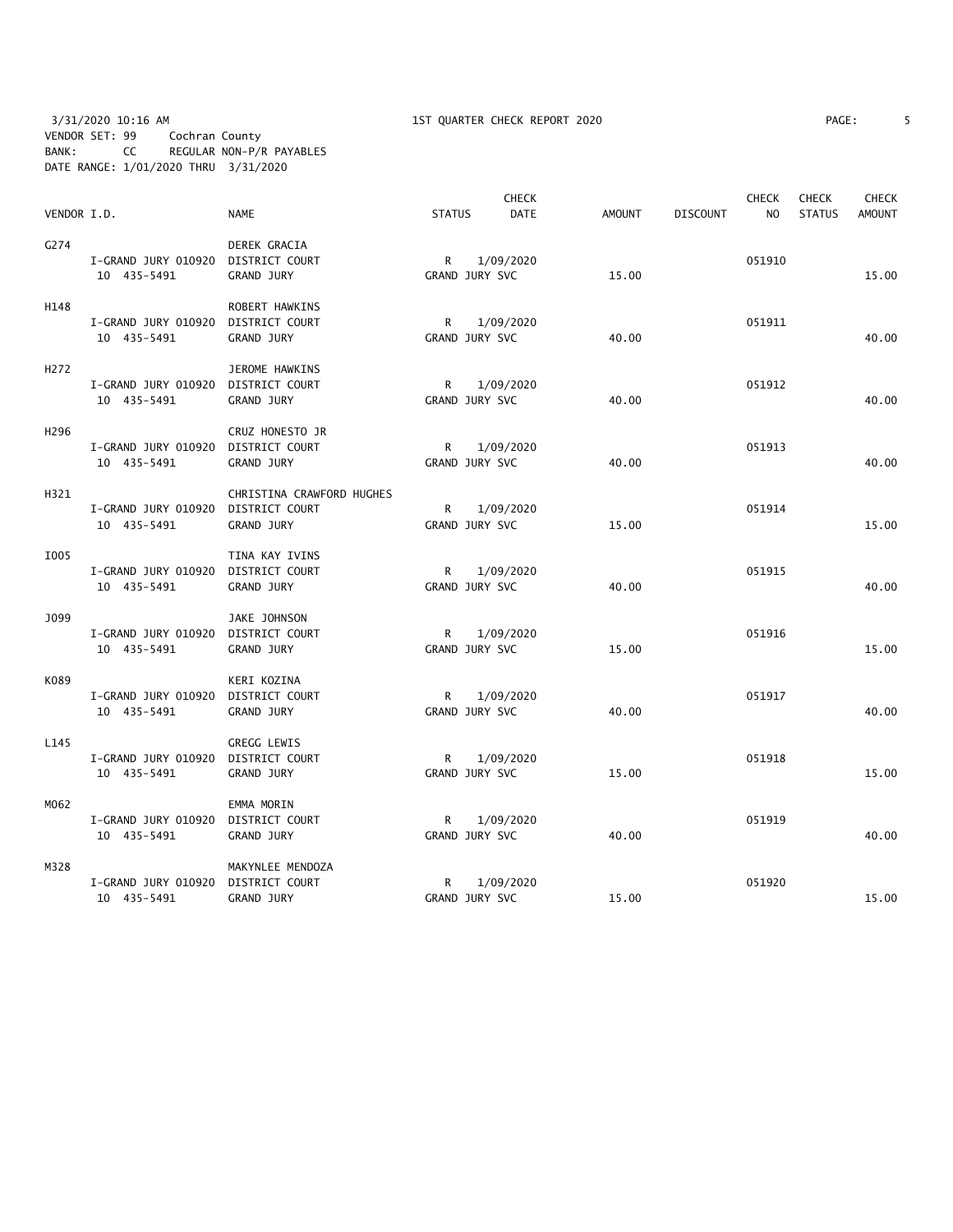3/31/2020 10:16 AM 1ST QUARTER CHECK REPORT 2020

VENDOR SET: 99 Cochran County
BANK: CC REGULAR NON-P/R PAYABLES
DATE RANGE: 1/01/2020 THRU 3/31/2020

| VENDOR I.D. | NAME | STATUS | CHECK DATE | AMOUNT | DISCOUNT | CHECK NO | CHECK STATUS | CHECK AMOUNT |
|---|---|---|---|---|---|---|---|---|
| G274 | DEREK GRACIA | | | | | | | |
| I-GRAND JURY 010920 | DISTRICT COURT | R | 1/09/2020 | | | 051910 | | |
| 10 435-5491 | GRAND JURY | GRAND JURY SVC | | 15.00 | | | | 15.00 |
| H148 | ROBERT HAWKINS | | | | | | | |
| I-GRAND JURY 010920 | DISTRICT COURT | R | 1/09/2020 | | | 051911 | | |
| 10 435-5491 | GRAND JURY | GRAND JURY SVC | | 40.00 | | | | 40.00 |
| H272 | JEROME HAWKINS | | | | | | | |
| I-GRAND JURY 010920 | DISTRICT COURT | R | 1/09/2020 | | | 051912 | | |
| 10 435-5491 | GRAND JURY | GRAND JURY SVC | | 40.00 | | | | 40.00 |
| H296 | CRUZ HONESTO JR | | | | | | | |
| I-GRAND JURY 010920 | DISTRICT COURT | R | 1/09/2020 | | | 051913 | | |
| 10 435-5491 | GRAND JURY | GRAND JURY SVC | | 40.00 | | | | 40.00 |
| H321 | CHRISTINA CRAWFORD HUGHES | | | | | | | |
| I-GRAND JURY 010920 | DISTRICT COURT | R | 1/09/2020 | | | 051914 | | |
| 10 435-5491 | GRAND JURY | GRAND JURY SVC | | 15.00 | | | | 15.00 |
| I005 | TINA KAY IVINS | | | | | | | |
| I-GRAND JURY 010920 | DISTRICT COURT | R | 1/09/2020 | | | 051915 | | |
| 10 435-5491 | GRAND JURY | GRAND JURY SVC | | 40.00 | | | | 40.00 |
| J099 | JAKE JOHNSON | | | | | | | |
| I-GRAND JURY 010920 | DISTRICT COURT | R | 1/09/2020 | | | 051916 | | |
| 10 435-5491 | GRAND JURY | GRAND JURY SVC | | 15.00 | | | | 15.00 |
| K089 | KERI KOZINA | | | | | | | |
| I-GRAND JURY 010920 | DISTRICT COURT | R | 1/09/2020 | | | 051917 | | |
| 10 435-5491 | GRAND JURY | GRAND JURY SVC | | 40.00 | | | | 40.00 |
| L145 | GREGG LEWIS | | | | | | | |
| I-GRAND JURY 010920 | DISTRICT COURT | R | 1/09/2020 | | | 051918 | | |
| 10 435-5491 | GRAND JURY | GRAND JURY SVC | | 15.00 | | | | 15.00 |
| M062 | EMMA MORIN | | | | | | | |
| I-GRAND JURY 010920 | DISTRICT COURT | R | 1/09/2020 | | | 051919 | | |
| 10 435-5491 | GRAND JURY | GRAND JURY SVC | | 40.00 | | | | 40.00 |
| M328 | MAKYNLEE MENDOZA | | | | | | | |
| I-GRAND JURY 010920 | DISTRICT COURT | R | 1/09/2020 | | | 051920 | | |
| 10 435-5491 | GRAND JURY | GRAND JURY SVC | | 15.00 | | | | 15.00 |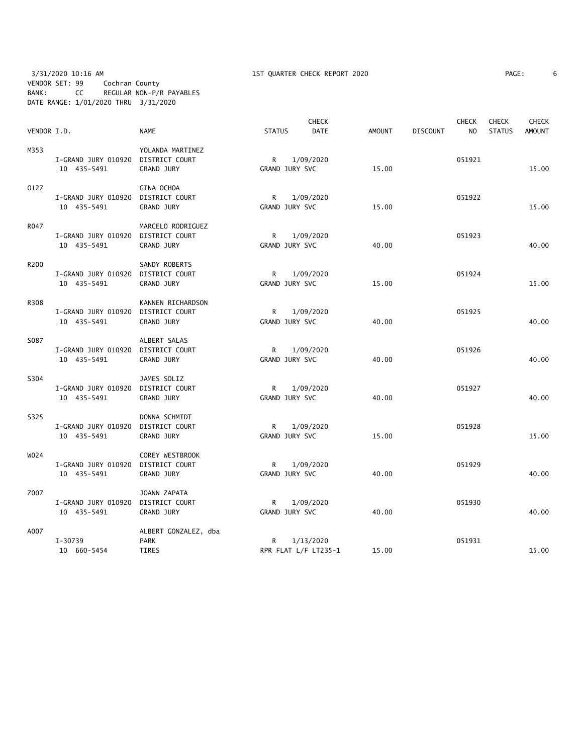3/31/2020 10:16 AM　　　　1ST QUARTER CHECK REPORT 2020

VENDOR SET: 99　Cochran County
BANK: CC　REGULAR NON-P/R PAYABLES
DATE RANGE: 1/01/2020 THRU 3/31/2020

| VENDOR I.D. | | NAME | STATUS | CHECK DATE | AMOUNT | DISCOUNT | CHECK NO | CHECK STATUS | CHECK AMOUNT |
|---|---|---|---|---|---|---|---|---|---|
| M353 | | YOLANDA MARTINEZ | | | | | | | |
| | I-GRAND JURY 010920 | DISTRICT COURT | R | 1/09/2020 | | | 051921 | | |
| | 10 435-5491 | GRAND JURY | GRAND JURY SVC | | 15.00 | | | | 15.00 |
| O127 | | GINA OCHOA | | | | | | | |
| | I-GRAND JURY 010920 | DISTRICT COURT | R | 1/09/2020 | | | 051922 | | |
| | 10 435-5491 | GRAND JURY | GRAND JURY SVC | | 15.00 | | | | 15.00 |
| R047 | | MARCELO RODRIGUEZ | | | | | | | |
| | I-GRAND JURY 010920 | DISTRICT COURT | R | 1/09/2020 | | | 051923 | | |
| | 10 435-5491 | GRAND JURY | GRAND JURY SVC | | 40.00 | | | | 40.00 |
| R200 | | SANDY ROBERTS | | | | | | | |
| | I-GRAND JURY 010920 | DISTRICT COURT | R | 1/09/2020 | | | 051924 | | |
| | 10 435-5491 | GRAND JURY | GRAND JURY SVC | | 15.00 | | | | 15.00 |
| R308 | | KANNEN RICHARDSON | | | | | | | |
| | I-GRAND JURY 010920 | DISTRICT COURT | R | 1/09/2020 | | | 051925 | | |
| | 10 435-5491 | GRAND JURY | GRAND JURY SVC | | 40.00 | | | | 40.00 |
| S087 | | ALBERT SALAS | | | | | | | |
| | I-GRAND JURY 010920 | DISTRICT COURT | R | 1/09/2020 | | | 051926 | | |
| | 10 435-5491 | GRAND JURY | GRAND JURY SVC | | 40.00 | | | | 40.00 |
| S304 | | JAMES SOLIZ | | | | | | | |
| | I-GRAND JURY 010920 | DISTRICT COURT | R | 1/09/2020 | | | 051927 | | |
| | 10 435-5491 | GRAND JURY | GRAND JURY SVC | | 40.00 | | | | 40.00 |
| S325 | | DONNA SCHMIDT | | | | | | | |
| | I-GRAND JURY 010920 | DISTRICT COURT | R | 1/09/2020 | | | 051928 | | |
| | 10 435-5491 | GRAND JURY | GRAND JURY SVC | | 15.00 | | | | 15.00 |
| W024 | | COREY WESTBROOK | | | | | | | |
| | I-GRAND JURY 010920 | DISTRICT COURT | R | 1/09/2020 | | | 051929 | | |
| | 10 435-5491 | GRAND JURY | GRAND JURY SVC | | 40.00 | | | | 40.00 |
| Z007 | | JOANN ZAPATA | | | | | | | |
| | I-GRAND JURY 010920 | DISTRICT COURT | R | 1/09/2020 | | | 051930 | | |
| | 10 435-5491 | GRAND JURY | GRAND JURY SVC | | 40.00 | | | | 40.00 |
| A007 | | ALBERT GONZALEZ, dba | | | | | | | |
| | I-30739 | PARK | R | 1/13/2020 | | | 051931 | | |
| | 10 660-5454 | TIRES | RPR FLAT L/F LT235-1 | | 15.00 | | | | 15.00 |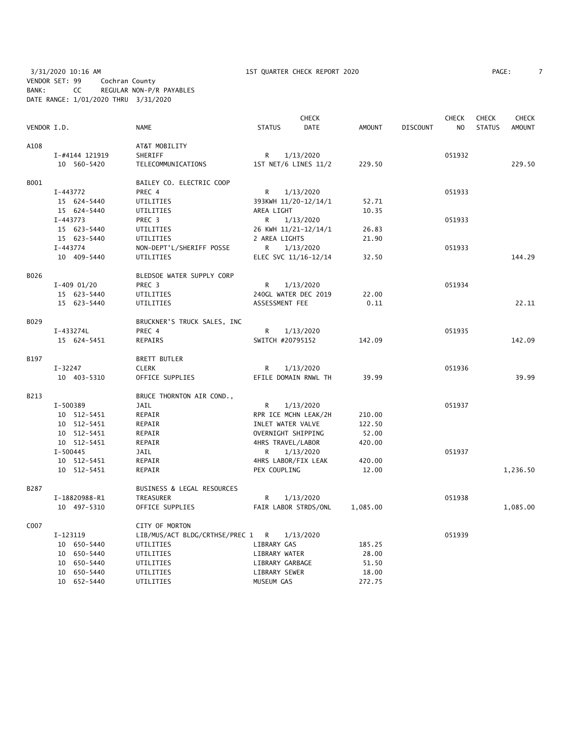3/31/2020 10:16 AM 1ST QUARTER CHECK REPORT 2020
VENDOR SET: 99 Cochran County
BANK: CC REGULAR NON-P/R PAYABLES
DATE RANGE: 1/01/2020 THRU 3/31/2020

| VENDOR I.D. | NAME | STATUS | CHECK DATE | AMOUNT | DISCOUNT | CHECK NO | CHECK STATUS | CHECK AMOUNT |
|---|---|---|---|---|---|---|---|---|
| A108 | AT&T MOBILITY | | | | | | | |
| I-#4144 121919 | SHERIFF | R | 1/13/2020 | | | 051932 | | |
| 10 560-5420 | TELECOMMUNICATIONS | 1ST NET/6 LINES 11/2 | | 229.50 | | | | 229.50 |
| B001 | BAILEY CO. ELECTRIC COOP | | | | | | | |
| I-443772 | PREC 4 | R | 1/13/2020 | | | 051933 | | |
| 15 624-5440 | UTILITIES | 393KWH 11/20-12/14/1 | | 52.71 | | | | |
| 15 624-5440 | UTILITIES | AREA LIGHT | | 10.35 | | | | |
| I-443773 | PREC 3 | R | 1/13/2020 | | | 051933 | | |
| 15 623-5440 | UTILITIES | 26 KWH 11/21-12/14/1 | | 26.83 | | | | |
| 15 623-5440 | UTILITIES | 2 AREA LIGHTS | | 21.90 | | | | |
| I-443774 | NON-DEPT'L/SHERIFF POSSE | R | 1/13/2020 | | | 051933 | | |
| 10 409-5440 | UTILITIES | ELEC SVC 11/16-12/14 | | 32.50 | | | | 144.29 |
| B026 | BLEDSOE WATER SUPPLY CORP | | | | | | | |
| I-409 01/20 | PREC 3 | R | 1/13/2020 | | | 051934 | | |
| 15 623-5440 | UTILITIES | 240GL WATER DEC 2019 | | 22.00 | | | | |
| 15 623-5440 | UTILITIES | ASSESSMENT FEE | | 0.11 | | | | 22.11 |
| B029 | BRUCKNER'S TRUCK SALES, INC | | | | | | | |
| I-433274L | PREC 4 | R | 1/13/2020 | | | 051935 | | |
| 15 624-5451 | REPAIRS | SWITCH #20795152 | | 142.09 | | | | 142.09 |
| B197 | BRETT BUTLER | | | | | | | |
| I-32247 | CLERK | R | 1/13/2020 | | | 051936 | | |
| 10 403-5310 | OFFICE SUPPLIES | EFILE DOMAIN RNWL TH | | 39.99 | | | | 39.99 |
| B213 | BRUCE THORNTON AIR COND., | | | | | | | |
| I-500389 | JAIL | R | 1/13/2020 | | | 051937 | | |
| 10 512-5451 | REPAIR | RPR ICE MCHN LEAK/2H | | 210.00 | | | | |
| 10 512-5451 | REPAIR | INLET WATER VALVE | | 122.50 | | | | |
| 10 512-5451 | REPAIR | OVERNIGHT SHIPPING | | 52.00 | | | | |
| 10 512-5451 | REPAIR | 4HRS TRAVEL/LABOR | | 420.00 | | | | |
| I-500445 | JAIL | R | 1/13/2020 | | | 051937 | | |
| 10 512-5451 | REPAIR | 4HRS LABOR/FIX LEAK | | 420.00 | | | | |
| 10 512-5451 | REPAIR | PEX COUPLING | | 12.00 | | | | 1,236.50 |
| B287 | BUSINESS & LEGAL RESOURCES | | | | | | | |
| I-18820988-R1 | TREASURER | R | 1/13/2020 | | | 051938 | | |
| 10 497-5310 | OFFICE SUPPLIES | FAIR LABOR STRDS/ONL | | 1,085.00 | | | | 1,085.00 |
| C007 | CITY OF MORTON | | | | | | | |
| I-123119 | LIB/MUS/ACT BLDG/CRTHSE/PREC 1 | R | 1/13/2020 | | | 051939 | | |
| 10 650-5440 | UTILITIES | LIBRARY GAS | | 185.25 | | | | |
| 10 650-5440 | UTILITIES | LIBRARY WATER | | 28.00 | | | | |
| 10 650-5440 | UTILITIES | LIBRARY GARBAGE | | 51.50 | | | | |
| 10 650-5440 | UTILITIES | LIBRARY SEWER | | 18.00 | | | | |
| 10 652-5440 | UTILITIES | MUSEUM GAS | | 272.75 | | | | |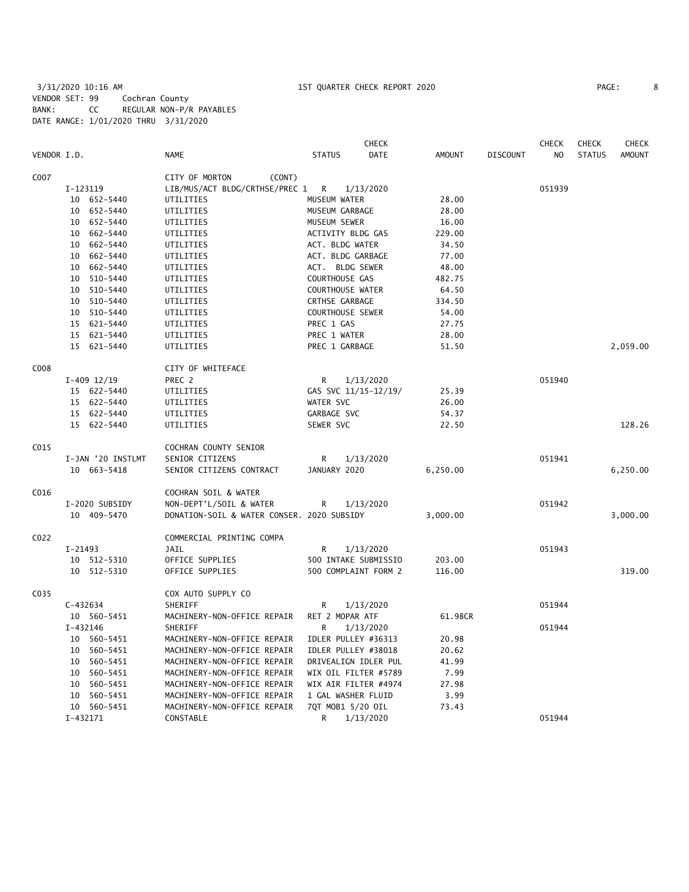3/31/2020 10:16 AM 1ST QUARTER CHECK REPORT 2020

VENDOR SET: 99 Cochran County
BANK: CC REGULAR NON-P/R PAYABLES
DATE RANGE: 1/01/2020 THRU 3/31/2020

| VENDOR I.D. | NAME | STATUS | CHECK DATE | AMOUNT | DISCOUNT | CHECK NO | CHECK STATUS | CHECK AMOUNT |
|---|---|---|---|---|---|---|---|---|
| C007 | CITY OF MORTON (CONT) | | | | | | | |
| I-123119 | LIB/MUS/ACT BLDG/CRTHSE/PREC 1 | R | 1/13/2020 | | | 051939 | | |
| 10 652-5440 | UTILITIES | MUSEUM WATER | | 28.00 | | | | |
| 10 652-5440 | UTILITIES | MUSEUM GARBAGE | | 28.00 | | | | |
| 10 652-5440 | UTILITIES | MUSEUM SEWER | | 16.00 | | | | |
| 10 662-5440 | UTILITIES | ACTIVITY BLDG GAS | | 229.00 | | | | |
| 10 662-5440 | UTILITIES | ACT. BLDG WATER | | 34.50 | | | | |
| 10 662-5440 | UTILITIES | ACT. BLDG GARBAGE | | 77.00 | | | | |
| 10 662-5440 | UTILITIES | ACT. BLDG SEWER | | 48.00 | | | | |
| 10 510-5440 | UTILITIES | COURTHOUSE GAS | | 482.75 | | | | |
| 10 510-5440 | UTILITIES | COURTHOUSE WATER | | 64.50 | | | | |
| 10 510-5440 | UTILITIES | CRTHSE GARBAGE | | 334.50 | | | | |
| 10 510-5440 | UTILITIES | COURTHOUSE SEWER | | 54.00 | | | | |
| 15 621-5440 | UTILITIES | PREC 1 GAS | | 27.75 | | | | |
| 15 621-5440 | UTILITIES | PREC 1 WATER | | 28.00 | | | | |
| 15 621-5440 | UTILITIES | PREC 1 GARBAGE | | 51.50 | | | | 2,059.00 |
| C008 | CITY OF WHITEFACE | | | | | | | |
| I-409 12/19 | PREC 2 | R | 1/13/2020 | | | 051940 | | |
| 15 622-5440 | UTILITIES | GAS SVC 11/15-12/19/ | | 25.39 | | | | |
| 15 622-5440 | UTILITIES | WATER SVC | | 26.00 | | | | |
| 15 622-5440 | UTILITIES | GARBAGE SVC | | 54.37 | | | | |
| 15 622-5440 | UTILITIES | SEWER SVC | | 22.50 | | | | 128.26 |
| C015 | COCHRAN COUNTY SENIOR | | | | | | | |
| I-JAN '20 INSTLMT | SENIOR CITIZENS | R | 1/13/2020 | | | 051941 | | |
| 10 663-5418 | SENIOR CITIZENS CONTRACT | JANUARY 2020 | | 6,250.00 | | | | 6,250.00 |
| C016 | COCHRAN SOIL & WATER | | | | | | | |
| I-2020 SUBSIDY | NON-DEPT'L/SOIL & WATER | R | 1/13/2020 | | | 051942 | | |
| 10 409-5470 | DONATION-SOIL & WATER CONSER. 2020 SUBSIDY | | | 3,000.00 | | | | 3,000.00 |
| C022 | COMMERCIAL PRINTING COMPA | | | | | | | |
| I-21493 | JAIL | R | 1/13/2020 | | | 051943 | | |
| 10 512-5310 | OFFICE SUPPLIES | 500 INTAKE SUBMISSIO | | 203.00 | | | | |
| 10 512-5310 | OFFICE SUPPLIES | 500 COMPLAINT FORM 2 | | 116.00 | | | | 319.00 |
| C035 | COX AUTO SUPPLY CO | | | | | | | |
| C-432634 | SHERIFF | R | 1/13/2020 | | | 051944 | | |
| 10 560-5451 | MACHINERY-NON-OFFICE REPAIR | RET 2 MOPAR ATF | | 61.98CR | | | | |
| I-432146 | SHERIFF | R | 1/13/2020 | | | 051944 | | |
| 10 560-5451 | MACHINERY-NON-OFFICE REPAIR | IDLER PULLEY #36313 | | 20.98 | | | | |
| 10 560-5451 | MACHINERY-NON-OFFICE REPAIR | IDLER PULLEY #38018 | | 20.62 | | | | |
| 10 560-5451 | MACHINERY-NON-OFFICE REPAIR | DRIVEALIGN IDLER PUL | | 41.99 | | | | |
| 10 560-5451 | MACHINERY-NON-OFFICE REPAIR | WIX OIL FILTER #5789 | | 7.99 | | | | |
| 10 560-5451 | MACHINERY-NON-OFFICE REPAIR | WIX AIR FILTER #4974 | | 27.98 | | | | |
| 10 560-5451 | MACHINERY-NON-OFFICE REPAIR | 1 GAL WASHER FLUID | | 3.99 | | | | |
| 10 560-5451 | MACHINERY-NON-OFFICE REPAIR | 7QT MOB1 5/20 OIL | | 73.43 | | | | |
| I-432171 | CONSTABLE | R | 1/13/2020 | | | 051944 | | |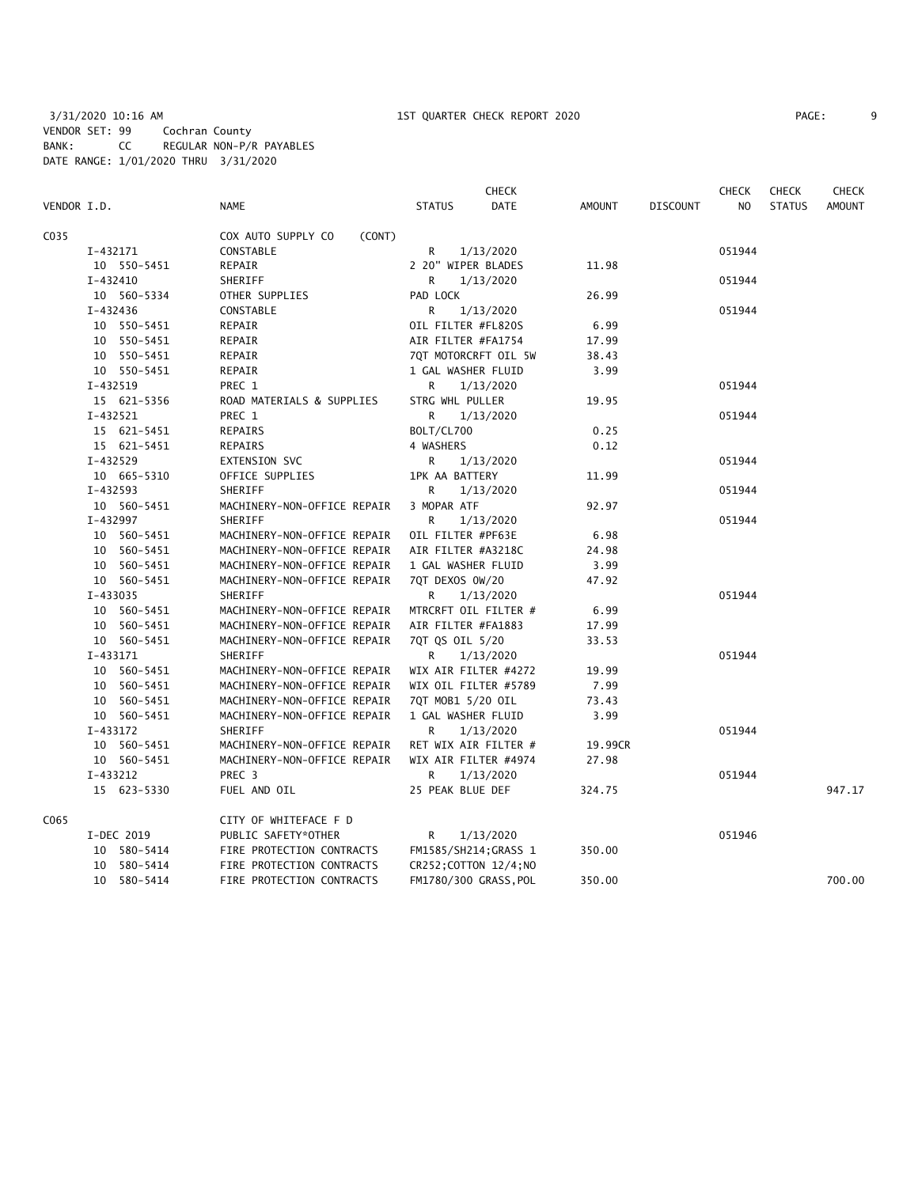3/31/2020 10:16 AM 1ST QUARTER CHECK REPORT 2020

VENDOR SET: 99 Cochran County
BANK: CC REGULAR NON-P/R PAYABLES
DATE RANGE: 1/01/2020 THRU 3/31/2020

| VENDOR I.D. | NAME | STATUS | CHECK DATE | AMOUNT | DISCOUNT | CHECK NO | CHECK STATUS | CHECK AMOUNT |
|---|---|---|---|---|---|---|---|---|
| C035 | COX AUTO SUPPLY CO (CONT) | | | | | | | |
| I-432171 | CONSTABLE | R | 1/13/2020 | | | 051944 | | |
| 10 550-5451 | REPAIR | 2 20" WIPER BLADES | | 11.98 | | | | |
| I-432410 | SHERIFF | R | 1/13/2020 | | | 051944 | | |
| 10 560-5334 | OTHER SUPPLIES | PAD LOCK | | 26.99 | | | | |
| I-432436 | CONSTABLE | R | 1/13/2020 | | | 051944 | | |
| 10 550-5451 | REPAIR | OIL FILTER #FL820S | | 6.99 | | | | |
| 10 550-5451 | REPAIR | AIR FILTER #FA1754 | | 17.99 | | | | |
| 10 550-5451 | REPAIR | 7QT MOTORCRFT OIL 5W | | 38.43 | | | | |
| 10 550-5451 | REPAIR | 1 GAL WASHER FLUID | | 3.99 | | | | |
| I-432519 | PREC 1 | R | 1/13/2020 | | | 051944 | | |
| 15 621-5356 | ROAD MATERIALS & SUPPLIES | STRG WHL PULLER | | 19.95 | | | | |
| I-432521 | PREC 1 | R | 1/13/2020 | | | 051944 | | |
| 15 621-5451 | REPAIRS | BOLT/CL700 | | 0.25 | | | | |
| 15 621-5451 | REPAIRS | 4 WASHERS | | 0.12 | | | | |
| I-432529 | EXTENSION SVC | R | 1/13/2020 | | | 051944 | | |
| 10 665-5310 | OFFICE SUPPLIES | 1PK AA BATTERY | | 11.99 | | | | |
| I-432593 | SHERIFF | R | 1/13/2020 | | | 051944 | | |
| 10 560-5451 | MACHINERY-NON-OFFICE REPAIR | 3 MOPAR ATF | | 92.97 | | | | |
| I-432997 | SHERIFF | R | 1/13/2020 | | | 051944 | | |
| 10 560-5451 | MACHINERY-NON-OFFICE REPAIR | OIL FILTER #PF63E | | 6.98 | | | | |
| 10 560-5451 | MACHINERY-NON-OFFICE REPAIR | AIR FILTER #A3218C | | 24.98 | | | | |
| 10 560-5451 | MACHINERY-NON-OFFICE REPAIR | 1 GAL WASHER FLUID | | 3.99 | | | | |
| 10 560-5451 | MACHINERY-NON-OFFICE REPAIR | 7QT DEXOS 0W/20 | | 47.92 | | | | |
| I-433035 | SHERIFF | R | 1/13/2020 | | | 051944 | | |
| 10 560-5451 | MACHINERY-NON-OFFICE REPAIR | MTRCRFT OIL FILTER # | | 6.99 | | | | |
| 10 560-5451 | MACHINERY-NON-OFFICE REPAIR | AIR FILTER #FA1883 | | 17.99 | | | | |
| 10 560-5451 | MACHINERY-NON-OFFICE REPAIR | 7QT QS OIL 5/20 | | 33.53 | | | | |
| I-433171 | SHERIFF | R | 1/13/2020 | | | 051944 | | |
| 10 560-5451 | MACHINERY-NON-OFFICE REPAIR | WIX AIR FILTER #4272 | | 19.99 | | | | |
| 10 560-5451 | MACHINERY-NON-OFFICE REPAIR | WIX OIL FILTER #5789 | | 7.99 | | | | |
| 10 560-5451 | MACHINERY-NON-OFFICE REPAIR | 7QT MOB1 5/20 OIL | | 73.43 | | | | |
| 10 560-5451 | MACHINERY-NON-OFFICE REPAIR | 1 GAL WASHER FLUID | | 3.99 | | | | |
| I-433172 | SHERIFF | R | 1/13/2020 | | | 051944 | | |
| 10 560-5451 | MACHINERY-NON-OFFICE REPAIR | RET WIX AIR FILTER # | | 19.99CR | | | | |
| 10 560-5451 | MACHINERY-NON-OFFICE REPAIR | WIX AIR FILTER #4974 | | 27.98 | | | | |
| I-433212 | PREC 3 | R | 1/13/2020 | | | 051944 | | |
| 15 623-5330 | FUEL AND OIL | 25 PEAK BLUE DEF | | 324.75 | | | | 947.17 |
| C065 | CITY OF WHITEFACE F D | | | | | | | |
| I-DEC 2019 | PUBLIC SAFETY*OTHER | R | 1/13/2020 | | | 051946 | | |
| 10 580-5414 | FIRE PROTECTION CONTRACTS | FM1585/SH214;GRASS 1 | | 350.00 | | | | |
| 10 580-5414 | FIRE PROTECTION CONTRACTS | CR252;COTTON 12/4;NO | | | | | | |
| 10 580-5414 | FIRE PROTECTION CONTRACTS | FM1780/300 GRASS,POL | | 350.00 | | | | 700.00 |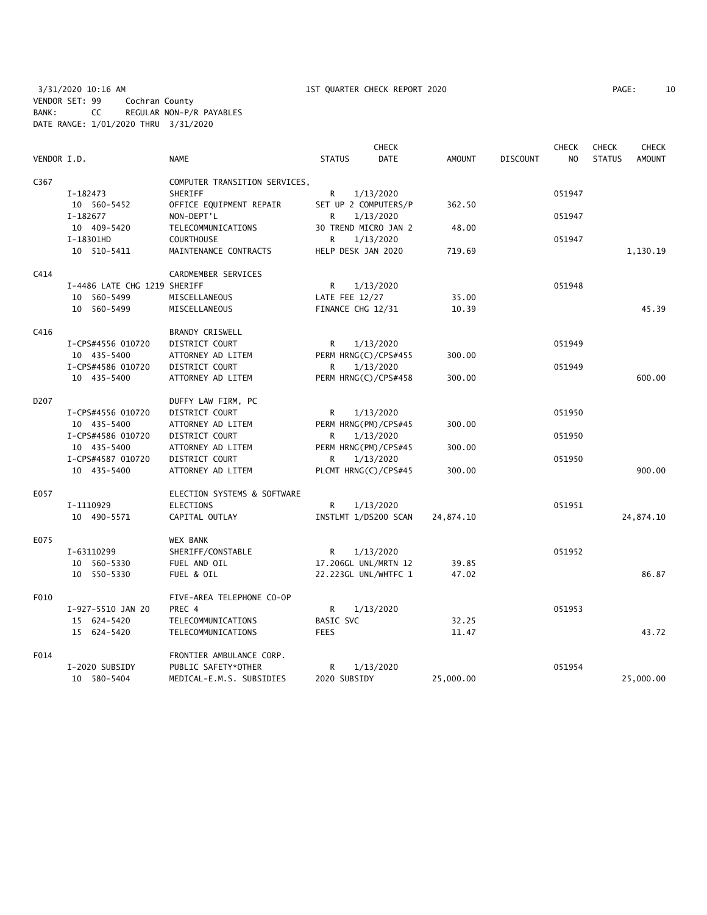3/31/2020 10:16 AM 1ST QUARTER CHECK REPORT 2020
VENDOR SET: 99 Cochran County
BANK: CC REGULAR NON-P/R PAYABLES
DATE RANGE: 1/01/2020 THRU 3/31/2020

| VENDOR I.D. | NAME | STATUS | CHECK DATE | AMOUNT | DISCOUNT | CHECK NO | CHECK STATUS | CHECK AMOUNT |
|---|---|---|---|---|---|---|---|---|
| C367 | COMPUTER TRANSITION SERVICES, | | | | | | | |
| I-182473 | SHERIFF | R | 1/13/2020 | | | 051947 | | |
| 10 560-5452 | OFFICE EQUIPMENT REPAIR | SET UP 2 COMPUTERS/P | | 362.50 | | | | |
| I-182677 | NON-DEPT'L | R | 1/13/2020 | | | 051947 | | |
| 10 409-5420 | TELECOMMUNICATIONS | 30 TREND MICRO JAN 2 | | 48.00 | | | | |
| I-18301HD | COURTHOUSE | R | 1/13/2020 | | | 051947 | | |
| 10 510-5411 | MAINTENANCE CONTRACTS | HELP DESK JAN 2020 | | 719.69 | | | | 1,130.19 |
| C414 | CARDMEMBER SERVICES | | | | | | | |
| I-4486 LATE CHG 1219 | SHERIFF | R | 1/13/2020 | | | 051948 | | |
| 10 560-5499 | MISCELLANEOUS | LATE FEE 12/27 | | 35.00 | | | | |
| 10 560-5499 | MISCELLANEOUS | FINANCE CHG 12/31 | | 10.39 | | | | 45.39 |
| C416 | BRANDY CRISWELL | | | | | | | |
| I-CPS#4556 010720 | DISTRICT COURT | R | 1/13/2020 | | | 051949 | | |
| 10 435-5400 | ATTORNEY AD LITEM | PERM HRNG(C)/CPS#455 | | 300.00 | | | | |
| I-CPS#4586 010720 | DISTRICT COURT | R | 1/13/2020 | | | 051949 | | |
| 10 435-5400 | ATTORNEY AD LITEM | PERM HRNG(C)/CPS#458 | | 300.00 | | | | 600.00 |
| D207 | DUFFY LAW FIRM, PC | | | | | | | |
| I-CPS#4556 010720 | DISTRICT COURT | R | 1/13/2020 | | | 051950 | | |
| 10 435-5400 | ATTORNEY AD LITEM | PERM HRNG(PM)/CPS#45 | | 300.00 | | | | |
| I-CPS#4586 010720 | DISTRICT COURT | R | 1/13/2020 | | | 051950 | | |
| 10 435-5400 | ATTORNEY AD LITEM | PERM HRNG(PM)/CPS#45 | | 300.00 | | | | |
| I-CPS#4587 010720 | DISTRICT COURT | R | 1/13/2020 | | | 051950 | | |
| 10 435-5400 | ATTORNEY AD LITEM | PLCMT HRNG(C)/CPS#45 | | 300.00 | | | | 900.00 |
| E057 | ELECTION SYSTEMS & SOFTWARE | | | | | | | |
| I-1110929 | ELECTIONS | R | 1/13/2020 | | | 051951 | | |
| 10 490-5571 | CAPITAL OUTLAY | INSTLMT 1/DS200 SCAN | | 24,874.10 | | | | 24,874.10 |
| E075 | WEX BANK | | | | | | | |
| I-63110299 | SHERIFF/CONSTABLE | R | 1/13/2020 | | | 051952 | | |
| 10 560-5330 | FUEL AND OIL | 17.206GL UNL/MRTN 12 | | 39.85 | | | | |
| 10 550-5330 | FUEL & OIL | 22.223GL UNL/WHTFC 1 | | 47.02 | | | | 86.87 |
| F010 | FIVE-AREA TELEPHONE CO-OP | | | | | | | |
| I-927-5510 JAN 20 | PREC 4 | R | 1/13/2020 | | | 051953 | | |
| 15 624-5420 | TELECOMMUNICATIONS | BASIC SVC | | 32.25 | | | | |
| 15 624-5420 | TELECOMMUNICATIONS | FEES | | 11.47 | | | | 43.72 |
| F014 | FRONTIER AMBULANCE CORP. | | | | | | | |
| I-2020 SUBSIDY | PUBLIC SAFETY*OTHER | R | 1/13/2020 | | | 051954 | | |
| 10 580-5404 | MEDICAL-E.M.S. SUBSIDIES | 2020 SUBSIDY | | 25,000.00 | | | | 25,000.00 |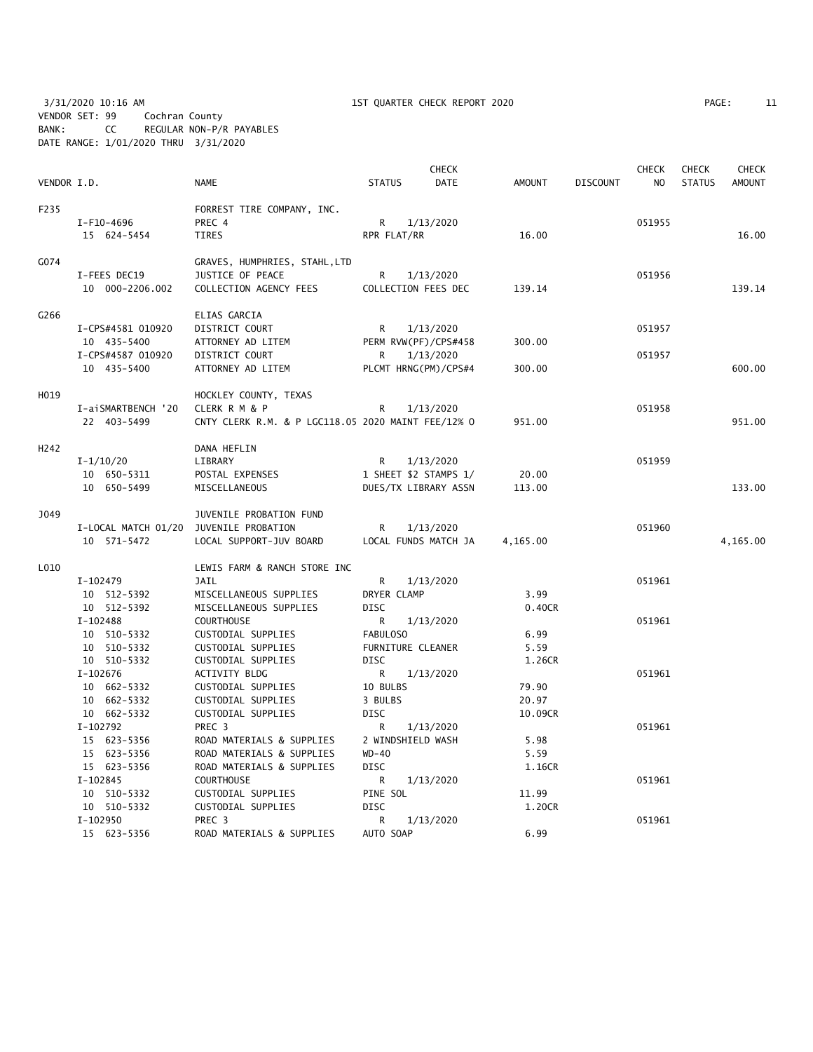3/31/2020 10:16 AM 1ST QUARTER CHECK REPORT 2020

VENDOR SET: 99 Cochran County
BANK: CC REGULAR NON-P/R PAYABLES
DATE RANGE: 1/01/2020 THRU 3/31/2020

| VENDOR I.D. | NAME | STATUS | CHECK DATE | AMOUNT | DISCOUNT | CHECK NO | CHECK STATUS | CHECK AMOUNT |
|---|---|---|---|---|---|---|---|---|
| F235 | FORREST TIRE COMPANY, INC. | | | | | | | |
| I-F10-4696 | PREC 4 | R | 1/13/2020 | | | 051955 | | |
| 15 624-5454 | TIRES | RPR FLAT/RR | | 16.00 | | | | 16.00 |
| G074 | GRAVES, HUMPHRIES, STAHL,LTD | | | | | | | |
| I-FEES DEC19 | JUSTICE OF PEACE | R | 1/13/2020 | | | 051956 | | |
| 10 000-2206.002 | COLLECTION AGENCY FEES | COLLECTION FEES DEC | | 139.14 | | | | 139.14 |
| G266 | ELIAS GARCIA | | | | | | | |
| I-CPS#4581 010920 | DISTRICT COURT | R | 1/13/2020 | | | 051957 | | |
| 10 435-5400 | ATTORNEY AD LITEM | PERM RVW(PF)/CPS#458 | | 300.00 | | | | |
| I-CPS#4587 010920 | DISTRICT COURT | R | 1/13/2020 | | | 051957 | | |
| 10 435-5400 | ATTORNEY AD LITEM | PLCMT HRNG(PM)/CPS#4 | | 300.00 | | | | 600.00 |
| H019 | HOCKLEY COUNTY, TEXAS | | | | | | | |
| I-aiSMARTBENCH '20 | CLERK R M & P | R | 1/13/2020 | | | 051958 | | |
| 22 403-5499 | CNTY CLERK R.M. & P LGC118.05 2020 MAINT FEE/12% O | | | 951.00 | | | | 951.00 |
| H242 | DANA HEFLIN | | | | | | | |
| I-1/10/20 | LIBRARY | R | 1/13/2020 | | | 051959 | | |
| 10 650-5311 | POSTAL EXPENSES | 1 SHEET $2 STAMPS 1/ | | 20.00 | | | | |
| 10 650-5499 | MISCELLANEOUS | DUES/TX LIBRARY ASSN | | 113.00 | | | | 133.00 |
| J049 | JUVENILE PROBATION FUND | | | | | | | |
| I-LOCAL MATCH 01/20 | JUVENILE PROBATION | R | 1/13/2020 | | | 051960 | | |
| 10 571-5472 | LOCAL SUPPORT-JUV BOARD | LOCAL FUNDS MATCH JA | | 4,165.00 | | | | 4,165.00 |
| L010 | LEWIS FARM & RANCH STORE INC | | | | | | | |
| I-102479 | JAIL | R | 1/13/2020 | | | 051961 | | |
| 10 512-5392 | MISCELLANEOUS SUPPLIES | DRYER CLAMP | | 3.99 | | | | |
| 10 512-5392 | MISCELLANEOUS SUPPLIES | DISC | | 0.40CR | | | | |
| I-102488 | COURTHOUSE | R | 1/13/2020 | | | 051961 | | |
| 10 510-5332 | CUSTODIAL SUPPLIES | FABULOSO | | 6.99 | | | | |
| 10 510-5332 | CUSTODIAL SUPPLIES | FURNITURE CLEANER | | 5.59 | | | | |
| 10 510-5332 | CUSTODIAL SUPPLIES | DISC | | 1.26CR | | | | |
| I-102676 | ACTIVITY BLDG | R | 1/13/2020 | | | 051961 | | |
| 10 662-5332 | CUSTODIAL SUPPLIES | 10 BULBS | | 79.90 | | | | |
| 10 662-5332 | CUSTODIAL SUPPLIES | 3 BULBS | | 20.97 | | | | |
| 10 662-5332 | CUSTODIAL SUPPLIES | DISC | | 10.09CR | | | | |
| I-102792 | PREC 3 | R | 1/13/2020 | | | 051961 | | |
| 15 623-5356 | ROAD MATERIALS & SUPPLIES | 2 WINDSHIELD WASH | | 5.98 | | | | |
| 15 623-5356 | ROAD MATERIALS & SUPPLIES | WD-40 | | 5.59 | | | | |
| 15 623-5356 | ROAD MATERIALS & SUPPLIES | DISC | | 1.16CR | | | | |
| I-102845 | COURTHOUSE | R | 1/13/2020 | | | 051961 | | |
| 10 510-5332 | CUSTODIAL SUPPLIES | PINE SOL | | 11.99 | | | | |
| 10 510-5332 | CUSTODIAL SUPPLIES | DISC | | 1.20CR | | | | |
| I-102950 | PREC 3 | R | 1/13/2020 | | | 051961 | | |
| 15 623-5356 | ROAD MATERIALS & SUPPLIES | AUTO SOAP | | 6.99 | | | | |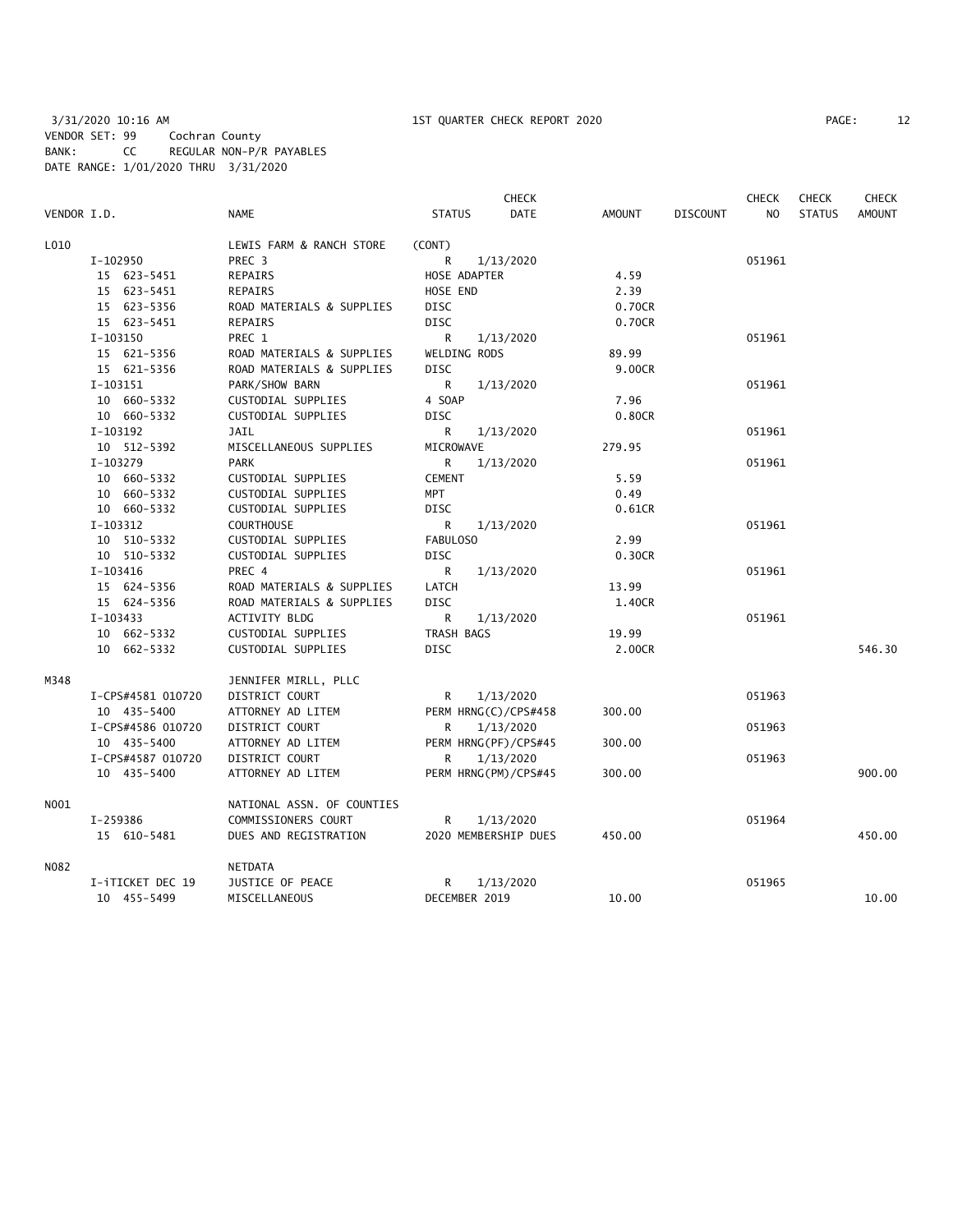3/31/2020 10:16 AM 1ST QUARTER CHECK REPORT 2020
VENDOR SET: 99 Cochran County
BANK: CC REGULAR NON-P/R PAYABLES
DATE RANGE: 1/01/2020 THRU 3/31/2020

| VENDOR I.D. | NAME | STATUS | CHECK DATE | AMOUNT | DISCOUNT | CHECK NO | CHECK STATUS | CHECK AMOUNT |
|---|---|---|---|---|---|---|---|---|
| L010 | LEWIS FARM & RANCH STORE | (CONT) | | | | | | |
| I-102950 | PREC 3 | R | 1/13/2020 | | | 051961 | | |
| 15 623-5451 | REPAIRS | HOSE ADAPTER | | 4.59 | | | | |
| 15 623-5451 | REPAIRS | HOSE END | | 2.39 | | | | |
| 15 623-5356 | ROAD MATERIALS & SUPPLIES | DISC | | 0.70CR | | | | |
| 15 623-5451 | REPAIRS | DISC | | 0.70CR | | | | |
| I-103150 | PREC 1 | R | 1/13/2020 | | | 051961 | | |
| 15 621-5356 | ROAD MATERIALS & SUPPLIES | WELDING RODS | | 89.99 | | | | |
| 15 621-5356 | ROAD MATERIALS & SUPPLIES | DISC | | 9.00CR | | | | |
| I-103151 | PARK/SHOW BARN | R | 1/13/2020 | | | 051961 | | |
| 10 660-5332 | CUSTODIAL SUPPLIES | 4 SOAP | | 7.96 | | | | |
| 10 660-5332 | CUSTODIAL SUPPLIES | DISC | | 0.80CR | | | | |
| I-103192 | JAIL | R | 1/13/2020 | | | 051961 | | |
| 10 512-5392 | MISCELLANEOUS SUPPLIES | MICROWAVE | | 279.95 | | | | |
| I-103279 | PARK | R | 1/13/2020 | | | 051961 | | |
| 10 660-5332 | CUSTODIAL SUPPLIES | CEMENT | | 5.59 | | | | |
| 10 660-5332 | CUSTODIAL SUPPLIES | MPT | | 0.49 | | | | |
| 10 660-5332 | CUSTODIAL SUPPLIES | DISC | | 0.61CR | | | | |
| I-103312 | COURTHOUSE | R | 1/13/2020 | | | 051961 | | |
| 10 510-5332 | CUSTODIAL SUPPLIES | FABULOSO | | 2.99 | | | | |
| 10 510-5332 | CUSTODIAL SUPPLIES | DISC | | 0.30CR | | | | |
| I-103416 | PREC 4 | R | 1/13/2020 | | | 051961 | | |
| 15 624-5356 | ROAD MATERIALS & SUPPLIES | LATCH | | 13.99 | | | | |
| 15 624-5356 | ROAD MATERIALS & SUPPLIES | DISC | | 1.40CR | | | | |
| I-103433 | ACTIVITY BLDG | R | 1/13/2020 | | | 051961 | | |
| 10 662-5332 | CUSTODIAL SUPPLIES | TRASH BAGS | | 19.99 | | | | |
| 10 662-5332 | CUSTODIAL SUPPLIES | DISC | | 2.00CR | | | | 546.30 |
| M348 | JENNIFER MIRLL, PLLC | | | | | | | |
| I-CPS#4581 010720 | DISTRICT COURT | R | 1/13/2020 | | | 051963 | | |
| 10 435-5400 | ATTORNEY AD LITEM | PERM HRNG(C)/CPS#458 | | 300.00 | | | | |
| I-CPS#4586 010720 | DISTRICT COURT | R | 1/13/2020 | | | 051963 | | |
| 10 435-5400 | ATTORNEY AD LITEM | PERM HRNG(PF)/CPS#45 | | 300.00 | | | | |
| I-CPS#4587 010720 | DISTRICT COURT | R | 1/13/2020 | | | 051963 | | |
| 10 435-5400 | ATTORNEY AD LITEM | PERM HRNG(PM)/CPS#45 | | 300.00 | | | | 900.00 |
| N001 | NATIONAL ASSN. OF COUNTIES | | | | | | | |
| I-259386 | COMMISSIONERS COURT | R | 1/13/2020 | | | 051964 | | |
| 15 610-5481 | DUES AND REGISTRATION | 2020 MEMBERSHIP DUES | | 450.00 | | | | 450.00 |
| N082 | NETDATA | | | | | | | |
| I-iTICKET DEC 19 | JUSTICE OF PEACE | R | 1/13/2020 | | | 051965 | | |
| 10 455-5499 | MISCELLANEOUS | DECEMBER 2019 | | 10.00 | | | | 10.00 |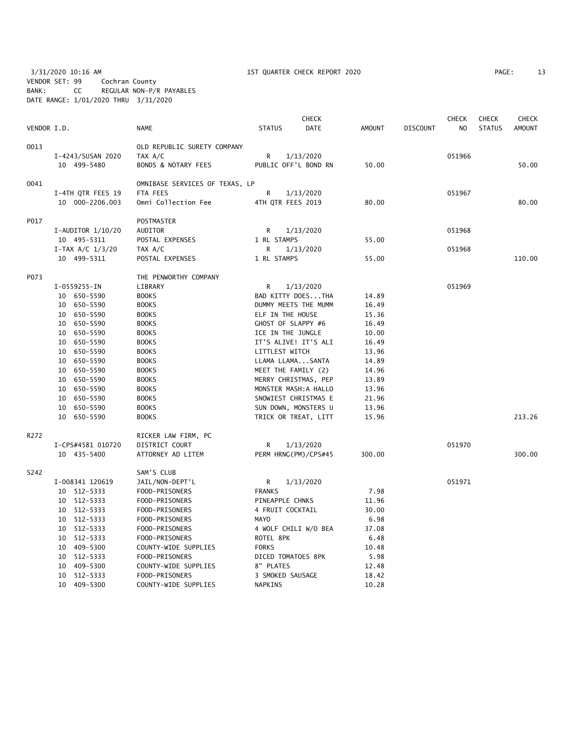3/31/2020 10:16 AM 1ST QUARTER CHECK REPORT 2020

VENDOR SET: 99 Cochran County
BANK: CC REGULAR NON-P/R PAYABLES
DATE RANGE: 1/01/2020 THRU 3/31/2020

| VENDOR I.D. | NAME | STATUS | CHECK DATE | AMOUNT | DISCOUNT | CHECK NO | CHECK STATUS | CHECK AMOUNT |
|---|---|---|---|---|---|---|---|---|
| O013 | OLD REPUBLIC SURETY COMPANY | | | | | | | |
| I-4243/SUSAN 2020 | TAX A/C | R | 1/13/2020 | | | 051966 | | |
| 10 499-5480 | BONDS & NOTARY FEES | PUBLIC OFF'L BOND RN | | 50.00 | | | | 50.00 |
| O041 | OMNIBASE SERVICES OF TEXAS, LP | | | | | | | |
| I-4TH QTR FEES 19 | FTA FEES | R | 1/13/2020 | | | 051967 | | |
| 10 000-2206.003 | Omni Collection Fee | 4TH QTR FEES 2019 | | 80.00 | | | | 80.00 |
| P017 | POSTMASTER | | | | | | | |
| I-AUDITOR 1/10/20 | AUDITOR | R | 1/13/2020 | | | 051968 | | |
| 10 495-5311 | POSTAL EXPENSES | 1 RL STAMPS | | 55.00 | | | | |
| I-TAX A/C 1/3/20 | TAX A/C | R | 1/13/2020 | | | 051968 | | |
| 10 499-5311 | POSTAL EXPENSES | 1 RL STAMPS | | 55.00 | | | | 110.00 |
| P073 | THE PENWORTHY COMPANY | | | | | | | |
| I-0559255-IN | LIBRARY | R | 1/13/2020 | | | 051969 | | |
| 10 650-5590 | BOOKS | BAD KITTY DOES...THA | | 14.89 | | | | |
| 10 650-5590 | BOOKS | DUMMY MEETS THE MUMM | | 16.49 | | | | |
| 10 650-5590 | BOOKS | ELF IN THE HOUSE | | 15.36 | | | | |
| 10 650-5590 | BOOKS | GHOST OF SLAPPY #6 | | 16.49 | | | | |
| 10 650-5590 | BOOKS | ICE IN THE JUNGLE | | 10.00 | | | | |
| 10 650-5590 | BOOKS | IT'S ALIVE! IT'S ALI | | 16.49 | | | | |
| 10 650-5590 | BOOKS | LITTLEST WITCH | | 13.96 | | | | |
| 10 650-5590 | BOOKS | LLAMA LLAMA...SANTA | | 14.89 | | | | |
| 10 650-5590 | BOOKS | MEET THE FAMILY (2) | | 14.96 | | | | |
| 10 650-5590 | BOOKS | MERRY CHRISTMAS, PEP | | 13.89 | | | | |
| 10 650-5590 | BOOKS | MONSTER MASH:A HALLO | | 13.96 | | | | |
| 10 650-5590 | BOOKS | SNOWIEST CHRISTMAS E | | 21.96 | | | | |
| 10 650-5590 | BOOKS | SUN DOWN, MONSTERS U | | 13.96 | | | | |
| 10 650-5590 | BOOKS | TRICK OR TREAT, LITT | | 15.96 | | | | 213.26 |
| R272 | RICKER LAW FIRM, PC | | | | | | | |
| I-CPS#4581 010720 | DISTRICT COURT | R | 1/13/2020 | | | 051970 | | |
| 10 435-5400 | ATTORNEY AD LITEM | PERM HRNG(PM)/CPS#45 | | 300.00 | | | | 300.00 |
| S242 | SAM'S CLUB | | | | | | | |
| I-008341 120619 | JAIL/NON-DEPT'L | R | 1/13/2020 | | | 051971 | | |
| 10 512-5333 | FOOD-PRISONERS | FRANKS | | 7.98 | | | | |
| 10 512-5333 | FOOD-PRISONERS | PINEAPPLE CHNKS | | 11.96 | | | | |
| 10 512-5333 | FOOD-PRISONERS | 4 FRUIT COCKTAIL | | 30.00 | | | | |
| 10 512-5333 | FOOD-PRISONERS | MAYO | | 6.98 | | | | |
| 10 512-5333 | FOOD-PRISONERS | 4 WOLF CHILI W/O BEA | | 37.08 | | | | |
| 10 512-5333 | FOOD-PRISONERS | ROTEL 8PK | | 6.48 | | | | |
| 10 409-5300 | COUNTY-WIDE SUPPLIES | FORKS | | 10.48 | | | | |
| 10 512-5333 | FOOD-PRISONERS | DICED TOMATOES 8PK | | 5.98 | | | | |
| 10 409-5300 | COUNTY-WIDE SUPPLIES | 8" PLATES | | 12.48 | | | | |
| 10 512-5333 | FOOD-PRISONERS | 3 SMOKED SAUSAGE | | 18.42 | | | | |
| 10 409-5300 | COUNTY-WIDE SUPPLIES | NAPKINS | | 10.28 | | | | |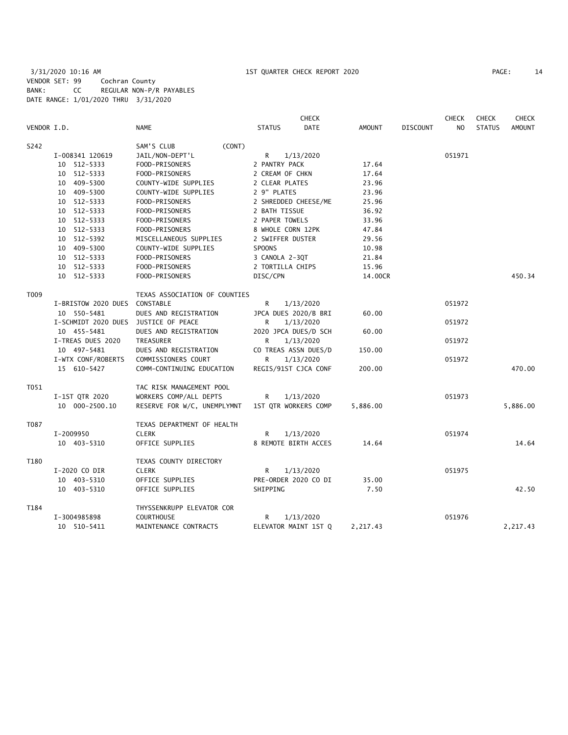3/31/2020 10:16 AM 1ST QUARTER CHECK REPORT 2020
VENDOR SET: 99 Cochran County
BANK: CC REGULAR NON-P/R PAYABLES
DATE RANGE: 1/01/2020 THRU 3/31/2020

| VENDOR I.D. | NAME | STATUS | CHECK DATE | AMOUNT | DISCOUNT | CHECK NO | CHECK STATUS | CHECK AMOUNT |
|---|---|---|---|---|---|---|---|---|
| S242 | SAM'S CLUB (CONT) | | | | | | | |
| I-008341 120619 | JAIL/NON-DEPT'L | R | 1/13/2020 | | | 051971 | | |
| 10 512-5333 | FOOD-PRISONERS | 2 PANTRY PACK | | 17.64 | | | | |
| 10 512-5333 | FOOD-PRISONERS | 2 CREAM OF CHKN | | 17.64 | | | | |
| 10 409-5300 | COUNTY-WIDE SUPPLIES | 2 CLEAR PLATES | | 23.96 | | | | |
| 10 409-5300 | COUNTY-WIDE SUPPLIES | 2 9" PLATES | | 23.96 | | | | |
| 10 512-5333 | FOOD-PRISONERS | 2 SHREDDED CHEESE/ME | | 25.96 | | | | |
| 10 512-5333 | FOOD-PRISONERS | 2 BATH TISSUE | | 36.92 | | | | |
| 10 512-5333 | FOOD-PRISONERS | 2 PAPER TOWELS | | 33.96 | | | | |
| 10 512-5333 | FOOD-PRISONERS | 8 WHOLE CORN 12PK | | 47.84 | | | | |
| 10 512-5392 | MISCELLANEOUS SUPPLIES | 2 SWIFFER DUSTER | | 29.56 | | | | |
| 10 409-5300 | COUNTY-WIDE SUPPLIES | SPOONS | | 10.98 | | | | |
| 10 512-5333 | FOOD-PRISONERS | 3 CANOLA 2-3QT | | 21.84 | | | | |
| 10 512-5333 | FOOD-PRISONERS | 2 TORTILLA CHIPS | | 15.96 | | | | |
| 10 512-5333 | FOOD-PRISONERS | DISC/CPN | | 14.00CR | | | | 450.34 |
| T009 | TEXAS ASSOCIATION OF COUNTIES | | | | | | | |
| I-BRISTOW 2020 DUES | CONSTABLE | R | 1/13/2020 | | | 051972 | | |
| 10 550-5481 | DUES AND REGISTRATION | JPCA DUES 2020/B BRI | | 60.00 | | | | |
| I-SCHMIDT 2020 DUES | JUSTICE OF PEACE | R | 1/13/2020 | | | 051972 | | |
| 10 455-5481 | DUES AND REGISTRATION | 2020 JPCA DUES/D SCH | | 60.00 | | | | |
| I-TREAS DUES 2020 | TREASURER | R | 1/13/2020 | | | 051972 | | |
| 10 497-5481 | DUES AND REGISTRATION | CO TREAS ASSN DUES/D | | 150.00 | | | | |
| I-WTX CONF/ROBERTS | COMMISSIONERS COURT | R | 1/13/2020 | | | 051972 | | |
| 15 610-5427 | COMM-CONTINUING EDUCATION | REGIS/91ST CJCA CONF | | 200.00 | | | | 470.00 |
| T051 | TAC RISK MANAGEMENT POOL | | | | | | | |
| I-1ST QTR 2020 | WORKERS COMP/ALL DEPTS | R | 1/13/2020 | | | 051973 | | |
| 10 000-2500.10 | RESERVE FOR W/C, UNEMPLYMNT | 1ST QTR WORKERS COMP | | 5,886.00 | | | | 5,886.00 |
| T087 | TEXAS DEPARTMENT OF HEALTH | | | | | | | |
| I-2009950 | CLERK | R | 1/13/2020 | | | 051974 | | |
| 10 403-5310 | OFFICE SUPPLIES | 8 REMOTE BIRTH ACCES | | 14.64 | | | | 14.64 |
| T180 | TEXAS COUNTY DIRECTORY | | | | | | | |
| I-2020 CO DIR | CLERK | R | 1/13/2020 | | | 051975 | | |
| 10 403-5310 | OFFICE SUPPLIES | PRE-ORDER 2020 CO DI | | 35.00 | | | | |
| 10 403-5310 | OFFICE SUPPLIES | SHIPPING | | 7.50 | | | | 42.50 |
| T184 | THYSSENKRUPP ELEVATOR COR | | | | | | | |
| I-3004985898 | COURTHOUSE | R | 1/13/2020 | | | 051976 | | |
| 10 510-5411 | MAINTENANCE CONTRACTS | ELEVATOR MAINT 1ST Q | | 2,217.43 | | | | 2,217.43 |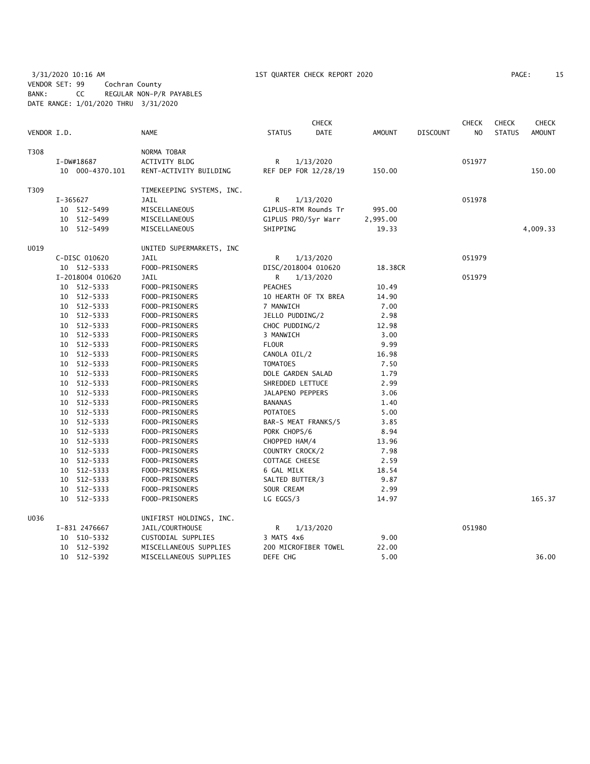3/31/2020 10:16 AM 1ST QUARTER CHECK REPORT 2020
VENDOR SET: 99 Cochran County
BANK: CC REGULAR NON-P/R PAYABLES
DATE RANGE: 1/01/2020 THRU 3/31/2020

| VENDOR I.D. | NAME | STATUS | CHECK DATE | AMOUNT | DISCOUNT | CHECK NO | CHECK STATUS | CHECK AMOUNT |
|---|---|---|---|---|---|---|---|---|
| T308 | NORMA TOBAR | | | | | | | |
| I-DW#18687 | ACTIVITY BLDG | R | 1/13/2020 | | | 051977 | | |
| 10 000-4370.101 | RENT-ACTIVITY BUILDING | REF DEP FOR 12/28/19 | | 150.00 | | | | 150.00 |
| T309 | TIMEKEEPING SYSTEMS, INC. | | | | | | | |
| I-365627 | JAIL | R | 1/13/2020 | | | 051978 | | |
| 10 512-5499 | MISCELLANEOUS | G1PLUS-RTM Rounds Tr | | 995.00 | | | | |
| 10 512-5499 | MISCELLANEOUS | G1PLUS PRO/5yr Warr | | 2,995.00 | | | | |
| 10 512-5499 | MISCELLANEOUS | SHIPPING | | 19.33 | | | | 4,009.33 |
| U019 | UNITED SUPERMARKETS, INC | | | | | | | |
| C-DISC 010620 | JAIL | R | 1/13/2020 | | | 051979 | | |
| 10 512-5333 | FOOD-PRISONERS | DISC/2018004 010620 | | 18.38CR | | | | |
| I-2018004 010620 | JAIL | R | 1/13/2020 | | | 051979 | | |
| 10 512-5333 | FOOD-PRISONERS | PEACHES | | 10.49 | | | | |
| 10 512-5333 | FOOD-PRISONERS | 10 HEARTH OF TX BREA | | 14.90 | | | | |
| 10 512-5333 | FOOD-PRISONERS | 7 MANWICH | | 7.00 | | | | |
| 10 512-5333 | FOOD-PRISONERS | JELLO PUDDING/2 | | 2.98 | | | | |
| 10 512-5333 | FOOD-PRISONERS | CHOC PUDDING/2 | | 12.98 | | | | |
| 10 512-5333 | FOOD-PRISONERS | 3 MANWICH | | 3.00 | | | | |
| 10 512-5333 | FOOD-PRISONERS | FLOUR | | 9.99 | | | | |
| 10 512-5333 | FOOD-PRISONERS | CANOLA OIL/2 | | 16.98 | | | | |
| 10 512-5333 | FOOD-PRISONERS | TOMATOES | | 7.50 | | | | |
| 10 512-5333 | FOOD-PRISONERS | DOLE GARDEN SALAD | | 1.79 | | | | |
| 10 512-5333 | FOOD-PRISONERS | SHREDDED LETTUCE | | 2.99 | | | | |
| 10 512-5333 | FOOD-PRISONERS | JALAPENO PEPPERS | | 3.06 | | | | |
| 10 512-5333 | FOOD-PRISONERS | BANANAS | | 1.40 | | | | |
| 10 512-5333 | FOOD-PRISONERS | POTATOES | | 5.00 | | | | |
| 10 512-5333 | FOOD-PRISONERS | BAR-S MEAT FRANKS/5 | | 3.85 | | | | |
| 10 512-5333 | FOOD-PRISONERS | PORK CHOPS/6 | | 8.94 | | | | |
| 10 512-5333 | FOOD-PRISONERS | CHOPPED HAM/4 | | 13.96 | | | | |
| 10 512-5333 | FOOD-PRISONERS | COUNTRY CROCK/2 | | 7.98 | | | | |
| 10 512-5333 | FOOD-PRISONERS | COTTAGE CHEESE | | 2.59 | | | | |
| 10 512-5333 | FOOD-PRISONERS | 6 GAL MILK | | 18.54 | | | | |
| 10 512-5333 | FOOD-PRISONERS | SALTED BUTTER/3 | | 9.87 | | | | |
| 10 512-5333 | FOOD-PRISONERS | SOUR CREAM | | 2.99 | | | | |
| 10 512-5333 | FOOD-PRISONERS | LG EGGS/3 | | 14.97 | | | | 165.37 |
| U036 | UNIFIRST HOLDINGS, INC. | | | | | | | |
| I-831 2476667 | JAIL/COURTHOUSE | R | 1/13/2020 | | | 051980 | | |
| 10 510-5332 | CUSTODIAL SUPPLIES | 3 MATS 4x6 | | 9.00 | | | | |
| 10 512-5392 | MISCELLANEOUS SUPPLIES | 200 MICROFIBER TOWEL | | 22.00 | | | | |
| 10 512-5392 | MISCELLANEOUS SUPPLIES | DEFE CHG | | 5.00 | | | | 36.00 |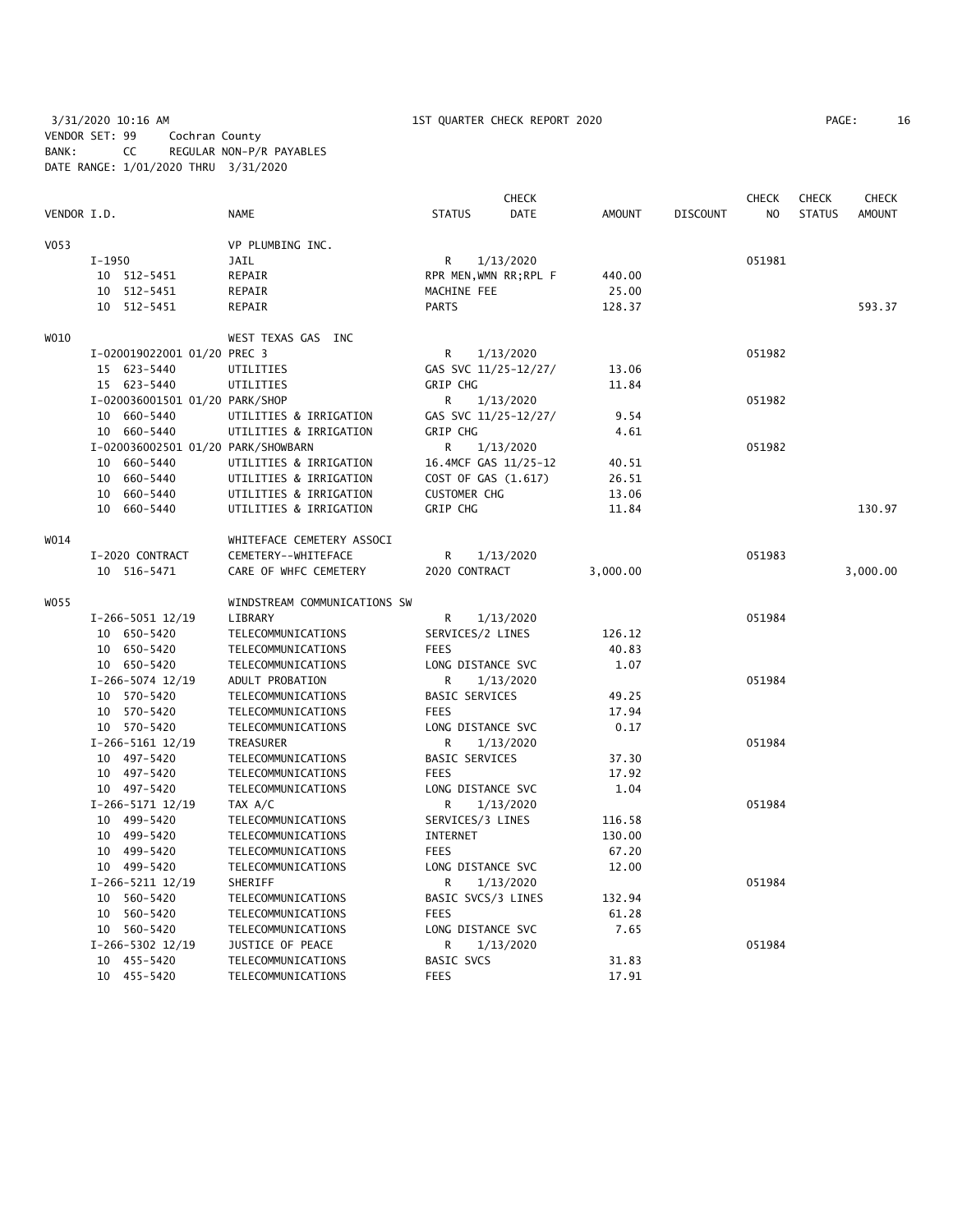3/31/2020 10:16 AM  1ST QUARTER CHECK REPORT 2020  
VENDOR SET: 99  Cochran County  
BANK: CC  REGULAR NON-P/R PAYABLES  
DATE RANGE: 1/01/2020 THRU 3/31/2020

| VENDOR I.D. | NAME | STATUS | CHECK DATE | AMOUNT | DISCOUNT | CHECK NO | CHECK STATUS | CHECK AMOUNT |
|---|---|---|---|---|---|---|---|---|
| V053 | VP PLUMBING INC. | | | | | | | |
| I-1950 | JAIL | R | 1/13/2020 | | | 051981 | | |
| 10 512-5451 | REPAIR | RPR MEN,WMN RR;RPL F | | 440.00 | | | | |
| 10 512-5451 | REPAIR | MACHINE FEE | | 25.00 | | | | |
| 10 512-5451 | REPAIR | PARTS | | 128.37 | | | | 593.37 |
| W010 | WEST TEXAS GAS INC | | | | | | | |
| I-020019022001 01/20 PREC 3 | | R | 1/13/2020 | | | 051982 | | |
| 15 623-5440 | UTILITIES | GAS SVC 11/25-12/27/ | | 13.06 | | | | |
| 15 623-5440 | UTILITIES | GRIP CHG | | 11.84 | | | | |
| I-020036001501 01/20 PARK/SHOP | | R | 1/13/2020 | | | 051982 | | |
| 10 660-5440 | UTILITIES & IRRIGATION | GAS SVC 11/25-12/27/ | | 9.54 | | | | |
| 10 660-5440 | UTILITIES & IRRIGATION | GRIP CHG | | 4.61 | | | | |
| I-020036002501 01/20 PARK/SHOWBARN | | R | 1/13/2020 | | | 051982 | | |
| 10 660-5440 | UTILITIES & IRRIGATION | 16.4MCF GAS 11/25-12 | | 40.51 | | | | |
| 10 660-5440 | UTILITIES & IRRIGATION | COST OF GAS (1.617) | | 26.51 | | | | |
| 10 660-5440 | UTILITIES & IRRIGATION | CUSTOMER CHG | | 13.06 | | | | |
| 10 660-5440 | UTILITIES & IRRIGATION | GRIP CHG | | 11.84 | | | | 130.97 |
| W014 | WHITEFACE CEMETERY ASSOCI | | | | | | | |
| I-2020 CONTRACT | CEMETERY--WHITEFACE | R | 1/13/2020 | | | 051983 | | |
| 10 516-5471 | CARE OF WHFC CEMETERY | 2020 CONTRACT | | 3,000.00 | | | | 3,000.00 |
| W055 | WINDSTREAM COMMUNICATIONS SW | | | | | | | |
| I-266-5051 12/19 | LIBRARY | R | 1/13/2020 | | | 051984 | | |
| 10 650-5420 | TELECOMMUNICATIONS | SERVICES/2 LINES | | 126.12 | | | | |
| 10 650-5420 | TELECOMMUNICATIONS | FEES | | 40.83 | | | | |
| 10 650-5420 | TELECOMMUNICATIONS | LONG DISTANCE SVC | | 1.07 | | | | |
| I-266-5074 12/19 | ADULT PROBATION | R | 1/13/2020 | | | 051984 | | |
| 10 570-5420 | TELECOMMUNICATIONS | BASIC SERVICES | | 49.25 | | | | |
| 10 570-5420 | TELECOMMUNICATIONS | FEES | | 17.94 | | | | |
| 10 570-5420 | TELECOMMUNICATIONS | LONG DISTANCE SVC | | 0.17 | | | | |
| I-266-5161 12/19 | TREASURER | R | 1/13/2020 | | | 051984 | | |
| 10 497-5420 | TELECOMMUNICATIONS | BASIC SERVICES | | 37.30 | | | | |
| 10 497-5420 | TELECOMMUNICATIONS | FEES | | 17.92 | | | | |
| 10 497-5420 | TELECOMMUNICATIONS | LONG DISTANCE SVC | | 1.04 | | | | |
| I-266-5171 12/19 | TAX A/C | R | 1/13/2020 | | | 051984 | | |
| 10 499-5420 | TELECOMMUNICATIONS | SERVICES/3 LINES | | 116.58 | | | | |
| 10 499-5420 | TELECOMMUNICATIONS | INTERNET | | 130.00 | | | | |
| 10 499-5420 | TELECOMMUNICATIONS | FEES | | 67.20 | | | | |
| 10 499-5420 | TELECOMMUNICATIONS | LONG DISTANCE SVC | | 12.00 | | | | |
| I-266-5211 12/19 | SHERIFF | R | 1/13/2020 | | | 051984 | | |
| 10 560-5420 | TELECOMMUNICATIONS | BASIC SVCS/3 LINES | | 132.94 | | | | |
| 10 560-5420 | TELECOMMUNICATIONS | FEES | | 61.28 | | | | |
| 10 560-5420 | TELECOMMUNICATIONS | LONG DISTANCE SVC | | 7.65 | | | | |
| I-266-5302 12/19 | JUSTICE OF PEACE | R | 1/13/2020 | | | 051984 | | |
| 10 455-5420 | TELECOMMUNICATIONS | BASIC SVCS | | 31.83 | | | | |
| 10 455-5420 | TELECOMMUNICATIONS | FEES | | 17.91 | | | | |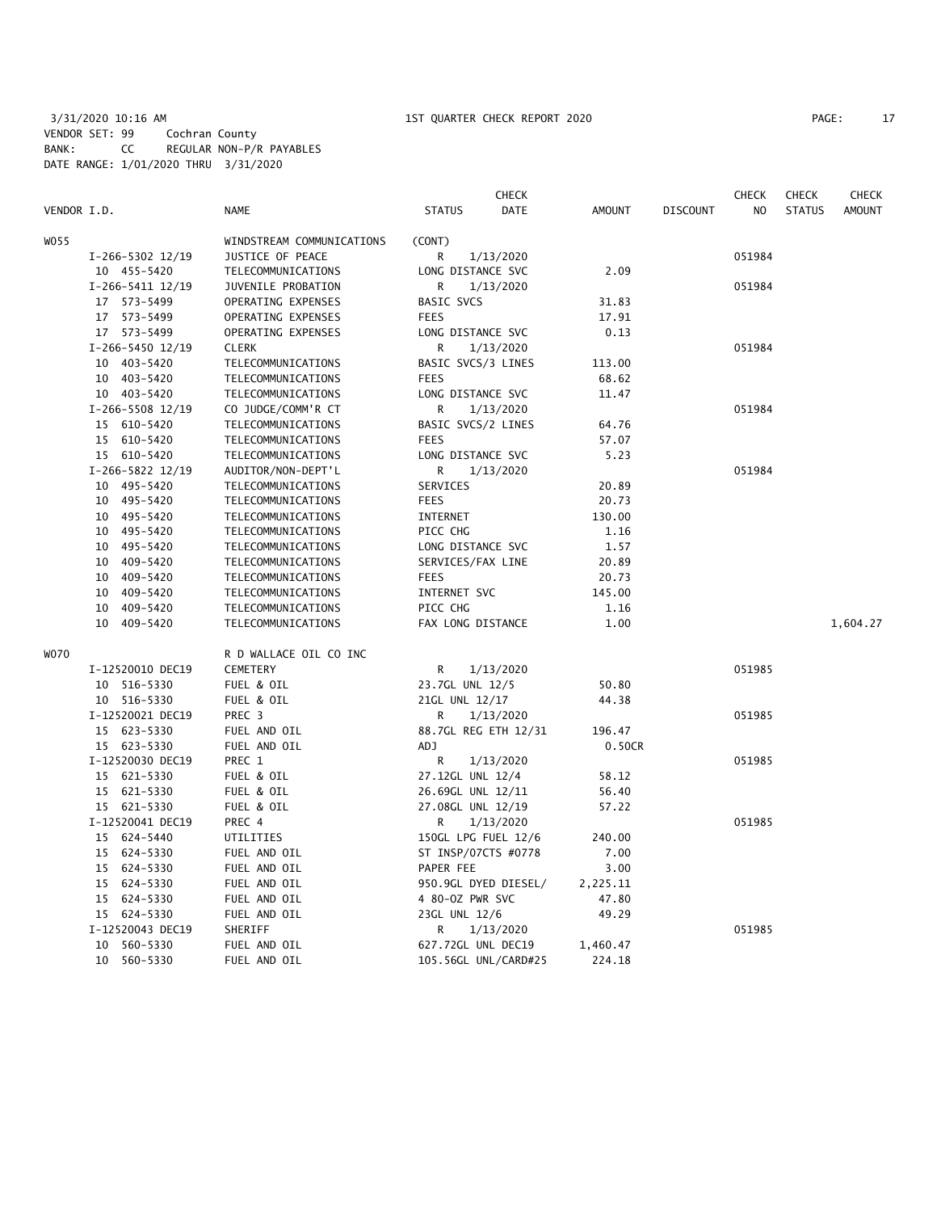3/31/2020 10:16 AM 1ST QUARTER CHECK REPORT 2020
VENDOR SET: 99 Cochran County
BANK: CC REGULAR NON-P/R PAYABLES
DATE RANGE: 1/01/2020 THRU 3/31/2020

| VENDOR I.D. | NAME | STATUS | CHECK DATE | AMOUNT | DISCOUNT | CHECK NO | CHECK STATUS | CHECK AMOUNT |
|---|---|---|---|---|---|---|---|---|
| W055 | WINDSTREAM COMMUNICATIONS | (CONT) | | | | | | |
| I-266-5302 12/19 | JUSTICE OF PEACE | R | 1/13/2020 | | | 051984 | | |
| 10 455-5420 | TELECOMMUNICATIONS | LONG DISTANCE SVC | | 2.09 | | | | |
| I-266-5411 12/19 | JUVENILE PROBATION | R | 1/13/2020 | | | 051984 | | |
| 17 573-5499 | OPERATING EXPENSES | BASIC SVCS | | 31.83 | | | | |
| 17 573-5499 | OPERATING EXPENSES | FEES | | 17.91 | | | | |
| 17 573-5499 | OPERATING EXPENSES | LONG DISTANCE SVC | | 0.13 | | | | |
| I-266-5450 12/19 | CLERK | R | 1/13/2020 | | | 051984 | | |
| 10 403-5420 | TELECOMMUNICATIONS | BASIC SVCS/3 LINES | | 113.00 | | | | |
| 10 403-5420 | TELECOMMUNICATIONS | FEES | | 68.62 | | | | |
| 10 403-5420 | TELECOMMUNICATIONS | LONG DISTANCE SVC | | 11.47 | | | | |
| I-266-5508 12/19 | CO JUDGE/COMM'R CT | R | 1/13/2020 | | | 051984 | | |
| 15 610-5420 | TELECOMMUNICATIONS | BASIC SVCS/2 LINES | | 64.76 | | | | |
| 15 610-5420 | TELECOMMUNICATIONS | FEES | | 57.07 | | | | |
| 15 610-5420 | TELECOMMUNICATIONS | LONG DISTANCE SVC | | 5.23 | | | | |
| I-266-5822 12/19 | AUDITOR/NON-DEPT'L | R | 1/13/2020 | | | 051984 | | |
| 10 495-5420 | TELECOMMUNICATIONS | SERVICES | | 20.89 | | | | |
| 10 495-5420 | TELECOMMUNICATIONS | FEES | | 20.73 | | | | |
| 10 495-5420 | TELECOMMUNICATIONS | INTERNET | | 130.00 | | | | |
| 10 495-5420 | TELECOMMUNICATIONS | PICC CHG | | 1.16 | | | | |
| 10 495-5420 | TELECOMMUNICATIONS | LONG DISTANCE SVC | | 1.57 | | | | |
| 10 409-5420 | TELECOMMUNICATIONS | SERVICES/FAX LINE | | 20.89 | | | | |
| 10 409-5420 | TELECOMMUNICATIONS | FEES | | 20.73 | | | | |
| 10 409-5420 | TELECOMMUNICATIONS | INTERNET SVC | | 145.00 | | | | |
| 10 409-5420 | TELECOMMUNICATIONS | PICC CHG | | 1.16 | | | | |
| 10 409-5420 | TELECOMMUNICATIONS | FAX LONG DISTANCE | | 1.00 | | | | 1,604.27 |
| W070 | R D WALLACE OIL CO INC | | | | | | | |
| I-12520010 DEC19 | CEMETERY | R | 1/13/2020 | | | 051985 | | |
| 10 516-5330 | FUEL & OIL | 23.7GL UNL 12/5 | | 50.80 | | | | |
| 10 516-5330 | FUEL & OIL | 21GL UNL 12/17 | | 44.38 | | | | |
| I-12520021 DEC19 | PREC 3 | R | 1/13/2020 | | | 051985 | | |
| 15 623-5330 | FUEL AND OIL | 88.7GL REG ETH 12/31 | | 196.47 | | | | |
| 15 623-5330 | FUEL AND OIL | ADJ | | 0.50CR | | | | |
| I-12520030 DEC19 | PREC 1 | R | 1/13/2020 | | | 051985 | | |
| 15 621-5330 | FUEL & OIL | 27.12GL UNL 12/4 | | 58.12 | | | | |
| 15 621-5330 | FUEL & OIL | 26.69GL UNL 12/11 | | 56.40 | | | | |
| 15 621-5330 | FUEL & OIL | 27.08GL UNL 12/19 | | 57.22 | | | | |
| I-12520041 DEC19 | PREC 4 | R | 1/13/2020 | | | 051985 | | |
| 15 624-5440 | UTILITIES | 150GL LPG FUEL 12/6 | | 240.00 | | | | |
| 15 624-5330 | FUEL AND OIL | ST INSP/07CTS #0778 | | 7.00 | | | | |
| 15 624-5330 | FUEL AND OIL | PAPER FEE | | 3.00 | | | | |
| 15 624-5330 | FUEL AND OIL | 950.9GL DYED DIESEL/ | | 2,225.11 | | | | |
| 15 624-5330 | FUEL AND OIL | 4 80-OZ PWR SVC | | 47.80 | | | | |
| 15 624-5330 | FUEL AND OIL | 23GL UNL 12/6 | | 49.29 | | | | |
| I-12520043 DEC19 | SHERIFF | R | 1/13/2020 | | | 051985 | | |
| 10 560-5330 | FUEL AND OIL | 627.72GL UNL DEC19 | | 1,460.47 | | | | |
| 10 560-5330 | FUEL AND OIL | 105.56GL UNL/CARD#25 | | 224.18 | | | | |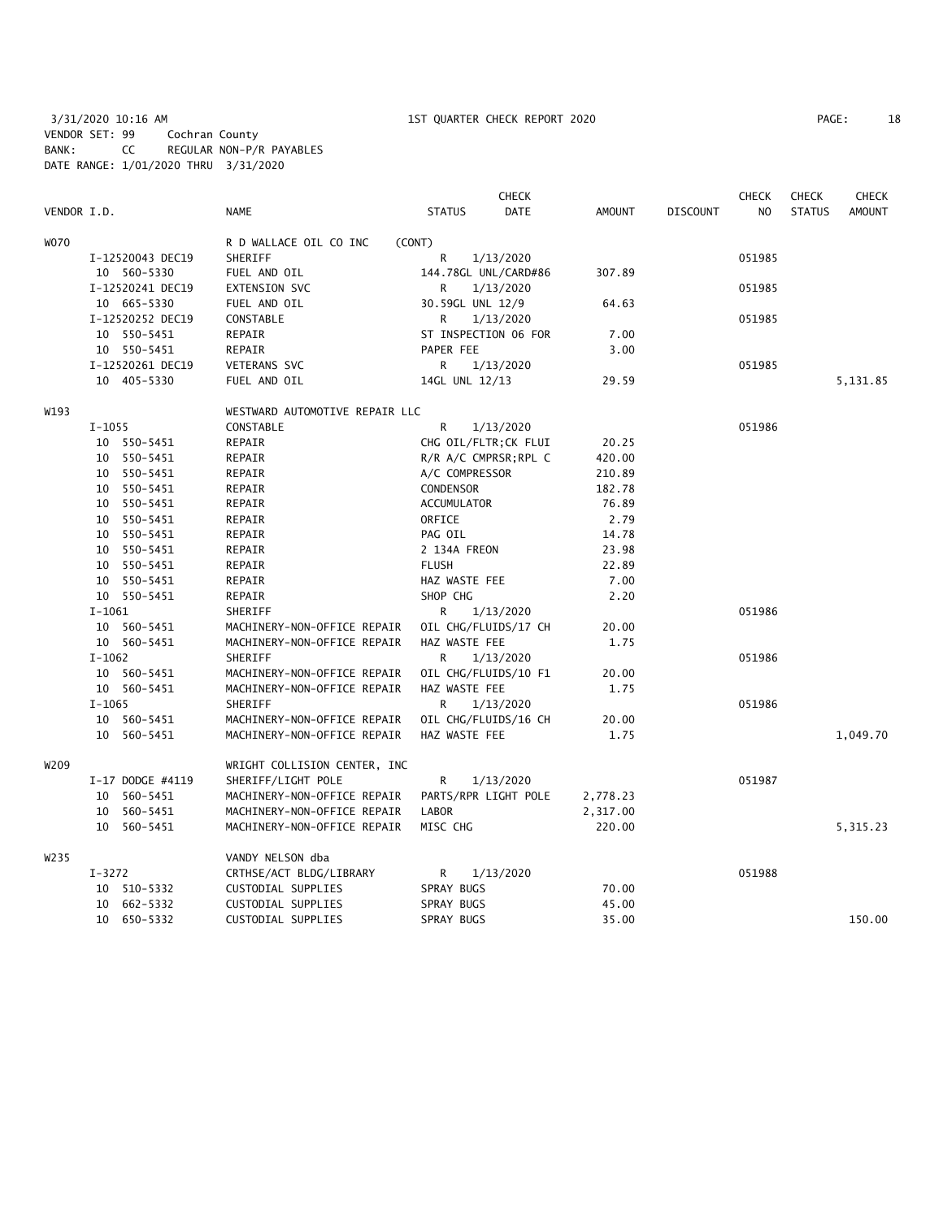3/31/2020 10:16 AM 1ST QUARTER CHECK REPORT 2020
VENDOR SET: 99 Cochran County
BANK: CC REGULAR NON-P/R PAYABLES
DATE RANGE: 1/01/2020 THRU 3/31/2020

| VENDOR I.D. | NAME | STATUS | CHECK DATE | AMOUNT | DISCOUNT | CHECK NO | CHECK STATUS | CHECK AMOUNT |
|---|---|---|---|---|---|---|---|---|
| W070 | R D WALLACE OIL CO INC (CONT) | | | | | | | |
| I-12520043 DEC19 | SHERIFF | R | 1/13/2020 | | | 051985 | | |
| 10 560-5330 | FUEL AND OIL | 144.78GL UNL/CARD#86 | | 307.89 | | | | |
| I-12520241 DEC19 | EXTENSION SVC | R | 1/13/2020 | | | 051985 | | |
| 10 665-5330 | FUEL AND OIL | 30.59GL UNL 12/9 | | 64.63 | | | | |
| I-12520252 DEC19 | CONSTABLE | R | 1/13/2020 | | | 051985 | | |
| 10 550-5451 | REPAIR | ST INSPECTION 06 FOR | | 7.00 | | | | |
| 10 550-5451 | REPAIR | PAPER FEE | | 3.00 | | | | |
| I-12520261 DEC19 | VETERANS SVC | R | 1/13/2020 | | | 051985 | | |
| 10 405-5330 | FUEL AND OIL | 14GL UNL 12/13 | | 29.59 | | | | 5,131.85 |
| W193 | WESTWARD AUTOMOTIVE REPAIR LLC | | | | | | | |
| I-1055 | CONSTABLE | R | 1/13/2020 | | | 051986 | | |
| 10 550-5451 | REPAIR | CHG OIL/FLTR;CK FLUI | | 20.25 | | | | |
| 10 550-5451 | REPAIR | R/R A/C CMPRSR;RPL C | | 420.00 | | | | |
| 10 550-5451 | REPAIR | A/C COMPRESSOR | | 210.89 | | | | |
| 10 550-5451 | REPAIR | CONDENSOR | | 182.78 | | | | |
| 10 550-5451 | REPAIR | ACCUMULATOR | | 76.89 | | | | |
| 10 550-5451 | REPAIR | ORFICE | | 2.79 | | | | |
| 10 550-5451 | REPAIR | PAG OIL | | 14.78 | | | | |
| 10 550-5451 | REPAIR | 2 134A FREON | | 23.98 | | | | |
| 10 550-5451 | REPAIR | FLUSH | | 22.89 | | | | |
| 10 550-5451 | REPAIR | HAZ WASTE FEE | | 7.00 | | | | |
| 10 550-5451 | REPAIR | SHOP CHG | | 2.20 | | | | |
| I-1061 | SHERIFF | R | 1/13/2020 | | | 051986 | | |
| 10 560-5451 | MACHINERY-NON-OFFICE REPAIR | OIL CHG/FLUIDS/17 CH | | 20.00 | | | | |
| 10 560-5451 | MACHINERY-NON-OFFICE REPAIR | HAZ WASTE FEE | | 1.75 | | | | |
| I-1062 | SHERIFF | R | 1/13/2020 | | | 051986 | | |
| 10 560-5451 | MACHINERY-NON-OFFICE REPAIR | OIL CHG/FLUIDS/10 F1 | | 20.00 | | | | |
| 10 560-5451 | MACHINERY-NON-OFFICE REPAIR | HAZ WASTE FEE | | 1.75 | | | | |
| I-1065 | SHERIFF | R | 1/13/2020 | | | 051986 | | |
| 10 560-5451 | MACHINERY-NON-OFFICE REPAIR | OIL CHG/FLUIDS/16 CH | | 20.00 | | | | |
| 10 560-5451 | MACHINERY-NON-OFFICE REPAIR | HAZ WASTE FEE | | 1.75 | | | | 1,049.70 |
| W209 | WRIGHT COLLISION CENTER, INC | | | | | | | |
| I-17 DODGE #4119 | SHERIFF/LIGHT POLE | R | 1/13/2020 | | | 051987 | | |
| 10 560-5451 | MACHINERY-NON-OFFICE REPAIR | PARTS/RPR LIGHT POLE | | 2,778.23 | | | | |
| 10 560-5451 | MACHINERY-NON-OFFICE REPAIR | LABOR | | 2,317.00 | | | | |
| 10 560-5451 | MACHINERY-NON-OFFICE REPAIR | MISC CHG | | 220.00 | | | | 5,315.23 |
| W235 | VANDY NELSON dba | | | | | | | |
| I-3272 | CRTHSE/ACT BLDG/LIBRARY | R | 1/13/2020 | | | 051988 | | |
| 10 510-5332 | CUSTODIAL SUPPLIES | SPRAY BUGS | | 70.00 | | | | |
| 10 662-5332 | CUSTODIAL SUPPLIES | SPRAY BUGS | | 45.00 | | | | |
| 10 650-5332 | CUSTODIAL SUPPLIES | SPRAY BUGS | | 35.00 | | | | 150.00 |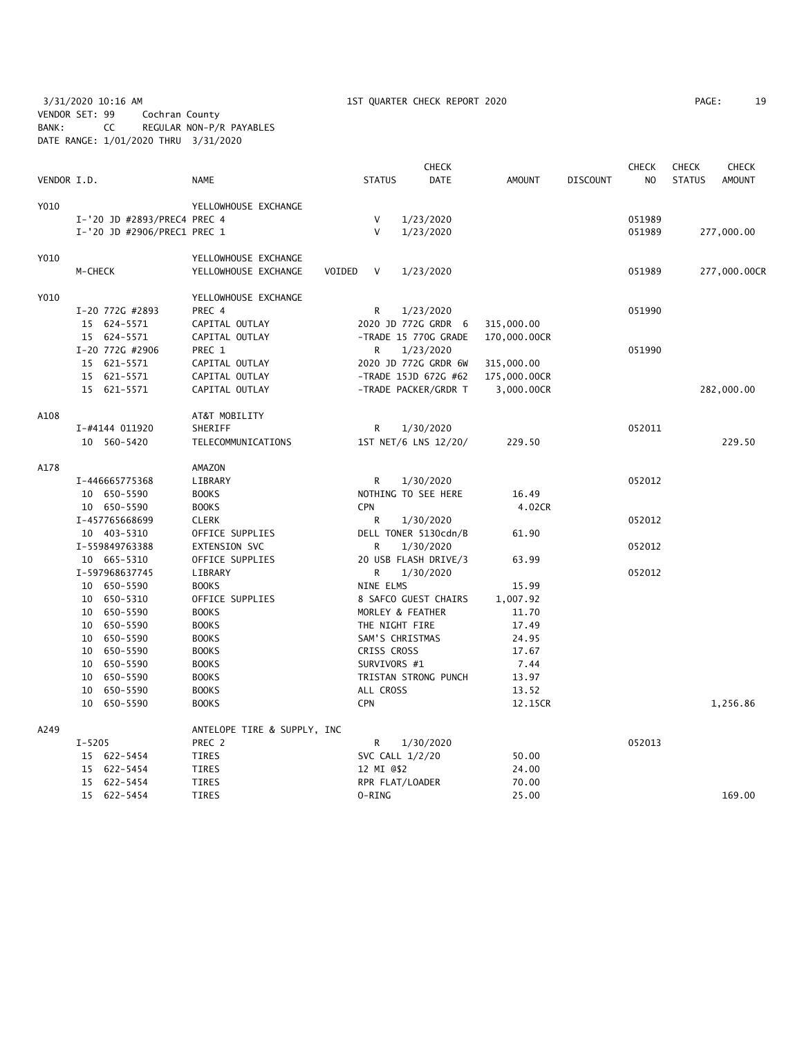3/31/2020 10:16 AM — 1ST QUARTER CHECK REPORT 2020

VENDOR SET: 99 Cochran County
BANK: CC REGULAR NON-P/R PAYABLES
DATE RANGE: 1/01/2020 THRU 3/31/2020

| VENDOR I.D. | | NAME | STATUS | CHECK DATE | AMOUNT | DISCOUNT | CHECK NO | CHECK STATUS | CHECK AMOUNT |
|---|---|---|---|---|---|---|---|---|---|
| Y010 | | YELLOWHOUSE EXCHANGE | | | | | | | |
| | I-'20 JD #2893/PREC4 PREC 4 | | V | 1/23/2020 | | | 051989 | | |
| | I-'20 JD #2906/PREC1 PREC 1 | | V | 1/23/2020 | | | 051989 | | 277,000.00 |
| Y010 | | YELLOWHOUSE EXCHANGE | | | | | | | |
| | M-CHECK | YELLOWHOUSE EXCHANGE | VOIDED V | 1/23/2020 | | | 051989 | | 277,000.00CR |
| Y010 | | YELLOWHOUSE EXCHANGE | | | | | | | |
| | I-20 772G #2893 | PREC 4 | R | 1/23/2020 | | | 051990 | | |
| | 15 624-5571 | CAPITAL OUTLAY | 2020 JD 772G GRDR 6 | | 315,000.00 | | | | |
| | 15 624-5571 | CAPITAL OUTLAY | -TRADE 15 770G GRADE | | 170,000.00CR | | | | |
| | I-20 772G #2906 | PREC 1 | R | 1/23/2020 | | | 051990 | | |
| | 15 621-5571 | CAPITAL OUTLAY | 2020 JD 772G GRDR 6W | | 315,000.00 | | | | |
| | 15 621-5571 | CAPITAL OUTLAY | -TRADE 15JD 672G #62 | | 175,000.00CR | | | | |
| | 15 621-5571 | CAPITAL OUTLAY | -TRADE PACKER/GRDR T | | 3,000.00CR | | | | 282,000.00 |
| A108 | | AT&T MOBILITY | | | | | | | |
| | I-#4144 011920 | SHERIFF | R | 1/30/2020 | | | 052011 | | |
| | 10 560-5420 | TELECOMMUNICATIONS | 1ST NET/6 LNS 12/20/ | | 229.50 | | | | 229.50 |
| A178 | | AMAZON | | | | | | | |
| | I-446665775368 | LIBRARY | R | 1/30/2020 | | | 052012 | | |
| | 10 650-5590 | BOOKS | NOTHING TO SEE HERE | | 16.49 | | | | |
| | 10 650-5590 | BOOKS | CPN | | 4.02CR | | | | |
| | I-457765668699 | CLERK | R | 1/30/2020 | | | 052012 | | |
| | 10 403-5310 | OFFICE SUPPLIES | DELL TONER 5130cdn/B | | 61.90 | | | | |
| | I-559849763388 | EXTENSION SVC | R | 1/30/2020 | | | 052012 | | |
| | 10 665-5310 | OFFICE SUPPLIES | 20 USB FLASH DRIVE/3 | | 63.99 | | | | |
| | I-597968637745 | LIBRARY | R | 1/30/2020 | | | 052012 | | |
| | 10 650-5590 | BOOKS | NINE ELMS | | 15.99 | | | | |
| | 10 650-5310 | OFFICE SUPPLIES | 8 SAFCO GUEST CHAIRS | | 1,007.92 | | | | |
| | 10 650-5590 | BOOKS | MORLEY & FEATHER | | 11.70 | | | | |
| | 10 650-5590 | BOOKS | THE NIGHT FIRE | | 17.49 | | | | |
| | 10 650-5590 | BOOKS | SAM'S CHRISTMAS | | 24.95 | | | | |
| | 10 650-5590 | BOOKS | CRISS CROSS | | 17.67 | | | | |
| | 10 650-5590 | BOOKS | SURVIVORS #1 | | 7.44 | | | | |
| | 10 650-5590 | BOOKS | TRISTAN STRONG PUNCH | | 13.97 | | | | |
| | 10 650-5590 | BOOKS | ALL CROSS | | 13.52 | | | | |
| | 10 650-5590 | BOOKS | CPN | | 12.15CR | | | | 1,256.86 |
| A249 | | ANTELOPE TIRE & SUPPLY, INC | | | | | | | |
| | I-5205 | PREC 2 | R | 1/30/2020 | | | 052013 | | |
| | 15 622-5454 | TIRES | SVC CALL 1/2/20 | | 50.00 | | | | |
| | 15 622-5454 | TIRES | 12 MI @$2 | | 24.00 | | | | |
| | 15 622-5454 | TIRES | RPR FLAT/LOADER | | 70.00 | | | | |
| | 15 622-5454 | TIRES | O-RING | | 25.00 | | | | 169.00 |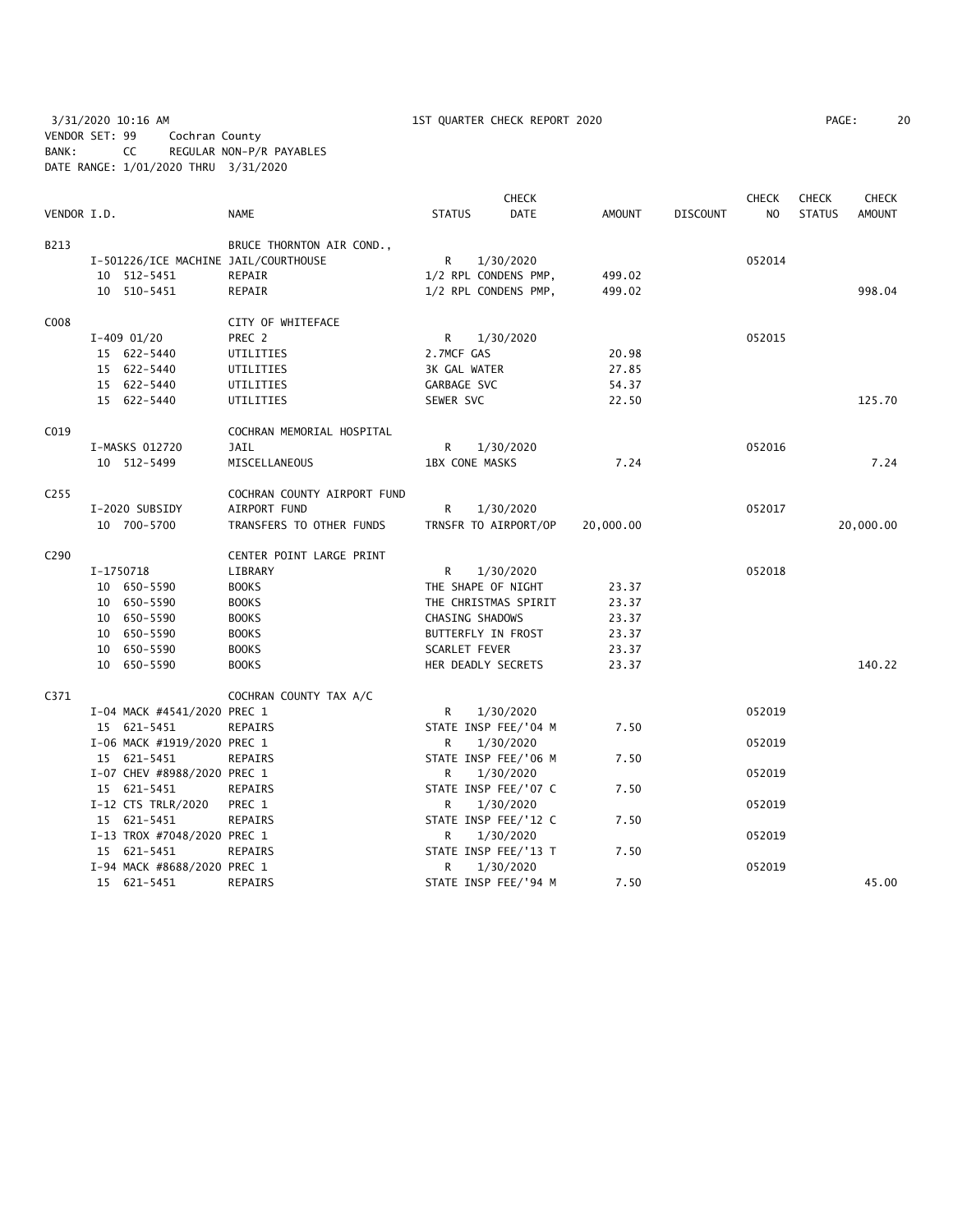3/31/2020 10:16 AM 1ST QUARTER CHECK REPORT 2020
VENDOR SET: 99 Cochran County
BANK: CC REGULAR NON-P/R PAYABLES
DATE RANGE: 1/01/2020 THRU 3/31/2020

| VENDOR I.D. | NAME | STATUS | CHECK DATE | AMOUNT | DISCOUNT | CHECK NO | CHECK STATUS | CHECK AMOUNT |
|---|---|---|---|---|---|---|---|---|
| B213 | BRUCE THORNTON AIR COND., | | | | | | | |
| I-501226/ICE MACHINE | JAIL/COURTHOUSE | R | 1/30/2020 | | | 052014 | | |
| 10 512-5451 | REPAIR | 1/2 RPL CONDENS PMP, | | 499.02 | | | | |
| 10 510-5451 | REPAIR | 1/2 RPL CONDENS PMP, | | 499.02 | | | | 998.04 |
| C008 | CITY OF WHITEFACE | | | | | | | |
| I-409 01/20 | PREC 2 | R | 1/30/2020 | | | 052015 | | |
| 15 622-5440 | UTILITIES | 2.7MCF GAS | | 20.98 | | | | |
| 15 622-5440 | UTILITIES | 3K GAL WATER | | 27.85 | | | | |
| 15 622-5440 | UTILITIES | GARBAGE SVC | | 54.37 | | | | |
| 15 622-5440 | UTILITIES | SEWER SVC | | 22.50 | | | | 125.70 |
| C019 | COCHRAN MEMORIAL HOSPITAL | | | | | | | |
| I-MASKS 012720 | JAIL | R | 1/30/2020 | | | 052016 | | |
| 10 512-5499 | MISCELLANEOUS | 1BX CONE MASKS | | 7.24 | | | | 7.24 |
| C255 | COCHRAN COUNTY AIRPORT FUND | | | | | | | |
| I-2020 SUBSIDY | AIRPORT FUND | R | 1/30/2020 | | | 052017 | | |
| 10 700-5700 | TRANSFERS TO OTHER FUNDS | TRNSFR TO AIRPORT/OP | | 20,000.00 | | | | 20,000.00 |
| C290 | CENTER POINT LARGE PRINT | | | | | | | |
| I-1750718 | LIBRARY | R | 1/30/2020 | | | 052018 | | |
| 10 650-5590 | BOOKS | THE SHAPE OF NIGHT | | 23.37 | | | | |
| 10 650-5590 | BOOKS | THE CHRISTMAS SPIRIT | | 23.37 | | | | |
| 10 650-5590 | BOOKS | CHASING SHADOWS | | 23.37 | | | | |
| 10 650-5590 | BOOKS | BUTTERFLY IN FROST | | 23.37 | | | | |
| 10 650-5590 | BOOKS | SCARLET FEVER | | 23.37 | | | | |
| 10 650-5590 | BOOKS | HER DEADLY SECRETS | | 23.37 | | | | 140.22 |
| C371 | COCHRAN COUNTY TAX A/C | | | | | | | |
| I-04 MACK #4541/2020 | PREC 1 | R | 1/30/2020 | | | 052019 | | |
| 15 621-5451 | REPAIRS | STATE INSP FEE/'04 M | | 7.50 | | | | |
| I-06 MACK #1919/2020 | PREC 1 | R | 1/30/2020 | | | 052019 | | |
| 15 621-5451 | REPAIRS | STATE INSP FEE/'06 M | | 7.50 | | | | |
| I-07 CHEV #8988/2020 | PREC 1 | R | 1/30/2020 | | | 052019 | | |
| 15 621-5451 | REPAIRS | STATE INSP FEE/'07 C | | 7.50 | | | | |
| I-12 CTS TRLR/2020 | PREC 1 | R | 1/30/2020 | | | 052019 | | |
| 15 621-5451 | REPAIRS | STATE INSP FEE/'12 C | | 7.50 | | | | |
| I-13 TROX #7048/2020 | PREC 1 | R | 1/30/2020 | | | 052019 | | |
| 15 621-5451 | REPAIRS | STATE INSP FEE/'13 T | | 7.50 | | | | |
| I-94 MACK #8688/2020 | PREC 1 | R | 1/30/2020 | | | 052019 | | |
| 15 621-5451 | REPAIRS | STATE INSP FEE/'94 M | | 7.50 | | | | 45.00 |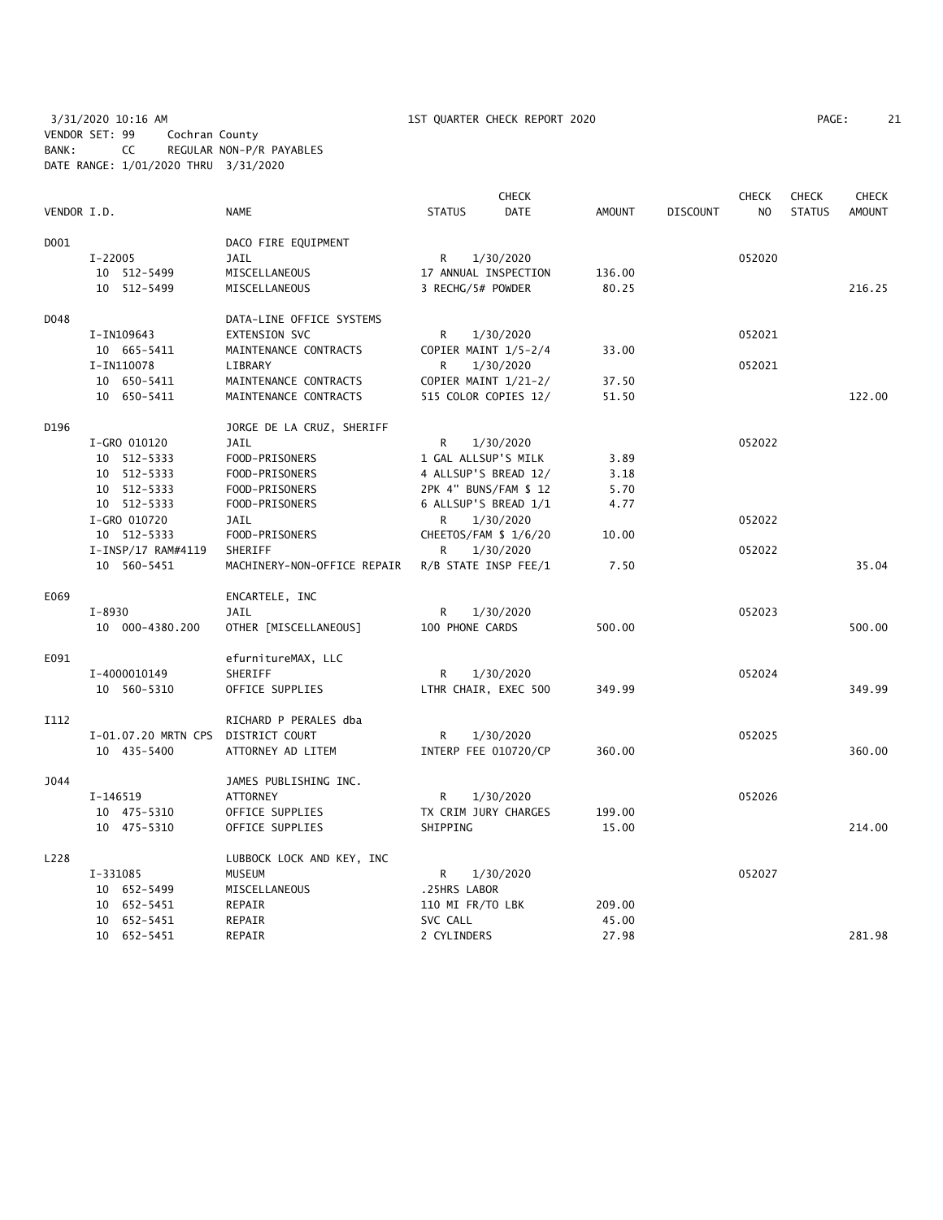3/31/2020 10:16 AM 1ST QUARTER CHECK REPORT 2020

VENDOR SET: 99 Cochran County
BANK: CC REGULAR NON-P/R PAYABLES
DATE RANGE: 1/01/2020 THRU 3/31/2020

| VENDOR I.D. | NAME | STATUS | CHECK DATE | AMOUNT | DISCOUNT | CHECK NO | CHECK STATUS | CHECK AMOUNT |
|---|---|---|---|---|---|---|---|---|
| D001 | DACO FIRE EQUIPMENT | | | | | | | |
| I-22005 | JAIL | R | 1/30/2020 | | | 052020 | | |
| 10 512-5499 | MISCELLANEOUS | 17 ANNUAL INSPECTION | | 136.00 | | | | |
| 10 512-5499 | MISCELLANEOUS | 3 RECHG/5# POWDER | | 80.25 | | | | 216.25 |
| D048 | DATA-LINE OFFICE SYSTEMS | | | | | | | |
| I-IN109643 | EXTENSION SVC | R | 1/30/2020 | | | 052021 | | |
| 10 665-5411 | MAINTENANCE CONTRACTS | COPIER MAINT 1/5-2/4 | | 33.00 | | | | |
| I-IN110078 | LIBRARY | R | 1/30/2020 | | | 052021 | | |
| 10 650-5411 | MAINTENANCE CONTRACTS | COPIER MAINT 1/21-2/ | | 37.50 | | | | |
| 10 650-5411 | MAINTENANCE CONTRACTS | 515 COLOR COPIES 12/ | | 51.50 | | | | 122.00 |
| D196 | JORGE DE LA CRUZ, SHERIFF | | | | | | | |
| I-GRO 010120 | JAIL | R | 1/30/2020 | | | 052022 | | |
| 10 512-5333 | FOOD-PRISONERS | 1 GAL ALLSUP'S MILK | | 3.89 | | | | |
| 10 512-5333 | FOOD-PRISONERS | 4 ALLSUP'S BREAD 12/ | | 3.18 | | | | |
| 10 512-5333 | FOOD-PRISONERS | 2PK 4" BUNS/FAM $ 12 | | 5.70 | | | | |
| 10 512-5333 | FOOD-PRISONERS | 6 ALLSUP'S BREAD 1/1 | | 4.77 | | | | |
| I-GRO 010720 | JAIL | R | 1/30/2020 | | | 052022 | | |
| 10 512-5333 | FOOD-PRISONERS | CHEETOS/FAM $ 1/6/20 | | 10.00 | | | | |
| I-INSP/17 RAM#4119 | SHERIFF | R | 1/30/2020 | | | 052022 | | |
| 10 560-5451 | MACHINERY-NON-OFFICE REPAIR | R/B STATE INSP FEE/1 | | 7.50 | | | | 35.04 |
| E069 | ENCARTELE, INC | | | | | | | |
| I-8930 | JAIL | R | 1/30/2020 | | | 052023 | | |
| 10 000-4380.200 | OTHER [MISCELLANEOUS] | 100 PHONE CARDS | | 500.00 | | | | 500.00 |
| E091 | efurnitureMAX, LLC | | | | | | | |
| I-4000010149 | SHERIFF | R | 1/30/2020 | | | 052024 | | |
| 10 560-5310 | OFFICE SUPPLIES | LTHR CHAIR, EXEC 500 | | 349.99 | | | | 349.99 |
| I112 | RICHARD P PERALES dba | | | | | | | |
| I-01.07.20 MRTN CPS | DISTRICT COURT | R | 1/30/2020 | | | 052025 | | |
| 10 435-5400 | ATTORNEY AD LITEM | INTERP FEE 010720/CP | | 360.00 | | | | 360.00 |
| J044 | JAMES PUBLISHING INC. | | | | | | | |
| I-146519 | ATTORNEY | R | 1/30/2020 | | | 052026 | | |
| 10 475-5310 | OFFICE SUPPLIES | TX CRIM JURY CHARGES | | 199.00 | | | | |
| 10 475-5310 | OFFICE SUPPLIES | SHIPPING | | 15.00 | | | | 214.00 |
| L228 | LUBBOCK LOCK AND KEY, INC | | | | | | | |
| I-331085 | MUSEUM | R | 1/30/2020 | | | 052027 | | |
| 10 652-5499 | MISCELLANEOUS | .25HRS LABOR | | | | | | |
| 10 652-5451 | REPAIR | 110 MI FR/TO LBK | | 209.00 | | | | |
| 10 652-5451 | REPAIR | SVC CALL | | 45.00 | | | | |
| 10 652-5451 | REPAIR | 2 CYLINDERS | | 27.98 | | | | 281.98 |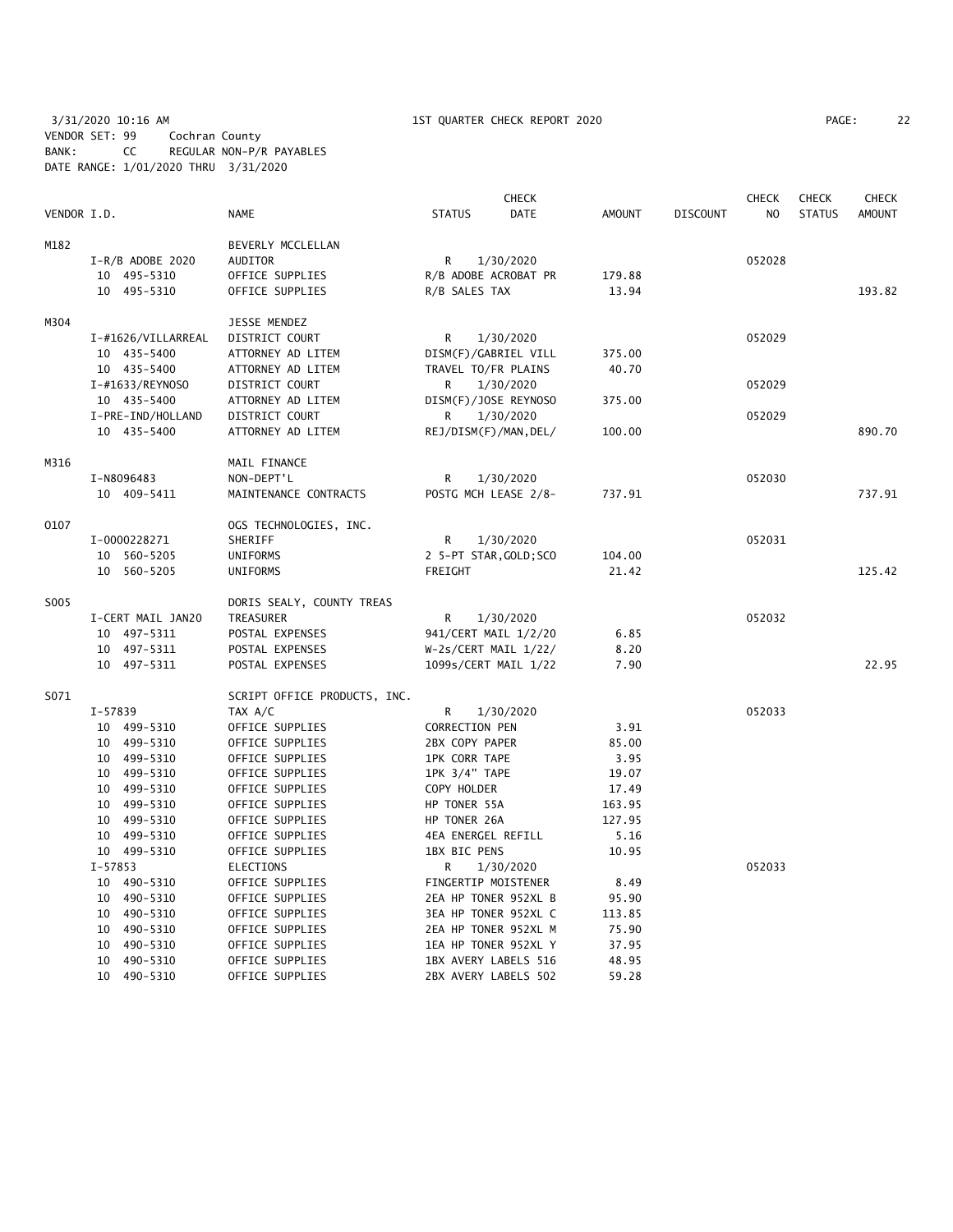3/31/2020 10:16 AM 1ST QUARTER CHECK REPORT 2020
VENDOR SET: 99 Cochran County
BANK: CC REGULAR NON-P/R PAYABLES
DATE RANGE: 1/01/2020 THRU 3/31/2020

| VENDOR I.D. | NAME | STATUS | CHECK DATE | AMOUNT | DISCOUNT | CHECK NO | CHECK STATUS | CHECK AMOUNT |
|---|---|---|---|---|---|---|---|---|
| M182 | BEVERLY MCCLELLAN | | | | | | | |
| I-R/B ADOBE 2020 | AUDITOR | R | 1/30/2020 | | | 052028 | | |
| 10 495-5310 | OFFICE SUPPLIES | R/B ADOBE ACROBAT PR | | 179.88 | | | | |
| 10 495-5310 | OFFICE SUPPLIES | R/B SALES TAX | | 13.94 | | | | 193.82 |
| M304 | JESSE MENDEZ | | | | | | | |
| I-#1626/VILLARREAL | DISTRICT COURT | R | 1/30/2020 | | | 052029 | | |
| 10 435-5400 | ATTORNEY AD LITEM | DISM(F)/GABRIEL VILL | | 375.00 | | | | |
| 10 435-5400 | ATTORNEY AD LITEM | TRAVEL TO/FR PLAINS | | 40.70 | | | | |
| I-#1633/REYNOSO | DISTRICT COURT | R | 1/30/2020 | | | 052029 | | |
| 10 435-5400 | ATTORNEY AD LITEM | DISM(F)/JOSE REYNOSO | | 375.00 | | | | |
| I-PRE-IND/HOLLAND | DISTRICT COURT | R | 1/30/2020 | | | 052029 | | |
| 10 435-5400 | ATTORNEY AD LITEM | REJ/DISM(F)/MAN,DEL/ | | 100.00 | | | | 890.70 |
| M316 | MAIL FINANCE | | | | | | | |
| I-N8096483 | NON-DEPT'L | R | 1/30/2020 | | | 052030 | | |
| 10 409-5411 | MAINTENANCE CONTRACTS | POSTG MCH LEASE 2/8- | | 737.91 | | | | 737.91 |
| O107 | OGS TECHNOLOGIES, INC. | | | | | | | |
| I-0000228271 | SHERIFF | R | 1/30/2020 | | | 052031 | | |
| 10 560-5205 | UNIFORMS | 2 5-PT STAR,GOLD;SCO | | 104.00 | | | | |
| 10 560-5205 | UNIFORMS | FREIGHT | | 21.42 | | | | 125.42 |
| S005 | DORIS SEALY, COUNTY TREAS | | | | | | | |
| I-CERT MAIL JAN20 | TREASURER | R | 1/30/2020 | | | 052032 | | |
| 10 497-5311 | POSTAL EXPENSES | 941/CERT MAIL 1/2/20 | | 6.85 | | | | |
| 10 497-5311 | POSTAL EXPENSES | W-2s/CERT MAIL 1/22/ | | 8.20 | | | | |
| 10 497-5311 | POSTAL EXPENSES | 1099s/CERT MAIL 1/22 | | 7.90 | | | | 22.95 |
| S071 | SCRIPT OFFICE PRODUCTS, INC. | | | | | | | |
| I-57839 | TAX A/C | R | 1/30/2020 | | | 052033 | | |
| 10 499-5310 | OFFICE SUPPLIES | CORRECTION PEN | | 3.91 | | | | |
| 10 499-5310 | OFFICE SUPPLIES | 2BX COPY PAPER | | 85.00 | | | | |
| 10 499-5310 | OFFICE SUPPLIES | 1PK CORR TAPE | | 3.95 | | | | |
| 10 499-5310 | OFFICE SUPPLIES | 1PK 3/4" TAPE | | 19.07 | | | | |
| 10 499-5310 | OFFICE SUPPLIES | COPY HOLDER | | 17.49 | | | | |
| 10 499-5310 | OFFICE SUPPLIES | HP TONER 55A | | 163.95 | | | | |
| 10 499-5310 | OFFICE SUPPLIES | HP TONER 26A | | 127.95 | | | | |
| 10 499-5310 | OFFICE SUPPLIES | 4EA ENERGEL REFILL | | 5.16 | | | | |
| 10 499-5310 | OFFICE SUPPLIES | 1BX BIC PENS | | 10.95 | | | | |
| I-57853 | ELECTIONS | R | 1/30/2020 | | | 052033 | | |
| 10 490-5310 | OFFICE SUPPLIES | FINGERTIP MOISTENER | | 8.49 | | | | |
| 10 490-5310 | OFFICE SUPPLIES | 2EA HP TONER 952XL B | | 95.90 | | | | |
| 10 490-5310 | OFFICE SUPPLIES | 3EA HP TONER 952XL C | | 113.85 | | | | |
| 10 490-5310 | OFFICE SUPPLIES | 2EA HP TONER 952XL M | | 75.90 | | | | |
| 10 490-5310 | OFFICE SUPPLIES | 1EA HP TONER 952XL Y | | 37.95 | | | | |
| 10 490-5310 | OFFICE SUPPLIES | 1BX AVERY LABELS 516 | | 48.95 | | | | |
| 10 490-5310 | OFFICE SUPPLIES | 2BX AVERY LABELS 502 | | 59.28 | | | | |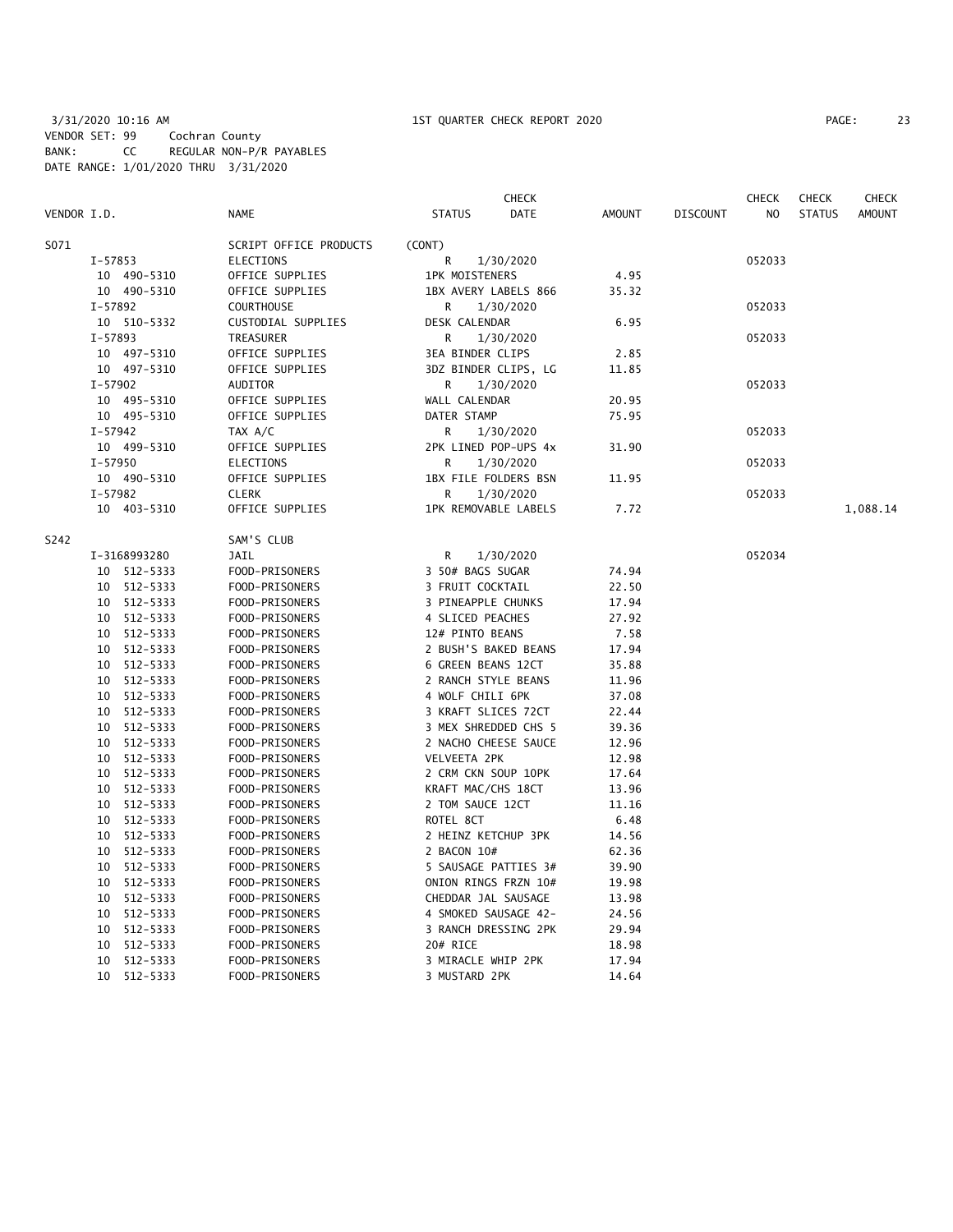3/31/2020 10:16 AM 1ST QUARTER CHECK REPORT 2020

VENDOR SET: 99 Cochran County
BANK: CC REGULAR NON-P/R PAYABLES
DATE RANGE: 1/01/2020 THRU 3/31/2020

| VENDOR I.D. | NAME | STATUS | CHECK DATE | AMOUNT | DISCOUNT | CHECK NO | CHECK STATUS | CHECK AMOUNT |
|---|---|---|---|---|---|---|---|---|
| S071 | SCRIPT OFFICE PRODUCTS | (CONT) | | | | | | |
| I-57853 | ELECTIONS | R | 1/30/2020 | | | 052033 | | |
| 10 490-5310 | OFFICE SUPPLIES | 1PK MOISTENERS | | 4.95 | | | | |
| 10 490-5310 | OFFICE SUPPLIES | 1BX AVERY LABELS 866 | | 35.32 | | | | |
| I-57892 | COURTHOUSE | R | 1/30/2020 | | | 052033 | | |
| 10 510-5332 | CUSTODIAL SUPPLIES | DESK CALENDAR | | 6.95 | | | | |
| I-57893 | TREASURER | R | 1/30/2020 | | | 052033 | | |
| 10 497-5310 | OFFICE SUPPLIES | 3EA BINDER CLIPS | | 2.85 | | | | |
| 10 497-5310 | OFFICE SUPPLIES | 3DZ BINDER CLIPS, LG | | 11.85 | | | | |
| I-57902 | AUDITOR | R | 1/30/2020 | | | 052033 | | |
| 10 495-5310 | OFFICE SUPPLIES | WALL CALENDAR | | 20.95 | | | | |
| 10 495-5310 | OFFICE SUPPLIES | DATER STAMP | | 75.95 | | | | |
| I-57942 | TAX A/C | R | 1/30/2020 | | | 052033 | | |
| 10 499-5310 | OFFICE SUPPLIES | 2PK LINED POP-UPS 4x | | 31.90 | | | | |
| I-57950 | ELECTIONS | R | 1/30/2020 | | | 052033 | | |
| 10 490-5310 | OFFICE SUPPLIES | 1BX FILE FOLDERS BSN | | 11.95 | | | | |
| I-57982 | CLERK | R | 1/30/2020 | | | 052033 | | |
| 10 403-5310 | OFFICE SUPPLIES | 1PK REMOVABLE LABELS | | 7.72 | | | | 1,088.14 |
| S242 | SAM'S CLUB | | | | | | | |
| I-3168993280 | JAIL | R | 1/30/2020 | | | 052034 | | |
| 10 512-5333 | FOOD-PRISONERS | 3 50# BAGS SUGAR | | 74.94 | | | | |
| 10 512-5333 | FOOD-PRISONERS | 3 FRUIT COCKTAIL | | 22.50 | | | | |
| 10 512-5333 | FOOD-PRISONERS | 3 PINEAPPLE CHUNKS | | 17.94 | | | | |
| 10 512-5333 | FOOD-PRISONERS | 4 SLICED PEACHES | | 27.92 | | | | |
| 10 512-5333 | FOOD-PRISONERS | 12# PINTO BEANS | | 7.58 | | | | |
| 10 512-5333 | FOOD-PRISONERS | 2 BUSH'S BAKED BEANS | | 17.94 | | | | |
| 10 512-5333 | FOOD-PRISONERS | 6 GREEN BEANS 12CT | | 35.88 | | | | |
| 10 512-5333 | FOOD-PRISONERS | 2 RANCH STYLE BEANS | | 11.96 | | | | |
| 10 512-5333 | FOOD-PRISONERS | 4 WOLF CHILI 6PK | | 37.08 | | | | |
| 10 512-5333 | FOOD-PRISONERS | 3 KRAFT SLICES 72CT | | 22.44 | | | | |
| 10 512-5333 | FOOD-PRISONERS | 3 MEX SHREDDED CHS 5 | | 39.36 | | | | |
| 10 512-5333 | FOOD-PRISONERS | 2 NACHO CHEESE SAUCE | | 12.96 | | | | |
| 10 512-5333 | FOOD-PRISONERS | VELVEETA 2PK | | 12.98 | | | | |
| 10 512-5333 | FOOD-PRISONERS | 2 CRM CKN SOUP 10PK | | 17.64 | | | | |
| 10 512-5333 | FOOD-PRISONERS | KRAFT MAC/CHS 18CT | | 13.96 | | | | |
| 10 512-5333 | FOOD-PRISONERS | 2 TOM SAUCE 12CT | | 11.16 | | | | |
| 10 512-5333 | FOOD-PRISONERS | ROTEL 8CT | | 6.48 | | | | |
| 10 512-5333 | FOOD-PRISONERS | 2 HEINZ KETCHUP 3PK | | 14.56 | | | | |
| 10 512-5333 | FOOD-PRISONERS | 2 BACON 10# | | 62.36 | | | | |
| 10 512-5333 | FOOD-PRISONERS | 5 SAUSAGE PATTIES 3# | | 39.90 | | | | |
| 10 512-5333 | FOOD-PRISONERS | ONION RINGS FRZN 10# | | 19.98 | | | | |
| 10 512-5333 | FOOD-PRISONERS | CHEDDAR JAL SAUSAGE | | 13.98 | | | | |
| 10 512-5333 | FOOD-PRISONERS | 4 SMOKED SAUSAGE 42- | | 24.56 | | | | |
| 10 512-5333 | FOOD-PRISONERS | 3 RANCH DRESSING 2PK | | 29.94 | | | | |
| 10 512-5333 | FOOD-PRISONERS | 20# RICE | | 18.98 | | | | |
| 10 512-5333 | FOOD-PRISONERS | 3 MIRACLE WHIP 2PK | | 17.94 | | | | |
| 10 512-5333 | FOOD-PRISONERS | 3 MUSTARD 2PK | | 14.64 | | | | |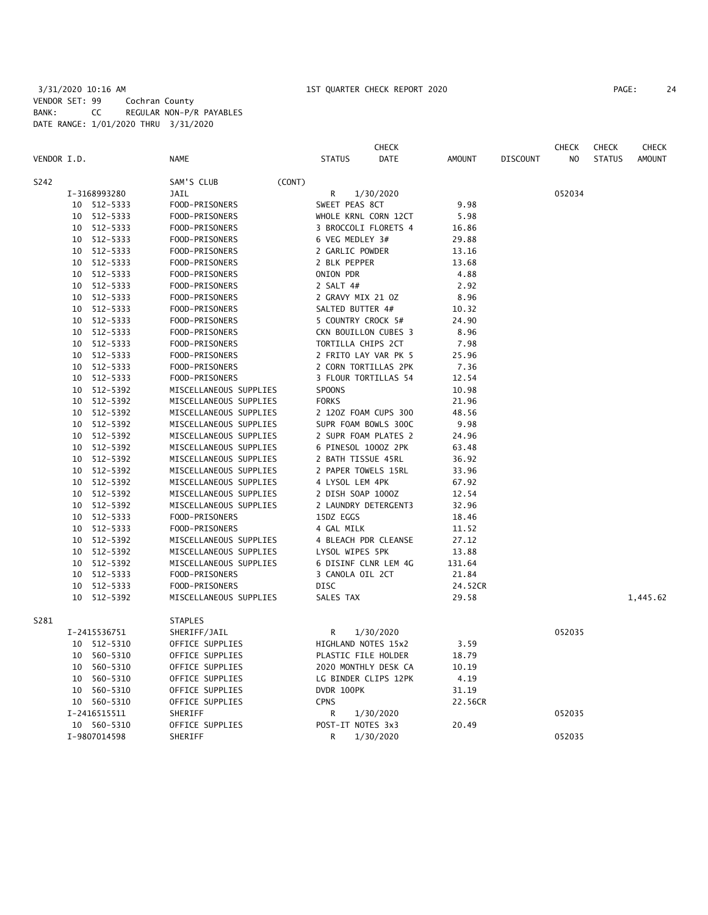3/31/2020 10:16 AM 1ST QUARTER CHECK REPORT 2020
VENDOR SET: 99 Cochran County
BANK: CC REGULAR NON-P/R PAYABLES
DATE RANGE: 1/01/2020 THRU 3/31/2020

| VENDOR I.D. | NAME | STATUS | CHECK DATE | AMOUNT | DISCOUNT | CHECK NO | CHECK STATUS | CHECK AMOUNT |
|---|---|---|---|---|---|---|---|---|
| S242 | SAM'S CLUB (CONT) | | | | | | | |
| I-3168993280 | JAIL | R | 1/30/2020 | | | 052034 | | |
| 10 512-5333 | FOOD-PRISONERS | SWEET PEAS 8CT | | 9.98 | | | | |
| 10 512-5333 | FOOD-PRISONERS | WHOLE KRNL CORN 12CT | | 5.98 | | | | |
| 10 512-5333 | FOOD-PRISONERS | 3 BROCCOLI FLORETS 4 | | 16.86 | | | | |
| 10 512-5333 | FOOD-PRISONERS | 6 VEG MEDLEY 3# | | 29.88 | | | | |
| 10 512-5333 | FOOD-PRISONERS | 2 GARLIC POWDER | | 13.16 | | | | |
| 10 512-5333 | FOOD-PRISONERS | 2 BLK PEPPER | | 13.68 | | | | |
| 10 512-5333 | FOOD-PRISONERS | ONION PDR | | 4.88 | | | | |
| 10 512-5333 | FOOD-PRISONERS | 2 SALT 4# | | 2.92 | | | | |
| 10 512-5333 | FOOD-PRISONERS | 2 GRAVY MIX 21 OZ | | 8.96 | | | | |
| 10 512-5333 | FOOD-PRISONERS | SALTED BUTTER 4# | | 10.32 | | | | |
| 10 512-5333 | FOOD-PRISONERS | 5 COUNTRY CROCK 5# | | 24.90 | | | | |
| 10 512-5333 | FOOD-PRISONERS | CKN BOUILLON CUBES 3 | | 8.96 | | | | |
| 10 512-5333 | FOOD-PRISONERS | TORTILLA CHIPS 2CT | | 7.98 | | | | |
| 10 512-5333 | FOOD-PRISONERS | 2 FRITO LAY VAR PK 5 | | 25.96 | | | | |
| 10 512-5333 | FOOD-PRISONERS | 2 CORN TORTILLAS 2PK | | 7.36 | | | | |
| 10 512-5333 | FOOD-PRISONERS | 3 FLOUR TORTILLAS 54 | | 12.54 | | | | |
| 10 512-5392 | MISCELLANEOUS SUPPLIES | SPOONS | | 10.98 | | | | |
| 10 512-5392 | MISCELLANEOUS SUPPLIES | FORKS | | 21.96 | | | | |
| 10 512-5392 | MISCELLANEOUS SUPPLIES | 2 12OZ FOAM CUPS 300 | | 48.56 | | | | |
| 10 512-5392 | MISCELLANEOUS SUPPLIES | SUPR FOAM BOWLS 300C | | 9.98 | | | | |
| 10 512-5392 | MISCELLANEOUS SUPPLIES | 2 SUPR FOAM PLATES 2 | | 24.96 | | | | |
| 10 512-5392 | MISCELLANEOUS SUPPLIES | 6 PINESOL 100OZ 2PK | | 63.48 | | | | |
| 10 512-5392 | MISCELLANEOUS SUPPLIES | 2 BATH TISSUE 45RL | | 36.92 | | | | |
| 10 512-5392 | MISCELLANEOUS SUPPLIES | 2 PAPER TOWELS 15RL | | 33.96 | | | | |
| 10 512-5392 | MISCELLANEOUS SUPPLIES | 4 LYSOL LEM 4PK | | 67.92 | | | | |
| 10 512-5392 | MISCELLANEOUS SUPPLIES | 2 DISH SOAP 100OZ | | 12.54 | | | | |
| 10 512-5392 | MISCELLANEOUS SUPPLIES | 2 LAUNDRY DETERGENT3 | | 32.96 | | | | |
| 10 512-5333 | FOOD-PRISONERS | 15DZ EGGS | | 18.46 | | | | |
| 10 512-5333 | FOOD-PRISONERS | 4 GAL MILK | | 11.52 | | | | |
| 10 512-5392 | MISCELLANEOUS SUPPLIES | 4 BLEACH PDR CLEANSE | | 27.12 | | | | |
| 10 512-5392 | MISCELLANEOUS SUPPLIES | LYSOL WIPES 5PK | | 13.88 | | | | |
| 10 512-5392 | MISCELLANEOUS SUPPLIES | 6 DISINF CLNR LEM 4G | | 131.64 | | | | |
| 10 512-5333 | FOOD-PRISONERS | 3 CANOLA OIL 2CT | | 21.84 | | | | |
| 10 512-5333 | FOOD-PRISONERS | DISC | | 24.52CR | | | | |
| 10 512-5392 | MISCELLANEOUS SUPPLIES | SALES TAX | | 29.58 | | | | 1,445.62 |
| S281 | STAPLES | | | | | | | |
| I-2415536751 | SHERIFF/JAIL | R | 1/30/2020 | | | 052035 | | |
| 10 512-5310 | OFFICE SUPPLIES | HIGHLAND NOTES 15x2 | | 3.59 | | | | |
| 10 560-5310 | OFFICE SUPPLIES | PLASTIC FILE HOLDER | | 18.79 | | | | |
| 10 560-5310 | OFFICE SUPPLIES | 2020 MONTHLY DESK CA | | 10.19 | | | | |
| 10 560-5310 | OFFICE SUPPLIES | LG BINDER CLIPS 12PK | | 4.19 | | | | |
| 10 560-5310 | OFFICE SUPPLIES | DVDR 100PK | | 31.19 | | | | |
| 10 560-5310 | OFFICE SUPPLIES | CPNS | | 22.56CR | | | | |
| I-2416515511 | SHERIFF | R | 1/30/2020 | | | 052035 | | |
| 10 560-5310 | OFFICE SUPPLIES | POST-IT NOTES 3x3 | | 20.49 | | | | |
| I-9807014598 | SHERIFF | R | 1/30/2020 | | | 052035 | | |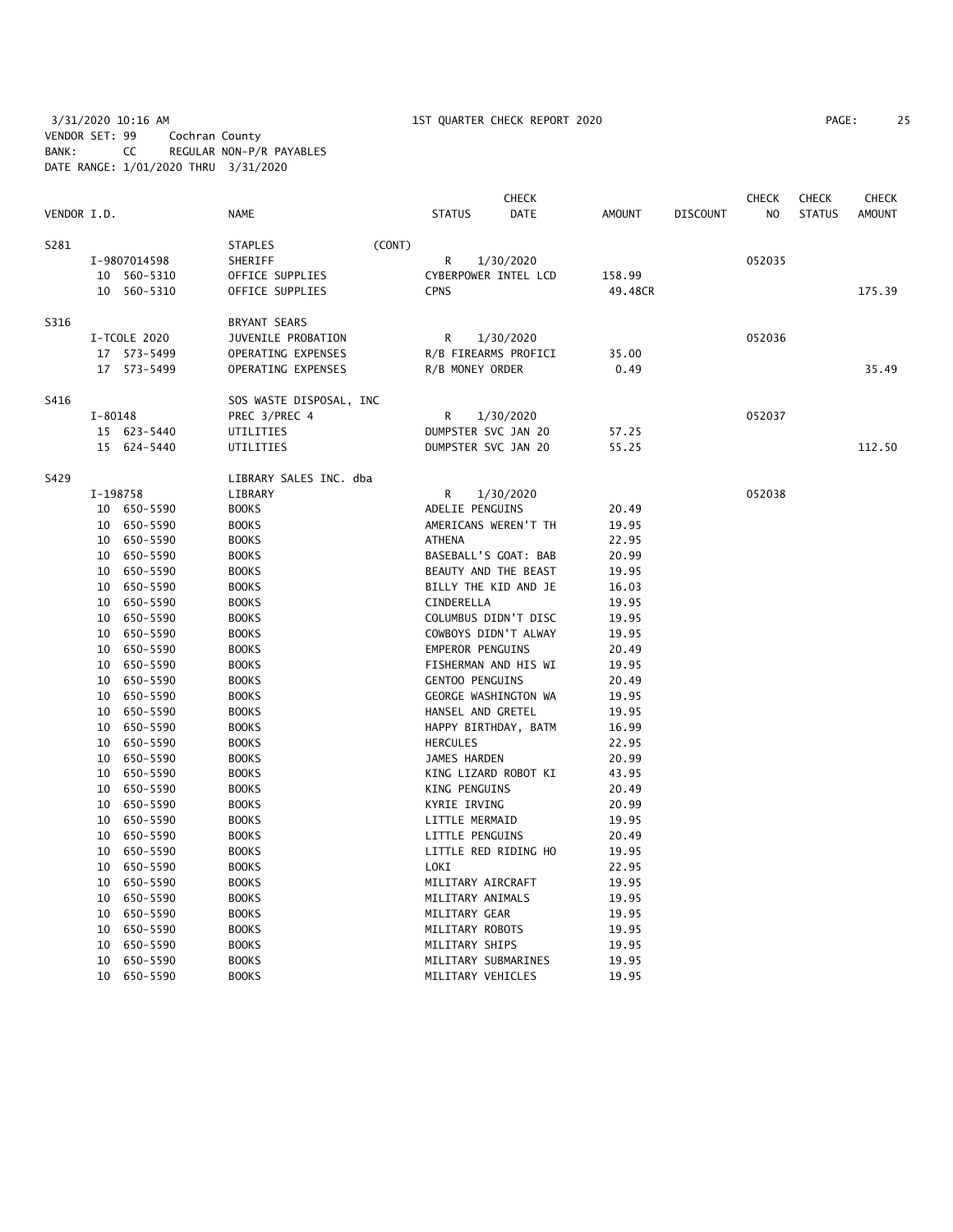3/31/2020 10:16 AM 1ST QUARTER CHECK REPORT 2020
VENDOR SET: 99 Cochran County
BANK: CC REGULAR NON-P/R PAYABLES
DATE RANGE: 1/01/2020 THRU 3/31/2020

| VENDOR I.D. | NAME | STATUS | CHECK DATE | AMOUNT | DISCOUNT | CHECK NO | CHECK STATUS | CHECK AMOUNT |
|---|---|---|---|---|---|---|---|---|
| S281 | STAPLES (CONT) | | | | | | | |
| I-9807014598 | SHERIFF | R | 1/30/2020 | | | 052035 | | |
| 10 560-5310 | OFFICE SUPPLIES | CYBERPOWER INTEL LCD | | 158.99 | | | | |
| 10 560-5310 | OFFICE SUPPLIES | CPNS | | 49.48CR | | | | 175.39 |
| S316 | BRYANT SEARS | | | | | | | |
| I-TCOLE 2020 | JUVENILE PROBATION | R | 1/30/2020 | | | 052036 | | |
| 17 573-5499 | OPERATING EXPENSES | R/B FIREARMS PROFICI | | 35.00 | | | | |
| 17 573-5499 | OPERATING EXPENSES | R/B MONEY ORDER | | 0.49 | | | | 35.49 |
| S416 | SOS WASTE DISPOSAL, INC | | | | | | | |
| I-80148 | PREC 3/PREC 4 | R | 1/30/2020 | | | 052037 | | |
| 15 623-5440 | UTILITIES | DUMPSTER SVC JAN 20 | | 57.25 | | | | |
| 15 624-5440 | UTILITIES | DUMPSTER SVC JAN 20 | | 55.25 | | | | 112.50 |
| S429 | LIBRARY SALES INC. dba | | | | | | | |
| I-198758 | LIBRARY | R | 1/30/2020 | | | 052038 | | |
| 10 650-5590 | BOOKS | ADELIE PENGUINS | | 20.49 | | | | |
| 10 650-5590 | BOOKS | AMERICANS WEREN'T TH | | 19.95 | | | | |
| 10 650-5590 | BOOKS | ATHENA | | 22.95 | | | | |
| 10 650-5590 | BOOKS | BASEBALL'S GOAT: BAB | | 20.99 | | | | |
| 10 650-5590 | BOOKS | BEAUTY AND THE BEAST | | 19.95 | | | | |
| 10 650-5590 | BOOKS | BILLY THE KID AND JE | | 16.03 | | | | |
| 10 650-5590 | BOOKS | CINDERELLA | | 19.95 | | | | |
| 10 650-5590 | BOOKS | COLUMBUS DIDN'T DISC | | 19.95 | | | | |
| 10 650-5590 | BOOKS | COWBOYS DIDN'T ALWAY | | 19.95 | | | | |
| 10 650-5590 | BOOKS | EMPEROR PENGUINS | | 20.49 | | | | |
| 10 650-5590 | BOOKS | FISHERMAN AND HIS WI | | 19.95 | | | | |
| 10 650-5590 | BOOKS | GENTOO PENGUINS | | 20.49 | | | | |
| 10 650-5590 | BOOKS | GEORGE WASHINGTON WA | | 19.95 | | | | |
| 10 650-5590 | BOOKS | HANSEL AND GRETEL | | 19.95 | | | | |
| 10 650-5590 | BOOKS | HAPPY BIRTHDAY, BATM | | 16.99 | | | | |
| 10 650-5590 | BOOKS | HERCULES | | 22.95 | | | | |
| 10 650-5590 | BOOKS | JAMES HARDEN | | 20.99 | | | | |
| 10 650-5590 | BOOKS | KING LIZARD ROBOT KI | | 43.95 | | | | |
| 10 650-5590 | BOOKS | KING PENGUINS | | 20.49 | | | | |
| 10 650-5590 | BOOKS | KYRIE IRVING | | 20.99 | | | | |
| 10 650-5590 | BOOKS | LITTLE MERMAID | | 19.95 | | | | |
| 10 650-5590 | BOOKS | LITTLE PENGUINS | | 20.49 | | | | |
| 10 650-5590 | BOOKS | LITTLE RED RIDING HO | | 19.95 | | | | |
| 10 650-5590 | BOOKS | LOKI | | 22.95 | | | | |
| 10 650-5590 | BOOKS | MILITARY AIRCRAFT | | 19.95 | | | | |
| 10 650-5590 | BOOKS | MILITARY ANIMALS | | 19.95 | | | | |
| 10 650-5590 | BOOKS | MILITARY GEAR | | 19.95 | | | | |
| 10 650-5590 | BOOKS | MILITARY ROBOTS | | 19.95 | | | | |
| 10 650-5590 | BOOKS | MILITARY SHIPS | | 19.95 | | | | |
| 10 650-5590 | BOOKS | MILITARY SUBMARINES | | 19.95 | | | | |
| 10 650-5590 | BOOKS | MILITARY VEHICLES | | 19.95 | | | | |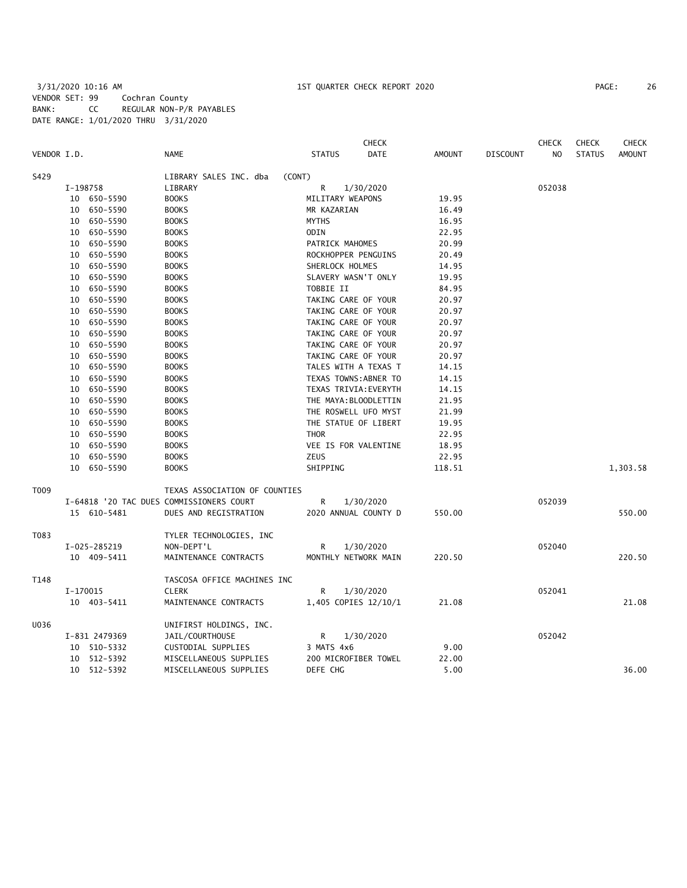3/31/2020 10:16 AM 1ST QUARTER CHECK REPORT 2020
VENDOR SET: 99 Cochran County
BANK: CC REGULAR NON-P/R PAYABLES
DATE RANGE: 1/01/2020 THRU 3/31/2020

| VENDOR I.D. | NAME | STATUS | CHECK DATE | AMOUNT | DISCOUNT | CHECK NO | CHECK STATUS | CHECK AMOUNT |
|---|---|---|---|---|---|---|---|---|
| S429 | LIBRARY SALES INC. dba (CONT) | | | | | | | |
| I-198758 | LIBRARY | R | 1/30/2020 | | | 052038 | | |
| 10 650-5590 | BOOKS | MILITARY WEAPONS | | 19.95 | | | | |
| 10 650-5590 | BOOKS | MR KAZARIAN | | 16.49 | | | | |
| 10 650-5590 | BOOKS | MYTHS | | 16.95 | | | | |
| 10 650-5590 | BOOKS | ODIN | | 22.95 | | | | |
| 10 650-5590 | BOOKS | PATRICK MAHOMES | | 20.99 | | | | |
| 10 650-5590 | BOOKS | ROCKHOPPER PENGUINS | | 20.49 | | | | |
| 10 650-5590 | BOOKS | SHERLOCK HOLMES | | 14.95 | | | | |
| 10 650-5590 | BOOKS | SLAVERY WASN'T ONLY | | 19.95 | | | | |
| 10 650-5590 | BOOKS | TOBBIE II | | 84.95 | | | | |
| 10 650-5590 | BOOKS | TAKING CARE OF YOUR | | 20.97 | | | | |
| 10 650-5590 | BOOKS | TAKING CARE OF YOUR | | 20.97 | | | | |
| 10 650-5590 | BOOKS | TAKING CARE OF YOUR | | 20.97 | | | | |
| 10 650-5590 | BOOKS | TAKING CARE OF YOUR | | 20.97 | | | | |
| 10 650-5590 | BOOKS | TAKING CARE OF YOUR | | 20.97 | | | | |
| 10 650-5590 | BOOKS | TAKING CARE OF YOUR | | 20.97 | | | | |
| 10 650-5590 | BOOKS | TALES WITH A TEXAS T | | 14.15 | | | | |
| 10 650-5590 | BOOKS | TEXAS TOWNS:ABNER TO | | 14.15 | | | | |
| 10 650-5590 | BOOKS | TEXAS TRIVIA:EVERYTH | | 14.15 | | | | |
| 10 650-5590 | BOOKS | THE MAYA:BLOODLETTIN | | 21.95 | | | | |
| 10 650-5590 | BOOKS | THE ROSWELL UFO MYST | | 21.99 | | | | |
| 10 650-5590 | BOOKS | THE STATUE OF LIBERT | | 19.95 | | | | |
| 10 650-5590 | BOOKS | THOR | | 22.95 | | | | |
| 10 650-5590 | BOOKS | VEE IS FOR VALENTINE | | 18.95 | | | | |
| 10 650-5590 | BOOKS | ZEUS | | 22.95 | | | | |
| 10 650-5590 | BOOKS | SHIPPING | | 118.51 | | | | 1,303.58 |
| T009 | TEXAS ASSOCIATION OF COUNTIES | | | | | | | |
| I-64818 '20 TAC DUES | COMMISSIONERS COURT | R | 1/30/2020 | | | 052039 | | |
| 15 610-5481 | DUES AND REGISTRATION | 2020 ANNUAL COUNTY D | | 550.00 | | | | 550.00 |
| T083 | TYLER TECHNOLOGIES, INC | | | | | | | |
| I-025-285219 | NON-DEPT'L | R | 1/30/2020 | | | 052040 | | |
| 10 409-5411 | MAINTENANCE CONTRACTS | MONTHLY NETWORK MAIN | | 220.50 | | | | 220.50 |
| T148 | TASCOSA OFFICE MACHINES INC | | | | | | | |
| I-170015 | CLERK | R | 1/30/2020 | | | 052041 | | |
| 10 403-5411 | MAINTENANCE CONTRACTS | 1,405 COPIES 12/10/1 | | 21.08 | | | | 21.08 |
| U036 | UNIFIRST HOLDINGS, INC. | | | | | | | |
| I-831 2479369 | JAIL/COURTHOUSE | R | 1/30/2020 | | | 052042 | | |
| 10 510-5332 | CUSTODIAL SUPPLIES | 3 MATS 4x6 | | 9.00 | | | | |
| 10 512-5392 | MISCELLANEOUS SUPPLIES | 200 MICROFIBER TOWEL | | 22.00 | | | | |
| 10 512-5392 | MISCELLANEOUS SUPPLIES | DEFE CHG | | 5.00 | | | | 36.00 |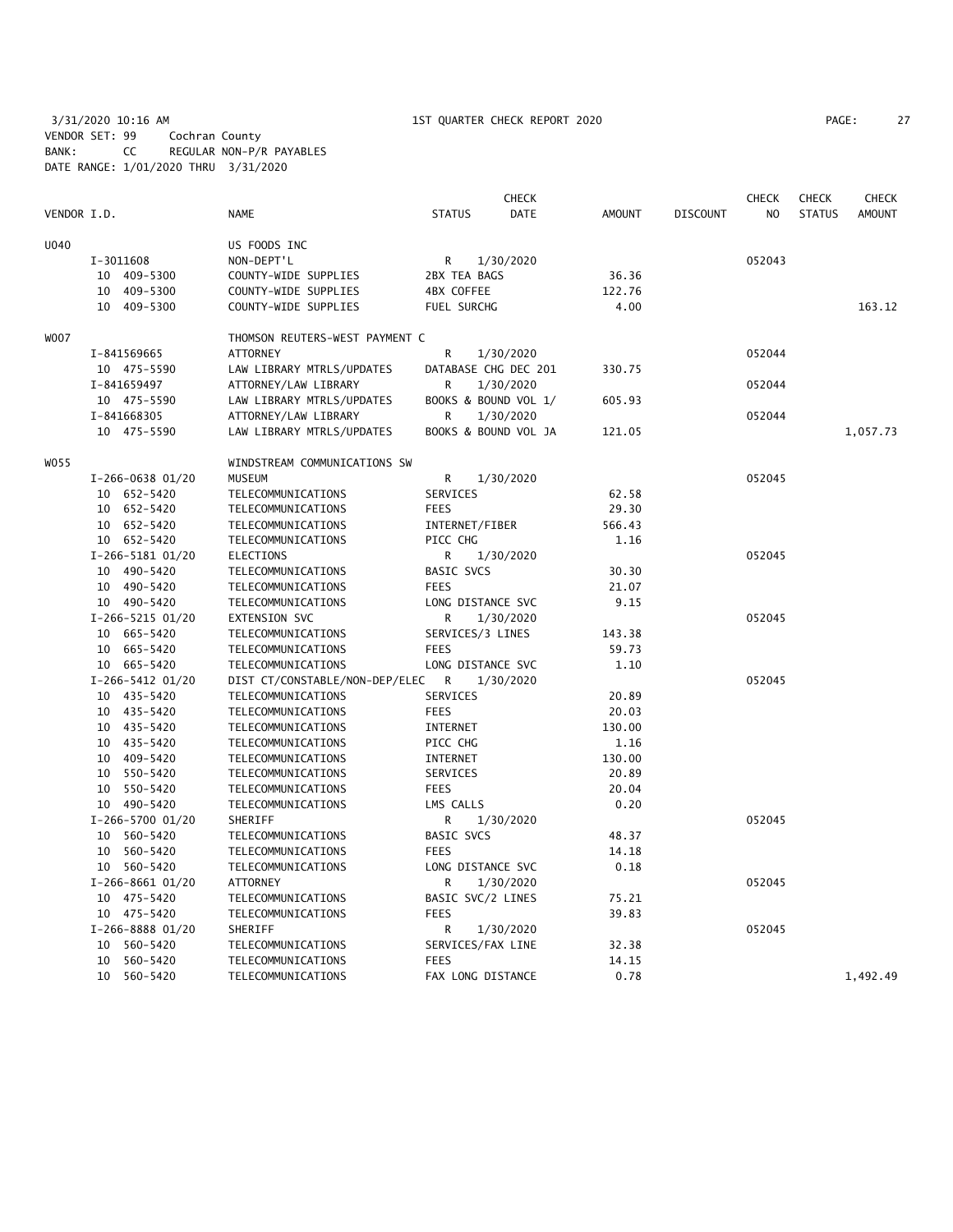3/31/2020 10:16 AM 1ST QUARTER CHECK REPORT 2020

VENDOR SET: 99 Cochran County
BANK: CC REGULAR NON-P/R PAYABLES
DATE RANGE: 1/01/2020 THRU 3/31/2020

| VENDOR I.D. | NAME | STATUS | CHECK DATE | AMOUNT | DISCOUNT | CHECK NO | CHECK STATUS | CHECK AMOUNT |
|---|---|---|---|---|---|---|---|---|
| U040 | US FOODS INC | | | | | | | |
| I-3011608 | NON-DEPT'L | R | 1/30/2020 | | | 052043 | | |
| 10 409-5300 | COUNTY-WIDE SUPPLIES | 2BX TEA BAGS | | 36.36 | | | | |
| 10 409-5300 | COUNTY-WIDE SUPPLIES | 4BX COFFEE | | 122.76 | | | | |
| 10 409-5300 | COUNTY-WIDE SUPPLIES | FUEL SURCHG | | 4.00 | | | | 163.12 |
| W007 | THOMSON REUTERS-WEST PAYMENT C | | | | | | | |
| I-841569665 | ATTORNEY | R | 1/30/2020 | | | 052044 | | |
| 10 475-5590 | LAW LIBRARY MTRLS/UPDATES | DATABASE CHG DEC 201 | | 330.75 | | | | |
| I-841659497 | ATTORNEY/LAW LIBRARY | R | 1/30/2020 | | | 052044 | | |
| 10 475-5590 | LAW LIBRARY MTRLS/UPDATES | BOOKS & BOUND VOL 1/ | | 605.93 | | | | |
| I-841668305 | ATTORNEY/LAW LIBRARY | R | 1/30/2020 | | | 052044 | | |
| 10 475-5590 | LAW LIBRARY MTRLS/UPDATES | BOOKS & BOUND VOL JA | | 121.05 | | | | 1,057.73 |
| W055 | WINDSTREAM COMMUNICATIONS SW | | | | | | | |
| I-266-0638 01/20 | MUSEUM | R | 1/30/2020 | | | 052045 | | |
| 10 652-5420 | TELECOMMUNICATIONS | SERVICES | | 62.58 | | | | |
| 10 652-5420 | TELECOMMUNICATIONS | FEES | | 29.30 | | | | |
| 10 652-5420 | TELECOMMUNICATIONS | INTERNET/FIBER | | 566.43 | | | | |
| 10 652-5420 | TELECOMMUNICATIONS | PICC CHG | | 1.16 | | | | |
| I-266-5181 01/20 | ELECTIONS | R | 1/30/2020 | | | 052045 | | |
| 10 490-5420 | TELECOMMUNICATIONS | BASIC SVCS | | 30.30 | | | | |
| 10 490-5420 | TELECOMMUNICATIONS | FEES | | 21.07 | | | | |
| 10 490-5420 | TELECOMMUNICATIONS | LONG DISTANCE SVC | | 9.15 | | | | |
| I-266-5215 01/20 | EXTENSION SVC | R | 1/30/2020 | | | 052045 | | |
| 10 665-5420 | TELECOMMUNICATIONS | SERVICES/3 LINES | | 143.38 | | | | |
| 10 665-5420 | TELECOMMUNICATIONS | FEES | | 59.73 | | | | |
| 10 665-5420 | TELECOMMUNICATIONS | LONG DISTANCE SVC | | 1.10 | | | | |
| I-266-5412 01/20 | DIST CT/CONSTABLE/NON-DEP/ELEC | R | 1/30/2020 | | | 052045 | | |
| 10 435-5420 | TELECOMMUNICATIONS | SERVICES | | 20.89 | | | | |
| 10 435-5420 | TELECOMMUNICATIONS | FEES | | 20.03 | | | | |
| 10 435-5420 | TELECOMMUNICATIONS | INTERNET | | 130.00 | | | | |
| 10 435-5420 | TELECOMMUNICATIONS | PICC CHG | | 1.16 | | | | |
| 10 409-5420 | TELECOMMUNICATIONS | INTERNET | | 130.00 | | | | |
| 10 550-5420 | TELECOMMUNICATIONS | SERVICES | | 20.89 | | | | |
| 10 550-5420 | TELECOMMUNICATIONS | FEES | | 20.04 | | | | |
| 10 490-5420 | TELECOMMUNICATIONS | LMS CALLS | | 0.20 | | | | |
| I-266-5700 01/20 | SHERIFF | R | 1/30/2020 | | | 052045 | | |
| 10 560-5420 | TELECOMMUNICATIONS | BASIC SVCS | | 48.37 | | | | |
| 10 560-5420 | TELECOMMUNICATIONS | FEES | | 14.18 | | | | |
| 10 560-5420 | TELECOMMUNICATIONS | LONG DISTANCE SVC | | 0.18 | | | | |
| I-266-8661 01/20 | ATTORNEY | R | 1/30/2020 | | | 052045 | | |
| 10 475-5420 | TELECOMMUNICATIONS | BASIC SVC/2 LINES | | 75.21 | | | | |
| 10 475-5420 | TELECOMMUNICATIONS | FEES | | 39.83 | | | | |
| I-266-8888 01/20 | SHERIFF | R | 1/30/2020 | | | 052045 | | |
| 10 560-5420 | TELECOMMUNICATIONS | SERVICES/FAX LINE | | 32.38 | | | | |
| 10 560-5420 | TELECOMMUNICATIONS | FEES | | 14.15 | | | | |
| 10 560-5420 | TELECOMMUNICATIONS | FAX LONG DISTANCE | | 0.78 | | | | 1,492.49 |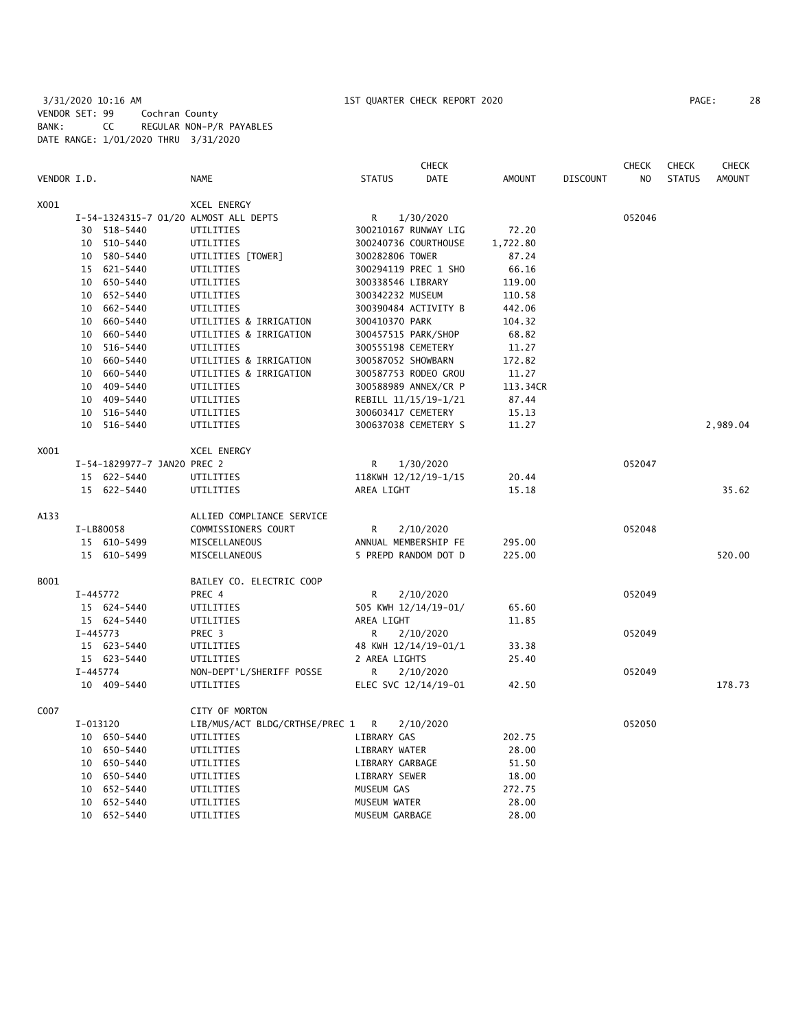3/31/2020 10:16 AM 1ST QUARTER CHECK REPORT 2020

VENDOR SET: 99 Cochran County
BANK: CC REGULAR NON-P/R PAYABLES
DATE RANGE: 1/01/2020 THRU 3/31/2020

| VENDOR I.D. | NAME | STATUS | CHECK DATE | AMOUNT | DISCOUNT | CHECK NO | CHECK STATUS | CHECK AMOUNT |
|---|---|---|---|---|---|---|---|---|
| X001 | XCEL ENERGY | | | | | | | |
| I-54-1324315-7 01/20 | ALMOST ALL DEPTS | R | 1/30/2020 | | | 052046 | | |
| 30 518-5440 | UTILITIES | 300210167 RUNWAY LIG | | 72.20 | | | | |
| 10 510-5440 | UTILITIES | 300240736 COURTHOUSE | | 1,722.80 | | | | |
| 10 580-5440 | UTILITIES [TOWER] | 300282806 TOWER | | 87.24 | | | | |
| 15 621-5440 | UTILITIES | 300294119 PREC 1 SHO | | 66.16 | | | | |
| 10 650-5440 | UTILITIES | 300338546 LIBRARY | | 119.00 | | | | |
| 10 652-5440 | UTILITIES | 300342232 MUSEUM | | 110.58 | | | | |
| 10 662-5440 | UTILITIES | 300390484 ACTIVITY B | | 442.06 | | | | |
| 10 660-5440 | UTILITIES & IRRIGATION | 300410370 PARK | | 104.32 | | | | |
| 10 660-5440 | UTILITIES & IRRIGATION | 300457515 PARK/SHOP | | 68.82 | | | | |
| 10 516-5440 | UTILITIES | 300555198 CEMETERY | | 11.27 | | | | |
| 10 660-5440 | UTILITIES & IRRIGATION | 300587052 SHOWBARN | | 172.82 | | | | |
| 10 660-5440 | UTILITIES & IRRIGATION | 300587753 RODEO GROU | | 11.27 | | | | |
| 10 409-5440 | UTILITIES | 300588989 ANNEX/CR P | | 113.34CR | | | | |
| 10 409-5440 | UTILITIES | REBILL 11/15/19-1/21 | | 87.44 | | | | |
| 10 516-5440 | UTILITIES | 300603417 CEMETERY | | 15.13 | | | | |
| 10 516-5440 | UTILITIES | 300637038 CEMETERY S | | 11.27 | | | | 2,989.04 |
| X001 | XCEL ENERGY | | | | | | | |
| I-54-1829977-7 JAN20 | PREC 2 | R | 1/30/2020 | | | 052047 | | |
| 15 622-5440 | UTILITIES | 118KWH 12/12/19-1/15 | | 20.44 | | | | |
| 15 622-5440 | UTILITIES | AREA LIGHT | | 15.18 | | | | 35.62 |
| A133 | ALLIED COMPLIANCE SERVICE | | | | | | | |
| I-LB80058 | COMMISSIONERS COURT | R | 2/10/2020 | | | 052048 | | |
| 15 610-5499 | MISCELLANEOUS | ANNUAL MEMBERSHIP FE | | 295.00 | | | | |
| 15 610-5499 | MISCELLANEOUS | 5 PREPD RANDOM DOT D | | 225.00 | | | | 520.00 |
| B001 | BAILEY CO. ELECTRIC COOP | | | | | | | |
| I-445772 | PREC 4 | R | 2/10/2020 | | | 052049 | | |
| 15 624-5440 | UTILITIES | 505 KWH 12/14/19-01/ | | 65.60 | | | | |
| 15 624-5440 | UTILITIES | AREA LIGHT | | 11.85 | | | | |
| I-445773 | PREC 3 | R | 2/10/2020 | | | 052049 | | |
| 15 623-5440 | UTILITIES | 48 KWH 12/14/19-01/1 | | 33.38 | | | | |
| 15 623-5440 | UTILITIES | 2 AREA LIGHTS | | 25.40 | | | | |
| I-445774 | NON-DEPT'L/SHERIFF POSSE | R | 2/10/2020 | | | 052049 | | |
| 10 409-5440 | UTILITIES | ELEC SVC 12/14/19-01 | | 42.50 | | | | 178.73 |
| C007 | CITY OF MORTON | | | | | | | |
| I-013120 | LIB/MUS/ACT BLDG/CRTHSE/PREC 1 | R | 2/10/2020 | | | 052050 | | |
| 10 650-5440 | UTILITIES | LIBRARY GAS | | 202.75 | | | | |
| 10 650-5440 | UTILITIES | LIBRARY WATER | | 28.00 | | | | |
| 10 650-5440 | UTILITIES | LIBRARY GARBAGE | | 51.50 | | | | |
| 10 650-5440 | UTILITIES | LIBRARY SEWER | | 18.00 | | | | |
| 10 652-5440 | UTILITIES | MUSEUM GAS | | 272.75 | | | | |
| 10 652-5440 | UTILITIES | MUSEUM WATER | | 28.00 | | | | |
| 10 652-5440 | UTILITIES | MUSEUM GARBAGE | | 28.00 | | | | |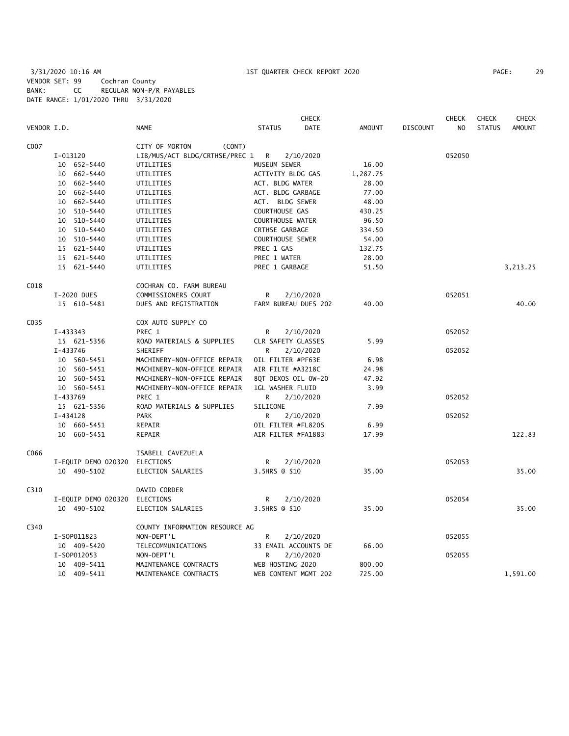3/31/2020 10:16 AM 1ST QUARTER CHECK REPORT 2020
VENDOR SET: 99 Cochran County
BANK: CC REGULAR NON-P/R PAYABLES
DATE RANGE: 1/01/2020 THRU 3/31/2020

| VENDOR I.D. | NAME | STATUS | CHECK DATE | AMOUNT | DISCOUNT | CHECK NO | CHECK STATUS | CHECK AMOUNT |
|---|---|---|---|---|---|---|---|---|
| C007 | CITY OF MORTON (CONT) | | | | | | | |
| I-013120 | LIB/MUS/ACT BLDG/CRTHSE/PREC 1 | R | 2/10/2020 | | | 052050 | | |
| 10 652-5440 | UTILITIES | MUSEUM SEWER | | 16.00 | | | | |
| 10 662-5440 | UTILITIES | ACTIVITY BLDG GAS | | 1,287.75 | | | | |
| 10 662-5440 | UTILITIES | ACT. BLDG WATER | | 28.00 | | | | |
| 10 662-5440 | UTILITIES | ACT. BLDG GARBAGE | | 77.00 | | | | |
| 10 662-5440 | UTILITIES | ACT. BLDG SEWER | | 48.00 | | | | |
| 10 510-5440 | UTILITIES | COURTHOUSE GAS | | 430.25 | | | | |
| 10 510-5440 | UTILITIES | COURTHOUSE WATER | | 96.50 | | | | |
| 10 510-5440 | UTILITIES | CRTHSE GARBAGE | | 334.50 | | | | |
| 10 510-5440 | UTILITIES | COURTHOUSE SEWER | | 54.00 | | | | |
| 15 621-5440 | UTILITIES | PREC 1 GAS | | 132.75 | | | | |
| 15 621-5440 | UTILITIES | PREC 1 WATER | | 28.00 | | | | |
| 15 621-5440 | UTILITIES | PREC 1 GARBAGE | | 51.50 | | | | 3,213.25 |
| C018 | COCHRAN CO. FARM BUREAU | | | | | | | |
| I-2020 DUES | COMMISSIONERS COURT | R | 2/10/2020 | | | 052051 | | |
| 15 610-5481 | DUES AND REGISTRATION | FARM BUREAU DUES 202 | | 40.00 | | | | 40.00 |
| C035 | COX AUTO SUPPLY CO | | | | | | | |
| I-433343 | PREC 1 | R | 2/10/2020 | | | 052052 | | |
| 15 621-5356 | ROAD MATERIALS & SUPPLIES | CLR SAFETY GLASSES | | 5.99 | | | | |
| I-433746 | SHERIFF | R | 2/10/2020 | | | 052052 | | |
| 10 560-5451 | MACHINERY-NON-OFFICE REPAIR | OIL FILTER #PF63E | | 6.98 | | | | |
| 10 560-5451 | MACHINERY-NON-OFFICE REPAIR | AIR FILTE #A3218C | | 24.98 | | | | |
| 10 560-5451 | MACHINERY-NON-OFFICE REPAIR | 8QT DEXOS OIL 0W-20 | | 47.92 | | | | |
| 10 560-5451 | MACHINERY-NON-OFFICE REPAIR | 1GL WASHER FLUID | | 3.99 | | | | |
| I-433769 | PREC 1 | R | 2/10/2020 | | | 052052 | | |
| 15 621-5356 | ROAD MATERIALS & SUPPLIES | SILICONE | | 7.99 | | | | |
| I-434128 | PARK | R | 2/10/2020 | | | 052052 | | |
| 10 660-5451 | REPAIR | OIL FILTER #FL820S | | 6.99 | | | | |
| 10 660-5451 | REPAIR | AIR FILTER #FA1883 | | 17.99 | | | | 122.83 |
| C066 | ISABELL CAVEZUELA | | | | | | | |
| I-EQUIP DEMO 020320 | ELECTIONS | R | 2/10/2020 | | | 052053 | | |
| 10 490-5102 | ELECTION SALARIES | 3.5HRS @ $10 | | 35.00 | | | | 35.00 |
| C310 | DAVID CORDER | | | | | | | |
| I-EQUIP DEMO 020320 | ELECTIONS | R | 2/10/2020 | | | 052054 | | |
| 10 490-5102 | ELECTION SALARIES | 3.5HRS @ $10 | | 35.00 | | | | 35.00 |
| C340 | COUNTY INFORMATION RESOURCE AG | | | | | | | |
| I-SOP011823 | NON-DEPT'L | R | 2/10/2020 | | | 052055 | | |
| 10 409-5420 | TELECOMMUNICATIONS | 33 EMAIL ACCOUNTS DE | | 66.00 | | | | |
| I-SOP012053 | NON-DEPT'L | R | 2/10/2020 | | | 052055 | | |
| 10 409-5411 | MAINTENANCE CONTRACTS | WEB HOSTING 2020 | | 800.00 | | | | |
| 10 409-5411 | MAINTENANCE CONTRACTS | WEB CONTENT MGMT 202 | | 725.00 | | | | 1,591.00 |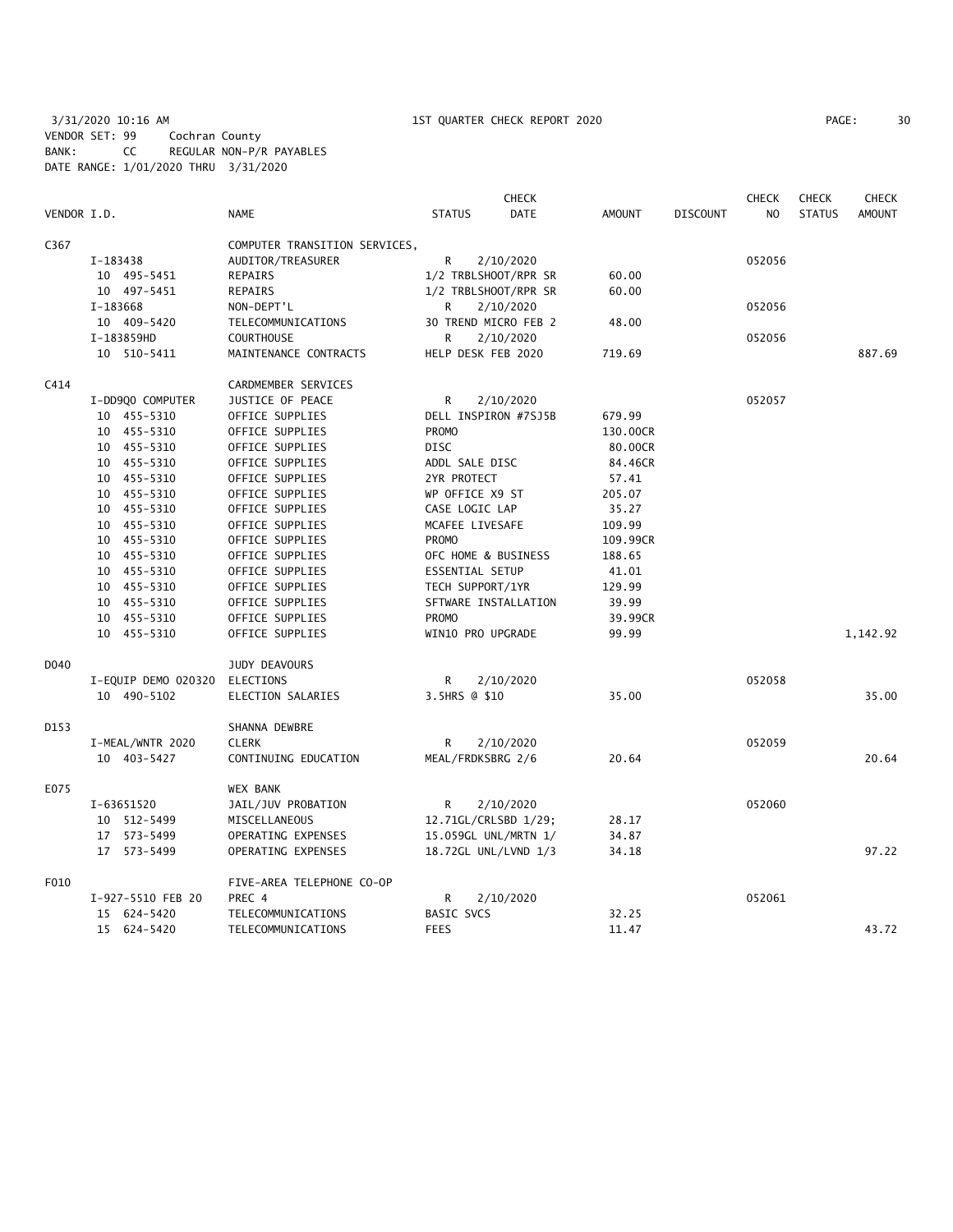3/31/2020 10:16 AM 1ST QUARTER CHECK REPORT 2020
VENDOR SET: 99 Cochran County
BANK: CC REGULAR NON-P/R PAYABLES
DATE RANGE: 1/01/2020 THRU 3/31/2020

| VENDOR I.D. | NAME | STATUS | CHECK DATE | AMOUNT | DISCOUNT | CHECK NO | CHECK STATUS | CHECK AMOUNT |
|---|---|---|---|---|---|---|---|---|
| C367 | COMPUTER TRANSITION SERVICES, | | | | | | | |
| I-183438 | AUDITOR/TREASURER | R | 2/10/2020 | | | 052056 | | |
| 10 495-5451 | REPAIRS | 1/2 TRBLSHOOT/RPR SR | | 60.00 | | | | |
| 10 497-5451 | REPAIRS | 1/2 TRBLSHOOT/RPR SR | | 60.00 | | | | |
| I-183668 | NON-DEPT'L | R | 2/10/2020 | | | 052056 | | |
| 10 409-5420 | TELECOMMUNICATIONS | 30 TREND MICRO FEB 2 | | 48.00 | | | | |
| I-183859HD | COURTHOUSE | R | 2/10/2020 | | | 052056 | | |
| 10 510-5411 | MAINTENANCE CONTRACTS | HELP DESK FEB 2020 | | 719.69 | | | | 887.69 |
| C414 | CARDMEMBER SERVICES | | | | | | | |
| I-DD9Q0 COMPUTER | JUSTICE OF PEACE | R | 2/10/2020 | | | 052057 | | |
| 10 455-5310 | OFFICE SUPPLIES | DELL INSPIRON #7SJ5B | | 679.99 | | | | |
| 10 455-5310 | OFFICE SUPPLIES | PROMO | | 130.00CR | | | | |
| 10 455-5310 | OFFICE SUPPLIES | DISC | | 80.00CR | | | | |
| 10 455-5310 | OFFICE SUPPLIES | ADDL SALE DISC | | 84.46CR | | | | |
| 10 455-5310 | OFFICE SUPPLIES | 2YR PROTECT | | 57.41 | | | | |
| 10 455-5310 | OFFICE SUPPLIES | WP OFFICE X9 ST | | 205.07 | | | | |
| 10 455-5310 | OFFICE SUPPLIES | CASE LOGIC LAP | | 35.27 | | | | |
| 10 455-5310 | OFFICE SUPPLIES | MCAFEE LIVESAFE | | 109.99 | | | | |
| 10 455-5310 | OFFICE SUPPLIES | PROMO | | 109.99CR | | | | |
| 10 455-5310 | OFFICE SUPPLIES | OFC HOME & BUSINESS | | 188.65 | | | | |
| 10 455-5310 | OFFICE SUPPLIES | ESSENTIAL SETUP | | 41.01 | | | | |
| 10 455-5310 | OFFICE SUPPLIES | TECH SUPPORT/1YR | | 129.99 | | | | |
| 10 455-5310 | OFFICE SUPPLIES | SFTWARE INSTALLATION | | 39.99 | | | | |
| 10 455-5310 | OFFICE SUPPLIES | PROMO | | 39.99CR | | | | |
| 10 455-5310 | OFFICE SUPPLIES | WIN10 PRO UPGRADE | | 99.99 | | | | 1,142.92 |
| D040 | JUDY DEAVOURS | | | | | | | |
| I-EQUIP DEMO 020320 | ELECTIONS | R | 2/10/2020 | | | 052058 | | |
| 10 490-5102 | ELECTION SALARIES | 3.5HRS @ $10 | | 35.00 | | | | 35.00 |
| D153 | SHANNA DEWBRE | | | | | | | |
| I-MEAL/WNTR 2020 | CLERK | R | 2/10/2020 | | | 052059 | | |
| 10 403-5427 | CONTINUING EDUCATION | MEAL/FRDKSBRG 2/6 | | 20.64 | | | | 20.64 |
| E075 | WEX BANK | | | | | | | |
| I-63651520 | JAIL/JUV PROBATION | R | 2/10/2020 | | | 052060 | | |
| 10 512-5499 | MISCELLANEOUS | 12.71GL/CRLSBD 1/29; | | 28.17 | | | | |
| 17 573-5499 | OPERATING EXPENSES | 15.059GL UNL/MRTN 1/ | | 34.87 | | | | |
| 17 573-5499 | OPERATING EXPENSES | 18.72GL UNL/LVND 1/3 | | 34.18 | | | | 97.22 |
| F010 | FIVE-AREA TELEPHONE CO-OP | | | | | | | |
| I-927-5510 FEB 20 | PREC 4 | R | 2/10/2020 | | | 052061 | | |
| 15 624-5420 | TELECOMMUNICATIONS | BASIC SVCS | | 32.25 | | | | |
| 15 624-5420 | TELECOMMUNICATIONS | FEES | | 11.47 | | | | 43.72 |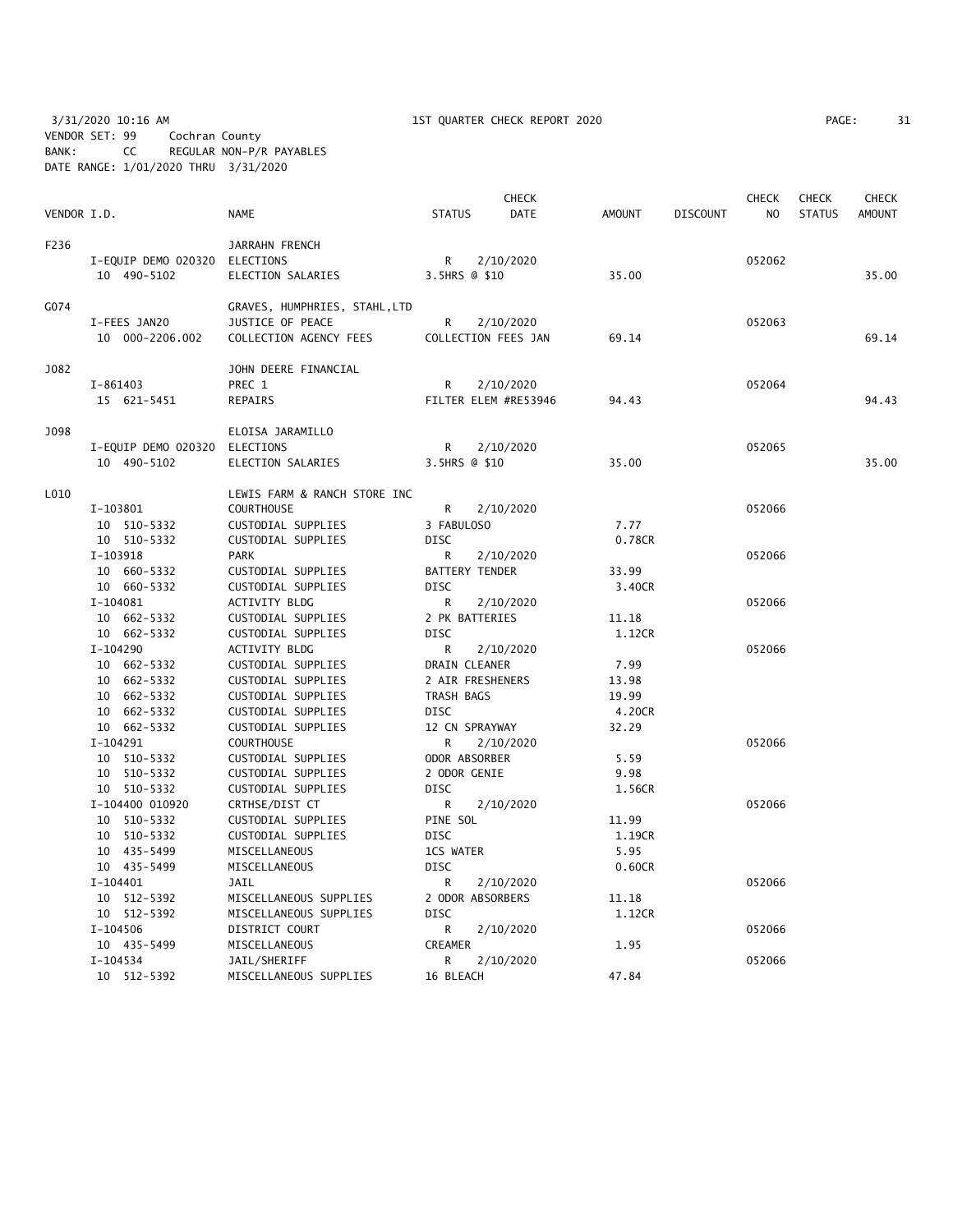3/31/2020 10:16 AM 1ST QUARTER CHECK REPORT 2020
VENDOR SET: 99 Cochran County
BANK: CC REGULAR NON-P/R PAYABLES
DATE RANGE: 1/01/2020 THRU 3/31/2020

| VENDOR I.D. | NAME | STATUS | CHECK DATE | AMOUNT | DISCOUNT | CHECK NO | CHECK STATUS | CHECK AMOUNT |
|---|---|---|---|---|---|---|---|---|
| F236 | JARRAHN FRENCH | | | | | | | |
| I-EQUIP DEMO 020320 | ELECTIONS | R | 2/10/2020 | | | 052062 | | |
| 10 490-5102 | ELECTION SALARIES | 3.5HRS @ $10 | | 35.00 | | | | 35.00 |
| G074 | GRAVES, HUMPHRIES, STAHL,LTD | | | | | | | |
| I-FEES JAN20 | JUSTICE OF PEACE | R | 2/10/2020 | | | 052063 | | |
| 10 000-2206.002 | COLLECTION AGENCY FEES | COLLECTION FEES JAN | | 69.14 | | | | 69.14 |
| J082 | JOHN DEERE FINANCIAL | | | | | | | |
| I-861403 | PREC 1 | R | 2/10/2020 | | | 052064 | | |
| 15 621-5451 | REPAIRS | FILTER ELEM #RE53946 | | 94.43 | | | | 94.43 |
| J098 | ELOISA JARAMILLO | | | | | | | |
| I-EQUIP DEMO 020320 | ELECTIONS | R | 2/10/2020 | | | 052065 | | |
| 10 490-5102 | ELECTION SALARIES | 3.5HRS @ $10 | | 35.00 | | | | 35.00 |
| L010 | LEWIS FARM & RANCH STORE INC | | | | | | | |
| I-103801 | COURTHOUSE | R | 2/10/2020 | | | 052066 | | |
| 10 510-5332 | CUSTODIAL SUPPLIES | 3 FABULOSO | | 7.77 | | | | |
| 10 510-5332 | CUSTODIAL SUPPLIES | DISC | | 0.78CR | | | | |
| I-103918 | PARK | R | 2/10/2020 | | | 052066 | | |
| 10 660-5332 | CUSTODIAL SUPPLIES | BATTERY TENDER | | 33.99 | | | | |
| 10 660-5332 | CUSTODIAL SUPPLIES | DISC | | 3.40CR | | | | |
| I-104081 | ACTIVITY BLDG | R | 2/10/2020 | | | 052066 | | |
| 10 662-5332 | CUSTODIAL SUPPLIES | 2 PK BATTERIES | | 11.18 | | | | |
| 10 662-5332 | CUSTODIAL SUPPLIES | DISC | | 1.12CR | | | | |
| I-104290 | ACTIVITY BLDG | R | 2/10/2020 | | | 052066 | | |
| 10 662-5332 | CUSTODIAL SUPPLIES | DRAIN CLEANER | | 7.99 | | | | |
| 10 662-5332 | CUSTODIAL SUPPLIES | 2 AIR FRESHENERS | | 13.98 | | | | |
| 10 662-5332 | CUSTODIAL SUPPLIES | TRASH BAGS | | 19.99 | | | | |
| 10 662-5332 | CUSTODIAL SUPPLIES | DISC | | 4.20CR | | | | |
| 10 662-5332 | CUSTODIAL SUPPLIES | 12 CN SPRAYWAY | | 32.29 | | | | |
| I-104291 | COURTHOUSE | R | 2/10/2020 | | | 052066 | | |
| 10 510-5332 | CUSTODIAL SUPPLIES | ODOR ABSORBER | | 5.59 | | | | |
| 10 510-5332 | CUSTODIAL SUPPLIES | 2 ODOR GENIE | | 9.98 | | | | |
| 10 510-5332 | CUSTODIAL SUPPLIES | DISC | | 1.56CR | | | | |
| I-104400 010920 | CRTHSE/DIST CT | R | 2/10/2020 | | | 052066 | | |
| 10 510-5332 | CUSTODIAL SUPPLIES | PINE SOL | | 11.99 | | | | |
| 10 510-5332 | CUSTODIAL SUPPLIES | DISC | | 1.19CR | | | | |
| 10 435-5499 | MISCELLANEOUS | 1CS WATER | | 5.95 | | | | |
| 10 435-5499 | MISCELLANEOUS | DISC | | 0.60CR | | | | |
| I-104401 | JAIL | R | 2/10/2020 | | | 052066 | | |
| 10 512-5392 | MISCELLANEOUS SUPPLIES | 2 ODOR ABSORBERS | | 11.18 | | | | |
| 10 512-5392 | MISCELLANEOUS SUPPLIES | DISC | | 1.12CR | | | | |
| I-104506 | DISTRICT COURT | R | 2/10/2020 | | | 052066 | | |
| 10 435-5499 | MISCELLANEOUS | CREAMER | | 1.95 | | | | |
| I-104534 | JAIL/SHERIFF | R | 2/10/2020 | | | 052066 | | |
| 10 512-5392 | MISCELLANEOUS SUPPLIES | 16 BLEACH | | 47.84 | | | | |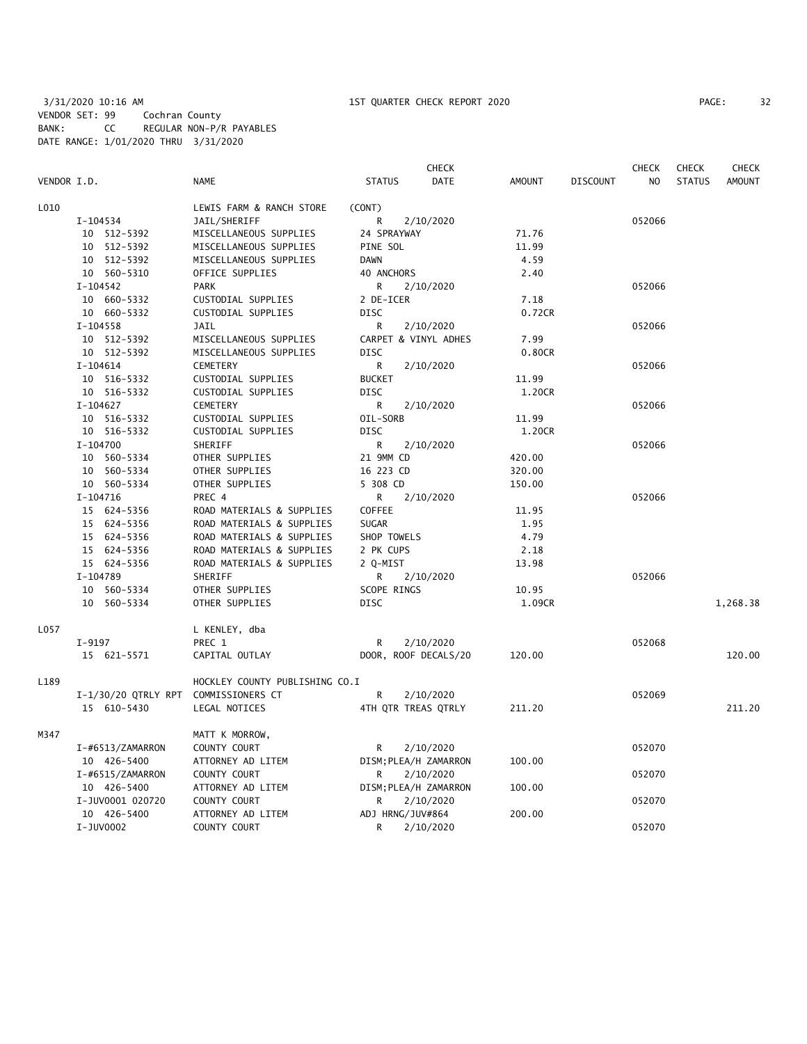3/31/2020 10:16 AM 1ST QUARTER CHECK REPORT 2020

VENDOR SET: 99 Cochran County
BANK: CC REGULAR NON-P/R PAYABLES
DATE RANGE: 1/01/2020 THRU 3/31/2020

| VENDOR I.D. | NAME | STATUS | CHECK DATE | AMOUNT | DISCOUNT | CHECK NO | CHECK STATUS | CHECK AMOUNT |
|---|---|---|---|---|---|---|---|---|
| L010 | LEWIS FARM & RANCH STORE | (CONT) | | | | | | |
| I-104534 | JAIL/SHERIFF | R | 2/10/2020 | | | 052066 | | |
| 10 512-5392 | MISCELLANEOUS SUPPLIES | 24 SPRAYWAY | | 71.76 | | | | |
| 10 512-5392 | MISCELLANEOUS SUPPLIES | PINE SOL | | 11.99 | | | | |
| 10 512-5392 | MISCELLANEOUS SUPPLIES | DAWN | | 4.59 | | | | |
| 10 560-5310 | OFFICE SUPPLIES | 40 ANCHORS | | 2.40 | | | | |
| I-104542 | PARK | R | 2/10/2020 | | | 052066 | | |
| 10 660-5332 | CUSTODIAL SUPPLIES | 2 DE-ICER | | 7.18 | | | | |
| 10 660-5332 | CUSTODIAL SUPPLIES | DISC | | 0.72CR | | | | |
| I-104558 | JAIL | R | 2/10/2020 | | | 052066 | | |
| 10 512-5392 | MISCELLANEOUS SUPPLIES | CARPET & VINYL ADHES | | 7.99 | | | | |
| 10 512-5392 | MISCELLANEOUS SUPPLIES | DISC | | 0.80CR | | | | |
| I-104614 | CEMETERY | R | 2/10/2020 | | | 052066 | | |
| 10 516-5332 | CUSTODIAL SUPPLIES | BUCKET | | 11.99 | | | | |
| 10 516-5332 | CUSTODIAL SUPPLIES | DISC | | 1.20CR | | | | |
| I-104627 | CEMETERY | R | 2/10/2020 | | | 052066 | | |
| 10 516-5332 | CUSTODIAL SUPPLIES | OIL-SORB | | 11.99 | | | | |
| 10 516-5332 | CUSTODIAL SUPPLIES | DISC | | 1.20CR | | | | |
| I-104700 | SHERIFF | R | 2/10/2020 | | | 052066 | | |
| 10 560-5334 | OTHER SUPPLIES | 21 9MM CD | | 420.00 | | | | |
| 10 560-5334 | OTHER SUPPLIES | 16 223 CD | | 320.00 | | | | |
| 10 560-5334 | OTHER SUPPLIES | 5 308 CD | | 150.00 | | | | |
| I-104716 | PREC 4 | R | 2/10/2020 | | | 052066 | | |
| 15 624-5356 | ROAD MATERIALS & SUPPLIES | COFFEE | | 11.95 | | | | |
| 15 624-5356 | ROAD MATERIALS & SUPPLIES | SUGAR | | 1.95 | | | | |
| 15 624-5356 | ROAD MATERIALS & SUPPLIES | SHOP TOWELS | | 4.79 | | | | |
| 15 624-5356 | ROAD MATERIALS & SUPPLIES | 2 PK CUPS | | 2.18 | | | | |
| 15 624-5356 | ROAD MATERIALS & SUPPLIES | 2 Q-MIST | | 13.98 | | | | |
| I-104789 | SHERIFF | R | 2/10/2020 | | | 052066 | | |
| 10 560-5334 | OTHER SUPPLIES | SCOPE RINGS | | 10.95 | | | | |
| 10 560-5334 | OTHER SUPPLIES | DISC | | 1.09CR | | | | 1,268.38 |
| L057 | L KENLEY, dba | | | | | | | |
| I-9197 | PREC 1 | R | 2/10/2020 | | | 052068 | | |
| 15 621-5571 | CAPITAL OUTLAY | DOOR, ROOF DECALS/20 | | 120.00 | | | | 120.00 |
| L189 | HOCKLEY COUNTY PUBLISHING CO.I | | | | | | | |
| I-1/30/20 QTRLY RPT | COMMISSIONERS CT | R | 2/10/2020 | | | 052069 | | |
| 15 610-5430 | LEGAL NOTICES | 4TH QTR TREAS QTRLY | | 211.20 | | | | 211.20 |
| M347 | MATT K MORROW, | | | | | | | |
| I-#6513/ZAMARRON | COUNTY COURT | R | 2/10/2020 | | | 052070 | | |
| 10 426-5400 | ATTORNEY AD LITEM | DISM;PLEA/H ZAMARRON | | 100.00 | | | | |
| I-#6515/ZAMARRON | COUNTY COURT | R | 2/10/2020 | | | 052070 | | |
| 10 426-5400 | ATTORNEY AD LITEM | DISM;PLEA/H ZAMARRON | | 100.00 | | | | |
| I-JUV0001 020720 | COUNTY COURT | R | 2/10/2020 | | | 052070 | | |
| 10 426-5400 | ATTORNEY AD LITEM | ADJ HRNG/JUV#864 | | 200.00 | | | | |
| I-JUV0002 | COUNTY COURT | R | 2/10/2020 | | | 052070 | | |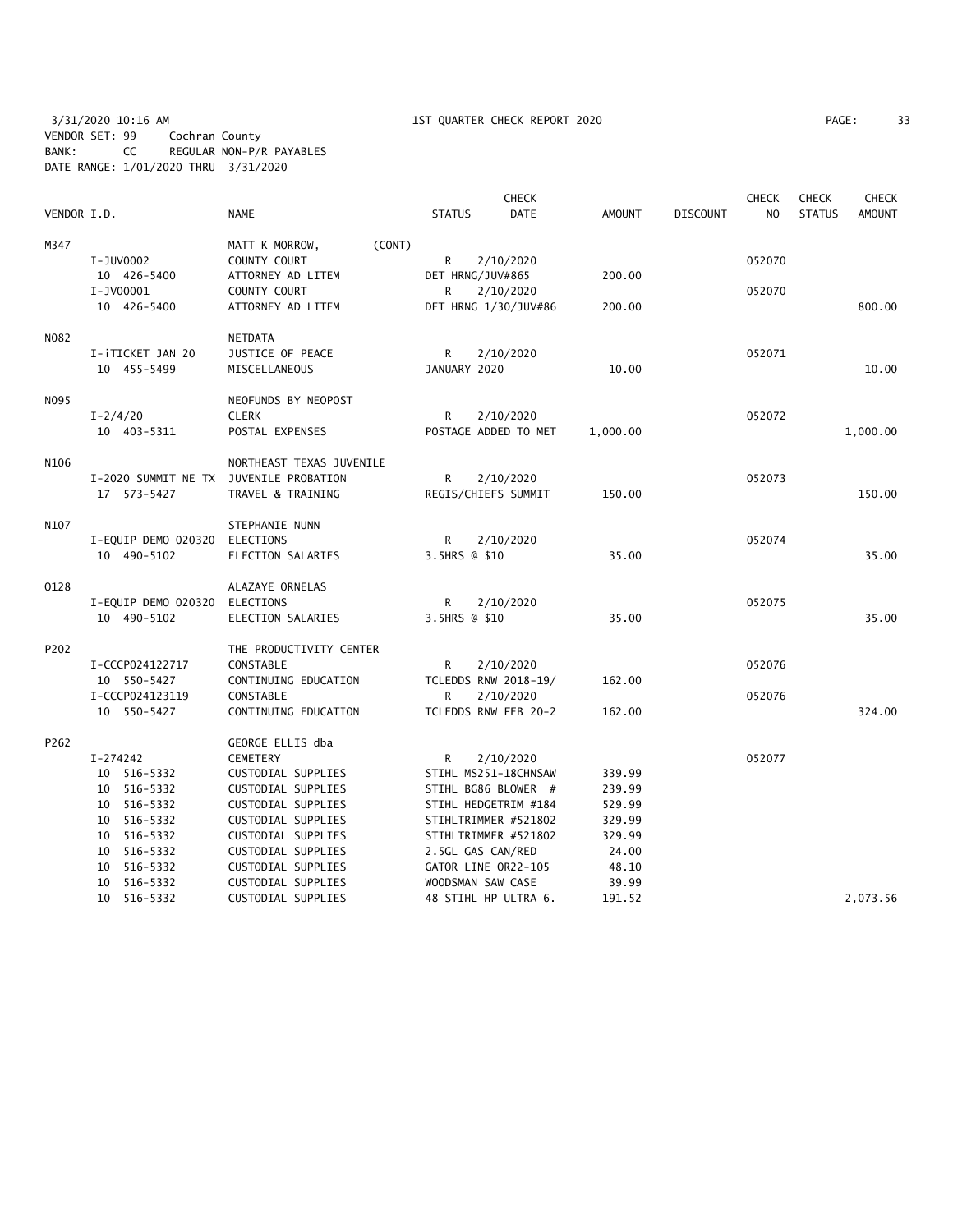3/31/2020 10:16 AM 1ST QUARTER CHECK REPORT 2020
VENDOR SET: 99 Cochran County
BANK: CC REGULAR NON-P/R PAYABLES
DATE RANGE: 1/01/2020 THRU 3/31/2020

| VENDOR I.D. | NAME | STATUS | CHECK DATE | AMOUNT | DISCOUNT | CHECK NO | CHECK STATUS | CHECK AMOUNT |
|---|---|---|---|---|---|---|---|---|
| M347 | MATT K MORROW, (CONT) | | | | | | | |
| I-JUV0002 | COUNTY COURT | R | 2/10/2020 | | | 052070 | | |
| 10 426-5400 | ATTORNEY AD LITEM | DET HRNG/JUV#865 | | 200.00 | | | | |
| I-JV00001 | COUNTY COURT | R | 2/10/2020 | | | 052070 | | |
| 10 426-5400 | ATTORNEY AD LITEM | DET HRNG 1/30/JUV#86 | | 200.00 | | | | 800.00 |
| N082 | NETDATA | | | | | | | |
| I-iTICKET JAN 20 | JUSTICE OF PEACE | R | 2/10/2020 | | | 052071 | | |
| 10 455-5499 | MISCELLANEOUS | JANUARY 2020 | | 10.00 | | | | 10.00 |
| N095 | NEOFUNDS BY NEOPOST | | | | | | | |
| I-2/4/20 | CLERK | R | 2/10/2020 | | | 052072 | | |
| 10 403-5311 | POSTAL EXPENSES | POSTAGE ADDED TO MET | | 1,000.00 | | | | 1,000.00 |
| N106 | NORTHEAST TEXAS JUVENILE | | | | | | | |
| I-2020 SUMMIT NE TX | JUVENILE PROBATION | R | 2/10/2020 | | | 052073 | | |
| 17 573-5427 | TRAVEL & TRAINING | REGIS/CHIEFS SUMMIT | | 150.00 | | | | 150.00 |
| N107 | STEPHANIE NUNN | | | | | | | |
| I-EQUIP DEMO 020320 | ELECTIONS | R | 2/10/2020 | | | 052074 | | |
| 10 490-5102 | ELECTION SALARIES | 3.5HRS @ $10 | | 35.00 | | | | 35.00 |
| O128 | ALAZAYE ORNELAS | | | | | | | |
| I-EQUIP DEMO 020320 | ELECTIONS | R | 2/10/2020 | | | 052075 | | |
| 10 490-5102 | ELECTION SALARIES | 3.5HRS @ $10 | | 35.00 | | | | 35.00 |
| P202 | THE PRODUCTIVITY CENTER | | | | | | | |
| I-CCCP024122717 | CONSTABLE | R | 2/10/2020 | | | 052076 | | |
| 10 550-5427 | CONTINUING EDUCATION | TCLEDDS RNW 2018-19/ | | 162.00 | | | | |
| I-CCCP024123119 | CONSTABLE | R | 2/10/2020 | | | 052076 | | |
| 10 550-5427 | CONTINUING EDUCATION | TCLEDDS RNW FEB 20-2 | | 162.00 | | | | 324.00 |
| P262 | GEORGE ELLIS dba | | | | | | | |
| I-274242 | CEMETERY | R | 2/10/2020 | | | 052077 | | |
| 10 516-5332 | CUSTODIAL SUPPLIES | STIHL MS251-18CHNSAW | | 339.99 | | | | |
| 10 516-5332 | CUSTODIAL SUPPLIES | STIHL BG86 BLOWER # | | 239.99 | | | | |
| 10 516-5332 | CUSTODIAL SUPPLIES | STIHL HEDGETRIM #184 | | 529.99 | | | | |
| 10 516-5332 | CUSTODIAL SUPPLIES | STIHLTRIMMER #521802 | | 329.99 | | | | |
| 10 516-5332 | CUSTODIAL SUPPLIES | STIHLTRIMMER #521802 | | 329.99 | | | | |
| 10 516-5332 | CUSTODIAL SUPPLIES | 2.5GL GAS CAN/RED | | 24.00 | | | | |
| 10 516-5332 | CUSTODIAL SUPPLIES | GATOR LINE OR22-105 | | 48.10 | | | | |
| 10 516-5332 | CUSTODIAL SUPPLIES | WOODSMAN SAW CASE | | 39.99 | | | | |
| 10 516-5332 | CUSTODIAL SUPPLIES | 48 STIHL HP ULTRA 6. | | 191.52 | | | | 2,073.56 |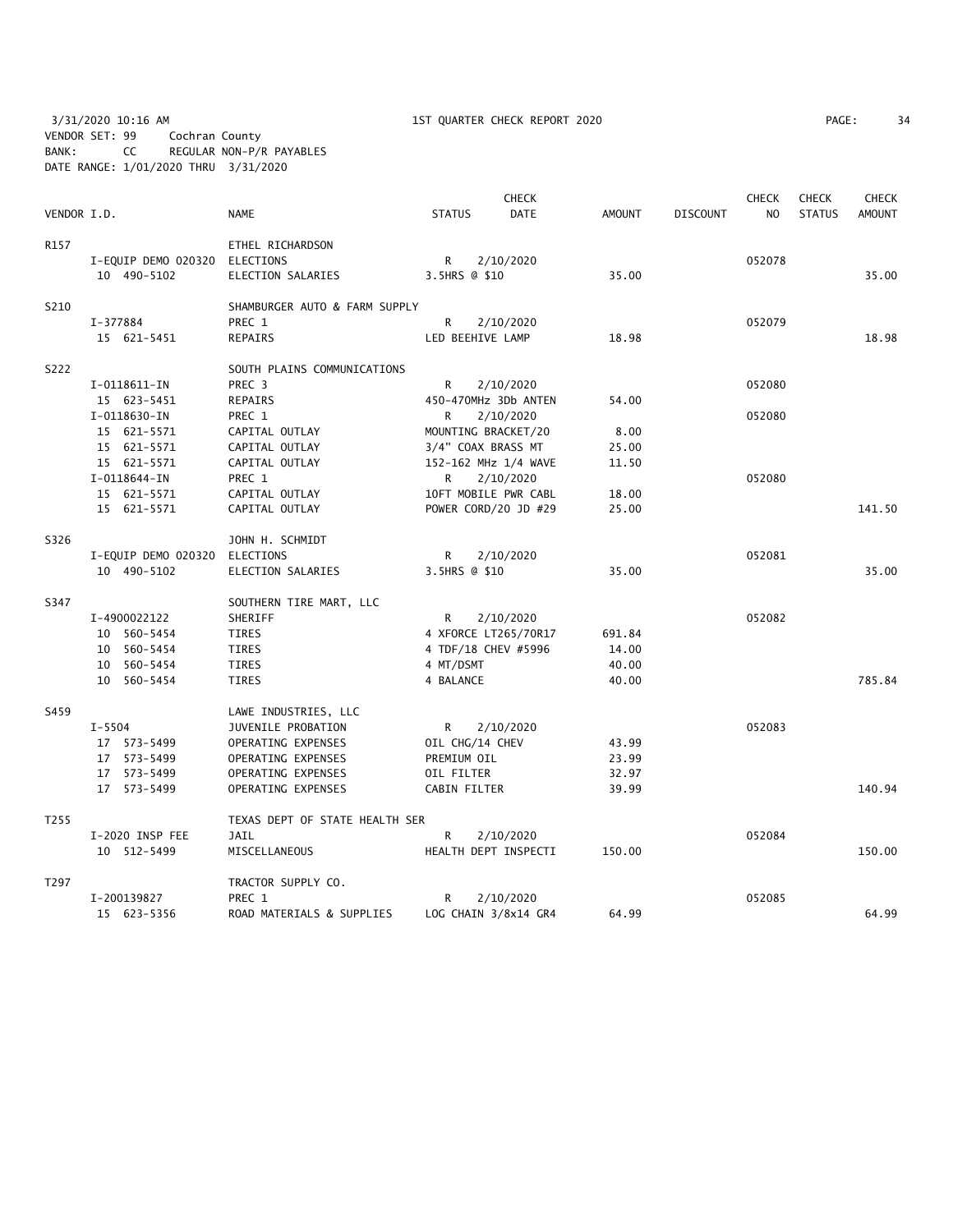3/31/2020 10:16 AM 1ST QUARTER CHECK REPORT 2020

VENDOR SET: 99 Cochran County
BANK: CC REGULAR NON-P/R PAYABLES
DATE RANGE: 1/01/2020 THRU 3/31/2020

| VENDOR I.D. | NAME | STATUS | CHECK DATE | AMOUNT | DISCOUNT | CHECK NO | CHECK STATUS | CHECK AMOUNT |
|---|---|---|---|---|---|---|---|---|
| R157 | ETHEL RICHARDSON | | | | | | | |
| I-EQUIP DEMO 020320 | ELECTIONS | R | 2/10/2020 | | | 052078 | | |
| 10 490-5102 | ELECTION SALARIES | 3.5HRS @ $10 | | 35.00 | | | | 35.00 |
| S210 | SHAMBURGER AUTO & FARM SUPPLY | | | | | | | |
| I-377884 | PREC 1 | R | 2/10/2020 | | | 052079 | | |
| 15 621-5451 | REPAIRS | LED BEEHIVE LAMP | | 18.98 | | | | 18.98 |
| S222 | SOUTH PLAINS COMMUNICATIONS | | | | | | | |
| I-0118611-IN | PREC 3 | R | 2/10/2020 | | | 052080 | | |
| 15 623-5451 | REPAIRS | 450-470MHz 3Db ANTEN | | 54.00 | | | | |
| I-0118630-IN | PREC 1 | R | 2/10/2020 | | | 052080 | | |
| 15 621-5571 | CAPITAL OUTLAY | MOUNTING BRACKET/20 | | 8.00 | | | | |
| 15 621-5571 | CAPITAL OUTLAY | 3/4" COAX BRASS MT | | 25.00 | | | | |
| 15 621-5571 | CAPITAL OUTLAY | 152-162 MHz 1/4 WAVE | | 11.50 | | | | |
| I-0118644-IN | PREC 1 | R | 2/10/2020 | | | 052080 | | |
| 15 621-5571 | CAPITAL OUTLAY | 10FT MOBILE PWR CABL | | 18.00 | | | | |
| 15 621-5571 | CAPITAL OUTLAY | POWER CORD/20 JD #29 | | 25.00 | | | | 141.50 |
| S326 | JOHN H. SCHMIDT | | | | | | | |
| I-EQUIP DEMO 020320 | ELECTIONS | R | 2/10/2020 | | | 052081 | | |
| 10 490-5102 | ELECTION SALARIES | 3.5HRS @ $10 | | 35.00 | | | | 35.00 |
| S347 | SOUTHERN TIRE MART, LLC | | | | | | | |
| I-4900022122 | SHERIFF | R | 2/10/2020 | | | 052082 | | |
| 10 560-5454 | TIRES | 4 XFORCE LT265/70R17 | | 691.84 | | | | |
| 10 560-5454 | TIRES | 4 TDF/18 CHEV #5996 | | 14.00 | | | | |
| 10 560-5454 | TIRES | 4 MT/DSMT | | 40.00 | | | | |
| 10 560-5454 | TIRES | 4 BALANCE | | 40.00 | | | | 785.84 |
| S459 | LAWE INDUSTRIES, LLC | | | | | | | |
| I-5504 | JUVENILE PROBATION | R | 2/10/2020 | | | 052083 | | |
| 17 573-5499 | OPERATING EXPENSES | OIL CHG/14 CHEV | | 43.99 | | | | |
| 17 573-5499 | OPERATING EXPENSES | PREMIUM OIL | | 23.99 | | | | |
| 17 573-5499 | OPERATING EXPENSES | OIL FILTER | | 32.97 | | | | |
| 17 573-5499 | OPERATING EXPENSES | CABIN FILTER | | 39.99 | | | | 140.94 |
| T255 | TEXAS DEPT OF STATE HEALTH SER | | | | | | | |
| I-2020 INSP FEE | JAIL | R | 2/10/2020 | | | 052084 | | |
| 10 512-5499 | MISCELLANEOUS | HEALTH DEPT INSPECTI | | 150.00 | | | | 150.00 |
| T297 | TRACTOR SUPPLY CO. | | | | | | | |
| I-200139827 | PREC 1 | R | 2/10/2020 | | | 052085 | | |
| 15 623-5356 | ROAD MATERIALS & SUPPLIES | LOG CHAIN 3/8x14 GR4 | | 64.99 | | | | 64.99 |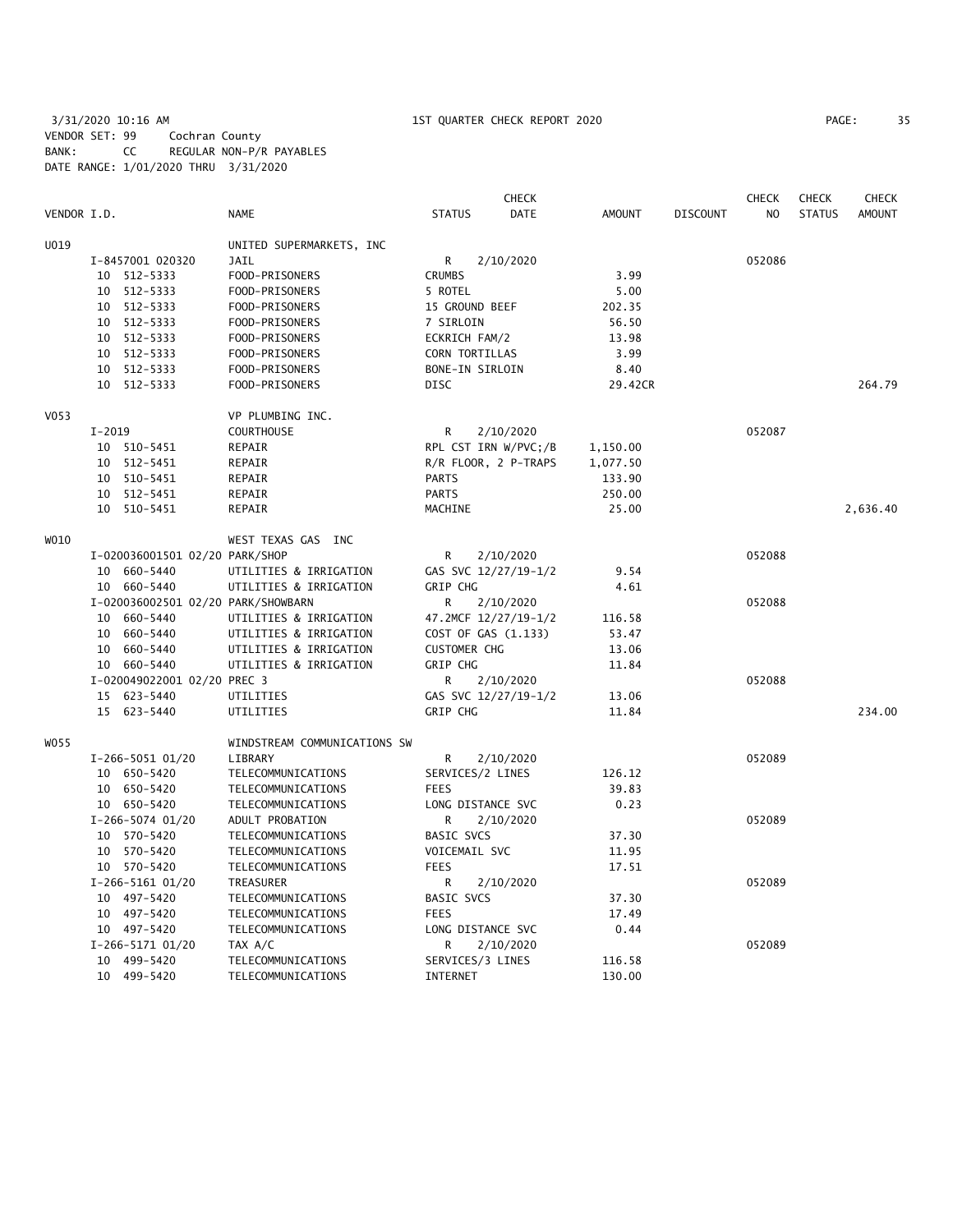3/31/2020 10:16 AM 1ST QUARTER CHECK REPORT 2020
VENDOR SET: 99 Cochran County
BANK: CC REGULAR NON-P/R PAYABLES
DATE RANGE: 1/01/2020 THRU 3/31/2020

| VENDOR I.D. | NAME | STATUS | CHECK DATE | AMOUNT | DISCOUNT | CHECK NO | CHECK STATUS | CHECK AMOUNT |
|---|---|---|---|---|---|---|---|---|
| U019 | UNITED SUPERMARKETS, INC | | | | | | | |
| I-8457001 020320 | JAIL | R | 2/10/2020 | | | 052086 | | |
| 10 512-5333 | FOOD-PRISONERS | CRUMBS | | 3.99 | | | | |
| 10 512-5333 | FOOD-PRISONERS | 5 ROTEL | | 5.00 | | | | |
| 10 512-5333 | FOOD-PRISONERS | 15 GROUND BEEF | | 202.35 | | | | |
| 10 512-5333 | FOOD-PRISONERS | 7 SIRLOIN | | 56.50 | | | | |
| 10 512-5333 | FOOD-PRISONERS | ECKRICH FAM/2 | | 13.98 | | | | |
| 10 512-5333 | FOOD-PRISONERS | CORN TORTILLAS | | 3.99 | | | | |
| 10 512-5333 | FOOD-PRISONERS | BONE-IN SIRLOIN | | 8.40 | | | | |
| 10 512-5333 | FOOD-PRISONERS | DISC | | 29.42CR | | | | 264.79 |
| V053 | VP PLUMBING INC. | | | | | | | |
| I-2019 | COURTHOUSE | R | 2/10/2020 | | | 052087 | | |
| 10 510-5451 | REPAIR | RPL CST IRN W/PVC;/B | | 1,150.00 | | | | |
| 10 512-5451 | REPAIR | R/R FLOOR, 2 P-TRAPS | | 1,077.50 | | | | |
| 10 510-5451 | REPAIR | PARTS | | 133.90 | | | | |
| 10 512-5451 | REPAIR | PARTS | | 250.00 | | | | |
| 10 510-5451 | REPAIR | MACHINE | | 25.00 | | | | 2,636.40 |
| W010 | WEST TEXAS GAS INC | | | | | | | |
| I-020036001501 02/20 | PARK/SHOP | R | 2/10/2020 | | | 052088 | | |
| 10 660-5440 | UTILITIES & IRRIGATION | GAS SVC 12/27/19-1/2 | | 9.54 | | | | |
| 10 660-5440 | UTILITIES & IRRIGATION | GRIP CHG | | 4.61 | | | | |
| I-020036002501 02/20 | PARK/SHOWBARN | R | 2/10/2020 | | | 052088 | | |
| 10 660-5440 | UTILITIES & IRRIGATION | 47.2MCF 12/27/19-1/2 | | 116.58 | | | | |
| 10 660-5440 | UTILITIES & IRRIGATION | COST OF GAS (1.133) | | 53.47 | | | | |
| 10 660-5440 | UTILITIES & IRRIGATION | CUSTOMER CHG | | 13.06 | | | | |
| 10 660-5440 | UTILITIES & IRRIGATION | GRIP CHG | | 11.84 | | | | |
| I-020049022001 02/20 | PREC 3 | R | 2/10/2020 | | | 052088 | | |
| 15 623-5440 | UTILITIES | GAS SVC 12/27/19-1/2 | | 13.06 | | | | |
| 15 623-5440 | UTILITIES | GRIP CHG | | 11.84 | | | | 234.00 |
| W055 | WINDSTREAM COMMUNICATIONS SW | | | | | | | |
| I-266-5051 01/20 | LIBRARY | R | 2/10/2020 | | | 052089 | | |
| 10 650-5420 | TELECOMMUNICATIONS | SERVICES/2 LINES | | 126.12 | | | | |
| 10 650-5420 | TELECOMMUNICATIONS | FEES | | 39.83 | | | | |
| 10 650-5420 | TELECOMMUNICATIONS | LONG DISTANCE SVC | | 0.23 | | | | |
| I-266-5074 01/20 | ADULT PROBATION | R | 2/10/2020 | | | 052089 | | |
| 10 570-5420 | TELECOMMUNICATIONS | BASIC SVCS | | 37.30 | | | | |
| 10 570-5420 | TELECOMMUNICATIONS | VOICEMAIL SVC | | 11.95 | | | | |
| 10 570-5420 | TELECOMMUNICATIONS | FEES | | 17.51 | | | | |
| I-266-5161 01/20 | TREASURER | R | 2/10/2020 | | | 052089 | | |
| 10 497-5420 | TELECOMMUNICATIONS | BASIC SVCS | | 37.30 | | | | |
| 10 497-5420 | TELECOMMUNICATIONS | FEES | | 17.49 | | | | |
| 10 497-5420 | TELECOMMUNICATIONS | LONG DISTANCE SVC | | 0.44 | | | | |
| I-266-5171 01/20 | TAX A/C | R | 2/10/2020 | | | 052089 | | |
| 10 499-5420 | TELECOMMUNICATIONS | SERVICES/3 LINES | | 116.58 | | | | |
| 10 499-5420 | TELECOMMUNICATIONS | INTERNET | | 130.00 | | | | |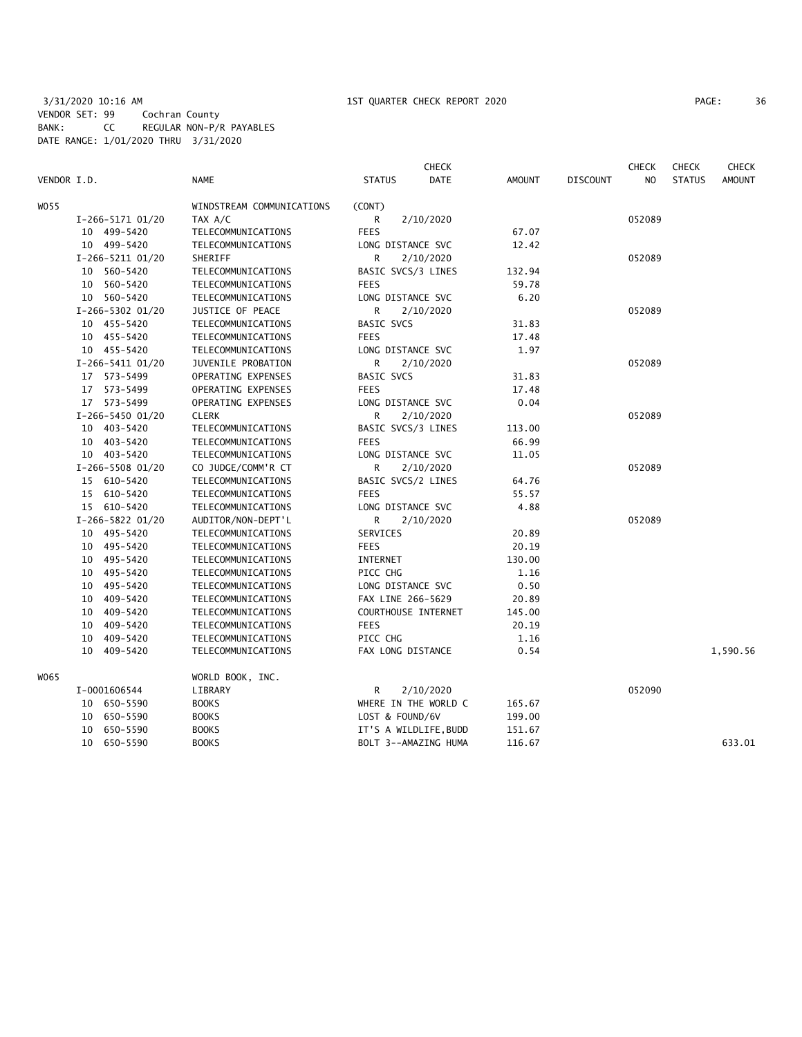3/31/2020 10:16 AM 1ST QUARTER CHECK REPORT 2020
VENDOR SET: 99 Cochran County
BANK: CC REGULAR NON-P/R PAYABLES
DATE RANGE: 1/01/2020 THRU 3/31/2020

| VENDOR I.D. | NAME | STATUS | CHECK DATE | AMOUNT | DISCOUNT | CHECK NO | CHECK STATUS | CHECK AMOUNT |
|---|---|---|---|---|---|---|---|---|
| W055 | WINDSTREAM COMMUNICATIONS | (CONT) | | | | | | |
| I-266-5171 01/20 | TAX A/C | R | 2/10/2020 | | | 052089 | | |
| 10 499-5420 | TELECOMMUNICATIONS | FEES | | 67.07 | | | | |
| 10 499-5420 | TELECOMMUNICATIONS | LONG DISTANCE SVC | | 12.42 | | | | |
| I-266-5211 01/20 | SHERIFF | R | 2/10/2020 | | | 052089 | | |
| 10 560-5420 | TELECOMMUNICATIONS | BASIC SVCS/3 LINES | | 132.94 | | | | |
| 10 560-5420 | TELECOMMUNICATIONS | FEES | | 59.78 | | | | |
| 10 560-5420 | TELECOMMUNICATIONS | LONG DISTANCE SVC | | 6.20 | | | | |
| I-266-5302 01/20 | JUSTICE OF PEACE | R | 2/10/2020 | | | 052089 | | |
| 10 455-5420 | TELECOMMUNICATIONS | BASIC SVCS | | 31.83 | | | | |
| 10 455-5420 | TELECOMMUNICATIONS | FEES | | 17.48 | | | | |
| 10 455-5420 | TELECOMMUNICATIONS | LONG DISTANCE SVC | | 1.97 | | | | |
| I-266-5411 01/20 | JUVENILE PROBATION | R | 2/10/2020 | | | 052089 | | |
| 17 573-5499 | OPERATING EXPENSES | BASIC SVCS | | 31.83 | | | | |
| 17 573-5499 | OPERATING EXPENSES | FEES | | 17.48 | | | | |
| 17 573-5499 | OPERATING EXPENSES | LONG DISTANCE SVC | | 0.04 | | | | |
| I-266-5450 01/20 | CLERK | R | 2/10/2020 | | | 052089 | | |
| 10 403-5420 | TELECOMMUNICATIONS | BASIC SVCS/3 LINES | | 113.00 | | | | |
| 10 403-5420 | TELECOMMUNICATIONS | FEES | | 66.99 | | | | |
| 10 403-5420 | TELECOMMUNICATIONS | LONG DISTANCE SVC | | 11.05 | | | | |
| I-266-5508 01/20 | CO JUDGE/COMM'R CT | R | 2/10/2020 | | | 052089 | | |
| 15 610-5420 | TELECOMMUNICATIONS | BASIC SVCS/2 LINES | | 64.76 | | | | |
| 15 610-5420 | TELECOMMUNICATIONS | FEES | | 55.57 | | | | |
| 15 610-5420 | TELECOMMUNICATIONS | LONG DISTANCE SVC | | 4.88 | | | | |
| I-266-5822 01/20 | AUDITOR/NON-DEPT'L | R | 2/10/2020 | | | 052089 | | |
| 10 495-5420 | TELECOMMUNICATIONS | SERVICES | | 20.89 | | | | |
| 10 495-5420 | TELECOMMUNICATIONS | FEES | | 20.19 | | | | |
| 10 495-5420 | TELECOMMUNICATIONS | INTERNET | | 130.00 | | | | |
| 10 495-5420 | TELECOMMUNICATIONS | PICC CHG | | 1.16 | | | | |
| 10 495-5420 | TELECOMMUNICATIONS | LONG DISTANCE SVC | | 0.50 | | | | |
| 10 409-5420 | TELECOMMUNICATIONS | FAX LINE 266-5629 | | 20.89 | | | | |
| 10 409-5420 | TELECOMMUNICATIONS | COURTHOUSE INTERNET | | 145.00 | | | | |
| 10 409-5420 | TELECOMMUNICATIONS | FEES | | 20.19 | | | | |
| 10 409-5420 | TELECOMMUNICATIONS | PICC CHG | | 1.16 | | | | |
| 10 409-5420 | TELECOMMUNICATIONS | FAX LONG DISTANCE | | 0.54 | | | | 1,590.56 |
| W065 | WORLD BOOK, INC. | | | | | | | |
| I-0001606544 | LIBRARY | R | 2/10/2020 | | | 052090 | | |
| 10 650-5590 | BOOKS | WHERE IN THE WORLD C | | 165.67 | | | | |
| 10 650-5590 | BOOKS | LOST & FOUND/6V | | 199.00 | | | | |
| 10 650-5590 | BOOKS | IT'S A WILDLIFE,BUDD | | 151.67 | | | | |
| 10 650-5590 | BOOKS | BOLT 3--AMAZING HUMA | | 116.67 | | | | 633.01 |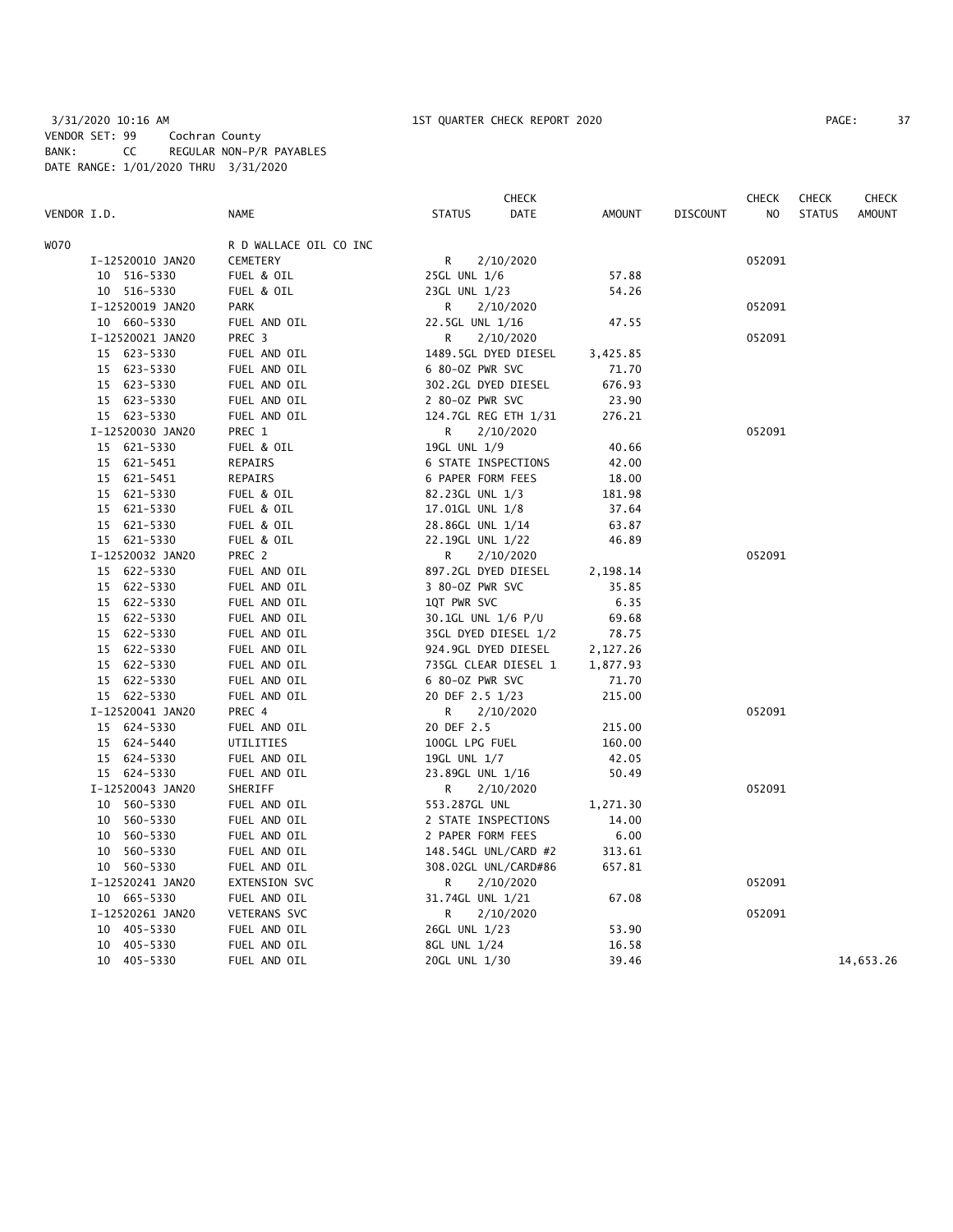3/31/2020 10:16 AM 1ST QUARTER CHECK REPORT 2020

VENDOR SET: 99 Cochran County
BANK: CC REGULAR NON-P/R PAYABLES
DATE RANGE: 1/01/2020 THRU 3/31/2020

| VENDOR I.D. | NAME | STATUS | CHECK DATE | AMOUNT | DISCOUNT | CHECK NO | CHECK STATUS | CHECK AMOUNT |
|---|---|---|---|---|---|---|---|---|
| W070 | R D WALLACE OIL CO INC | | | | | | | |
| I-12520010 JAN20 | CEMETERY | R | 2/10/2020 | | | 052091 | | |
| 10 516-5330 | FUEL & OIL | 25GL UNL 1/6 | | 57.88 | | | | |
| 10 516-5330 | FUEL & OIL | 23GL UNL 1/23 | | 54.26 | | | | |
| I-12520019 JAN20 | PARK | R | 2/10/2020 | | | 052091 | | |
| 10 660-5330 | FUEL AND OIL | 22.5GL UNL 1/16 | | 47.55 | | | | |
| I-12520021 JAN20 | PREC 3 | R | 2/10/2020 | | | 052091 | | |
| 15 623-5330 | FUEL AND OIL | 1489.5GL DYED DIESEL | | 3,425.85 | | | | |
| 15 623-5330 | FUEL AND OIL | 6 80-OZ PWR SVC | | 71.70 | | | | |
| 15 623-5330 | FUEL AND OIL | 302.2GL DYED DIESEL | | 676.93 | | | | |
| 15 623-5330 | FUEL AND OIL | 2 80-OZ PWR SVC | | 23.90 | | | | |
| 15 623-5330 | FUEL AND OIL | 124.7GL REG ETH 1/31 | | 276.21 | | | | |
| I-12520030 JAN20 | PREC 1 | R | 2/10/2020 | | | 052091 | | |
| 15 621-5330 | FUEL & OIL | 19GL UNL 1/9 | | 40.66 | | | | |
| 15 621-5451 | REPAIRS | 6 STATE INSPECTIONS | | 42.00 | | | | |
| 15 621-5451 | REPAIRS | 6 PAPER FORM FEES | | 18.00 | | | | |
| 15 621-5330 | FUEL & OIL | 82.23GL UNL 1/3 | | 181.98 | | | | |
| 15 621-5330 | FUEL & OIL | 17.01GL UNL 1/8 | | 37.64 | | | | |
| 15 621-5330 | FUEL & OIL | 28.86GL UNL 1/14 | | 63.87 | | | | |
| 15 621-5330 | FUEL & OIL | 22.19GL UNL 1/22 | | 46.89 | | | | |
| I-12520032 JAN20 | PREC 2 | R | 2/10/2020 | | | 052091 | | |
| 15 622-5330 | FUEL AND OIL | 897.2GL DYED DIESEL | | 2,198.14 | | | | |
| 15 622-5330 | FUEL AND OIL | 3 80-OZ PWR SVC | | 35.85 | | | | |
| 15 622-5330 | FUEL AND OIL | 1QT PWR SVC | | 6.35 | | | | |
| 15 622-5330 | FUEL AND OIL | 30.1GL UNL 1/6 P/U | | 69.68 | | | | |
| 15 622-5330 | FUEL AND OIL | 35GL DYED DIESEL 1/2 | | 78.75 | | | | |
| 15 622-5330 | FUEL AND OIL | 924.9GL DYED DIESEL | | 2,127.26 | | | | |
| 15 622-5330 | FUEL AND OIL | 735GL CLEAR DIESEL 1 | | 1,877.93 | | | | |
| 15 622-5330 | FUEL AND OIL | 6 80-OZ PWR SVC | | 71.70 | | | | |
| 15 622-5330 | FUEL AND OIL | 20 DEF 2.5 1/23 | | 215.00 | | | | |
| I-12520041 JAN20 | PREC 4 | R | 2/10/2020 | | | 052091 | | |
| 15 624-5330 | FUEL AND OIL | 20 DEF 2.5 | | 215.00 | | | | |
| 15 624-5440 | UTILITIES | 100GL LPG FUEL | | 160.00 | | | | |
| 15 624-5330 | FUEL AND OIL | 19GL UNL 1/7 | | 42.05 | | | | |
| 15 624-5330 | FUEL AND OIL | 23.89GL UNL 1/16 | | 50.49 | | | | |
| I-12520043 JAN20 | SHERIFF | R | 2/10/2020 | | | 052091 | | |
| 10 560-5330 | FUEL AND OIL | 553.287GL UNL | | 1,271.30 | | | | |
| 10 560-5330 | FUEL AND OIL | 2 STATE INSPECTIONS | | 14.00 | | | | |
| 10 560-5330 | FUEL AND OIL | 2 PAPER FORM FEES | | 6.00 | | | | |
| 10 560-5330 | FUEL AND OIL | 148.54GL UNL/CARD #2 | | 313.61 | | | | |
| 10 560-5330 | FUEL AND OIL | 308.02GL UNL/CARD#86 | | 657.81 | | | | |
| I-12520241 JAN20 | EXTENSION SVC | R | 2/10/2020 | | | 052091 | | |
| 10 665-5330 | FUEL AND OIL | 31.74GL UNL 1/21 | | 67.08 | | | | |
| I-12520261 JAN20 | VETERANS SVC | R | 2/10/2020 | | | 052091 | | |
| 10 405-5330 | FUEL AND OIL | 26GL UNL 1/23 | | 53.90 | | | | |
| 10 405-5330 | FUEL AND OIL | 8GL UNL 1/24 | | 16.58 | | | | |
| 10 405-5330 | FUEL AND OIL | 20GL UNL 1/30 | | 39.46 | | | | 14,653.26 |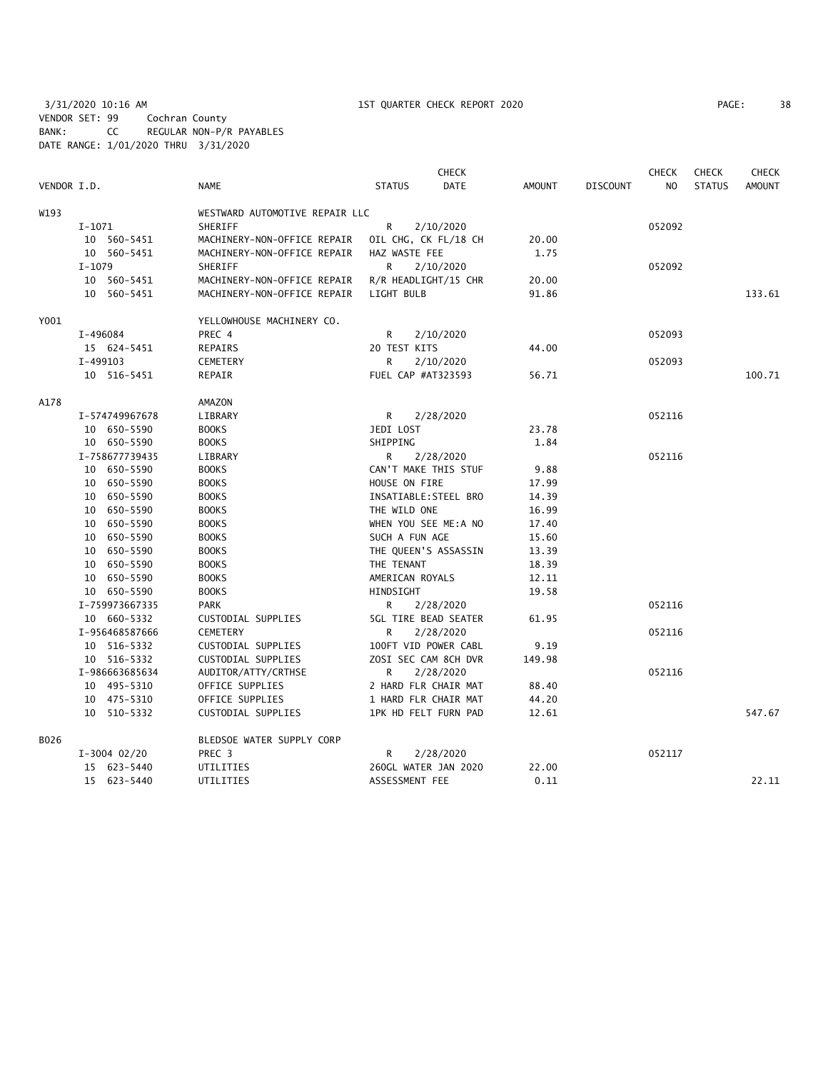3/31/2020 10:16 AM 1ST QUARTER CHECK REPORT 2020
VENDOR SET: 99 Cochran County
BANK: CC REGULAR NON-P/R PAYABLES
DATE RANGE: 1/01/2020 THRU 3/31/2020

| VENDOR I.D. | NAME | STATUS | CHECK DATE | AMOUNT | DISCOUNT | CHECK NO | CHECK STATUS | CHECK AMOUNT |
|---|---|---|---|---|---|---|---|---|
| W193 | WESTWARD AUTOMOTIVE REPAIR LLC | | | | | | | |
| I-1071 | SHERIFF | R | 2/10/2020 | | | 052092 | | |
| 10 560-5451 | MACHINERY-NON-OFFICE REPAIR | OIL CHG, CK FL/18 CH | | 20.00 | | | | |
| 10 560-5451 | MACHINERY-NON-OFFICE REPAIR | HAZ WASTE FEE | | 1.75 | | | | |
| I-1079 | SHERIFF | R | 2/10/2020 | | | 052092 | | |
| 10 560-5451 | MACHINERY-NON-OFFICE REPAIR | R/R HEADLIGHT/15 CHR | | 20.00 | | | | |
| 10 560-5451 | MACHINERY-NON-OFFICE REPAIR | LIGHT BULB | | 91.86 | | | | 133.61 |
| Y001 | YELLOWHOUSE MACHINERY CO. | | | | | | | |
| I-496084 | PREC 4 | R | 2/10/2020 | | | 052093 | | |
| 15 624-5451 | REPAIRS | 20 TEST KITS | | 44.00 | | | | |
| I-499103 | CEMETERY | R | 2/10/2020 | | | 052093 | | |
| 10 516-5451 | REPAIR | FUEL CAP #AT323593 | | 56.71 | | | | 100.71 |
| A178 | AMAZON | | | | | | | |
| I-574749967678 | LIBRARY | R | 2/28/2020 | | | 052116 | | |
| 10 650-5590 | BOOKS | JEDI LOST | | 23.78 | | | | |
| 10 650-5590 | BOOKS | SHIPPING | | 1.84 | | | | |
| I-758677739435 | LIBRARY | R | 2/28/2020 | | | 052116 | | |
| 10 650-5590 | BOOKS | CAN'T MAKE THIS STUF | | 9.88 | | | | |
| 10 650-5590 | BOOKS | HOUSE ON FIRE | | 17.99 | | | | |
| 10 650-5590 | BOOKS | INSATIABLE:STEEL BRO | | 14.39 | | | | |
| 10 650-5590 | BOOKS | THE WILD ONE | | 16.99 | | | | |
| 10 650-5590 | BOOKS | WHEN YOU SEE ME:A NO | | 17.40 | | | | |
| 10 650-5590 | BOOKS | SUCH A FUN AGE | | 15.60 | | | | |
| 10 650-5590 | BOOKS | THE QUEEN'S ASSASSIN | | 13.39 | | | | |
| 10 650-5590 | BOOKS | THE TENANT | | 18.39 | | | | |
| 10 650-5590 | BOOKS | AMERICAN ROYALS | | 12.11 | | | | |
| 10 650-5590 | BOOKS | HINDSIGHT | | 19.58 | | | | |
| I-759973667335 | PARK | R | 2/28/2020 | | | 052116 | | |
| 10 660-5332 | CUSTODIAL SUPPLIES | 5GL TIRE BEAD SEATER | | 61.95 | | | | |
| I-956468587666 | CEMETERY | R | 2/28/2020 | | | 052116 | | |
| 10 516-5332 | CUSTODIAL SUPPLIES | 100FT VID POWER CABL | | 9.19 | | | | |
| 10 516-5332 | CUSTODIAL SUPPLIES | ZOSI SEC CAM 8CH DVR | | 149.98 | | | | |
| I-986663685634 | AUDITOR/ATTY/CRTHSE | R | 2/28/2020 | | | 052116 | | |
| 10 495-5310 | OFFICE SUPPLIES | 2 HARD FLR CHAIR MAT | | 88.40 | | | | |
| 10 475-5310 | OFFICE SUPPLIES | 1 HARD FLR CHAIR MAT | | 44.20 | | | | |
| 10 510-5332 | CUSTODIAL SUPPLIES | 1PK HD FELT FURN PAD | | 12.61 | | | | 547.67 |
| B026 | BLEDSOE WATER SUPPLY CORP | | | | | | | |
| I-3004 02/20 | PREC 3 | R | 2/28/2020 | | | 052117 | | |
| 15 623-5440 | UTILITIES | 260GL WATER JAN 2020 | | 22.00 | | | | |
| 15 623-5440 | UTILITIES | ASSESSMENT FEE | | 0.11 | | | | 22.11 |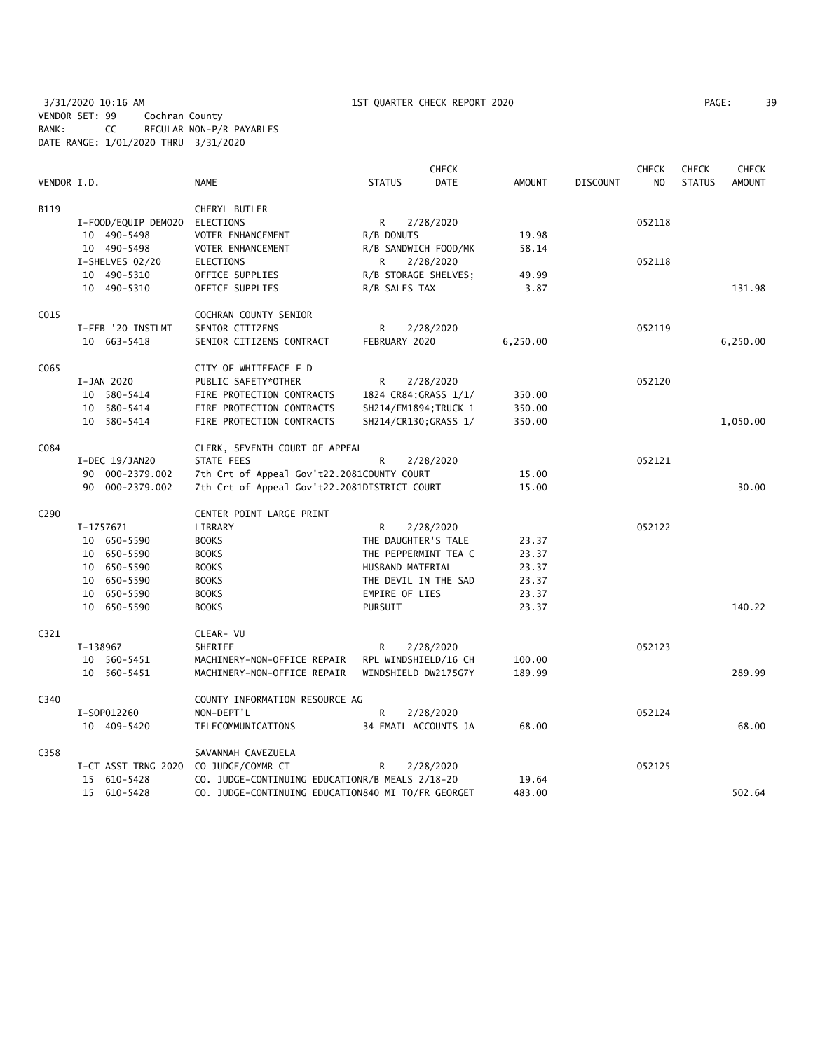3/31/2020 10:16 AM 1ST QUARTER CHECK REPORT 2020

VENDOR SET: 99 Cochran County
BANK: CC REGULAR NON-P/R PAYABLES
DATE RANGE: 1/01/2020 THRU 3/31/2020

| VENDOR I.D. | NAME | STATUS | CHECK DATE | AMOUNT | DISCOUNT | CHECK NO | CHECK STATUS | CHECK AMOUNT |
|---|---|---|---|---|---|---|---|---|
| B119 | CHERYL BUTLER | | | | | | | |
| I-FOOD/EQUIP DEMO20 | ELECTIONS | R | 2/28/2020 | | | 052118 | | |
| 10 490-5498 | VOTER ENHANCEMENT | R/B DONUTS | | 19.98 | | | | |
| 10 490-5498 | VOTER ENHANCEMENT | R/B SANDWICH FOOD/MK | | 58.14 | | | | |
| I-SHELVES 02/20 | ELECTIONS | R | 2/28/2020 | | | 052118 | | |
| 10 490-5310 | OFFICE SUPPLIES | R/B STORAGE SHELVES; | | 49.99 | | | | |
| 10 490-5310 | OFFICE SUPPLIES | R/B SALES TAX | | 3.87 | | | | 131.98 |
| C015 | COCHRAN COUNTY SENIOR | | | | | | | |
| I-FEB '20 INSTLMT | SENIOR CITIZENS | R | 2/28/2020 | | | 052119 | | |
| 10 663-5418 | SENIOR CITIZENS CONTRACT | FEBRUARY 2020 | | 6,250.00 | | | | 6,250.00 |
| C065 | CITY OF WHITEFACE F D | | | | | | | |
| I-JAN 2020 | PUBLIC SAFETY*OTHER | R | 2/28/2020 | | | 052120 | | |
| 10 580-5414 | FIRE PROTECTION CONTRACTS | 1824 CR84;GRASS 1/1/ | | 350.00 | | | | |
| 10 580-5414 | FIRE PROTECTION CONTRACTS | SH214/FM1894;TRUCK 1 | | 350.00 | | | | |
| 10 580-5414 | FIRE PROTECTION CONTRACTS | SH214/CR130;GRASS 1/ | | 350.00 | | | | 1,050.00 |
| C084 | CLERK, SEVENTH COURT OF APPEAL | | | | | | | |
| I-DEC 19/JAN20 | STATE FEES | R | 2/28/2020 | | | 052121 | | |
| 90 000-2379.002 | 7th Crt of Appeal Gov't22.2081COUNTY COURT | | | 15.00 | | | | |
| 90 000-2379.002 | 7th Crt of Appeal Gov't22.2081DISTRICT COURT | | | 15.00 | | | | 30.00 |
| C290 | CENTER POINT LARGE PRINT | | | | | | | |
| I-1757671 | LIBRARY | R | 2/28/2020 | | | 052122 | | |
| 10 650-5590 | BOOKS | THE DAUGHTER'S TALE | | 23.37 | | | | |
| 10 650-5590 | BOOKS | THE PEPPERMINT TEA C | | 23.37 | | | | |
| 10 650-5590 | BOOKS | HUSBAND MATERIAL | | 23.37 | | | | |
| 10 650-5590 | BOOKS | THE DEVIL IN THE SAD | | 23.37 | | | | |
| 10 650-5590 | BOOKS | EMPIRE OF LIES | | 23.37 | | | | |
| 10 650-5590 | BOOKS | PURSUIT | | 23.37 | | | | 140.22 |
| C321 | CLEAR- VU | | | | | | | |
| I-138967 | SHERIFF | R | 2/28/2020 | | | 052123 | | |
| 10 560-5451 | MACHINERY-NON-OFFICE REPAIR | RPL WINDSHIELD/16 CH | | 100.00 | | | | |
| 10 560-5451 | MACHINERY-NON-OFFICE REPAIR | WINDSHIELD DW2175G7Y | | 189.99 | | | | 289.99 |
| C340 | COUNTY INFORMATION RESOURCE AG | | | | | | | |
| I-SOP012260 | NON-DEPT'L | R | 2/28/2020 | | | 052124 | | |
| 10 409-5420 | TELECOMMUNICATIONS | 34 EMAIL ACCOUNTS JA | | 68.00 | | | | 68.00 |
| C358 | SAVANNAH CAVEZUELA | | | | | | | |
| I-CT ASST TRNG 2020 | CO JUDGE/COMMR CT | R | 2/28/2020 | | | 052125 | | |
| 15 610-5428 | CO. JUDGE-CONTINUING EDUCATIONR/B MEALS 2/18-20 | | | 19.64 | | | | |
| 15 610-5428 | CO. JUDGE-CONTINUING EDUCATION840 MI TO/FR GEORGET | | | 483.00 | | | | 502.64 |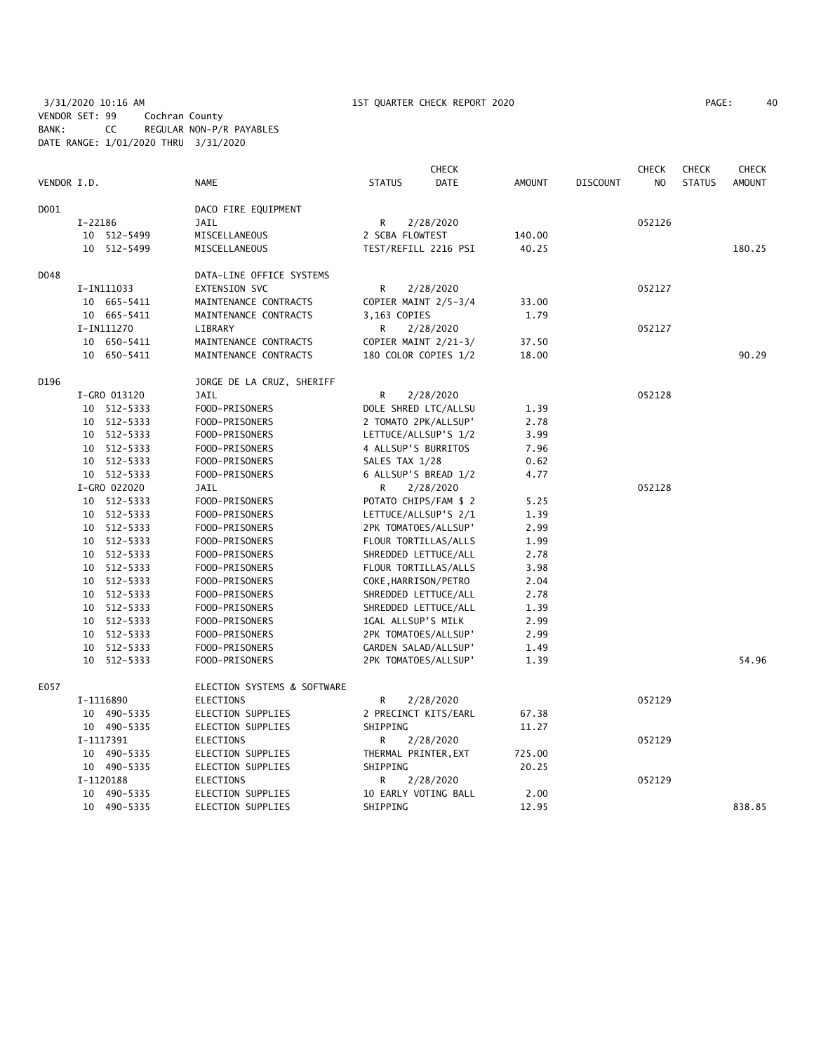3/31/2020 10:16 AM 1ST QUARTER CHECK REPORT 2020

VENDOR SET: 99 Cochran County
BANK: CC REGULAR NON-P/R PAYABLES
DATE RANGE: 1/01/2020 THRU 3/31/2020

| VENDOR I.D. | NAME | STATUS | CHECK DATE | AMOUNT | DISCOUNT | CHECK NO | CHECK STATUS | CHECK AMOUNT |
|---|---|---|---|---|---|---|---|---|
| D001 | DACO FIRE EQUIPMENT | | | | | | | |
| I-22186 | JAIL | R | 2/28/2020 | | | 052126 | | |
| 10 512-5499 | MISCELLANEOUS | 2 SCBA FLOWTEST | | 140.00 | | | | |
| 10 512-5499 | MISCELLANEOUS | TEST/REFILL 2216 PSI | | 40.25 | | | | 180.25 |
| D048 | DATA-LINE OFFICE SYSTEMS | | | | | | | |
| I-IN111033 | EXTENSION SVC | R | 2/28/2020 | | | 052127 | | |
| 10 665-5411 | MAINTENANCE CONTRACTS | COPIER MAINT 2/5-3/4 | | 33.00 | | | | |
| 10 665-5411 | MAINTENANCE CONTRACTS | 3,163 COPIES | | 1.79 | | | | |
| I-IN111270 | LIBRARY | R | 2/28/2020 | | | 052127 | | |
| 10 650-5411 | MAINTENANCE CONTRACTS | COPIER MAINT 2/21-3/ | | 37.50 | | | | |
| 10 650-5411 | MAINTENANCE CONTRACTS | 180 COLOR COPIES 1/2 | | 18.00 | | | | 90.29 |
| D196 | JORGE DE LA CRUZ, SHERIFF | | | | | | | |
| I-GRO 013120 | JAIL | R | 2/28/2020 | | | 052128 | | |
| 10 512-5333 | FOOD-PRISONERS | DOLE SHRED LTC/ALLSU | | 1.39 | | | | |
| 10 512-5333 | FOOD-PRISONERS | 2 TOMATO 2PK/ALLSUP' | | 2.78 | | | | |
| 10 512-5333 | FOOD-PRISONERS | LETTUCE/ALLSUP'S 1/2 | | 3.99 | | | | |
| 10 512-5333 | FOOD-PRISONERS | 4 ALLSUP'S BURRITOS | | 7.96 | | | | |
| 10 512-5333 | FOOD-PRISONERS | SALES TAX 1/28 | | 0.62 | | | | |
| 10 512-5333 | FOOD-PRISONERS | 6 ALLSUP'S BREAD 1/2 | | 4.77 | | | | |
| I-GRO 022020 | JAIL | R | 2/28/2020 | | | 052128 | | |
| 10 512-5333 | FOOD-PRISONERS | POTATO CHIPS/FAM $ 2 | | 5.25 | | | | |
| 10 512-5333 | FOOD-PRISONERS | LETTUCE/ALLSUP'S 2/1 | | 1.39 | | | | |
| 10 512-5333 | FOOD-PRISONERS | 2PK TOMATOES/ALLSUP' | | 2.99 | | | | |
| 10 512-5333 | FOOD-PRISONERS | FLOUR TORTILLAS/ALLS | | 1.99 | | | | |
| 10 512-5333 | FOOD-PRISONERS | SHREDDED LETTUCE/ALL | | 2.78 | | | | |
| 10 512-5333 | FOOD-PRISONERS | FLOUR TORTILLAS/ALLS | | 3.98 | | | | |
| 10 512-5333 | FOOD-PRISONERS | COKE,HARRISON/PETRO | | 2.04 | | | | |
| 10 512-5333 | FOOD-PRISONERS | SHREDDED LETTUCE/ALL | | 2.78 | | | | |
| 10 512-5333 | FOOD-PRISONERS | SHREDDED LETTUCE/ALL | | 1.39 | | | | |
| 10 512-5333 | FOOD-PRISONERS | 1GAL ALLSUP'S MILK | | 2.99 | | | | |
| 10 512-5333 | FOOD-PRISONERS | 2PK TOMATOES/ALLSUP' | | 2.99 | | | | |
| 10 512-5333 | FOOD-PRISONERS | GARDEN SALAD/ALLSUP' | | 1.49 | | | | |
| 10 512-5333 | FOOD-PRISONERS | 2PK TOMATOES/ALLSUP' | | 1.39 | | | | 54.96 |
| E057 | ELECTION SYSTEMS & SOFTWARE | | | | | | | |
| I-1116890 | ELECTIONS | R | 2/28/2020 | | | 052129 | | |
| 10 490-5335 | ELECTION SUPPLIES | 2 PRECINCT KITS/EARL | | 67.38 | | | | |
| 10 490-5335 | ELECTION SUPPLIES | SHIPPING | | 11.27 | | | | |
| I-1117391 | ELECTIONS | R | 2/28/2020 | | | 052129 | | |
| 10 490-5335 | ELECTION SUPPLIES | THERMAL PRINTER,EXT | | 725.00 | | | | |
| 10 490-5335 | ELECTION SUPPLIES | SHIPPING | | 20.25 | | | | |
| I-1120188 | ELECTIONS | R | 2/28/2020 | | | 052129 | | |
| 10 490-5335 | ELECTION SUPPLIES | 10 EARLY VOTING BALL | | 2.00 | | | | |
| 10 490-5335 | ELECTION SUPPLIES | SHIPPING | | 12.95 | | | | 838.85 |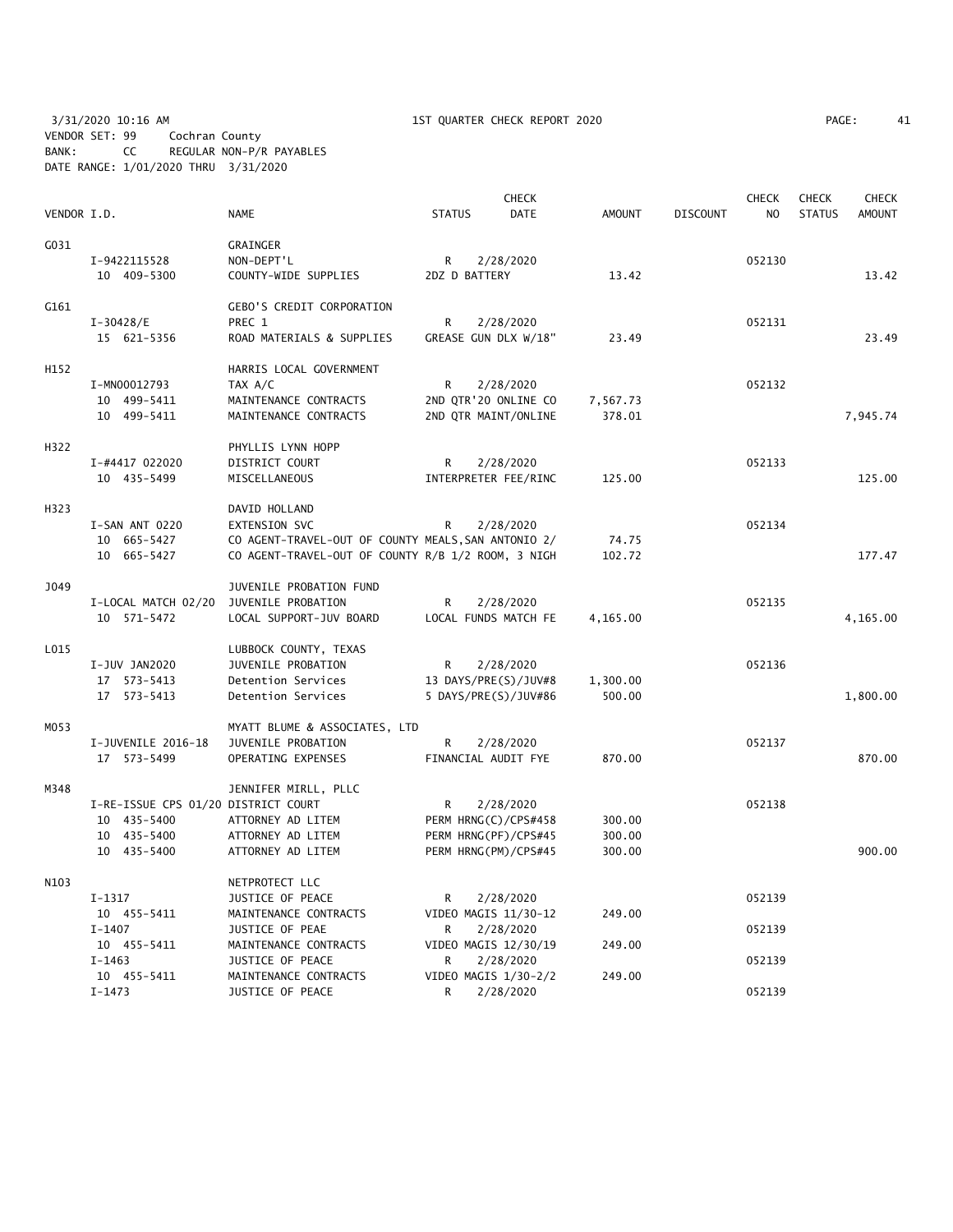3/31/2020 10:16 AM    1ST QUARTER CHECK REPORT 2020

VENDOR SET: 99    Cochran County
BANK: CC    REGULAR NON-P/R PAYABLES
DATE RANGE: 1/01/2020 THRU 3/31/2020

| VENDOR I.D. | NAME | STATUS | CHECK DATE | AMOUNT | DISCOUNT | CHECK NO | CHECK STATUS | CHECK AMOUNT |
|---|---|---|---|---|---|---|---|---|
| G031 | GRAINGER | | | | | | | |
| I-9422115528 | NON-DEPT'L | R | 2/28/2020 | | | 052130 | | |
| 10 409-5300 | COUNTY-WIDE SUPPLIES | 2DZ D BATTERY | | 13.42 | | | | 13.42 |
| G161 | GEBO'S CREDIT CORPORATION | | | | | | | |
| I-30428/E | PREC 1 | R | 2/28/2020 | | | 052131 | | |
| 15 621-5356 | ROAD MATERIALS & SUPPLIES | GREASE GUN DLX W/18" | | 23.49 | | | | 23.49 |
| H152 | HARRIS LOCAL GOVERNMENT | | | | | | | |
| I-MN00012793 | TAX A/C | R | 2/28/2020 | | | 052132 | | |
| 10 499-5411 | MAINTENANCE CONTRACTS | 2ND QTR'20 ONLINE CO | | 7,567.73 | | | | |
| 10 499-5411 | MAINTENANCE CONTRACTS | 2ND QTR MAINT/ONLINE | | 378.01 | | | | 7,945.74 |
| H322 | PHYLLIS LYNN HOPP | | | | | | | |
| I-#4417 022020 | DISTRICT COURT | R | 2/28/2020 | | | 052133 | | |
| 10 435-5499 | MISCELLANEOUS | INTERPRETER FEE/RINC | | 125.00 | | | | 125.00 |
| H323 | DAVID HOLLAND | | | | | | | |
| I-SAN ANT 0220 | EXTENSION SVC | R | 2/28/2020 | | | 052134 | | |
| 10 665-5427 | CO AGENT-TRAVEL-OUT OF COUNTY | MEALS,SAN ANTONIO 2/ | | 74.75 | | | | |
| 10 665-5427 | CO AGENT-TRAVEL-OUT OF COUNTY | R/B 1/2 ROOM, 3 NIGH | | 102.72 | | | | 177.47 |
| J049 | JUVENILE PROBATION FUND | | | | | | | |
| I-LOCAL MATCH 02/20 | JUVENILE PROBATION | R | 2/28/2020 | | | 052135 | | |
| 10 571-5472 | LOCAL SUPPORT-JUV BOARD | LOCAL FUNDS MATCH FE | | 4,165.00 | | | | 4,165.00 |
| L015 | LUBBOCK COUNTY, TEXAS | | | | | | | |
| I-JUV JAN2020 | JUVENILE PROBATION | R | 2/28/2020 | | | 052136 | | |
| 17 573-5413 | Detention Services | 13 DAYS/PRE(S)/JUV#8 | | 1,300.00 | | | | |
| 17 573-5413 | Detention Services | 5 DAYS/PRE(S)/JUV#86 | | 500.00 | | | | 1,800.00 |
| M053 | MYATT BLUME & ASSOCIATES, LTD | | | | | | | |
| I-JUVENILE 2016-18 | JUVENILE PROBATION | R | 2/28/2020 | | | 052137 | | |
| 17 573-5499 | OPERATING EXPENSES | FINANCIAL AUDIT FYE | | 870.00 | | | | 870.00 |
| M348 | JENNIFER MIRLL, PLLC | | | | | | | |
| I-RE-ISSUE CPS 01/20 | DISTRICT COURT | R | 2/28/2020 | | | 052138 | | |
| 10 435-5400 | ATTORNEY AD LITEM | PERM HRNG(C)/CPS#458 | | 300.00 | | | | |
| 10 435-5400 | ATTORNEY AD LITEM | PERM HRNG(PF)/CPS#45 | | 300.00 | | | | |
| 10 435-5400 | ATTORNEY AD LITEM | PERM HRNG(PM)/CPS#45 | | 300.00 | | | | 900.00 |
| N103 | NETPROTECT LLC | | | | | | | |
| I-1317 | JUSTICE OF PEACE | R | 2/28/2020 | | | 052139 | | |
| 10 455-5411 | MAINTENANCE CONTRACTS | VIDEO MAGIS 11/30-12 | | 249.00 | | | | |
| I-1407 | JUSTICE OF PEAE | R | 2/28/2020 | | | 052139 | | |
| 10 455-5411 | MAINTENANCE CONTRACTS | VIDEO MAGIS 12/30/19 | | 249.00 | | | | |
| I-1463 | JUSTICE OF PEACE | R | 2/28/2020 | | | 052139 | | |
| 10 455-5411 | MAINTENANCE CONTRACTS | VIDEO MAGIS 1/30-2/2 | | 249.00 | | | | |
| I-1473 | JUSTICE OF PEACE | R | 2/28/2020 | | | 052139 | | |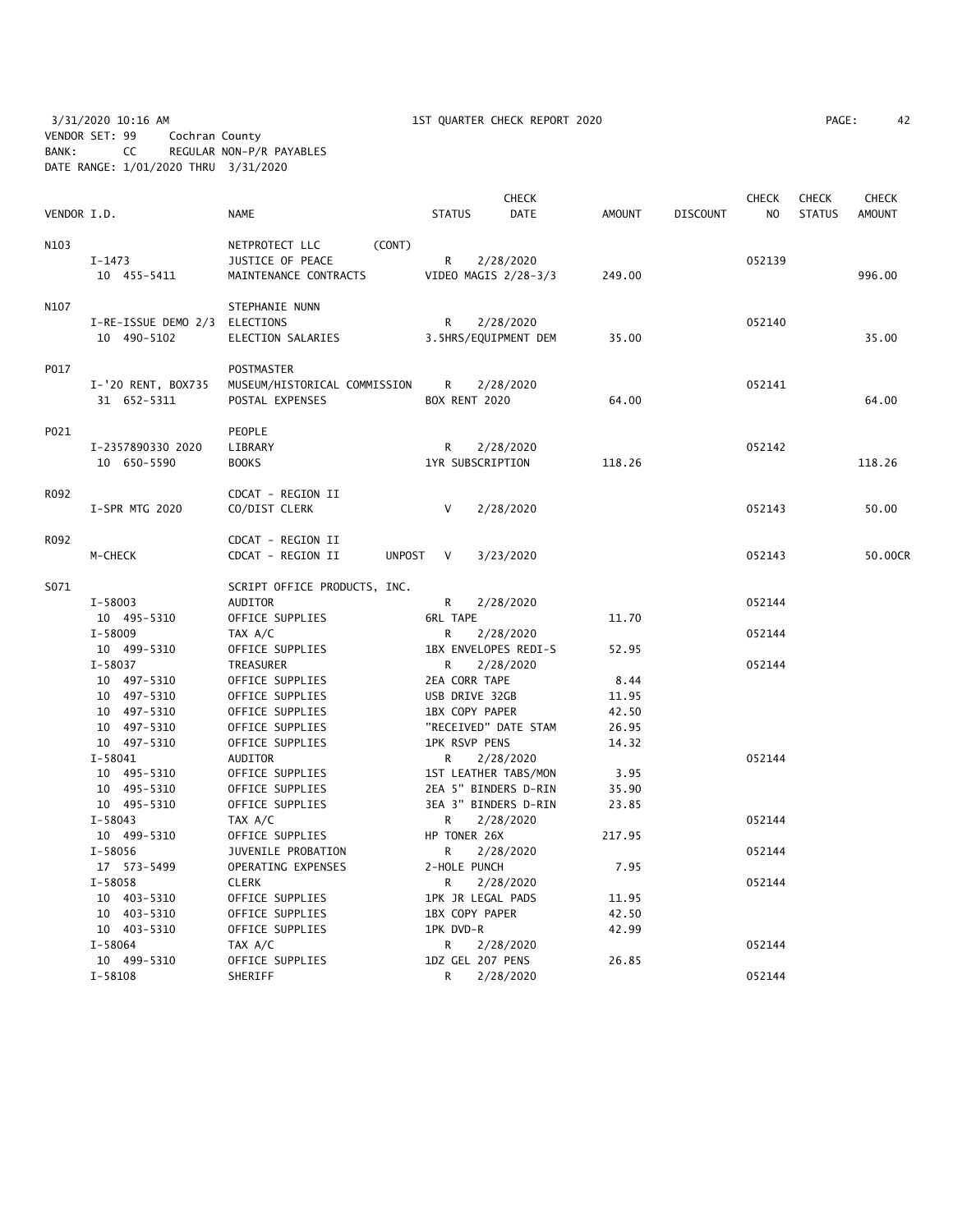3/31/2020 10:16 AM 1ST QUARTER CHECK REPORT 2020
VENDOR SET: 99 Cochran County
BANK: CC REGULAR NON-P/R PAYABLES
DATE RANGE: 1/01/2020 THRU 3/31/2020

| VENDOR I.D. | | NAME | STATUS | CHECK DATE | AMOUNT | DISCOUNT | CHECK NO | CHECK STATUS | CHECK AMOUNT |
|---|---|---|---|---|---|---|---|---|---|
| N103 | | NETPROTECT LLC (CONT) | | | | | | | |
| | I-1473 | JUSTICE OF PEACE | R | 2/28/2020 | | | 052139 | | |
| | 10 455-5411 | MAINTENANCE CONTRACTS | VIDEO MAGIS 2/28-3/3 | | 249.00 | | | | 996.00 |
| N107 | | STEPHANIE NUNN | | | | | | | |
| | I-RE-ISSUE DEMO 2/3 | ELECTIONS | R | 2/28/2020 | | | 052140 | | |
| | 10 490-5102 | ELECTION SALARIES | 3.5HRS/EQUIPMENT DEM | | 35.00 | | | | 35.00 |
| P017 | | POSTMASTER | | | | | | | |
| | I-'20 RENT, BOX735 | MUSEUM/HISTORICAL COMMISSION | R | 2/28/2020 | | | 052141 | | |
| | 31 652-5311 | POSTAL EXPENSES | BOX RENT 2020 | | 64.00 | | | | 64.00 |
| P021 | | PEOPLE | | | | | | | |
| | I-2357890330 2020 | LIBRARY | R | 2/28/2020 | | | 052142 | | |
| | 10 650-5590 | BOOKS | 1YR SUBSCRIPTION | | 118.26 | | | | 118.26 |
| R092 | | CDCAT - REGION II | | | | | | | |
| | I-SPR MTG 2020 | CO/DIST CLERK | V | 2/28/2020 | | | 052143 | | 50.00 |
| R092 | | CDCAT - REGION II | | | | | | | |
| | M-CHECK | CDCAT - REGION II UNPOST | V | 3/23/2020 | | | 052143 | | 50.00CR |
| S071 | | SCRIPT OFFICE PRODUCTS, INC. | | | | | | | |
| | I-58003 | AUDITOR | R | 2/28/2020 | | | 052144 | | |
| | 10 495-5310 | OFFICE SUPPLIES | 6RL TAPE | | 11.70 | | | | |
| | I-58009 | TAX A/C | R | 2/28/2020 | | | 052144 | | |
| | 10 499-5310 | OFFICE SUPPLIES | 1BX ENVELOPES REDI-S | | 52.95 | | | | |
| | I-58037 | TREASURER | R | 2/28/2020 | | | 052144 | | |
| | 10 497-5310 | OFFICE SUPPLIES | 2EA CORR TAPE | | 8.44 | | | | |
| | 10 497-5310 | OFFICE SUPPLIES | USB DRIVE 32GB | | 11.95 | | | | |
| | 10 497-5310 | OFFICE SUPPLIES | 1BX COPY PAPER | | 42.50 | | | | |
| | 10 497-5310 | OFFICE SUPPLIES | "RECEIVED" DATE STAM | | 26.95 | | | | |
| | 10 497-5310 | OFFICE SUPPLIES | 1PK RSVP PENS | | 14.32 | | | | |
| | I-58041 | AUDITOR | R | 2/28/2020 | | | 052144 | | |
| | 10 495-5310 | OFFICE SUPPLIES | 1ST LEATHER TABS/MON | | 3.95 | | | | |
| | 10 495-5310 | OFFICE SUPPLIES | 2EA 5" BINDERS D-RIN | | 35.90 | | | | |
| | 10 495-5310 | OFFICE SUPPLIES | 3EA 3" BINDERS D-RIN | | 23.85 | | | | |
| | I-58043 | TAX A/C | R | 2/28/2020 | | | 052144 | | |
| | 10 499-5310 | OFFICE SUPPLIES | HP TONER 26X | | 217.95 | | | | |
| | I-58056 | JUVENILE PROBATION | R | 2/28/2020 | | | 052144 | | |
| | 17 573-5499 | OPERATING EXPENSES | 2-HOLE PUNCH | | 7.95 | | | | |
| | I-58058 | CLERK | R | 2/28/2020 | | | 052144 | | |
| | 10 403-5310 | OFFICE SUPPLIES | 1PK JR LEGAL PADS | | 11.95 | | | | |
| | 10 403-5310 | OFFICE SUPPLIES | 1BX COPY PAPER | | 42.50 | | | | |
| | 10 403-5310 | OFFICE SUPPLIES | 1PK DVD-R | | 42.99 | | | | |
| | I-58064 | TAX A/C | R | 2/28/2020 | | | 052144 | | |
| | 10 499-5310 | OFFICE SUPPLIES | 1DZ GEL 207 PENS | | 26.85 | | | | |
| | I-58108 | SHERIFF | R | 2/28/2020 | | | 052144 | | |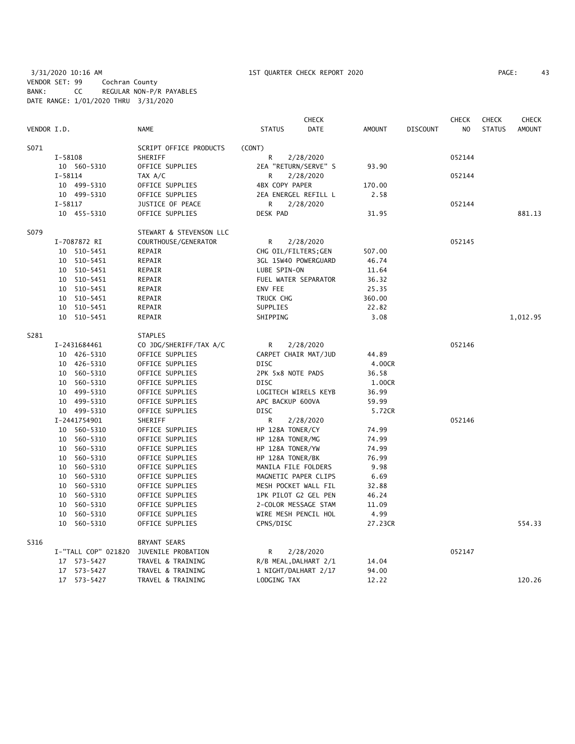3/31/2020 10:16 AM 1ST QUARTER CHECK REPORT 2020
VENDOR SET: 99 Cochran County
BANK: CC REGULAR NON-P/R PAYABLES
DATE RANGE: 1/01/2020 THRU 3/31/2020

| VENDOR I.D. | NAME | STATUS | CHECK DATE | AMOUNT | DISCOUNT | CHECK NO | CHECK STATUS | CHECK AMOUNT |
|---|---|---|---|---|---|---|---|---|
| S071 | SCRIPT OFFICE PRODUCTS | (CONT) | | | | | | |
| I-58108 | SHERIFF | R | 2/28/2020 | | | 052144 | | |
| 10 560-5310 | OFFICE SUPPLIES | 2EA "RETURN/SERVE" S | | 93.90 | | | | |
| I-58114 | TAX A/C | R | 2/28/2020 | | | 052144 | | |
| 10 499-5310 | OFFICE SUPPLIES | 4BX COPY PAPER | | 170.00 | | | | |
| 10 499-5310 | OFFICE SUPPLIES | 2EA ENERGEL REFILL L | | 2.58 | | | | |
| I-58117 | JUSTICE OF PEACE | R | 2/28/2020 | | | 052144 | | |
| 10 455-5310 | OFFICE SUPPLIES | DESK PAD | | 31.95 | | | | 881.13 |
| S079 | STEWART & STEVENSON LLC | | | | | | | |
| I-7087872 RI | COURTHOUSE/GENERATOR | R | 2/28/2020 | | | 052145 | | |
| 10 510-5451 | REPAIR | CHG OIL/FILTERS;GEN | | 507.00 | | | | |
| 10 510-5451 | REPAIR | 3GL 15W40 POWERGUARD | | 46.74 | | | | |
| 10 510-5451 | REPAIR | LUBE SPIN-ON | | 11.64 | | | | |
| 10 510-5451 | REPAIR | FUEL WATER SEPARATOR | | 36.32 | | | | |
| 10 510-5451 | REPAIR | ENV FEE | | 25.35 | | | | |
| 10 510-5451 | REPAIR | TRUCK CHG | | 360.00 | | | | |
| 10 510-5451 | REPAIR | SUPPLIES | | 22.82 | | | | |
| 10 510-5451 | REPAIR | SHIPPING | | 3.08 | | | | 1,012.95 |
| S281 | STAPLES | | | | | | | |
| I-2431684461 | CO JDG/SHERIFF/TAX A/C | R | 2/28/2020 | | | 052146 | | |
| 10 426-5310 | OFFICE SUPPLIES | CARPET CHAIR MAT/JUD | | 44.89 | | | | |
| 10 426-5310 | OFFICE SUPPLIES | DISC | | 4.00CR | | | | |
| 10 560-5310 | OFFICE SUPPLIES | 2PK 5x8 NOTE PADS | | 36.58 | | | | |
| 10 560-5310 | OFFICE SUPPLIES | DISC | | 1.00CR | | | | |
| 10 499-5310 | OFFICE SUPPLIES | LOGITECH WIRELS KEYB | | 36.99 | | | | |
| 10 499-5310 | OFFICE SUPPLIES | APC BACKUP 600VA | | 59.99 | | | | |
| 10 499-5310 | OFFICE SUPPLIES | DISC | | 5.72CR | | | | |
| I-2441754901 | SHERIFF | R | 2/28/2020 | | | 052146 | | |
| 10 560-5310 | OFFICE SUPPLIES | HP 128A TONER/CY | | 74.99 | | | | |
| 10 560-5310 | OFFICE SUPPLIES | HP 128A TONER/MG | | 74.99 | | | | |
| 10 560-5310 | OFFICE SUPPLIES | HP 128A TONER/YW | | 74.99 | | | | |
| 10 560-5310 | OFFICE SUPPLIES | HP 128A TONER/BK | | 76.99 | | | | |
| 10 560-5310 | OFFICE SUPPLIES | MANILA FILE FOLDERS | | 9.98 | | | | |
| 10 560-5310 | OFFICE SUPPLIES | MAGNETIC PAPER CLIPS | | 6.69 | | | | |
| 10 560-5310 | OFFICE SUPPLIES | MESH POCKET WALL FIL | | 32.88 | | | | |
| 10 560-5310 | OFFICE SUPPLIES | 1PK PILOT G2 GEL PEN | | 46.24 | | | | |
| 10 560-5310 | OFFICE SUPPLIES | 2-COLOR MESSAGE STAM | | 11.09 | | | | |
| 10 560-5310 | OFFICE SUPPLIES | WIRE MESH PENCIL HOL | | 4.99 | | | | |
| 10 560-5310 | OFFICE SUPPLIES | CPNS/DISC | | 27.23CR | | | | 554.33 |
| S316 | BRYANT SEARS | | | | | | | |
| I-"TALL COP" 021820 | JUVENILE PROBATION | R | 2/28/2020 | | | 052147 | | |
| 17 573-5427 | TRAVEL & TRAINING | R/B MEAL,DALHART 2/1 | | 14.04 | | | | |
| 17 573-5427 | TRAVEL & TRAINING | 1 NIGHT/DALHART 2/17 | | 94.00 | | | | |
| 17 573-5427 | TRAVEL & TRAINING | LODGING TAX | | 12.22 | | | | 120.26 |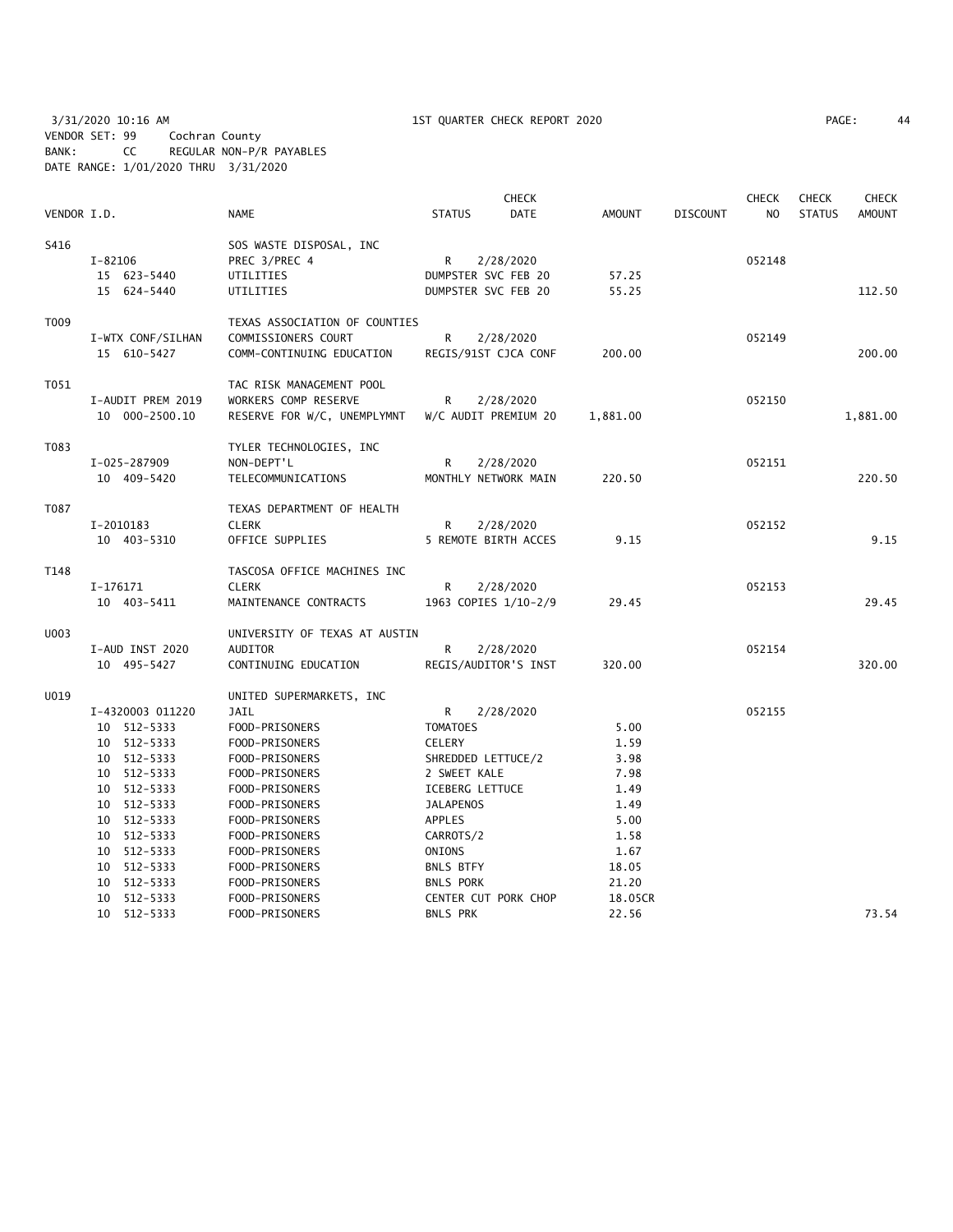3/31/2020 10:16 AM 1ST QUARTER CHECK REPORT 2020
VENDOR SET: 99 Cochran County
BANK: CC REGULAR NON-P/R PAYABLES
DATE RANGE: 1/01/2020 THRU 3/31/2020

| VENDOR I.D. | NAME | STATUS | CHECK DATE | AMOUNT | DISCOUNT | CHECK NO | CHECK STATUS | CHECK AMOUNT |
|---|---|---|---|---|---|---|---|---|
| S416 | SOS WASTE DISPOSAL, INC | | | | | | | |
| I-82106 | PREC 3/PREC 4 | R | 2/28/2020 | | | 052148 | | |
| 15 623-5440 | UTILITIES | DUMPSTER SVC FEB 20 | | 57.25 | | | | |
| 15 624-5440 | UTILITIES | DUMPSTER SVC FEB 20 | | 55.25 | | | | 112.50 |
| T009 | TEXAS ASSOCIATION OF COUNTIES | | | | | | | |
| I-WTX CONF/SILHAN | COMMISSIONERS COURT | R | 2/28/2020 | | | 052149 | | |
| 15 610-5427 | COMM-CONTINUING EDUCATION | REGIS/91ST CJCA CONF | | 200.00 | | | | 200.00 |
| T051 | TAC RISK MANAGEMENT POOL | | | | | | | |
| I-AUDIT PREM 2019 | WORKERS COMP RESERVE | R | 2/28/2020 | | | 052150 | | |
| 10 000-2500.10 | RESERVE FOR W/C, UNEMPLYMNT | W/C AUDIT PREMIUM 20 | | 1,881.00 | | | | 1,881.00 |
| T083 | TYLER TECHNOLOGIES, INC | | | | | | | |
| I-025-287909 | NON-DEPT'L | R | 2/28/2020 | | | 052151 | | |
| 10 409-5420 | TELECOMMUNICATIONS | MONTHLY NETWORK MAIN | | 220.50 | | | | 220.50 |
| T087 | TEXAS DEPARTMENT OF HEALTH | | | | | | | |
| I-2010183 | CLERK | R | 2/28/2020 | | | 052152 | | |
| 10 403-5310 | OFFICE SUPPLIES | 5 REMOTE BIRTH ACCES | | 9.15 | | | | 9.15 |
| T148 | TASCOSA OFFICE MACHINES INC | | | | | | | |
| I-176171 | CLERK | R | 2/28/2020 | | | 052153 | | |
| 10 403-5411 | MAINTENANCE CONTRACTS | 1963 COPIES 1/10-2/9 | | 29.45 | | | | 29.45 |
| U003 | UNIVERSITY OF TEXAS AT AUSTIN | | | | | | | |
| I-AUD INST 2020 | AUDITOR | R | 2/28/2020 | | | 052154 | | |
| 10 495-5427 | CONTINUING EDUCATION | REGIS/AUDITOR'S INST | | 320.00 | | | | 320.00 |
| U019 | UNITED SUPERMARKETS, INC | | | | | | | |
| I-4320003 011220 | JAIL | R | 2/28/2020 | | | 052155 | | |
| 10 512-5333 | FOOD-PRISONERS | TOMATOES | | 5.00 | | | | |
| 10 512-5333 | FOOD-PRISONERS | CELERY | | 1.59 | | | | |
| 10 512-5333 | FOOD-PRISONERS | SHREDDED LETTUCE/2 | | 3.98 | | | | |
| 10 512-5333 | FOOD-PRISONERS | 2 SWEET KALE | | 7.98 | | | | |
| 10 512-5333 | FOOD-PRISONERS | ICEBERG LETTUCE | | 1.49 | | | | |
| 10 512-5333 | FOOD-PRISONERS | JALAPENOS | | 1.49 | | | | |
| 10 512-5333 | FOOD-PRISONERS | APPLES | | 5.00 | | | | |
| 10 512-5333 | FOOD-PRISONERS | CARROTS/2 | | 1.58 | | | | |
| 10 512-5333 | FOOD-PRISONERS | ONIONS | | 1.67 | | | | |
| 10 512-5333 | FOOD-PRISONERS | BNLS BTFY | | 18.05 | | | | |
| 10 512-5333 | FOOD-PRISONERS | BNLS PORK | | 21.20 | | | | |
| 10 512-5333 | FOOD-PRISONERS | CENTER CUT PORK CHOP | | 18.05CR | | | | |
| 10 512-5333 | FOOD-PRISONERS | BNLS PRK | | 22.56 | | | | 73.54 |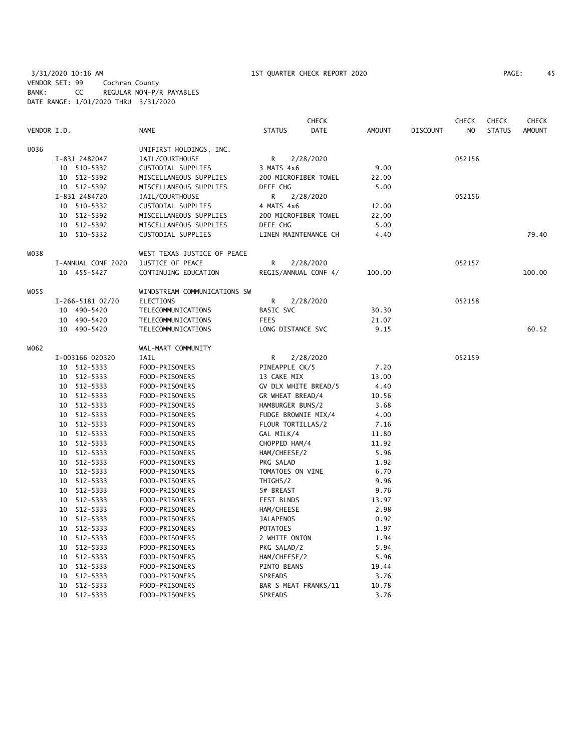3/31/2020 10:16 AM 1ST QUARTER CHECK REPORT 2020

VENDOR SET: 99 Cochran County
BANK: CC REGULAR NON-P/R PAYABLES
DATE RANGE: 1/01/2020 THRU 3/31/2020

| VENDOR I.D. | NAME | STATUS | CHECK DATE | AMOUNT | DISCOUNT | CHECK NO | CHECK STATUS | CHECK AMOUNT |
|---|---|---|---|---|---|---|---|---|
| U036 | UNIFIRST HOLDINGS, INC. | | | | | | | |
| I-831 2482047 | JAIL/COURTHOUSE | R | 2/28/2020 | | | 052156 | | |
| 10 510-5332 | CUSTODIAL SUPPLIES | 3 MATS 4x6 | | 9.00 | | | | |
| 10 512-5392 | MISCELLANEOUS SUPPLIES | 200 MICROFIBER TOWEL | | 22.00 | | | | |
| 10 512-5392 | MISCELLANEOUS SUPPLIES | DEFE CHG | | 5.00 | | | | |
| I-831 2484720 | JAIL/COURTHOUSE | R | 2/28/2020 | | | 052156 | | |
| 10 510-5332 | CUSTODIAL SUPPLIES | 4 MATS 4x6 | | 12.00 | | | | |
| 10 512-5392 | MISCELLANEOUS SUPPLIES | 200 MICROFIBER TOWEL | | 22.00 | | | | |
| 10 512-5392 | MISCELLANEOUS SUPPLIES | DEFE CHG | | 5.00 | | | | |
| 10 510-5332 | CUSTODIAL SUPPLIES | LINEN MAINTENANCE CH | | 4.40 | | | | 79.40 |
| W038 | WEST TEXAS JUSTICE OF PEACE | | | | | | | |
| I-ANNUAL CONF 2020 | JUSTICE OF PEACE | R | 2/28/2020 | | | 052157 | | |
| 10 455-5427 | CONTINUING EDUCATION | REGIS/ANNUAL CONF 4/ | | 100.00 | | | | 100.00 |
| W055 | WINDSTREAM COMMUNICATIONS SW | | | | | | | |
| I-266-5181 02/20 | ELECTIONS | R | 2/28/2020 | | | 052158 | | |
| 10 490-5420 | TELECOMMUNICATIONS | BASIC SVC | | 30.30 | | | | |
| 10 490-5420 | TELECOMMUNICATIONS | FEES | | 21.07 | | | | |
| 10 490-5420 | TELECOMMUNICATIONS | LONG DISTANCE SVC | | 9.15 | | | | 60.52 |
| W062 | WAL-MART COMMUNITY | | | | | | | |
| I-003166 020320 | JAIL | R | 2/28/2020 | | | 052159 | | |
| 10 512-5333 | FOOD-PRISONERS | PINEAPPLE CK/5 | | 7.20 | | | | |
| 10 512-5333 | FOOD-PRISONERS | 13 CAKE MIX | | 13.00 | | | | |
| 10 512-5333 | FOOD-PRISONERS | GV DLX WHITE BREAD/5 | | 4.40 | | | | |
| 10 512-5333 | FOOD-PRISONERS | GR WHEAT BREAD/4 | | 10.56 | | | | |
| 10 512-5333 | FOOD-PRISONERS | HAMBURGER BUNS/2 | | 3.68 | | | | |
| 10 512-5333 | FOOD-PRISONERS | FUDGE BROWNIE MIX/4 | | 4.00 | | | | |
| 10 512-5333 | FOOD-PRISONERS | FLOUR TORTILLAS/2 | | 7.16 | | | | |
| 10 512-5333 | FOOD-PRISONERS | GAL MILK/4 | | 11.80 | | | | |
| 10 512-5333 | FOOD-PRISONERS | CHOPPED HAM/4 | | 11.92 | | | | |
| 10 512-5333 | FOOD-PRISONERS | HAM/CHEESE/2 | | 5.96 | | | | |
| 10 512-5333 | FOOD-PRISONERS | PKG SALAD | | 1.92 | | | | |
| 10 512-5333 | FOOD-PRISONERS | TOMATOES ON VINE | | 6.70 | | | | |
| 10 512-5333 | FOOD-PRISONERS | THIGHS/2 | | 9.96 | | | | |
| 10 512-5333 | FOOD-PRISONERS | 5# BREAST | | 9.76 | | | | |
| 10 512-5333 | FOOD-PRISONERS | FEST BLNDS | | 13.97 | | | | |
| 10 512-5333 | FOOD-PRISONERS | HAM/CHEESE | | 2.98 | | | | |
| 10 512-5333 | FOOD-PRISONERS | JALAPENOS | | 0.92 | | | | |
| 10 512-5333 | FOOD-PRISONERS | POTATOES | | 1.97 | | | | |
| 10 512-5333 | FOOD-PRISONERS | 2 WHITE ONION | | 1.94 | | | | |
| 10 512-5333 | FOOD-PRISONERS | PKG SALAD/2 | | 5.94 | | | | |
| 10 512-5333 | FOOD-PRISONERS | HAM/CHEESE/2 | | 5.96 | | | | |
| 10 512-5333 | FOOD-PRISONERS | PINTO BEANS | | 19.44 | | | | |
| 10 512-5333 | FOOD-PRISONERS | SPREADS | | 3.76 | | | | |
| 10 512-5333 | FOOD-PRISONERS | BAR S MEAT FRANKS/11 | | 10.78 | | | | |
| 10 512-5333 | FOOD-PRISONERS | SPREADS | | 3.76 | | | | |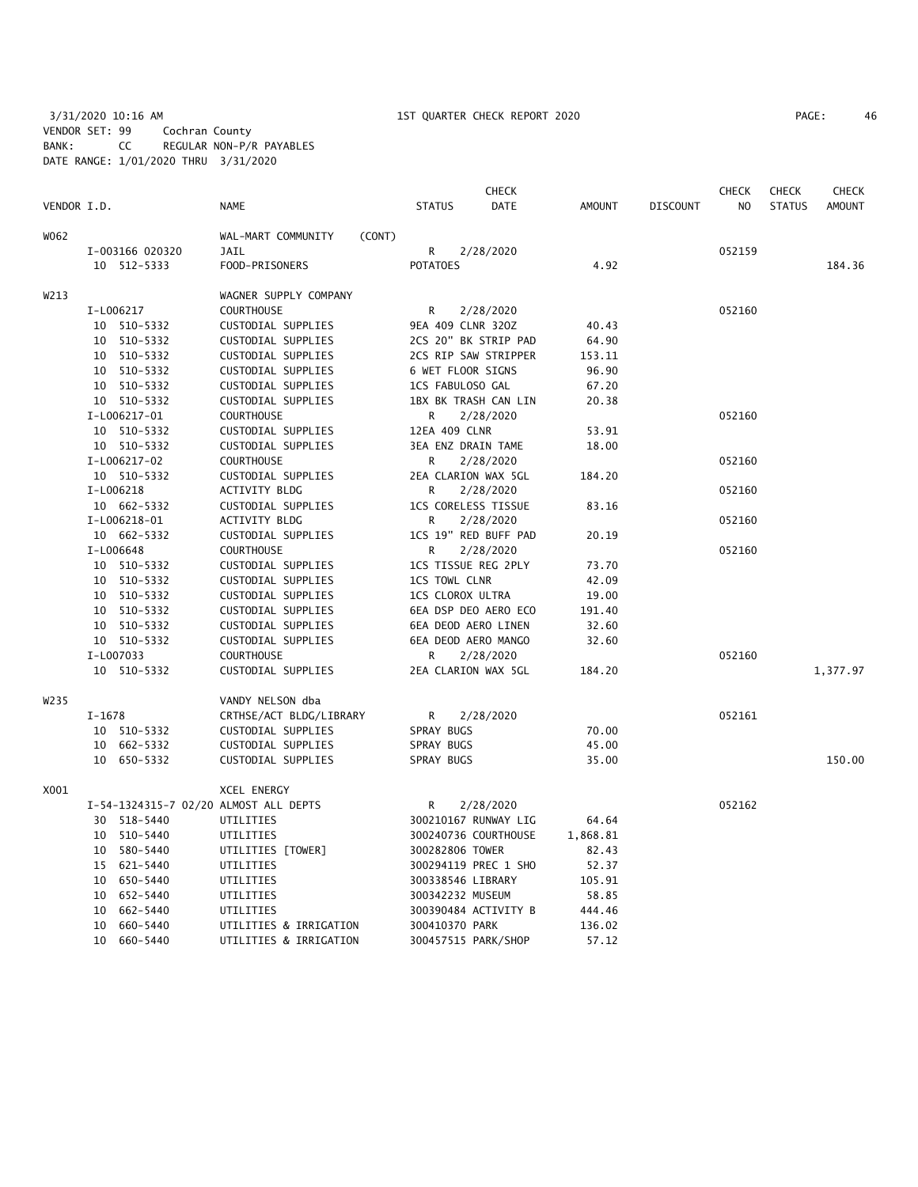3/31/2020 10:16 AM 1ST QUARTER CHECK REPORT 2020

VENDOR SET: 99 Cochran County
BANK: CC REGULAR NON-P/R PAYABLES
DATE RANGE: 1/01/2020 THRU 3/31/2020

| VENDOR I.D. | NAME | STATUS | CHECK DATE | AMOUNT | DISCOUNT | CHECK NO | CHECK STATUS | CHECK AMOUNT |
|---|---|---|---|---|---|---|---|---|
| W062 | WAL-MART COMMUNITY (CONT) | | | | | | | |
| I-003166 020320 | JAIL | R | 2/28/2020 | | | 052159 | | |
| 10 512-5333 | FOOD-PRISONERS | POTATOES | | 4.92 | | | | 184.36 |
| W213 | WAGNER SUPPLY COMPANY | | | | | | | |
| I-L006217 | COURTHOUSE | R | 2/28/2020 | | | 052160 | | |
| 10 510-5332 | CUSTODIAL SUPPLIES | 9EA 409 CLNR 32OZ | | 40.43 | | | | |
| 10 510-5332 | CUSTODIAL SUPPLIES | 2CS 20" BK STRIP PAD | | 64.90 | | | | |
| 10 510-5332 | CUSTODIAL SUPPLIES | 2CS RIP SAW STRIPPER | | 153.11 | | | | |
| 10 510-5332 | CUSTODIAL SUPPLIES | 6 WET FLOOR SIGNS | | 96.90 | | | | |
| 10 510-5332 | CUSTODIAL SUPPLIES | 1CS FABULOSO GAL | | 67.20 | | | | |
| 10 510-5332 | CUSTODIAL SUPPLIES | 1BX BK TRASH CAN LIN | | 20.38 | | | | |
| I-L006217-01 | COURTHOUSE | R | 2/28/2020 | | | 052160 | | |
| 10 510-5332 | CUSTODIAL SUPPLIES | 12EA 409 CLNR | | 53.91 | | | | |
| 10 510-5332 | CUSTODIAL SUPPLIES | 3EA ENZ DRAIN TAME | | 18.00 | | | | |
| I-L006217-02 | COURTHOUSE | R | 2/28/2020 | | | 052160 | | |
| 10 510-5332 | CUSTODIAL SUPPLIES | 2EA CLARION WAX 5GL | | 184.20 | | | | |
| I-L006218 | ACTIVITY BLDG | R | 2/28/2020 | | | 052160 | | |
| 10 662-5332 | CUSTODIAL SUPPLIES | 1CS CORELESS TISSUE | | 83.16 | | | | |
| I-L006218-01 | ACTIVITY BLDG | R | 2/28/2020 | | | 052160 | | |
| 10 662-5332 | CUSTODIAL SUPPLIES | 1CS 19" RED BUFF PAD | | 20.19 | | | | |
| I-L006648 | COURTHOUSE | R | 2/28/2020 | | | 052160 | | |
| 10 510-5332 | CUSTODIAL SUPPLIES | 1CS TISSUE REG 2PLY | | 73.70 | | | | |
| 10 510-5332 | CUSTODIAL SUPPLIES | 1CS TOWL CLNR | | 42.09 | | | | |
| 10 510-5332 | CUSTODIAL SUPPLIES | 1CS CLOROX ULTRA | | 19.00 | | | | |
| 10 510-5332 | CUSTODIAL SUPPLIES | 6EA DSP DEO AERO ECO | | 191.40 | | | | |
| 10 510-5332 | CUSTODIAL SUPPLIES | 6EA DEOD AERO LINEN | | 32.60 | | | | |
| 10 510-5332 | CUSTODIAL SUPPLIES | 6EA DEOD AERO MANGO | | 32.60 | | | | |
| I-L007033 | COURTHOUSE | R | 2/28/2020 | | | 052160 | | |
| 10 510-5332 | CUSTODIAL SUPPLIES | 2EA CLARION WAX 5GL | | 184.20 | | | | 1,377.97 |
| W235 | VANDY NELSON dba | | | | | | | |
| I-1678 | CRTHSE/ACT BLDG/LIBRARY | R | 2/28/2020 | | | 052161 | | |
| 10 510-5332 | CUSTODIAL SUPPLIES | SPRAY BUGS | | 70.00 | | | | |
| 10 662-5332 | CUSTODIAL SUPPLIES | SPRAY BUGS | | 45.00 | | | | |
| 10 650-5332 | CUSTODIAL SUPPLIES | SPRAY BUGS | | 35.00 | | | | 150.00 |
| X001 | XCEL ENERGY | | | | | | | |
| I-54-1324315-7 02/20 | ALMOST ALL DEPTS | R | 2/28/2020 | | | 052162 | | |
| 30 518-5440 | UTILITIES | 300210167 RUNWAY LIG | | 64.64 | | | | |
| 10 510-5440 | UTILITIES | 300240736 COURTHOUSE | | 1,868.81 | | | | |
| 10 580-5440 | UTILITIES [TOWER] | 300282806 TOWER | | 82.43 | | | | |
| 15 621-5440 | UTILITIES | 300294119 PREC 1 SHO | | 52.37 | | | | |
| 10 650-5440 | UTILITIES | 300338546 LIBRARY | | 105.91 | | | | |
| 10 652-5440 | UTILITIES | 300342232 MUSEUM | | 58.85 | | | | |
| 10 662-5440 | UTILITIES | 300390484 ACTIVITY B | | 444.46 | | | | |
| 10 660-5440 | UTILITIES & IRRIGATION | 300410370 PARK | | 136.02 | | | | |
| 10 660-5440 | UTILITIES & IRRIGATION | 300457515 PARK/SHOP | | 57.12 | | | | |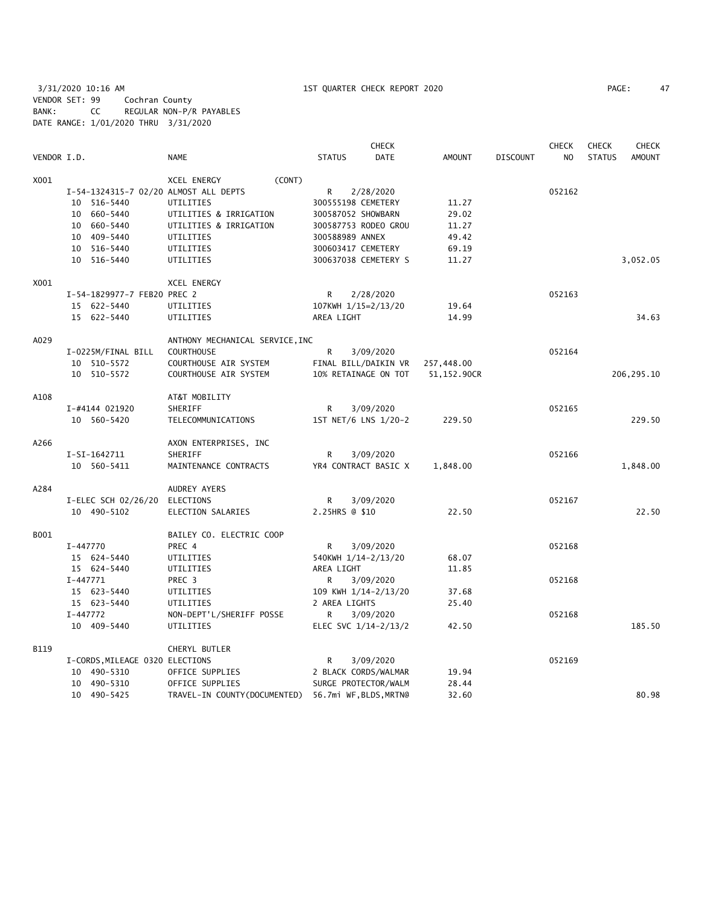3/31/2020 10:16 AM 1ST QUARTER CHECK REPORT 2020
VENDOR SET: 99 Cochran County
BANK: CC REGULAR NON-P/R PAYABLES
DATE RANGE: 1/01/2020 THRU 3/31/2020

| VENDOR I.D. | NAME | STATUS | CHECK DATE | AMOUNT | DISCOUNT | CHECK NO | CHECK STATUS | CHECK AMOUNT |
|---|---|---|---|---|---|---|---|---|
| X001 | XCEL ENERGY (CONT) | | | | | | | |
| I-54-1324315-7 02/20 | ALMOST ALL DEPTS | R | 2/28/2020 | | | 052162 | | |
| 10 516-5440 | UTILITIES | 300555198 CEMETERY | | 11.27 | | | | |
| 10 660-5440 | UTILITIES & IRRIGATION | 300587052 SHOWBARN | | 29.02 | | | | |
| 10 660-5440 | UTILITIES & IRRIGATION | 300587753 RODEO GROU | | 11.27 | | | | |
| 10 409-5440 | UTILITIES | 300588989 ANNEX | | 49.42 | | | | |
| 10 516-5440 | UTILITIES | 300603417 CEMETERY | | 69.19 | | | | |
| 10 516-5440 | UTILITIES | 300637038 CEMETERY S | | 11.27 | | | | 3,052.05 |
| X001 | XCEL ENERGY | | | | | | | |
| I-54-1829977-7 FEB20 | PREC 2 | R | 2/28/2020 | | | 052163 | | |
| 15 622-5440 | UTILITIES | 107KWH 1/15=2/13/20 | | 19.64 | | | | |
| 15 622-5440 | UTILITIES | AREA LIGHT | | 14.99 | | | | 34.63 |
| A029 | ANTHONY MECHANICAL SERVICE,INC | | | | | | | |
| I-0225M/FINAL BILL | COURTHOUSE | R | 3/09/2020 | | | 052164 | | |
| 10 510-5572 | COURTHOUSE AIR SYSTEM | FINAL BILL/DAIKIN VR | | 257,448.00 | | | | |
| 10 510-5572 | COURTHOUSE AIR SYSTEM | 10% RETAINAGE ON TOT | | 51,152.90CR | | | | 206,295.10 |
| A108 | AT&T MOBILITY | | | | | | | |
| I-#4144 021920 | SHERIFF | R | 3/09/2020 | | | 052165 | | |
| 10 560-5420 | TELECOMMUNICATIONS | 1ST NET/6 LNS 1/20-2 | | 229.50 | | | | 229.50 |
| A266 | AXON ENTERPRISES, INC | | | | | | | |
| I-SI-1642711 | SHERIFF | R | 3/09/2020 | | | 052166 | | |
| 10 560-5411 | MAINTENANCE CONTRACTS | YR4 CONTRACT BASIC X | | 1,848.00 | | | | 1,848.00 |
| A284 | AUDREY AYERS | | | | | | | |
| I-ELEC SCH 02/26/20 | ELECTIONS | R | 3/09/2020 | | | 052167 | | |
| 10 490-5102 | ELECTION SALARIES | 2.25HRS @ $10 | | 22.50 | | | | 22.50 |
| B001 | BAILEY CO. ELECTRIC COOP | | | | | | | |
| I-447770 | PREC 4 | R | 3/09/2020 | | | 052168 | | |
| 15 624-5440 | UTILITIES | 540KWH 1/14-2/13/20 | | 68.07 | | | | |
| 15 624-5440 | UTILITIES | AREA LIGHT | | 11.85 | | | | |
| I-447771 | PREC 3 | R | 3/09/2020 | | | 052168 | | |
| 15 623-5440 | UTILITIES | 109 KWH 1/14-2/13/20 | | 37.68 | | | | |
| 15 623-5440 | UTILITIES | 2 AREA LIGHTS | | 25.40 | | | | |
| I-447772 | NON-DEPT'L/SHERIFF POSSE | R | 3/09/2020 | | | 052168 | | |
| 10 409-5440 | UTILITIES | ELEC SVC 1/14-2/13/2 | | 42.50 | | | | 185.50 |
| B119 | CHERYL BUTLER | | | | | | | |
| I-CORDS,MILEAGE 0320 | ELECTIONS | R | 3/09/2020 | | | 052169 | | |
| 10 490-5310 | OFFICE SUPPLIES | 2 BLACK CORDS/WALMAR | | 19.94 | | | | |
| 10 490-5310 | OFFICE SUPPLIES | SURGE PROTECTOR/WALM | | 28.44 | | | | |
| 10 490-5425 | TRAVEL-IN COUNTY(DOCUMENTED) | 56.7mi WF,BLDS,MRTN@ | | 32.60 | | | | 80.98 |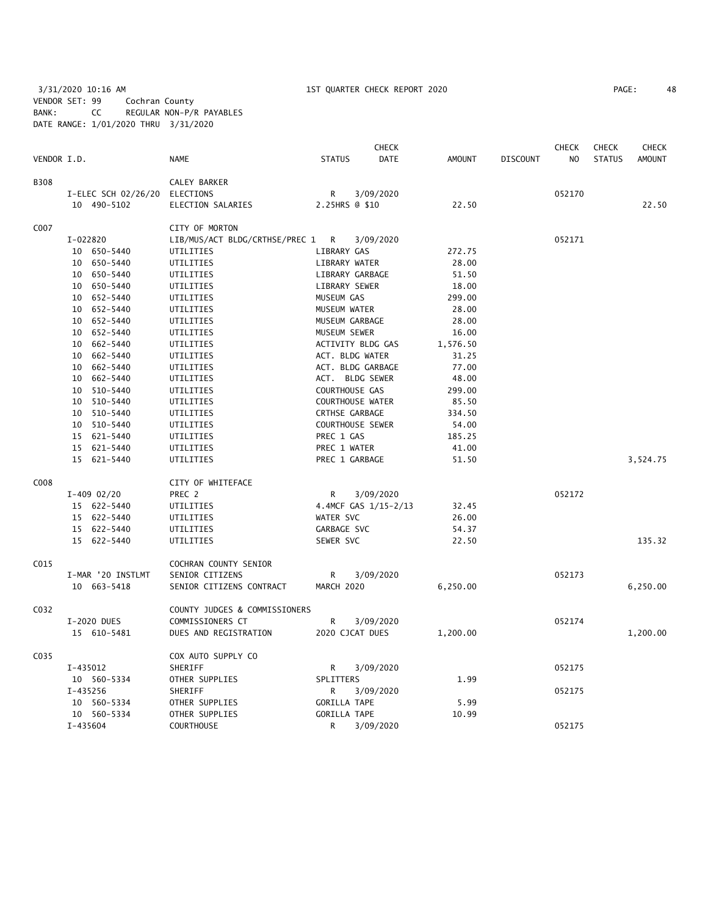3/31/2020 10:16 AM 1ST QUARTER CHECK REPORT 2020
VENDOR SET: 99 Cochran County
BANK: CC REGULAR NON-P/R PAYABLES
DATE RANGE: 1/01/2020 THRU 3/31/2020

| VENDOR I.D. | NAME | STATUS | CHECK DATE | AMOUNT | DISCOUNT | CHECK NO | CHECK STATUS | CHECK AMOUNT |
|---|---|---|---|---|---|---|---|---|
| B308 | CALEY BARKER | | | | | | | |
| I-ELEC SCH 02/26/20 | ELECTIONS | R | 3/09/2020 | | | 052170 | | |
| 10 490-5102 | ELECTION SALARIES | 2.25HRS @ $10 | | 22.50 | | | | 22.50 |
| C007 | CITY OF MORTON | | | | | | | |
| I-022820 | LIB/MUS/ACT BLDG/CRTHSE/PREC 1 | R | 3/09/2020 | | | 052171 | | |
| 10 650-5440 | UTILITIES | LIBRARY GAS | | 272.75 | | | | |
| 10 650-5440 | UTILITIES | LIBRARY WATER | | 28.00 | | | | |
| 10 650-5440 | UTILITIES | LIBRARY GARBAGE | | 51.50 | | | | |
| 10 650-5440 | UTILITIES | LIBRARY SEWER | | 18.00 | | | | |
| 10 652-5440 | UTILITIES | MUSEUM GAS | | 299.00 | | | | |
| 10 652-5440 | UTILITIES | MUSEUM WATER | | 28.00 | | | | |
| 10 652-5440 | UTILITIES | MUSEUM GARBAGE | | 28.00 | | | | |
| 10 652-5440 | UTILITIES | MUSEUM SEWER | | 16.00 | | | | |
| 10 662-5440 | UTILITIES | ACTIVITY BLDG GAS | | 1,576.50 | | | | |
| 10 662-5440 | UTILITIES | ACT. BLDG WATER | | 31.25 | | | | |
| 10 662-5440 | UTILITIES | ACT. BLDG GARBAGE | | 77.00 | | | | |
| 10 662-5440 | UTILITIES | ACT. BLDG SEWER | | 48.00 | | | | |
| 10 510-5440 | UTILITIES | COURTHOUSE GAS | | 299.00 | | | | |
| 10 510-5440 | UTILITIES | COURTHOUSE WATER | | 85.50 | | | | |
| 10 510-5440 | UTILITIES | CRTHSE GARBAGE | | 334.50 | | | | |
| 10 510-5440 | UTILITIES | COURTHOUSE SEWER | | 54.00 | | | | |
| 15 621-5440 | UTILITIES | PREC 1 GAS | | 185.25 | | | | |
| 15 621-5440 | UTILITIES | PREC 1 WATER | | 41.00 | | | | |
| 15 621-5440 | UTILITIES | PREC 1 GARBAGE | | 51.50 | | | | 3,524.75 |
| C008 | CITY OF WHITEFACE | | | | | | | |
| I-409 02/20 | PREC 2 | R | 3/09/2020 | | | 052172 | | |
| 15 622-5440 | UTILITIES | 4.4MCF GAS 1/15-2/13 | | 32.45 | | | | |
| 15 622-5440 | UTILITIES | WATER SVC | | 26.00 | | | | |
| 15 622-5440 | UTILITIES | GARBAGE SVC | | 54.37 | | | | |
| 15 622-5440 | UTILITIES | SEWER SVC | | 22.50 | | | | 135.32 |
| C015 | COCHRAN COUNTY SENIOR | | | | | | | |
| I-MAR '20 INSTLMT | SENIOR CITIZENS | R | 3/09/2020 | | | 052173 | | |
| 10 663-5418 | SENIOR CITIZENS CONTRACT | MARCH 2020 | | 6,250.00 | | | | 6,250.00 |
| C032 | COUNTY JUDGES & COMMISSIONERS | | | | | | | |
| I-2020 DUES | COMMISSIONERS CT | R | 3/09/2020 | | | 052174 | | |
| 15 610-5481 | DUES AND REGISTRATION | 2020 CJCAT DUES | | 1,200.00 | | | | 1,200.00 |
| C035 | COX AUTO SUPPLY CO | | | | | | | |
| I-435012 | SHERIFF | R | 3/09/2020 | | | 052175 | | |
| 10 560-5334 | OTHER SUPPLIES | SPLITTERS | | 1.99 | | | | |
| I-435256 | SHERIFF | R | 3/09/2020 | | | 052175 | | |
| 10 560-5334 | OTHER SUPPLIES | GORILLA TAPE | | 5.99 | | | | |
| 10 560-5334 | OTHER SUPPLIES | GORILLA TAPE | | 10.99 | | | | |
| I-435604 | COURTHOUSE | R | 3/09/2020 | | | 052175 | | |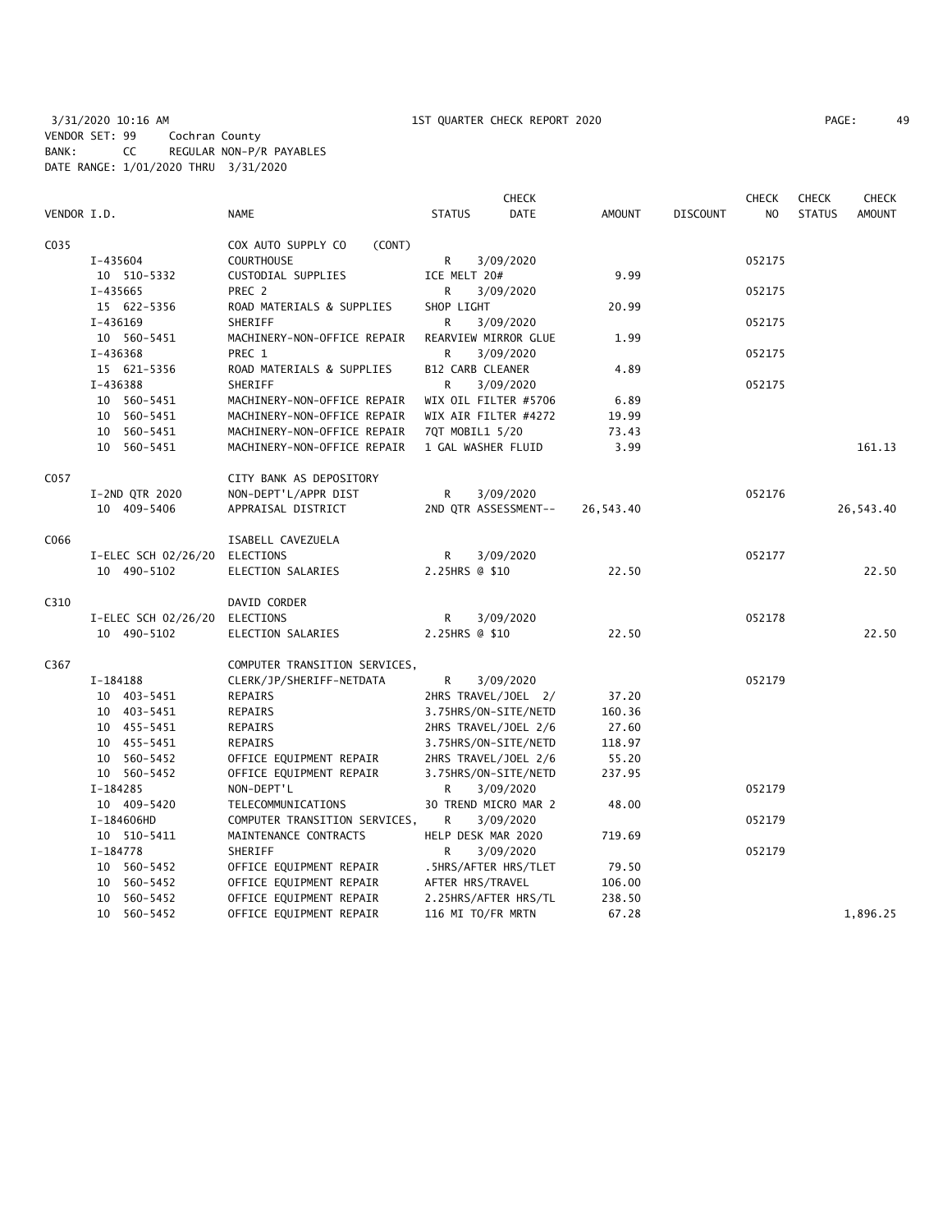3/31/2020 10:16 AM 1ST QUARTER CHECK REPORT 2020
VENDOR SET: 99 Cochran County
BANK: CC REGULAR NON-P/R PAYABLES
DATE RANGE: 1/01/2020 THRU 3/31/2020

| VENDOR I.D. | NAME | STATUS | CHECK DATE | AMOUNT | DISCOUNT | CHECK NO | CHECK STATUS | CHECK AMOUNT |
|---|---|---|---|---|---|---|---|---|
| C035 | COX AUTO SUPPLY CO (CONT) | | | | | | | |
| I-435604 | COURTHOUSE | R | 3/09/2020 | | | 052175 | | |
| 10 510-5332 | CUSTODIAL SUPPLIES | ICE MELT 20# | | 9.99 | | | | |
| I-435665 | PREC 2 | R | 3/09/2020 | | | 052175 | | |
| 15 622-5356 | ROAD MATERIALS & SUPPLIES | SHOP LIGHT | | 20.99 | | | | |
| I-436169 | SHERIFF | R | 3/09/2020 | | | 052175 | | |
| 10 560-5451 | MACHINERY-NON-OFFICE REPAIR | REARVIEW MIRROR GLUE | | 1.99 | | | | |
| I-436368 | PREC 1 | R | 3/09/2020 | | | 052175 | | |
| 15 621-5356 | ROAD MATERIALS & SUPPLIES | B12 CARB CLEANER | | 4.89 | | | | |
| I-436388 | SHERIFF | R | 3/09/2020 | | | 052175 | | |
| 10 560-5451 | MACHINERY-NON-OFFICE REPAIR | WIX OIL FILTER #5706 | | 6.89 | | | | |
| 10 560-5451 | MACHINERY-NON-OFFICE REPAIR | WIX AIR FILTER #4272 | | 19.99 | | | | |
| 10 560-5451 | MACHINERY-NON-OFFICE REPAIR | 7QT MOBIL1 5/20 | | 73.43 | | | | |
| 10 560-5451 | MACHINERY-NON-OFFICE REPAIR | 1 GAL WASHER FLUID | | 3.99 | | | | 161.13 |
| C057 | CITY BANK AS DEPOSITORY | | | | | | | |
| I-2ND QTR 2020 | NON-DEPT'L/APPR DIST | R | 3/09/2020 | | | 052176 | | |
| 10 409-5406 | APPRAISAL DISTRICT | 2ND QTR ASSESSMENT-- | | 26,543.40 | | | | 26,543.40 |
| C066 | ISABELL CAVEZUELA | | | | | | | |
| I-ELEC SCH 02/26/20 | ELECTIONS | R | 3/09/2020 | | | 052177 | | |
| 10 490-5102 | ELECTION SALARIES | 2.25HRS @ $10 | | 22.50 | | | | 22.50 |
| C310 | DAVID CORDER | | | | | | | |
| I-ELEC SCH 02/26/20 | ELECTIONS | R | 3/09/2020 | | | 052178 | | |
| 10 490-5102 | ELECTION SALARIES | 2.25HRS @ $10 | | 22.50 | | | | 22.50 |
| C367 | COMPUTER TRANSITION SERVICES, | | | | | | | |
| I-184188 | CLERK/JP/SHERIFF-NETDATA | R | 3/09/2020 | | | 052179 | | |
| 10 403-5451 | REPAIRS | 2HRS TRAVEL/JOEL 2/ | | 37.20 | | | | |
| 10 403-5451 | REPAIRS | 3.75HRS/ON-SITE/NETD | | 160.36 | | | | |
| 10 455-5451 | REPAIRS | 2HRS TRAVEL/JOEL 2/6 | | 27.60 | | | | |
| 10 455-5451 | REPAIRS | 3.75HRS/ON-SITE/NETD | | 118.97 | | | | |
| 10 560-5452 | OFFICE EQUIPMENT REPAIR | 2HRS TRAVEL/JOEL 2/6 | | 55.20 | | | | |
| 10 560-5452 | OFFICE EQUIPMENT REPAIR | 3.75HRS/ON-SITE/NETD | | 237.95 | | | | |
| I-184285 | NON-DEPT'L | R | 3/09/2020 | | | 052179 | | |
| 10 409-5420 | TELECOMMUNICATIONS | 30 TREND MICRO MAR 2 | | 48.00 | | | | |
| I-184606HD | COMPUTER TRANSITION SERVICES, | R | 3/09/2020 | | | 052179 | | |
| 10 510-5411 | MAINTENANCE CONTRACTS | HELP DESK MAR 2020 | | 719.69 | | | | |
| I-184778 | SHERIFF | R | 3/09/2020 | | | 052179 | | |
| 10 560-5452 | OFFICE EQUIPMENT REPAIR | .5HRS/AFTER HRS/TLET | | 79.50 | | | | |
| 10 560-5452 | OFFICE EQUIPMENT REPAIR | AFTER HRS/TRAVEL | | 106.00 | | | | |
| 10 560-5452 | OFFICE EQUIPMENT REPAIR | 2.25HRS/AFTER HRS/TL | | 238.50 | | | | |
| 10 560-5452 | OFFICE EQUIPMENT REPAIR | 116 MI TO/FR MRTN | | 67.28 | | | | 1,896.25 |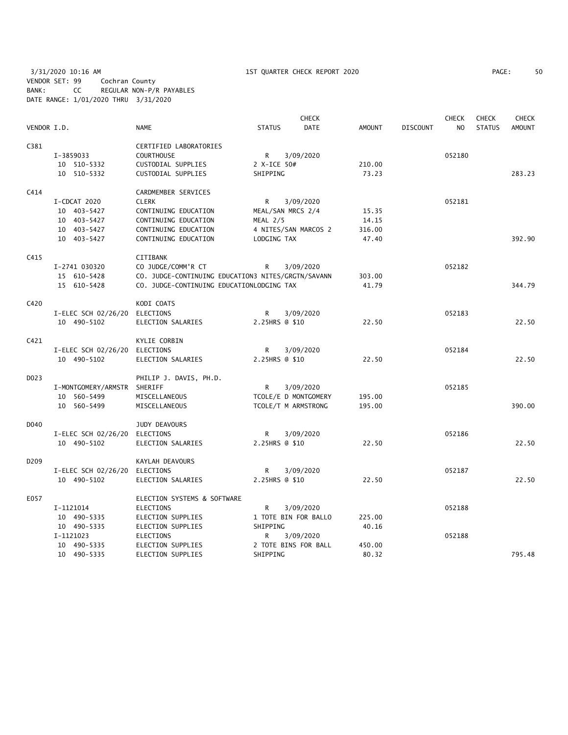3/31/2020 10:16 AM 1ST QUARTER CHECK REPORT 2020

VENDOR SET: 99 Cochran County
BANK: CC REGULAR NON-P/R PAYABLES
DATE RANGE: 1/01/2020 THRU 3/31/2020

| VENDOR I.D. | NAME | STATUS | CHECK DATE | AMOUNT | DISCOUNT | CHECK NO | CHECK STATUS | CHECK AMOUNT |
|---|---|---|---|---|---|---|---|---|
| C381 | CERTIFIED LABORATORIES | | | | | | | |
| I-3859033 | COURTHOUSE | R | 3/09/2020 | | | 052180 | | |
| 10 510-5332 | CUSTODIAL SUPPLIES | 2 X-ICE 50# | | 210.00 | | | | |
| 10 510-5332 | CUSTODIAL SUPPLIES | SHIPPING | | 73.23 | | | | 283.23 |
| C414 | CARDMEMBER SERVICES | | | | | | | |
| I-CDCAT 2020 | CLERK | R | 3/09/2020 | | | 052181 | | |
| 10 403-5427 | CONTINUING EDUCATION | MEAL/SAN MRCS 2/4 | | 15.35 | | | | |
| 10 403-5427 | CONTINUING EDUCATION | MEAL 2/5 | | 14.15 | | | | |
| 10 403-5427 | CONTINUING EDUCATION | 4 NITES/SAN MARCOS 2 | | 316.00 | | | | |
| 10 403-5427 | CONTINUING EDUCATION | LODGING TAX | | 47.40 | | | | 392.90 |
| C415 | CITIBANK | | | | | | | |
| I-2741 030320 | CO JUDGE/COMM'R CT | R | 3/09/2020 | | | 052182 | | |
| 15 610-5428 | CO. JUDGE-CONTINUING EDUCATION | 3 NITES/GRGTN/SAVANN | | 303.00 | | | | |
| 15 610-5428 | CO. JUDGE-CONTINUING EDUCATION | LODGING TAX | | 41.79 | | | | 344.79 |
| C420 | KODI COATS | | | | | | | |
| I-ELEC SCH 02/26/20 | ELECTIONS | R | 3/09/2020 | | | 052183 | | |
| 10 490-5102 | ELECTION SALARIES | 2.25HRS @ $10 | | 22.50 | | | | 22.50 |
| C421 | KYLIE CORBIN | | | | | | | |
| I-ELEC SCH 02/26/20 | ELECTIONS | R | 3/09/2020 | | | 052184 | | |
| 10 490-5102 | ELECTION SALARIES | 2.25HRS @ $10 | | 22.50 | | | | 22.50 |
| D023 | PHILIP J. DAVIS, PH.D. | | | | | | | |
| I-MONTGOMERY/ARMSTR | SHERIFF | R | 3/09/2020 | | | 052185 | | |
| 10 560-5499 | MISCELLANEOUS | TCOLE/E D MONTGOMERY | | 195.00 | | | | |
| 10 560-5499 | MISCELLANEOUS | TCOLE/T M ARMSTRONG | | 195.00 | | | | 390.00 |
| D040 | JUDY DEAVOURS | | | | | | | |
| I-ELEC SCH 02/26/20 | ELECTIONS | R | 3/09/2020 | | | 052186 | | |
| 10 490-5102 | ELECTION SALARIES | 2.25HRS @ $10 | | 22.50 | | | | 22.50 |
| D209 | KAYLAH DEAVOURS | | | | | | | |
| I-ELEC SCH 02/26/20 | ELECTIONS | R | 3/09/2020 | | | 052187 | | |
| 10 490-5102 | ELECTION SALARIES | 2.25HRS @ $10 | | 22.50 | | | | 22.50 |
| E057 | ELECTION SYSTEMS & SOFTWARE | | | | | | | |
| I-1121014 | ELECTIONS | R | 3/09/2020 | | | 052188 | | |
| 10 490-5335 | ELECTION SUPPLIES | 1 TOTE BIN FOR BALLO | | 225.00 | | | | |
| 10 490-5335 | ELECTION SUPPLIES | SHIPPING | | 40.16 | | | | |
| I-1121023 | ELECTIONS | R | 3/09/2020 | | | 052188 | | |
| 10 490-5335 | ELECTION SUPPLIES | 2 TOTE BINS FOR BALL | | 450.00 | | | | |
| 10 490-5335 | ELECTION SUPPLIES | SHIPPING | | 80.32 | | | | 795.48 |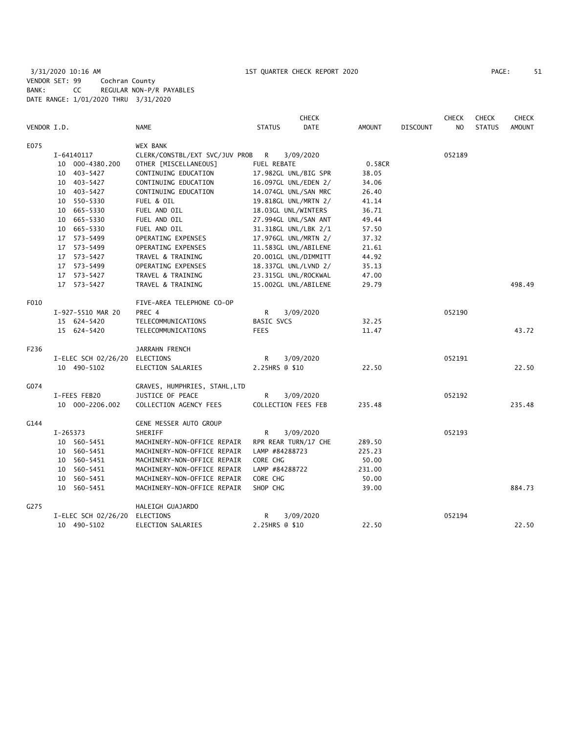3/31/2020 10:16 AM 1ST QUARTER CHECK REPORT 2020

VENDOR SET: 99 Cochran County
BANK: CC REGULAR NON-P/R PAYABLES
DATE RANGE: 1/01/2020 THRU 3/31/2020

| VENDOR I.D. | NAME | STATUS | CHECK DATE | AMOUNT | DISCOUNT | CHECK NO | CHECK STATUS | CHECK AMOUNT |
|---|---|---|---|---|---|---|---|---|
| E075 | WEX BANK | | | | | | | |
| I-64140117 | CLERK/CONSTBL/EXT SVC/JUV PROB | R | 3/09/2020 | | | 052189 | | |
| 10 000-4380.200 | OTHER [MISCELLANEOUS] | FUEL REBATE | | 0.58CR | | | | |
| 10 403-5427 | CONTINUING EDUCATION | 17.982GL UNL/BIG SPR | | 38.05 | | | | |
| 10 403-5427 | CONTINUING EDUCATION | 16.097GL UNL/EDEN 2/ | | 34.06 | | | | |
| 10 403-5427 | CONTINUING EDUCATION | 14.074GL UNL/SAN MRC | | 26.40 | | | | |
| 10 550-5330 | FUEL & OIL | 19.818GL UNL/MRTN 2/ | | 41.14 | | | | |
| 10 665-5330 | FUEL AND OIL | 18.03GL UNL/WINTERS | | 36.71 | | | | |
| 10 665-5330 | FUEL AND OIL | 27.994GL UNL/SAN ANT | | 49.44 | | | | |
| 10 665-5330 | FUEL AND OIL | 31.318GL UNL/LBK 2/1 | | 57.50 | | | | |
| 17 573-5499 | OPERATING EXPENSES | 17.976GL UNL/MRTN 2/ | | 37.32 | | | | |
| 17 573-5499 | OPERATING EXPENSES | 11.583GL UNL/ABILENE | | 21.61 | | | | |
| 17 573-5427 | TRAVEL & TRAINING | 20.001GL UNL/DIMMITT | | 44.92 | | | | |
| 17 573-5499 | OPERATING EXPENSES | 18.337GL UNL/LVND 2/ | | 35.13 | | | | |
| 17 573-5427 | TRAVEL & TRAINING | 23.315GL UNL/ROCKWAL | | 47.00 | | | | |
| 17 573-5427 | TRAVEL & TRAINING | 15.002GL UNL/ABILENE | | 29.79 | | | | 498.49 |
| F010 | FIVE-AREA TELEPHONE CO-OP | | | | | | | |
| I-927-5510 MAR 20 | PREC 4 | R | 3/09/2020 | | | 052190 | | |
| 15 624-5420 | TELECOMMUNICATIONS | BASIC SVCS | | 32.25 | | | | |
| 15 624-5420 | TELECOMMUNICATIONS | FEES | | 11.47 | | | | 43.72 |
| F236 | JARRAHN FRENCH | | | | | | | |
| I-ELEC SCH 02/26/20 | ELECTIONS | R | 3/09/2020 | | | 052191 | | |
| 10 490-5102 | ELECTION SALARIES | 2.25HRS @ $10 | | 22.50 | | | | 22.50 |
| G074 | GRAVES, HUMPHRIES, STAHL,LTD | | | | | | | |
| I-FEES FEB20 | JUSTICE OF PEACE | R | 3/09/2020 | | | 052192 | | |
| 10 000-2206.002 | COLLECTION AGENCY FEES | COLLECTION FEES FEB | | 235.48 | | | | 235.48 |
| G144 | GENE MESSER AUTO GROUP | | | | | | | |
| I-265373 | SHERIFF | R | 3/09/2020 | | | 052193 | | |
| 10 560-5451 | MACHINERY-NON-OFFICE REPAIR | RPR REAR TURN/17 CHE | | 289.50 | | | | |
| 10 560-5451 | MACHINERY-NON-OFFICE REPAIR | LAMP #84288723 | | 225.23 | | | | |
| 10 560-5451 | MACHINERY-NON-OFFICE REPAIR | CORE CHG | | 50.00 | | | | |
| 10 560-5451 | MACHINERY-NON-OFFICE REPAIR | LAMP #84288722 | | 231.00 | | | | |
| 10 560-5451 | MACHINERY-NON-OFFICE REPAIR | CORE CHG | | 50.00 | | | | |
| 10 560-5451 | MACHINERY-NON-OFFICE REPAIR | SHOP CHG | | 39.00 | | | | 884.73 |
| G275 | HALEIGH GUAJARDO | | | | | | | |
| I-ELEC SCH 02/26/20 | ELECTIONS | R | 3/09/2020 | | | 052194 | | |
| 10 490-5102 | ELECTION SALARIES | 2.25HRS @ $10 | | 22.50 | | | | 22.50 |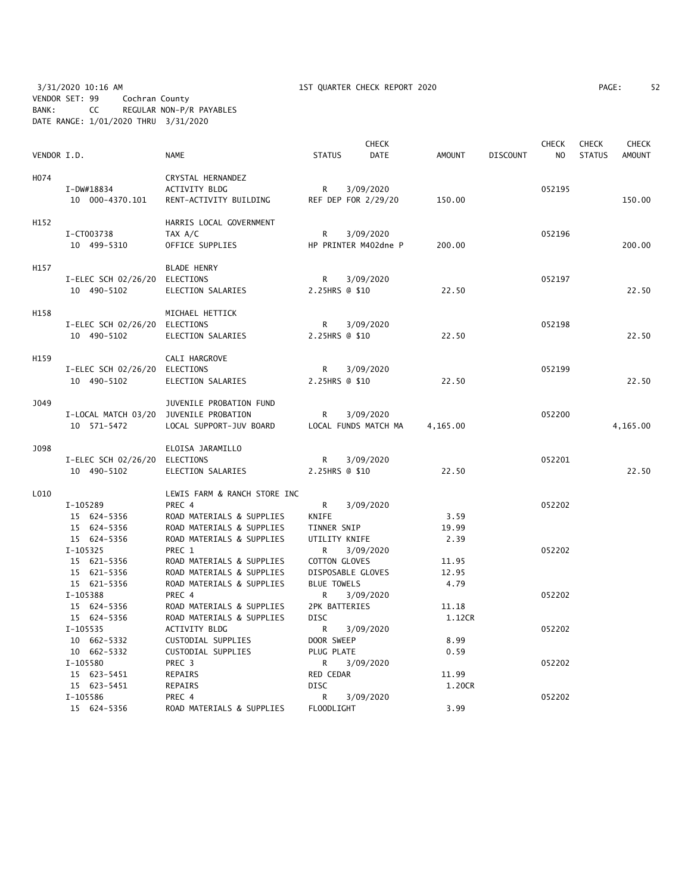3/31/2020 10:16 AM 1ST QUARTER CHECK REPORT 2020 PAGE: 52
VENDOR SET: 99 Cochran County
BANK: CC REGULAR NON-P/R PAYABLES
DATE RANGE: 1/01/2020 THRU 3/31/2020

| VENDOR I.D. | NAME | STATUS | CHECK DATE | AMOUNT | DISCOUNT | CHECK NO | CHECK STATUS | CHECK AMOUNT |
|---|---|---|---|---|---|---|---|---|
| H074 | CRYSTAL HERNANDEZ | | | | | | | |
| I-DW#18834 | ACTIVITY BLDG | R | 3/09/2020 | | | 052195 | | |
| 10 000-4370.101 | RENT-ACTIVITY BUILDING | REF DEP FOR 2/29/20 | | 150.00 | | | | 150.00 |
| H152 | HARRIS LOCAL GOVERNMENT | | | | | | | |
| I-CT003738 | TAX A/C | R | 3/09/2020 | | | 052196 | | |
| 10 499-5310 | OFFICE SUPPLIES | HP PRINTER M402dne P | | 200.00 | | | | 200.00 |
| H157 | BLADE HENRY | | | | | | | |
| I-ELEC SCH 02/26/20 | ELECTIONS | R | 3/09/2020 | | | 052197 | | |
| 10 490-5102 | ELECTION SALARIES | 2.25HRS @ $10 | | 22.50 | | | | 22.50 |
| H158 | MICHAEL HETTICK | | | | | | | |
| I-ELEC SCH 02/26/20 | ELECTIONS | R | 3/09/2020 | | | 052198 | | |
| 10 490-5102 | ELECTION SALARIES | 2.25HRS @ $10 | | 22.50 | | | | 22.50 |
| H159 | CALI HARGROVE | | | | | | | |
| I-ELEC SCH 02/26/20 | ELECTIONS | R | 3/09/2020 | | | 052199 | | |
| 10 490-5102 | ELECTION SALARIES | 2.25HRS @ $10 | | 22.50 | | | | 22.50 |
| J049 | JUVENILE PROBATION FUND | | | | | | | |
| I-LOCAL MATCH 03/20 | JUVENILE PROBATION | R | 3/09/2020 | | | 052200 | | |
| 10 571-5472 | LOCAL SUPPORT-JUV BOARD | LOCAL FUNDS MATCH MA | | 4,165.00 | | | | 4,165.00 |
| J098 | ELOISA JARAMILLO | | | | | | | |
| I-ELEC SCH 02/26/20 | ELECTIONS | R | 3/09/2020 | | | 052201 | | |
| 10 490-5102 | ELECTION SALARIES | 2.25HRS @ $10 | | 22.50 | | | | 22.50 |
| L010 | LEWIS FARM & RANCH STORE INC | | | | | | | |
| I-105289 | PREC 4 | R | 3/09/2020 | | | 052202 | | |
| 15 624-5356 | ROAD MATERIALS & SUPPLIES | KNIFE | | 3.59 | | | | |
| 15 624-5356 | ROAD MATERIALS & SUPPLIES | TINNER SNIP | | 19.99 | | | | |
| 15 624-5356 | ROAD MATERIALS & SUPPLIES | UTILITY KNIFE | | 2.39 | | | | |
| I-105325 | PREC 1 | R | 3/09/2020 | | | 052202 | | |
| 15 621-5356 | ROAD MATERIALS & SUPPLIES | COTTON GLOVES | | 11.95 | | | | |
| 15 621-5356 | ROAD MATERIALS & SUPPLIES | DISPOSABLE GLOVES | | 12.95 | | | | |
| 15 621-5356 | ROAD MATERIALS & SUPPLIES | BLUE TOWELS | | 4.79 | | | | |
| I-105388 | PREC 4 | R | 3/09/2020 | | | 052202 | | |
| 15 624-5356 | ROAD MATERIALS & SUPPLIES | 2PK BATTERIES | | 11.18 | | | | |
| 15 624-5356 | ROAD MATERIALS & SUPPLIES | DISC | | 1.12CR | | | | |
| I-105535 | ACTIVITY BLDG | R | 3/09/2020 | | | 052202 | | |
| 10 662-5332 | CUSTODIAL SUPPLIES | DOOR SWEEP | | 8.99 | | | | |
| 10 662-5332 | CUSTODIAL SUPPLIES | PLUG PLATE | | 0.59 | | | | |
| I-105580 | PREC 3 | R | 3/09/2020 | | | 052202 | | |
| 15 623-5451 | REPAIRS | RED CEDAR | | 11.99 | | | | |
| 15 623-5451 | REPAIRS | DISC | | 1.20CR | | | | |
| I-105586 | PREC 4 | R | 3/09/2020 | | | 052202 | | |
| 15 624-5356 | ROAD MATERIALS & SUPPLIES | FLOODLIGHT | | 3.99 | | | | |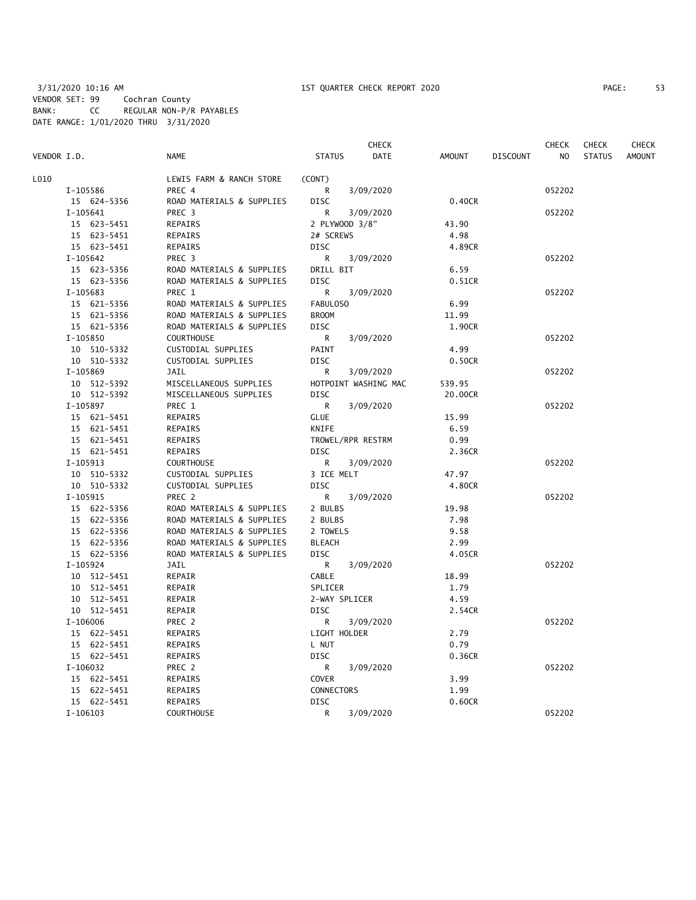3/31/2020 10:16 AM 1ST QUARTER CHECK REPORT 2020
VENDOR SET: 99 Cochran County
BANK: CC REGULAR NON-P/R PAYABLES
DATE RANGE: 1/01/2020 THRU 3/31/2020

| VENDOR I.D. | NAME | STATUS | CHECK DATE | AMOUNT | DISCOUNT | CHECK NO | CHECK STATUS | CHECK AMOUNT |
|---|---|---|---|---|---|---|---|---|
| L010 | LEWIS FARM & RANCH STORE | (CONT) | | | | | | |
| I-105586 | PREC 4 | R | 3/09/2020 | | | 052202 | | |
| 15 624-5356 | ROAD MATERIALS & SUPPLIES | DISC | | 0.40CR | | | | |
| I-105641 | PREC 3 | R | 3/09/2020 | | | 052202 | | |
| 15 623-5451 | REPAIRS | 2 PLYWOOD 3/8" | | 43.90 | | | | |
| 15 623-5451 | REPAIRS | 2# SCREWS | | 4.98 | | | | |
| 15 623-5451 | REPAIRS | DISC | | 4.89CR | | | | |
| I-105642 | PREC 3 | R | 3/09/2020 | | | 052202 | | |
| 15 623-5356 | ROAD MATERIALS & SUPPLIES | DRILL BIT | | 6.59 | | | | |
| 15 623-5356 | ROAD MATERIALS & SUPPLIES | DISC | | 0.51CR | | | | |
| I-105683 | PREC 1 | R | 3/09/2020 | | | 052202 | | |
| 15 621-5356 | ROAD MATERIALS & SUPPLIES | FABULOSO | | 6.99 | | | | |
| 15 621-5356 | ROAD MATERIALS & SUPPLIES | BROOM | | 11.99 | | | | |
| 15 621-5356 | ROAD MATERIALS & SUPPLIES | DISC | | 1.90CR | | | | |
| I-105850 | COURTHOUSE | R | 3/09/2020 | | | 052202 | | |
| 10 510-5332 | CUSTODIAL SUPPLIES | PAINT | | 4.99 | | | | |
| 10 510-5332 | CUSTODIAL SUPPLIES | DISC | | 0.50CR | | | | |
| I-105869 | JAIL | R | 3/09/2020 | | | 052202 | | |
| 10 512-5392 | MISCELLANEOUS SUPPLIES | HOTPOINT WASHING MAC | | 539.95 | | | | |
| 10 512-5392 | MISCELLANEOUS SUPPLIES | DISC | | 20.00CR | | | | |
| I-105897 | PREC 1 | R | 3/09/2020 | | | 052202 | | |
| 15 621-5451 | REPAIRS | GLUE | | 15.99 | | | | |
| 15 621-5451 | REPAIRS | KNIFE | | 6.59 | | | | |
| 15 621-5451 | REPAIRS | TROWEL/RPR RESTRM | | 0.99 | | | | |
| 15 621-5451 | REPAIRS | DISC | | 2.36CR | | | | |
| I-105913 | COURTHOUSE | R | 3/09/2020 | | | 052202 | | |
| 10 510-5332 | CUSTODIAL SUPPLIES | 3 ICE MELT | | 47.97 | | | | |
| 10 510-5332 | CUSTODIAL SUPPLIES | DISC | | 4.80CR | | | | |
| I-105915 | PREC 2 | R | 3/09/2020 | | | 052202 | | |
| 15 622-5356 | ROAD MATERIALS & SUPPLIES | 2 BULBS | | 19.98 | | | | |
| 15 622-5356 | ROAD MATERIALS & SUPPLIES | 2 BULBS | | 7.98 | | | | |
| 15 622-5356 | ROAD MATERIALS & SUPPLIES | 2 TOWELS | | 9.58 | | | | |
| 15 622-5356 | ROAD MATERIALS & SUPPLIES | BLEACH | | 2.99 | | | | |
| 15 622-5356 | ROAD MATERIALS & SUPPLIES | DISC | | 4.05CR | | | | |
| I-105924 | JAIL | R | 3/09/2020 | | | 052202 | | |
| 10 512-5451 | REPAIR | CABLE | | 18.99 | | | | |
| 10 512-5451 | REPAIR | SPLICER | | 1.79 | | | | |
| 10 512-5451 | REPAIR | 2-WAY SPLICER | | 4.59 | | | | |
| 10 512-5451 | REPAIR | DISC | | 2.54CR | | | | |
| I-106006 | PREC 2 | R | 3/09/2020 | | | 052202 | | |
| 15 622-5451 | REPAIRS | LIGHT HOLDER | | 2.79 | | | | |
| 15 622-5451 | REPAIRS | L NUT | | 0.79 | | | | |
| 15 622-5451 | REPAIRS | DISC | | 0.36CR | | | | |
| I-106032 | PREC 2 | R | 3/09/2020 | | | 052202 | | |
| 15 622-5451 | REPAIRS | COVER | | 3.99 | | | | |
| 15 622-5451 | REPAIRS | CONNECTORS | | 1.99 | | | | |
| 15 622-5451 | REPAIRS | DISC | | 0.60CR | | | | |
| I-106103 | COURTHOUSE | R | 3/09/2020 | | | 052202 | | |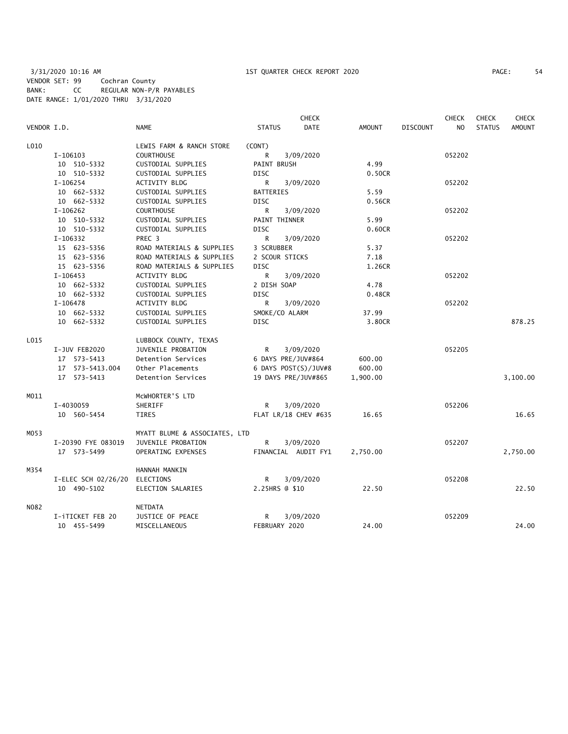3/31/2020 10:16 AM 1ST QUARTER CHECK REPORT 2020
VENDOR SET: 99 Cochran County
BANK: CC REGULAR NON-P/R PAYABLES
DATE RANGE: 1/01/2020 THRU 3/31/2020

| VENDOR I.D. | NAME | STATUS | CHECK DATE | AMOUNT | DISCOUNT | CHECK NO | CHECK STATUS | CHECK AMOUNT |
|---|---|---|---|---|---|---|---|---|
| L010 | LEWIS FARM & RANCH STORE | (CONT) | | | | | | |
| I-106103 | COURTHOUSE | R | 3/09/2020 | | | 052202 | | |
| 10 510-5332 | CUSTODIAL SUPPLIES | PAINT BRUSH | | 4.99 | | | | |
| 10 510-5332 | CUSTODIAL SUPPLIES | DISC | | 0.50CR | | | | |
| I-106254 | ACTIVITY BLDG | R | 3/09/2020 | | | 052202 | | |
| 10 662-5332 | CUSTODIAL SUPPLIES | BATTERIES | | 5.59 | | | | |
| 10 662-5332 | CUSTODIAL SUPPLIES | DISC | | 0.56CR | | | | |
| I-106262 | COURTHOUSE | R | 3/09/2020 | | | 052202 | | |
| 10 510-5332 | CUSTODIAL SUPPLIES | PAINT THINNER | | 5.99 | | | | |
| 10 510-5332 | CUSTODIAL SUPPLIES | DISC | | 0.60CR | | | | |
| I-106332 | PREC 3 | R | 3/09/2020 | | | 052202 | | |
| 15 623-5356 | ROAD MATERIALS & SUPPLIES | 3 SCRUBBER | | 5.37 | | | | |
| 15 623-5356 | ROAD MATERIALS & SUPPLIES | 2 SCOUR STICKS | | 7.18 | | | | |
| 15 623-5356 | ROAD MATERIALS & SUPPLIES | DISC | | 1.26CR | | | | |
| I-106453 | ACTIVITY BLDG | R | 3/09/2020 | | | 052202 | | |
| 10 662-5332 | CUSTODIAL SUPPLIES | 2 DISH SOAP | | 4.78 | | | | |
| 10 662-5332 | CUSTODIAL SUPPLIES | DISC | | 0.48CR | | | | |
| I-106478 | ACTIVITY BLDG | R | 3/09/2020 | | | 052202 | | |
| 10 662-5332 | CUSTODIAL SUPPLIES | SMOKE/CO ALARM | | 37.99 | | | | |
| 10 662-5332 | CUSTODIAL SUPPLIES | DISC | | 3.80CR | | | | 878.25 |
| L015 | LUBBOCK COUNTY, TEXAS | | | | | | | |
| I-JUV FEB2020 | JUVENILE PROBATION | R | 3/09/2020 | | | 052205 | | |
| 17 573-5413 | Detention Services | 6 DAYS PRE/JUV#864 | | 600.00 | | | | |
| 17 573-5413.004 | Other Placements | 6 DAYS POST(S)/JUV#8 | | 600.00 | | | | |
| 17 573-5413 | Detention Services | 19 DAYS PRE/JUV#865 | | 1,900.00 | | | | 3,100.00 |
| M011 | McWHORTER'S LTD | | | | | | | |
| I-4030059 | SHERIFF | R | 3/09/2020 | | | 052206 | | |
| 10 560-5454 | TIRES | FLAT LR/18 CHEV #635 | | 16.65 | | | | 16.65 |
| M053 | MYATT BLUME & ASSOCIATES, LTD | | | | | | | |
| I-20390 FYE 083019 | JUVENILE PROBATION | R | 3/09/2020 | | | 052207 | | |
| 17 573-5499 | OPERATING EXPENSES | FINANCIAL AUDIT FY1 | | 2,750.00 | | | | 2,750.00 |
| M354 | HANNAH MANKIN | | | | | | | |
| I-ELEC SCH 02/26/20 | ELECTIONS | R | 3/09/2020 | | | 052208 | | |
| 10 490-5102 | ELECTION SALARIES | 2.25HRS @ $10 | | 22.50 | | | | 22.50 |
| N082 | NETDATA | | | | | | | |
| I-iTICKET FEB 20 | JUSTICE OF PEACE | R | 3/09/2020 | | | 052209 | | |
| 10 455-5499 | MISCELLANEOUS | FEBRUARY 2020 | | 24.00 | | | | 24.00 |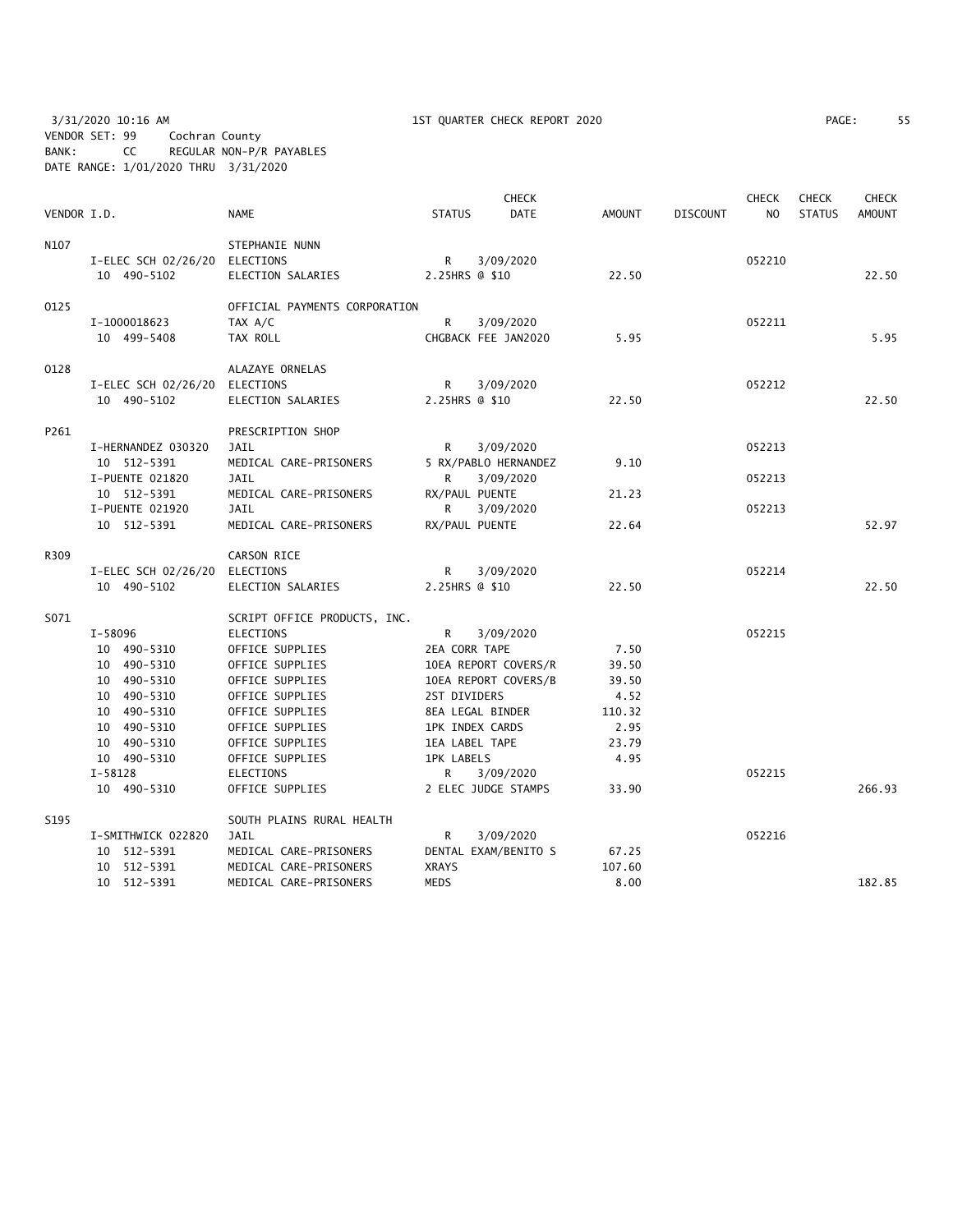3/31/2020 10:16 AM 1ST QUARTER CHECK REPORT 2020
VENDOR SET: 99 Cochran County
BANK: CC REGULAR NON-P/R PAYABLES
DATE RANGE: 1/01/2020 THRU 3/31/2020

| VENDOR I.D. | NAME | STATUS | CHECK DATE | AMOUNT | DISCOUNT | CHECK NO | CHECK STATUS | CHECK AMOUNT |
|---|---|---|---|---|---|---|---|---|
| N107 | STEPHANIE NUNN | | | | | | | |
| I-ELEC SCH 02/26/20 | ELECTIONS | R | 3/09/2020 | | | 052210 | | |
| 10 490-5102 | ELECTION SALARIES | 2.25HRS @ $10 | | 22.50 | | | | 22.50 |
| O125 | OFFICIAL PAYMENTS CORPORATION | | | | | | | |
| I-1000018623 | TAX A/C | R | 3/09/2020 | | | 052211 | | |
| 10 499-5408 | TAX ROLL | CHGBACK FEE JAN2020 | | 5.95 | | | | 5.95 |
| O128 | ALAZAYE ORNELAS | | | | | | | |
| I-ELEC SCH 02/26/20 | ELECTIONS | R | 3/09/2020 | | | 052212 | | |
| 10 490-5102 | ELECTION SALARIES | 2.25HRS @ $10 | | 22.50 | | | | 22.50 |
| P261 | PRESCRIPTION SHOP | | | | | | | |
| I-HERNANDEZ 030320 | JAIL | R | 3/09/2020 | | | 052213 | | |
| 10 512-5391 | MEDICAL CARE-PRISONERS | 5 RX/PABLO HERNANDEZ | | 9.10 | | | | |
| I-PUENTE 021820 | JAIL | R | 3/09/2020 | | | 052213 | | |
| 10 512-5391 | MEDICAL CARE-PRISONERS | RX/PAUL PUENTE | | 21.23 | | | | |
| I-PUENTE 021920 | JAIL | R | 3/09/2020 | | | 052213 | | |
| 10 512-5391 | MEDICAL CARE-PRISONERS | RX/PAUL PUENTE | | 22.64 | | | | 52.97 |
| R309 | CARSON RICE | | | | | | | |
| I-ELEC SCH 02/26/20 | ELECTIONS | R | 3/09/2020 | | | 052214 | | |
| 10 490-5102 | ELECTION SALARIES | 2.25HRS @ $10 | | 22.50 | | | | 22.50 |
| S071 | SCRIPT OFFICE PRODUCTS, INC. | | | | | | | |
| I-58096 | ELECTIONS | R | 3/09/2020 | | | 052215 | | |
| 10 490-5310 | OFFICE SUPPLIES | 2EA CORR TAPE | | 7.50 | | | | |
| 10 490-5310 | OFFICE SUPPLIES | 10EA REPORT COVERS/R | | 39.50 | | | | |
| 10 490-5310 | OFFICE SUPPLIES | 10EA REPORT COVERS/B | | 39.50 | | | | |
| 10 490-5310 | OFFICE SUPPLIES | 2ST DIVIDERS | | 4.52 | | | | |
| 10 490-5310 | OFFICE SUPPLIES | 8EA LEGAL BINDER | | 110.32 | | | | |
| 10 490-5310 | OFFICE SUPPLIES | 1PK INDEX CARDS | | 2.95 | | | | |
| 10 490-5310 | OFFICE SUPPLIES | 1EA LABEL TAPE | | 23.79 | | | | |
| 10 490-5310 | OFFICE SUPPLIES | 1PK LABELS | | 4.95 | | | | |
| I-58128 | ELECTIONS | R | 3/09/2020 | | | 052215 | | |
| 10 490-5310 | OFFICE SUPPLIES | 2 ELEC JUDGE STAMPS | | 33.90 | | | | 266.93 |
| S195 | SOUTH PLAINS RURAL HEALTH | | | | | | | |
| I-SMITHWICK 022820 | JAIL | R | 3/09/2020 | | | 052216 | | |
| 10 512-5391 | MEDICAL CARE-PRISONERS | DENTAL EXAM/BENITO S | | 67.25 | | | | |
| 10 512-5391 | MEDICAL CARE-PRISONERS | XRAYS | | 107.60 | | | | |
| 10 512-5391 | MEDICAL CARE-PRISONERS | MEDS | | 8.00 | | | | 182.85 |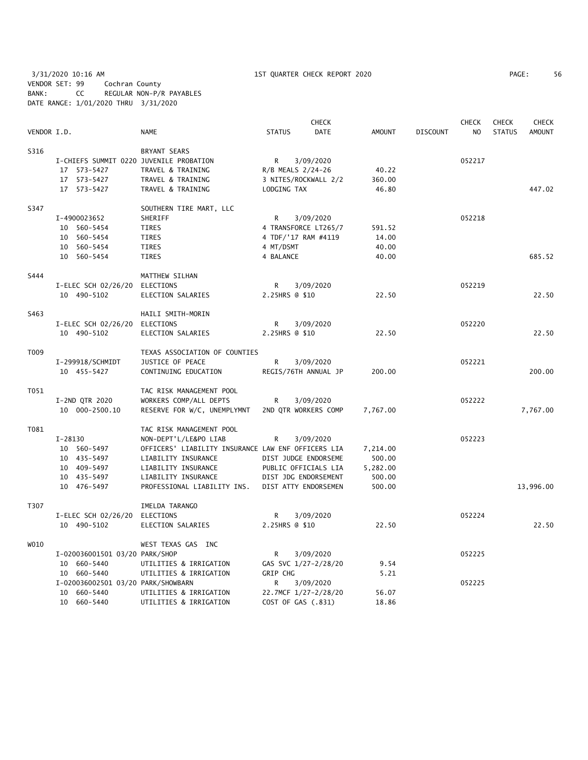3/31/2020 10:16 AM 1ST QUARTER CHECK REPORT 2020

VENDOR SET: 99 Cochran County
BANK: CC REGULAR NON-P/R PAYABLES
DATE RANGE: 1/01/2020 THRU 3/31/2020

| VENDOR I.D. | NAME | STATUS | CHECK DATE | AMOUNT | DISCOUNT | CHECK NO | CHECK STATUS | CHECK AMOUNT |
|---|---|---|---|---|---|---|---|---|
| S316 | BRYANT SEARS | | | | | | | |
| I-CHIEFS SUMMIT 0220 | JUVENILE PROBATION | R | 3/09/2020 | | | 052217 | | |
| 17 573-5427 | TRAVEL & TRAINING | R/B MEALS 2/24-26 | | 40.22 | | | | |
| 17 573-5427 | TRAVEL & TRAINING | 3 NITES/ROCKWALL 2/2 | | 360.00 | | | | |
| 17 573-5427 | TRAVEL & TRAINING | LODGING TAX | | 46.80 | | | | 447.02 |
| S347 | SOUTHERN TIRE MART, LLC | | | | | | | |
| I-4900023652 | SHERIFF | R | 3/09/2020 | | | 052218 | | |
| 10 560-5454 | TIRES | 4 TRANSFORCE LT265/7 | | 591.52 | | | | |
| 10 560-5454 | TIRES | 4 TDF/'17 RAM #4119 | | 14.00 | | | | |
| 10 560-5454 | TIRES | 4 MT/DSMT | | 40.00 | | | | |
| 10 560-5454 | TIRES | 4 BALANCE | | 40.00 | | | | 685.52 |
| S444 | MATTHEW SILHAN | | | | | | | |
| I-ELEC SCH 02/26/20 | ELECTIONS | R | 3/09/2020 | | | 052219 | | |
| 10 490-5102 | ELECTION SALARIES | 2.25HRS @ $10 | | 22.50 | | | | 22.50 |
| S463 | HAILI SMITH-MORIN | | | | | | | |
| I-ELEC SCH 02/26/20 | ELECTIONS | R | 3/09/2020 | | | 052220 | | |
| 10 490-5102 | ELECTION SALARIES | 2.25HRS @ $10 | | 22.50 | | | | 22.50 |
| T009 | TEXAS ASSOCIATION OF COUNTIES | | | | | | | |
| I-299918/SCHMIDT | JUSTICE OF PEACE | R | 3/09/2020 | | | 052221 | | |
| 10 455-5427 | CONTINUING EDUCATION | REGIS/76TH ANNUAL JP | | 200.00 | | | | 200.00 |
| T051 | TAC RISK MANAGEMENT POOL | | | | | | | |
| I-2ND QTR 2020 | WORKERS COMP/ALL DEPTS | R | 3/09/2020 | | | 052222 | | |
| 10 000-2500.10 | RESERVE FOR W/C, UNEMPLYMNT | 2ND QTR WORKERS COMP | | 7,767.00 | | | | 7,767.00 |
| T081 | TAC RISK MANAGEMENT POOL | | | | | | | |
| I-28130 | NON-DEPT'L/LE&PO LIAB | R | 3/09/2020 | | | 052223 | | |
| 10 560-5497 | OFFICERS' LIABILITY INSURANCE | LAW ENF OFFICERS LIA | | 7,214.00 | | | | |
| 10 435-5497 | LIABILITY INSURANCE | DIST JUDGE ENDORSEME | | 500.00 | | | | |
| 10 409-5497 | LIABILITY INSURANCE | PUBLIC OFFICIALS LIA | | 5,282.00 | | | | |
| 10 435-5497 | LIABILITY INSURANCE | DIST JDG ENDORSEMENT | | 500.00 | | | | |
| 10 476-5497 | PROFESSIONAL LIABILITY INS. | DIST ATTY ENDORSEMEN | | 500.00 | | | | 13,996.00 |
| T307 | IMELDA TARANGO | | | | | | | |
| I-ELEC SCH 02/26/20 | ELECTIONS | R | 3/09/2020 | | | 052224 | | |
| 10 490-5102 | ELECTION SALARIES | 2.25HRS @ $10 | | 22.50 | | | | 22.50 |
| W010 | WEST TEXAS GAS INC | | | | | | | |
| I-020036001501 03/20 | PARK/SHOP | R | 3/09/2020 | | | 052225 | | |
| 10 660-5440 | UTILITIES & IRRIGATION | GAS SVC 1/27-2/28/20 | | 9.54 | | | | |
| 10 660-5440 | UTILITIES & IRRIGATION | GRIP CHG | | 5.21 | | | | |
| I-020036002501 03/20 | PARK/SHOWBARN | R | 3/09/2020 | | | 052225 | | |
| 10 660-5440 | UTILITIES & IRRIGATION | 22.7MCF 1/27-2/28/20 | | 56.07 | | | | |
| 10 660-5440 | UTILITIES & IRRIGATION | COST OF GAS (.831) | | 18.86 | | | | |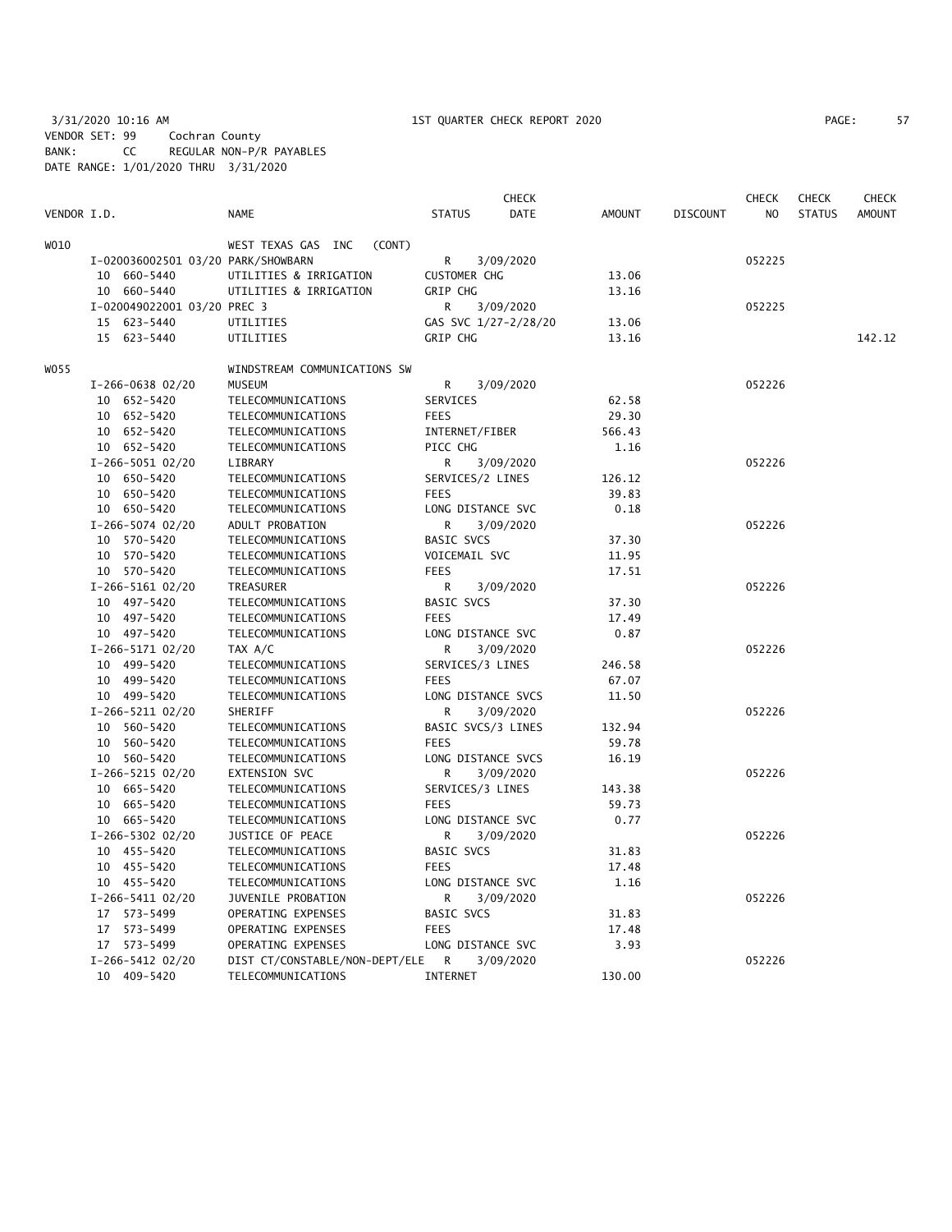3/31/2020 10:16 AM 1ST QUARTER CHECK REPORT 2020
VENDOR SET: 99 Cochran County
BANK: CC REGULAR NON-P/R PAYABLES
DATE RANGE: 1/01/2020 THRU 3/31/2020

| VENDOR I.D. | NAME | STATUS | CHECK DATE | AMOUNT | DISCOUNT | CHECK NO | CHECK STATUS | CHECK AMOUNT |
|---|---|---|---|---|---|---|---|---|
| W010 | WEST TEXAS GAS INC (CONT) | | | | | | | |
| I-020036002501 03/20 PARK/SHOWBARN | | R | 3/09/2020 | | | 052225 | | |
| 10 660-5440 | UTILITIES & IRRIGATION | CUSTOMER CHG | | 13.06 | | | | |
| 10 660-5440 | UTILITIES & IRRIGATION | GRIP CHG | | 13.16 | | | | |
| I-020049022001 03/20 PREC 3 | | R | 3/09/2020 | | | 052225 | | |
| 15 623-5440 | UTILITIES | GAS SVC 1/27-2/28/20 | | 13.06 | | | | |
| 15 623-5440 | UTILITIES | GRIP CHG | | 13.16 | | | | 142.12 |
| W055 | WINDSTREAM COMMUNICATIONS SW | | | | | | | |
| I-266-0638 02/20 | MUSEUM | R | 3/09/2020 | | | 052226 | | |
| 10 652-5420 | TELECOMMUNICATIONS | SERVICES | | 62.58 | | | | |
| 10 652-5420 | TELECOMMUNICATIONS | FEES | | 29.30 | | | | |
| 10 652-5420 | TELECOMMUNICATIONS | INTERNET/FIBER | | 566.43 | | | | |
| 10 652-5420 | TELECOMMUNICATIONS | PICC CHG | | 1.16 | | | | |
| I-266-5051 02/20 | LIBRARY | R | 3/09/2020 | | | 052226 | | |
| 10 650-5420 | TELECOMMUNICATIONS | SERVICES/2 LINES | | 126.12 | | | | |
| 10 650-5420 | TELECOMMUNICATIONS | FEES | | 39.83 | | | | |
| 10 650-5420 | TELECOMMUNICATIONS | LONG DISTANCE SVC | | 0.18 | | | | |
| I-266-5074 02/20 | ADULT PROBATION | R | 3/09/2020 | | | 052226 | | |
| 10 570-5420 | TELECOMMUNICATIONS | BASIC SVCS | | 37.30 | | | | |
| 10 570-5420 | TELECOMMUNICATIONS | VOICEMAIL SVC | | 11.95 | | | | |
| 10 570-5420 | TELECOMMUNICATIONS | FEES | | 17.51 | | | | |
| I-266-5161 02/20 | TREASURER | R | 3/09/2020 | | | 052226 | | |
| 10 497-5420 | TELECOMMUNICATIONS | BASIC SVCS | | 37.30 | | | | |
| 10 497-5420 | TELECOMMUNICATIONS | FEES | | 17.49 | | | | |
| 10 497-5420 | TELECOMMUNICATIONS | LONG DISTANCE SVC | | 0.87 | | | | |
| I-266-5171 02/20 | TAX A/C | R | 3/09/2020 | | | 052226 | | |
| 10 499-5420 | TELECOMMUNICATIONS | SERVICES/3 LINES | | 246.58 | | | | |
| 10 499-5420 | TELECOMMUNICATIONS | FEES | | 67.07 | | | | |
| 10 499-5420 | TELECOMMUNICATIONS | LONG DISTANCE SVCS | | 11.50 | | | | |
| I-266-5211 02/20 | SHERIFF | R | 3/09/2020 | | | 052226 | | |
| 10 560-5420 | TELECOMMUNICATIONS | BASIC SVCS/3 LINES | | 132.94 | | | | |
| 10 560-5420 | TELECOMMUNICATIONS | FEES | | 59.78 | | | | |
| 10 560-5420 | TELECOMMUNICATIONS | LONG DISTANCE SVCS | | 16.19 | | | | |
| I-266-5215 02/20 | EXTENSION SVC | R | 3/09/2020 | | | 052226 | | |
| 10 665-5420 | TELECOMMUNICATIONS | SERVICES/3 LINES | | 143.38 | | | | |
| 10 665-5420 | TELECOMMUNICATIONS | FEES | | 59.73 | | | | |
| 10 665-5420 | TELECOMMUNICATIONS | LONG DISTANCE SVC | | 0.77 | | | | |
| I-266-5302 02/20 | JUSTICE OF PEACE | R | 3/09/2020 | | | 052226 | | |
| 10 455-5420 | TELECOMMUNICATIONS | BASIC SVCS | | 31.83 | | | | |
| 10 455-5420 | TELECOMMUNICATIONS | FEES | | 17.48 | | | | |
| 10 455-5420 | TELECOMMUNICATIONS | LONG DISTANCE SVC | | 1.16 | | | | |
| I-266-5411 02/20 | JUVENILE PROBATION | R | 3/09/2020 | | | 052226 | | |
| 17 573-5499 | OPERATING EXPENSES | BASIC SVCS | | 31.83 | | | | |
| 17 573-5499 | OPERATING EXPENSES | FEES | | 17.48 | | | | |
| 17 573-5499 | OPERATING EXPENSES | LONG DISTANCE SVC | | 3.93 | | | | |
| I-266-5412 02/20 | DIST CT/CONSTABLE/NON-DEPT/ELE | R | 3/09/2020 | | | 052226 | | |
| 10 409-5420 | TELECOMMUNICATIONS | INTERNET | | 130.00 | | | | |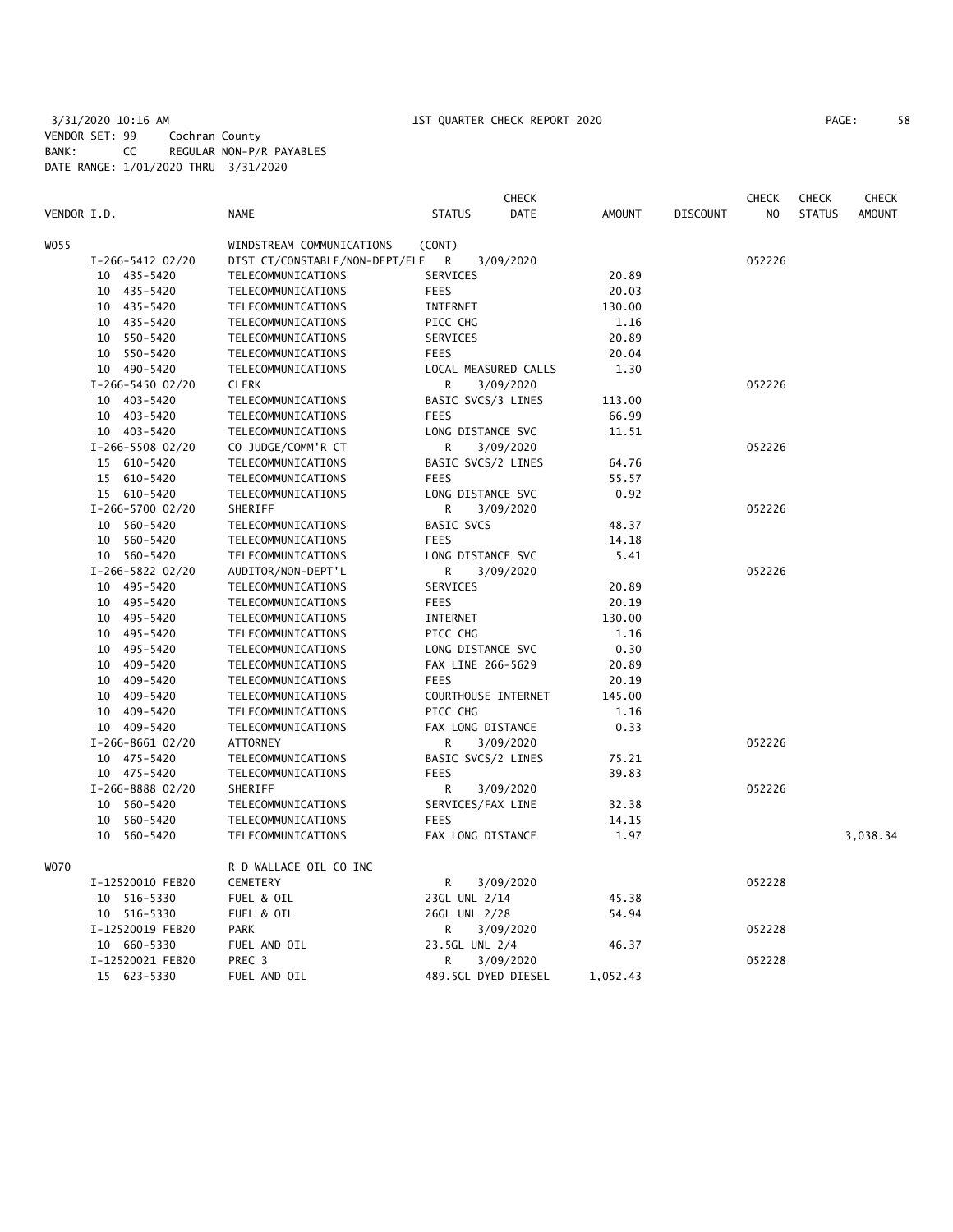3/31/2020 10:16 AM 1ST QUARTER CHECK REPORT 2020

VENDOR SET: 99 Cochran County
BANK: CC REGULAR NON-P/R PAYABLES
DATE RANGE: 1/01/2020 THRU 3/31/2020

| VENDOR I.D. | NAME | STATUS | CHECK DATE | AMOUNT | DISCOUNT | CHECK NO | CHECK STATUS | CHECK AMOUNT |
|---|---|---|---|---|---|---|---|---|
| W055 | WINDSTREAM COMMUNICATIONS | (CONT) | | | | | | |
| I-266-5412 02/20 | DIST CT/CONSTABLE/NON-DEPT/ELE | R | 3/09/2020 | | | 052226 | | |
| 10 435-5420 | TELECOMMUNICATIONS | SERVICES | | 20.89 | | | | |
| 10 435-5420 | TELECOMMUNICATIONS | FEES | | 20.03 | | | | |
| 10 435-5420 | TELECOMMUNICATIONS | INTERNET | | 130.00 | | | | |
| 10 435-5420 | TELECOMMUNICATIONS | PICC CHG | | 1.16 | | | | |
| 10 550-5420 | TELECOMMUNICATIONS | SERVICES | | 20.89 | | | | |
| 10 550-5420 | TELECOMMUNICATIONS | FEES | | 20.04 | | | | |
| 10 490-5420 | TELECOMMUNICATIONS | LOCAL MEASURED CALLS | | 1.30 | | | | |
| I-266-5450 02/20 | CLERK | R | 3/09/2020 | | | 052226 | | |
| 10 403-5420 | TELECOMMUNICATIONS | BASIC SVCS/3 LINES | | 113.00 | | | | |
| 10 403-5420 | TELECOMMUNICATIONS | FEES | | 66.99 | | | | |
| 10 403-5420 | TELECOMMUNICATIONS | LONG DISTANCE SVC | | 11.51 | | | | |
| I-266-5508 02/20 | CO JUDGE/COMM'R CT | R | 3/09/2020 | | | 052226 | | |
| 15 610-5420 | TELECOMMUNICATIONS | BASIC SVCS/2 LINES | | 64.76 | | | | |
| 15 610-5420 | TELECOMMUNICATIONS | FEES | | 55.57 | | | | |
| 15 610-5420 | TELECOMMUNICATIONS | LONG DISTANCE SVC | | 0.92 | | | | |
| I-266-5700 02/20 | SHERIFF | R | 3/09/2020 | | | 052226 | | |
| 10 560-5420 | TELECOMMUNICATIONS | BASIC SVCS | | 48.37 | | | | |
| 10 560-5420 | TELECOMMUNICATIONS | FEES | | 14.18 | | | | |
| 10 560-5420 | TELECOMMUNICATIONS | LONG DISTANCE SVC | | 5.41 | | | | |
| I-266-5822 02/20 | AUDITOR/NON-DEPT'L | R | 3/09/2020 | | | 052226 | | |
| 10 495-5420 | TELECOMMUNICATIONS | SERVICES | | 20.89 | | | | |
| 10 495-5420 | TELECOMMUNICATIONS | FEES | | 20.19 | | | | |
| 10 495-5420 | TELECOMMUNICATIONS | INTERNET | | 130.00 | | | | |
| 10 495-5420 | TELECOMMUNICATIONS | PICC CHG | | 1.16 | | | | |
| 10 495-5420 | TELECOMMUNICATIONS | LONG DISTANCE SVC | | 0.30 | | | | |
| 10 409-5420 | TELECOMMUNICATIONS | FAX LINE 266-5629 | | 20.89 | | | | |
| 10 409-5420 | TELECOMMUNICATIONS | FEES | | 20.19 | | | | |
| 10 409-5420 | TELECOMMUNICATIONS | COURTHOUSE INTERNET | | 145.00 | | | | |
| 10 409-5420 | TELECOMMUNICATIONS | PICC CHG | | 1.16 | | | | |
| 10 409-5420 | TELECOMMUNICATIONS | FAX LONG DISTANCE | | 0.33 | | | | |
| I-266-8661 02/20 | ATTORNEY | R | 3/09/2020 | | | 052226 | | |
| 10 475-5420 | TELECOMMUNICATIONS | BASIC SVCS/2 LINES | | 75.21 | | | | |
| 10 475-5420 | TELECOMMUNICATIONS | FEES | | 39.83 | | | | |
| I-266-8888 02/20 | SHERIFF | R | 3/09/2020 | | | 052226 | | |
| 10 560-5420 | TELECOMMUNICATIONS | SERVICES/FAX LINE | | 32.38 | | | | |
| 10 560-5420 | TELECOMMUNICATIONS | FEES | | 14.15 | | | | |
| 10 560-5420 | TELECOMMUNICATIONS | FAX LONG DISTANCE | | 1.97 | | | | 3,038.34 |
| W070 | R D WALLACE OIL CO INC | | | | | | | |
| I-12520010 FEB20 | CEMETERY | R | 3/09/2020 | | | 052228 | | |
| 10 516-5330 | FUEL & OIL | 23GL UNL 2/14 | | 45.38 | | | | |
| 10 516-5330 | FUEL & OIL | 26GL UNL 2/28 | | 54.94 | | | | |
| I-12520019 FEB20 | PARK | R | 3/09/2020 | | | 052228 | | |
| 10 660-5330 | FUEL AND OIL | 23.5GL UNL 2/4 | | 46.37 | | | | |
| I-12520021 FEB20 | PREC 3 | R | 3/09/2020 | | | 052228 | | |
| 15 623-5330 | FUEL AND OIL | 489.5GL DYED DIESEL | | 1,052.43 | | | | |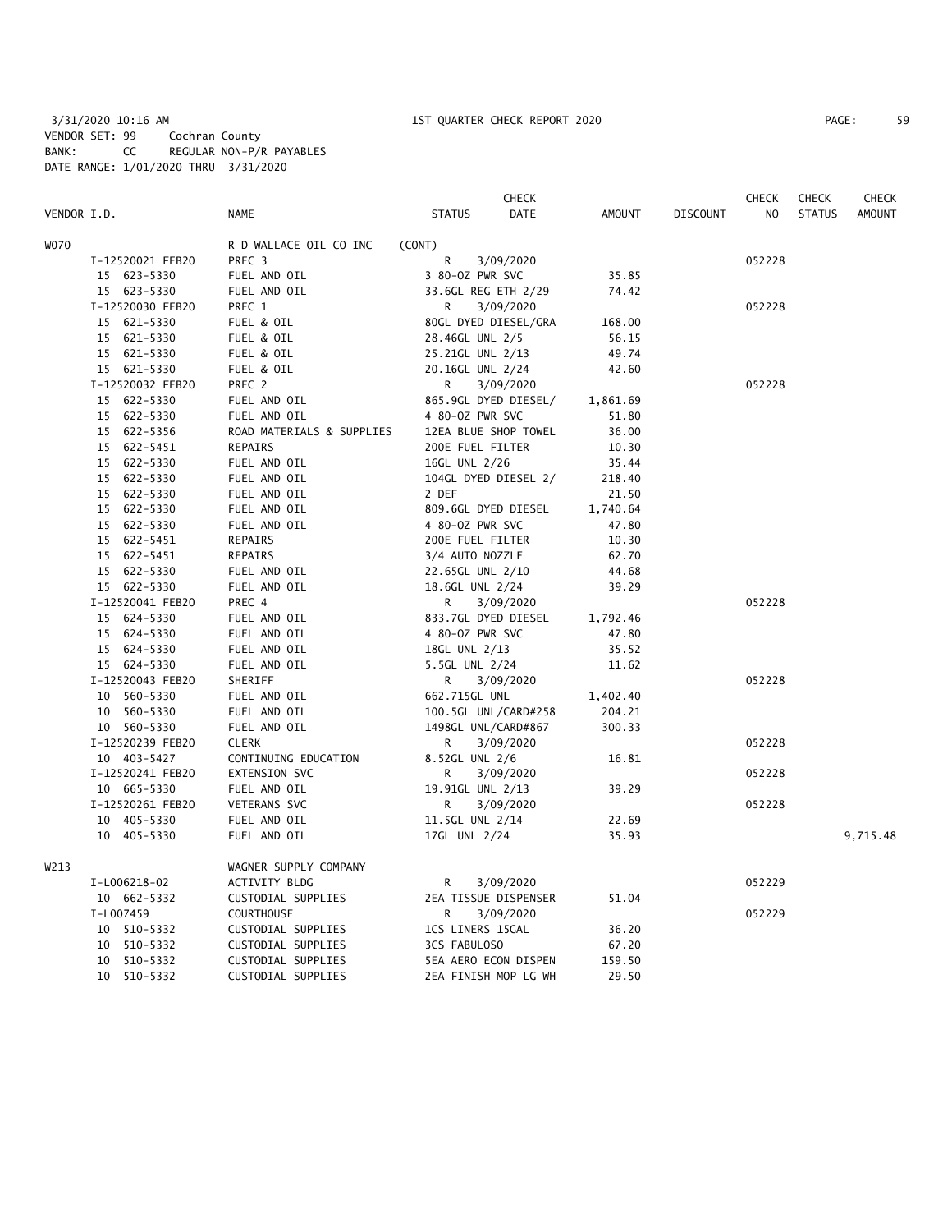3/31/2020 10:16 AM 1ST QUARTER CHECK REPORT 2020

VENDOR SET: 99 Cochran County
BANK: CC REGULAR NON-P/R PAYABLES
DATE RANGE: 1/01/2020 THRU 3/31/2020

| VENDOR I.D. | NAME | STATUS | CHECK DATE | AMOUNT | DISCOUNT | CHECK NO | CHECK STATUS | CHECK AMOUNT |
|---|---|---|---|---|---|---|---|---|
| W070 | R D WALLACE OIL CO INC | (CONT) | | | | | | |
| I-12520021 FEB20 | PREC 3 | R | 3/09/2020 | | | 052228 | | |
| 15 623-5330 | FUEL AND OIL | 3 80-OZ PWR SVC | | 35.85 | | | | |
| 15 623-5330 | FUEL AND OIL | 33.6GL REG ETH 2/29 | | 74.42 | | | | |
| I-12520030 FEB20 | PREC 1 | R | 3/09/2020 | | | 052228 | | |
| 15 621-5330 | FUEL & OIL | 80GL DYED DIESEL/GRA | | 168.00 | | | | |
| 15 621-5330 | FUEL & OIL | 28.46GL UNL 2/5 | | 56.15 | | | | |
| 15 621-5330 | FUEL & OIL | 25.21GL UNL 2/13 | | 49.74 | | | | |
| 15 621-5330 | FUEL & OIL | 20.16GL UNL 2/24 | | 42.60 | | | | |
| I-12520032 FEB20 | PREC 2 | R | 3/09/2020 | | | 052228 | | |
| 15 622-5330 | FUEL AND OIL | 865.9GL DYED DIESEL/ | | 1,861.69 | | | | |
| 15 622-5330 | FUEL AND OIL | 4 80-OZ PWR SVC | | 51.80 | | | | |
| 15 622-5356 | ROAD MATERIALS & SUPPLIES | 12EA BLUE SHOP TOWEL | | 36.00 | | | | |
| 15 622-5451 | REPAIRS | 200E FUEL FILTER | | 10.30 | | | | |
| 15 622-5330 | FUEL AND OIL | 16GL UNL 2/26 | | 35.44 | | | | |
| 15 622-5330 | FUEL AND OIL | 104GL DYED DIESEL 2/ | | 218.40 | | | | |
| 15 622-5330 | FUEL AND OIL | 2 DEF | | 21.50 | | | | |
| 15 622-5330 | FUEL AND OIL | 809.6GL DYED DIESEL | | 1,740.64 | | | | |
| 15 622-5330 | FUEL AND OIL | 4 80-OZ PWR SVC | | 47.80 | | | | |
| 15 622-5451 | REPAIRS | 200E FUEL FILTER | | 10.30 | | | | |
| 15 622-5451 | REPAIRS | 3/4 AUTO NOZZLE | | 62.70 | | | | |
| 15 622-5330 | FUEL AND OIL | 22.65GL UNL 2/10 | | 44.68 | | | | |
| 15 622-5330 | FUEL AND OIL | 18.6GL UNL 2/24 | | 39.29 | | | | |
| I-12520041 FEB20 | PREC 4 | R | 3/09/2020 | | | 052228 | | |
| 15 624-5330 | FUEL AND OIL | 833.7GL DYED DIESEL | | 1,792.46 | | | | |
| 15 624-5330 | FUEL AND OIL | 4 80-OZ PWR SVC | | 47.80 | | | | |
| 15 624-5330 | FUEL AND OIL | 18GL UNL 2/13 | | 35.52 | | | | |
| 15 624-5330 | FUEL AND OIL | 5.5GL UNL 2/24 | | 11.62 | | | | |
| I-12520043 FEB20 | SHERIFF | R | 3/09/2020 | | | 052228 | | |
| 10 560-5330 | FUEL AND OIL | 662.715GL UNL | | 1,402.40 | | | | |
| 10 560-5330 | FUEL AND OIL | 100.5GL UNL/CARD#258 | | 204.21 | | | | |
| 10 560-5330 | FUEL AND OIL | 1498GL UNL/CARD#867 | | 300.33 | | | | |
| I-12520239 FEB20 | CLERK | R | 3/09/2020 | | | 052228 | | |
| 10 403-5427 | CONTINUING EDUCATION | 8.52GL UNL 2/6 | | 16.81 | | | | |
| I-12520241 FEB20 | EXTENSION SVC | R | 3/09/2020 | | | 052228 | | |
| 10 665-5330 | FUEL AND OIL | 19.91GL UNL 2/13 | | 39.29 | | | | |
| I-12520261 FEB20 | VETERANS SVC | R | 3/09/2020 | | | 052228 | | |
| 10 405-5330 | FUEL AND OIL | 11.5GL UNL 2/14 | | 22.69 | | | | |
| 10 405-5330 | FUEL AND OIL | 17GL UNL 2/24 | | 35.93 | | | | 9,715.48 |
| W213 | WAGNER SUPPLY COMPANY | | | | | | | |
| I-L006218-02 | ACTIVITY BLDG | R | 3/09/2020 | | | 052229 | | |
| 10 662-5332 | CUSTODIAL SUPPLIES | 2EA TISSUE DISPENSER | | 51.04 | | | | |
| I-L007459 | COURTHOUSE | R | 3/09/2020 | | | 052229 | | |
| 10 510-5332 | CUSTODIAL SUPPLIES | 1CS LINERS 15GAL | | 36.20 | | | | |
| 10 510-5332 | CUSTODIAL SUPPLIES | 3CS FABULOSO | | 67.20 | | | | |
| 10 510-5332 | CUSTODIAL SUPPLIES | 5EA AERO ECON DISPEN | | 159.50 | | | | |
| 10 510-5332 | CUSTODIAL SUPPLIES | 2EA FINISH MOP LG WH | | 29.50 | | | | |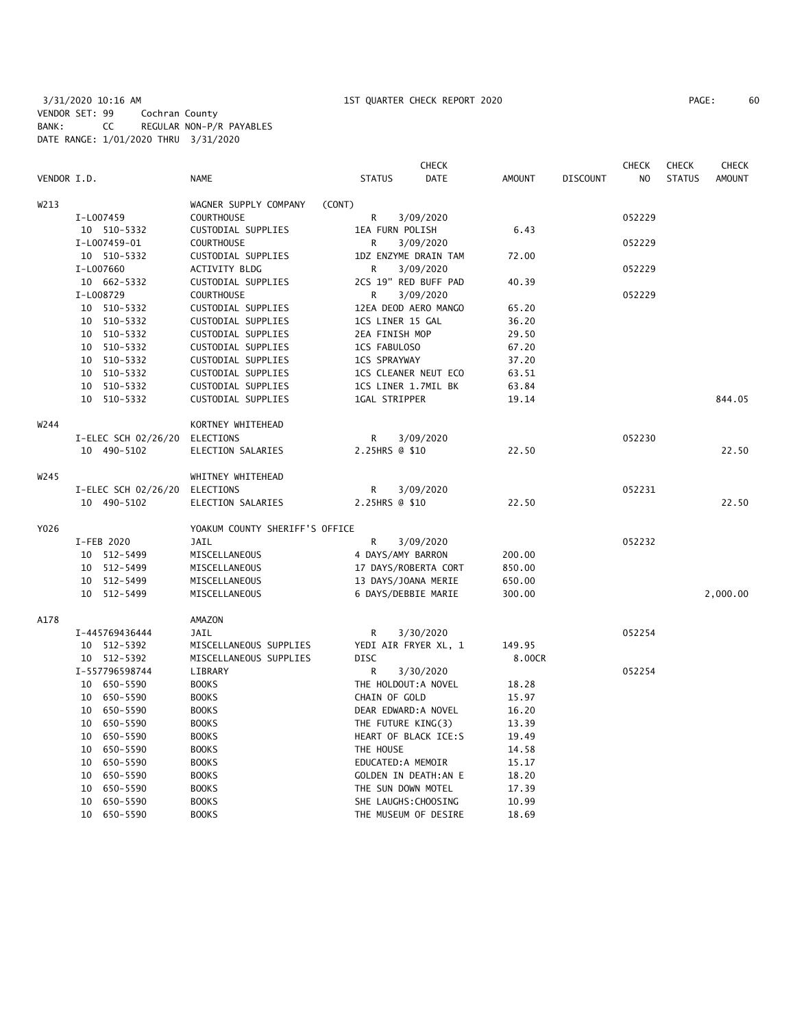3/31/2020 10:16 AM 1ST QUARTER CHECK REPORT 2020
VENDOR SET: 99 Cochran County
BANK: CC REGULAR NON-P/R PAYABLES
DATE RANGE: 1/01/2020 THRU 3/31/2020

| VENDOR I.D. | NAME | STATUS | CHECK DATE | AMOUNT | DISCOUNT | CHECK NO | CHECK STATUS | CHECK AMOUNT |
|---|---|---|---|---|---|---|---|---|
| W213 | WAGNER SUPPLY COMPANY (CONT) | | | | | | | |
| I-L007459 | COURTHOUSE | R | 3/09/2020 | | | 052229 | | |
| 10 510-5332 | CUSTODIAL SUPPLIES | 1EA FURN POLISH | | 6.43 | | | | |
| I-L007459-01 | COURTHOUSE | R | 3/09/2020 | | | 052229 | | |
| 10 510-5332 | CUSTODIAL SUPPLIES | 1DZ ENZYME DRAIN TAM | | 72.00 | | | | |
| I-L007660 | ACTIVITY BLDG | R | 3/09/2020 | | | 052229 | | |
| 10 662-5332 | CUSTODIAL SUPPLIES | 2CS 19" RED BUFF PAD | | 40.39 | | | | |
| I-L008729 | COURTHOUSE | R | 3/09/2020 | | | 052229 | | |
| 10 510-5332 | CUSTODIAL SUPPLIES | 12EA DEOD AERO MANGO | | 65.20 | | | | |
| 10 510-5332 | CUSTODIAL SUPPLIES | 1CS LINER 15 GAL | | 36.20 | | | | |
| 10 510-5332 | CUSTODIAL SUPPLIES | 2EA FINISH MOP | | 29.50 | | | | |
| 10 510-5332 | CUSTODIAL SUPPLIES | 1CS FABULOSO | | 67.20 | | | | |
| 10 510-5332 | CUSTODIAL SUPPLIES | 1CS SPRAYWAY | | 37.20 | | | | |
| 10 510-5332 | CUSTODIAL SUPPLIES | 1CS CLEANER NEUT ECO | | 63.51 | | | | |
| 10 510-5332 | CUSTODIAL SUPPLIES | 1CS LINER 1.7MIL BK | | 63.84 | | | | |
| 10 510-5332 | CUSTODIAL SUPPLIES | 1GAL STRIPPER | | 19.14 | | | | 844.05 |
| W244 | KORTNEY WHITEHEAD | | | | | | | |
| I-ELEC SCH 02/26/20 | ELECTIONS | R | 3/09/2020 | | | 052230 | | |
| 10 490-5102 | ELECTION SALARIES | 2.25HRS @ $10 | | 22.50 | | | | 22.50 |
| W245 | WHITNEY WHITEHEAD | | | | | | | |
| I-ELEC SCH 02/26/20 | ELECTIONS | R | 3/09/2020 | | | 052231 | | |
| 10 490-5102 | ELECTION SALARIES | 2.25HRS @ $10 | | 22.50 | | | | 22.50 |
| Y026 | YOAKUM COUNTY SHERIFF'S OFFICE | | | | | | | |
| I-FEB 2020 | JAIL | R | 3/09/2020 | | | 052232 | | |
| 10 512-5499 | MISCELLANEOUS | 4 DAYS/AMY BARRON | | 200.00 | | | | |
| 10 512-5499 | MISCELLANEOUS | 17 DAYS/ROBERTA CORT | | 850.00 | | | | |
| 10 512-5499 | MISCELLANEOUS | 13 DAYS/JOANA MERIE | | 650.00 | | | | |
| 10 512-5499 | MISCELLANEOUS | 6 DAYS/DEBBIE MARIE | | 300.00 | | | | 2,000.00 |
| A178 | AMAZON | | | | | | | |
| I-445769436444 | JAIL | R | 3/30/2020 | | | 052254 | | |
| 10 512-5392 | MISCELLANEOUS SUPPLIES | YEDI AIR FRYER XL, 1 | | 149.95 | | | | |
| 10 512-5392 | MISCELLANEOUS SUPPLIES | DISC | | 8.00CR | | | | |
| I-557796598744 | LIBRARY | R | 3/30/2020 | | | 052254 | | |
| 10 650-5590 | BOOKS | THE HOLDOUT:A NOVEL | | 18.28 | | | | |
| 10 650-5590 | BOOKS | CHAIN OF GOLD | | 15.97 | | | | |
| 10 650-5590 | BOOKS | DEAR EDWARD:A NOVEL | | 16.20 | | | | |
| 10 650-5590 | BOOKS | THE FUTURE KING(3) | | 13.39 | | | | |
| 10 650-5590 | BOOKS | HEART OF BLACK ICE:S | | 19.49 | | | | |
| 10 650-5590 | BOOKS | THE HOUSE | | 14.58 | | | | |
| 10 650-5590 | BOOKS | EDUCATED:A MEMOIR | | 15.17 | | | | |
| 10 650-5590 | BOOKS | GOLDEN IN DEATH:AN E | | 18.20 | | | | |
| 10 650-5590 | BOOKS | THE SUN DOWN MOTEL | | 17.39 | | | | |
| 10 650-5590 | BOOKS | SHE LAUGHS:CHOOSING | | 10.99 | | | | |
| 10 650-5590 | BOOKS | THE MUSEUM OF DESIRE | | 18.69 | | | | |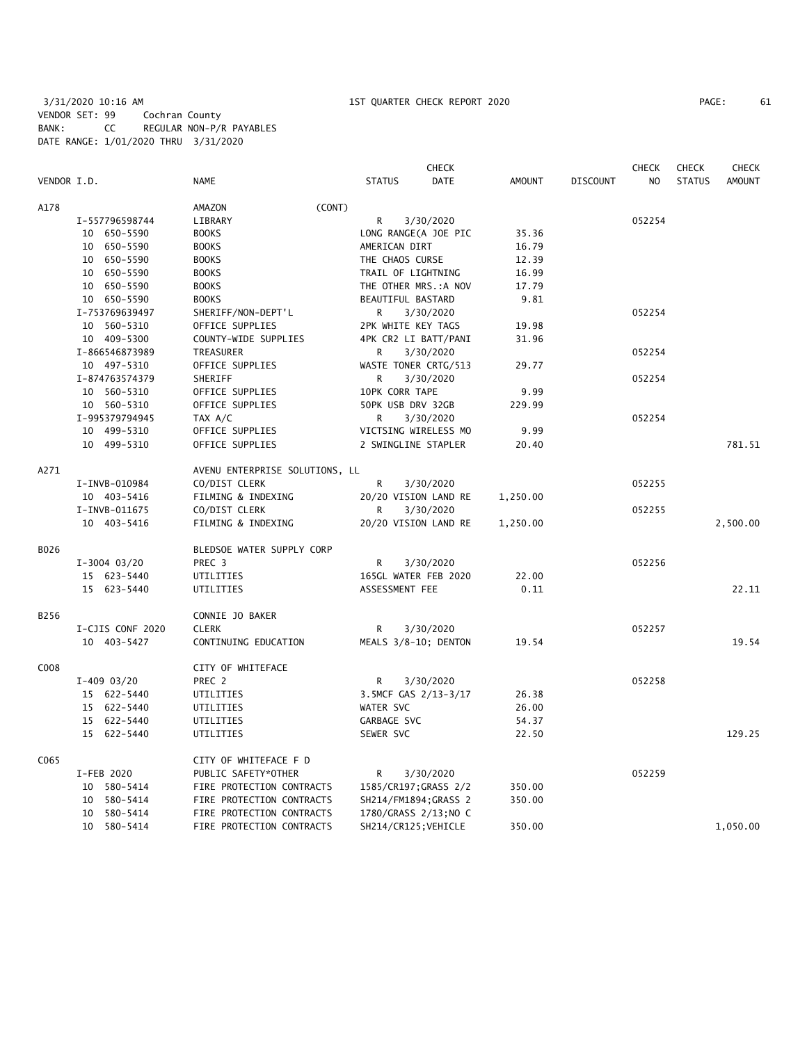3/31/2020 10:16 AM 1ST QUARTER CHECK REPORT 2020
VENDOR SET: 99 Cochran County
BANK: CC REGULAR NON-P/R PAYABLES
DATE RANGE: 1/01/2020 THRU 3/31/2020

| VENDOR I.D. | NAME | STATUS | CHECK DATE | AMOUNT | DISCOUNT | CHECK NO | CHECK STATUS | CHECK AMOUNT |
|---|---|---|---|---|---|---|---|---|
| A178 | AMAZON (CONT) | | | | | | | |
| I-557796598744 | LIBRARY | R | 3/30/2020 | | | 052254 | | |
| 10 650-5590 | BOOKS | LONG RANGE(A JOE PIC | | 35.36 | | | | |
| 10 650-5590 | BOOKS | AMERICAN DIRT | | 16.79 | | | | |
| 10 650-5590 | BOOKS | THE CHAOS CURSE | | 12.39 | | | | |
| 10 650-5590 | BOOKS | TRAIL OF LIGHTNING | | 16.99 | | | | |
| 10 650-5590 | BOOKS | THE OTHER MRS.:A NOV | | 17.79 | | | | |
| 10 650-5590 | BOOKS | BEAUTIFUL BASTARD | | 9.81 | | | | |
| I-753769639497 | SHERIFF/NON-DEPT'L | R | 3/30/2020 | | | 052254 | | |
| 10 560-5310 | OFFICE SUPPLIES | 2PK WHITE KEY TAGS | | 19.98 | | | | |
| 10 409-5300 | COUNTY-WIDE SUPPLIES | 4PK CR2 LI BATT/PANI | | 31.96 | | | | |
| I-866546873989 | TREASURER | R | 3/30/2020 | | | 052254 | | |
| 10 497-5310 | OFFICE SUPPLIES | WASTE TONER CRTG/513 | | 29.77 | | | | |
| I-874763574379 | SHERIFF | R | 3/30/2020 | | | 052254 | | |
| 10 560-5310 | OFFICE SUPPLIES | 10PK CORR TAPE | | 9.99 | | | | |
| 10 560-5310 | OFFICE SUPPLIES | 50PK USB DRV 32GB | | 229.99 | | | | |
| I-995379794945 | TAX A/C | R | 3/30/2020 | | | 052254 | | |
| 10 499-5310 | OFFICE SUPPLIES | VICTSING WIRELESS MO | | 9.99 | | | | |
| 10 499-5310 | OFFICE SUPPLIES | 2 SWINGLINE STAPLER | | 20.40 | | | | 781.51 |
| A271 | AVENU ENTERPRISE SOLUTIONS, LL | | | | | | | |
| I-INVB-010984 | CO/DIST CLERK | R | 3/30/2020 | | | 052255 | | |
| 10 403-5416 | FILMING & INDEXING | 20/20 VISION LAND RE | | 1,250.00 | | | | |
| I-INVB-011675 | CO/DIST CLERK | R | 3/30/2020 | | | 052255 | | |
| 10 403-5416 | FILMING & INDEXING | 20/20 VISION LAND RE | | 1,250.00 | | | | 2,500.00 |
| B026 | BLEDSOE WATER SUPPLY CORP | | | | | | | |
| I-3004 03/20 | PREC 3 | R | 3/30/2020 | | | 052256 | | |
| 15 623-5440 | UTILITIES | 165GL WATER FEB 2020 | | 22.00 | | | | |
| 15 623-5440 | UTILITIES | ASSESSMENT FEE | | 0.11 | | | | 22.11 |
| B256 | CONNIE JO BAKER | | | | | | | |
| I-CJIS CONF 2020 | CLERK | R | 3/30/2020 | | | 052257 | | |
| 10 403-5427 | CONTINUING EDUCATION | MEALS 3/8-10; DENTON | | 19.54 | | | | 19.54 |
| C008 | CITY OF WHITEFACE | | | | | | | |
| I-409 03/20 | PREC 2 | R | 3/30/2020 | | | 052258 | | |
| 15 622-5440 | UTILITIES | 3.5MCF GAS 2/13-3/17 | | 26.38 | | | | |
| 15 622-5440 | UTILITIES | WATER SVC | | 26.00 | | | | |
| 15 622-5440 | UTILITIES | GARBAGE SVC | | 54.37 | | | | |
| 15 622-5440 | UTILITIES | SEWER SVC | | 22.50 | | | | 129.25 |
| C065 | CITY OF WHITEFACE F D | | | | | | | |
| I-FEB 2020 | PUBLIC SAFETY*OTHER | R | 3/30/2020 | | | 052259 | | |
| 10 580-5414 | FIRE PROTECTION CONTRACTS | 1585/CR197;GRASS 2/2 | | 350.00 | | | | |
| 10 580-5414 | FIRE PROTECTION CONTRACTS | SH214/FM1894;GRASS 2 | | 350.00 | | | | |
| 10 580-5414 | FIRE PROTECTION CONTRACTS | 1780/GRASS 2/13;NO C | | | | | | |
| 10 580-5414 | FIRE PROTECTION CONTRACTS | SH214/CR125;VEHICLE | | 350.00 | | | | 1,050.00 |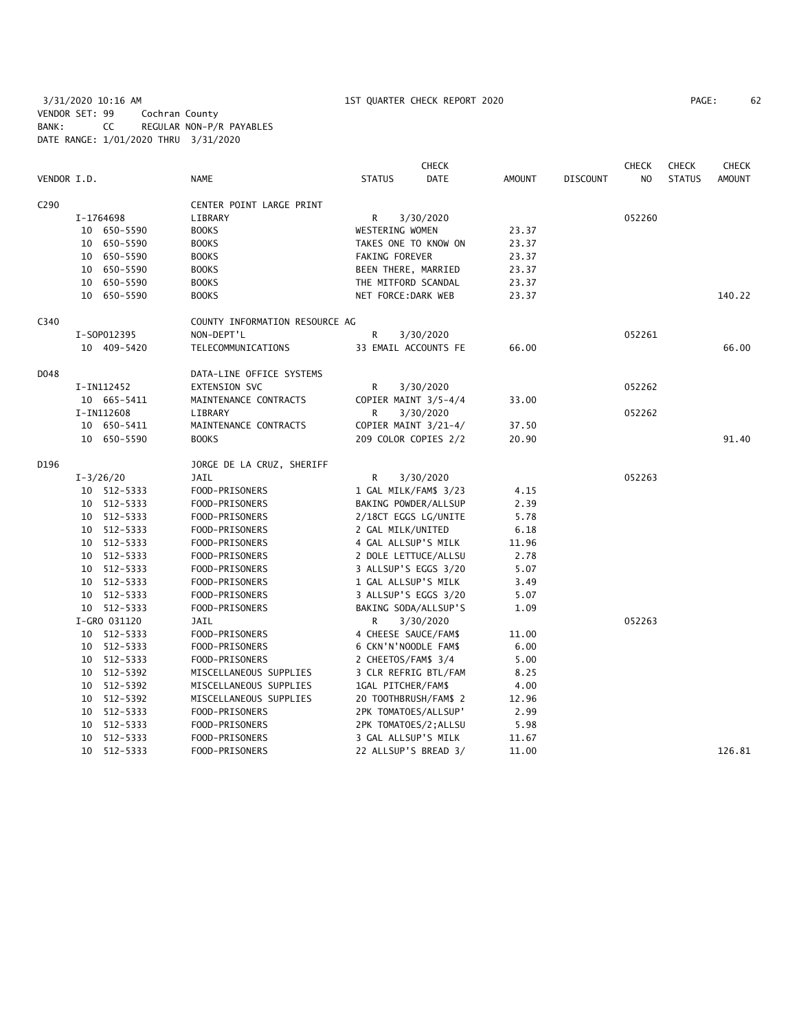3/31/2020 10:16 AM    1ST QUARTER CHECK REPORT 2020

VENDOR SET: 99    Cochran County
BANK:    CC    REGULAR NON-P/R PAYABLES
DATE RANGE: 1/01/2020 THRU 3/31/2020

| VENDOR I.D. | NAME | STATUS | CHECK DATE | AMOUNT | DISCOUNT | CHECK NO | CHECK STATUS | CHECK AMOUNT |
|---|---|---|---|---|---|---|---|---|
| C290 | CENTER POINT LARGE PRINT | | | | | | | |
| I-1764698 | LIBRARY | R | 3/30/2020 | | | 052260 | | |
| 10 650-5590 | BOOKS | WESTERING WOMEN | | 23.37 | | | | |
| 10 650-5590 | BOOKS | TAKES ONE TO KNOW ON | | 23.37 | | | | |
| 10 650-5590 | BOOKS | FAKING FOREVER | | 23.37 | | | | |
| 10 650-5590 | BOOKS | BEEN THERE, MARRIED | | 23.37 | | | | |
| 10 650-5590 | BOOKS | THE MITFORD SCANDAL | | 23.37 | | | | |
| 10 650-5590 | BOOKS | NET FORCE:DARK WEB | | 23.37 | | | | 140.22 |
| C340 | COUNTY INFORMATION RESOURCE AG | | | | | | | |
| I-SOP012395 | NON-DEPT'L | R | 3/30/2020 | | | 052261 | | |
| 10 409-5420 | TELECOMMUNICATIONS | 33 EMAIL ACCOUNTS FE | | 66.00 | | | | 66.00 |
| D048 | DATA-LINE OFFICE SYSTEMS | | | | | | | |
| I-IN112452 | EXTENSION SVC | R | 3/30/2020 | | | 052262 | | |
| 10 665-5411 | MAINTENANCE CONTRACTS | COPIER MAINT 3/5-4/4 | | 33.00 | | | | |
| I-IN112608 | LIBRARY | R | 3/30/2020 | | | 052262 | | |
| 10 650-5411 | MAINTENANCE CONTRACTS | COPIER MAINT 3/21-4/ | | 37.50 | | | | |
| 10 650-5590 | BOOKS | 209 COLOR COPIES 2/2 | | 20.90 | | | | 91.40 |
| D196 | JORGE DE LA CRUZ, SHERIFF | | | | | | | |
| I-3/26/20 | JAIL | R | 3/30/2020 | | | 052263 | | |
| 10 512-5333 | FOOD-PRISONERS | 1 GAL MILK/FAM$ 3/23 | | 4.15 | | | | |
| 10 512-5333 | FOOD-PRISONERS | BAKING POWDER/ALLSUP | | 2.39 | | | | |
| 10 512-5333 | FOOD-PRISONERS | 2/18CT EGGS LG/UNITE | | 5.78 | | | | |
| 10 512-5333 | FOOD-PRISONERS | 2 GAL MILK/UNITED | | 6.18 | | | | |
| 10 512-5333 | FOOD-PRISONERS | 4 GAL ALLSUP'S MILK | | 11.96 | | | | |
| 10 512-5333 | FOOD-PRISONERS | 2 DOLE LETTUCE/ALLSU | | 2.78 | | | | |
| 10 512-5333 | FOOD-PRISONERS | 3 ALLSUP'S EGGS 3/20 | | 5.07 | | | | |
| 10 512-5333 | FOOD-PRISONERS | 1 GAL ALLSUP'S MILK | | 3.49 | | | | |
| 10 512-5333 | FOOD-PRISONERS | 3 ALLSUP'S EGGS 3/20 | | 5.07 | | | | |
| 10 512-5333 | FOOD-PRISONERS | BAKING SODA/ALLSUP'S | | 1.09 | | | | |
| I-GRO 031120 | JAIL | R | 3/30/2020 | | | 052263 | | |
| 10 512-5333 | FOOD-PRISONERS | 4 CHEESE SAUCE/FAM$ | | 11.00 | | | | |
| 10 512-5333 | FOOD-PRISONERS | 6 CKN'N'NOODLE FAM$ | | 6.00 | | | | |
| 10 512-5333 | FOOD-PRISONERS | 2 CHEETOS/FAM$ 3/4 | | 5.00 | | | | |
| 10 512-5392 | MISCELLANEOUS SUPPLIES | 3 CLR REFRIG BTL/FAM | | 8.25 | | | | |
| 10 512-5392 | MISCELLANEOUS SUPPLIES | 1GAL PITCHER/FAM$ | | 4.00 | | | | |
| 10 512-5392 | MISCELLANEOUS SUPPLIES | 20 TOOTHBRUSH/FAM$ 2 | | 12.96 | | | | |
| 10 512-5333 | FOOD-PRISONERS | 2PK TOMATOES/ALLSUP' | | 2.99 | | | | |
| 10 512-5333 | FOOD-PRISONERS | 2PK TOMATOES/2;ALLSU | | 5.98 | | | | |
| 10 512-5333 | FOOD-PRISONERS | 3 GAL ALLSUP'S MILK | | 11.67 | | | | |
| 10 512-5333 | FOOD-PRISONERS | 22 ALLSUP'S BREAD 3/ | | 11.00 | | | | 126.81 |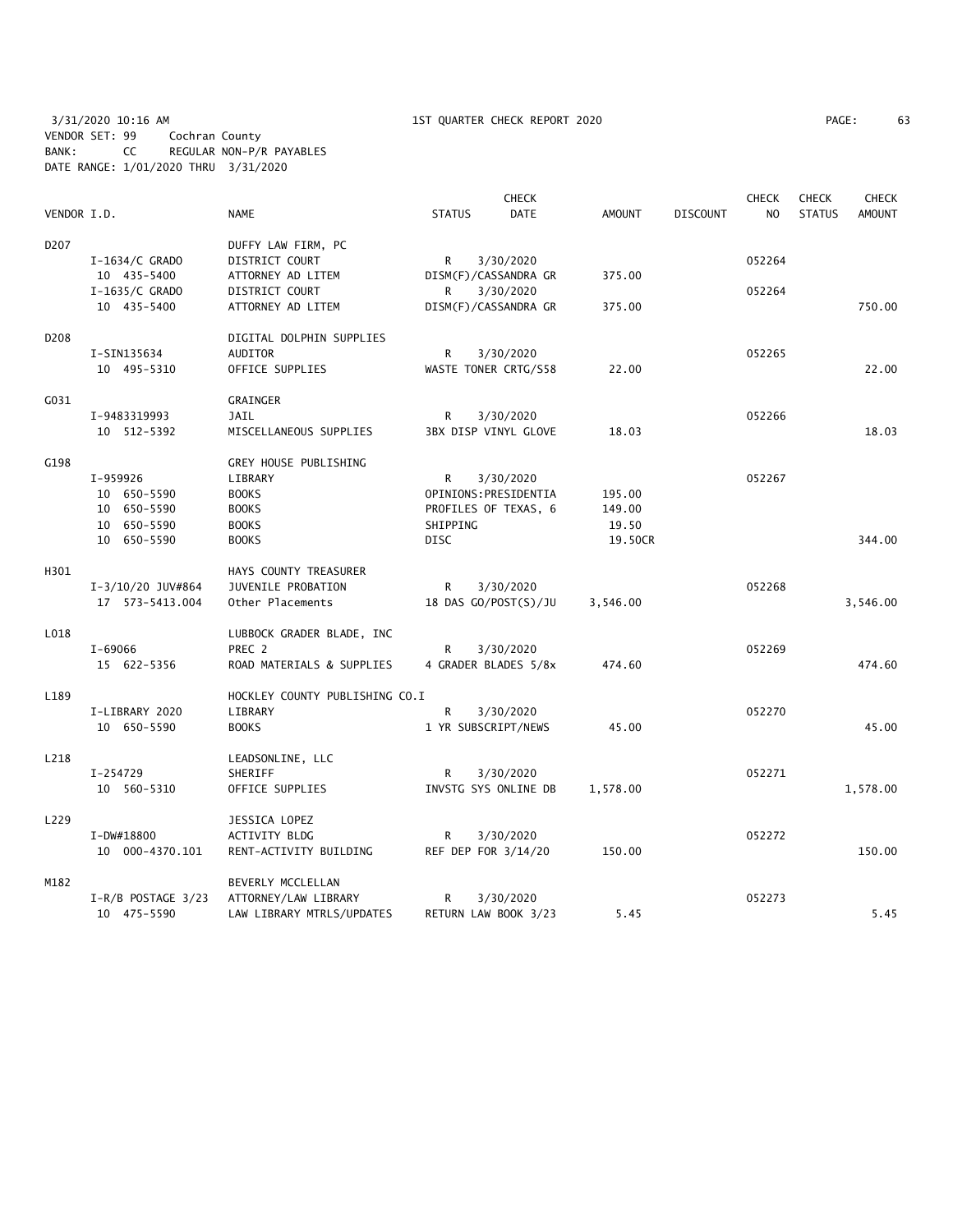3/31/2020 10:16 AM 1ST QUARTER CHECK REPORT 2020
VENDOR SET: 99 Cochran County
BANK: CC REGULAR NON-P/R PAYABLES
DATE RANGE: 1/01/2020 THRU 3/31/2020

| VENDOR I.D. | NAME | STATUS | CHECK DATE | AMOUNT | DISCOUNT | CHECK NO | CHECK STATUS | CHECK AMOUNT |
|---|---|---|---|---|---|---|---|---|
| D207 | DUFFY LAW FIRM, PC | | | | | | | |
| I-1634/C GRADO | DISTRICT COURT | R | 3/30/2020 | | | 052264 | | |
| 10 435-5400 | ATTORNEY AD LITEM | DISM(F)/CASSANDRA GR | | 375.00 | | | | |
| I-1635/C GRADO | DISTRICT COURT | R | 3/30/2020 | | | 052264 | | |
| 10 435-5400 | ATTORNEY AD LITEM | DISM(F)/CASSANDRA GR | | 375.00 | | | | 750.00 |
| D208 | DIGITAL DOLPHIN SUPPLIES | | | | | | | |
| I-SIN135634 | AUDITOR | R | 3/30/2020 | | | 052265 | | |
| 10 495-5310 | OFFICE SUPPLIES | WASTE TONER CRTG/S58 | | 22.00 | | | | 22.00 |
| G031 | GRAINGER | | | | | | | |
| I-9483319993 | JAIL | R | 3/30/2020 | | | 052266 | | |
| 10 512-5392 | MISCELLANEOUS SUPPLIES | 3BX DISP VINYL GLOVE | | 18.03 | | | | 18.03 |
| G198 | GREY HOUSE PUBLISHING | | | | | | | |
| I-959926 | LIBRARY | R | 3/30/2020 | | | 052267 | | |
| 10 650-5590 | BOOKS | OPINIONS:PRESIDENTIA | | 195.00 | | | | |
| 10 650-5590 | BOOKS | PROFILES OF TEXAS, 6 | | 149.00 | | | | |
| 10 650-5590 | BOOKS | SHIPPING | | 19.50 | | | | |
| 10 650-5590 | BOOKS | DISC | | 19.50CR | | | | 344.00 |
| H301 | HAYS COUNTY TREASURER | | | | | | | |
| I-3/10/20 JUV#864 | JUVENILE PROBATION | R | 3/30/2020 | | | 052268 | | |
| 17 573-5413.004 | Other Placements | 18 DAS GO/POST(S)/JU | | 3,546.00 | | | | 3,546.00 |
| L018 | LUBBOCK GRADER BLADE, INC | | | | | | | |
| I-69066 | PREC 2 | R | 3/30/2020 | | | 052269 | | |
| 15 622-5356 | ROAD MATERIALS & SUPPLIES | 4 GRADER BLADES 5/8x | | 474.60 | | | | 474.60 |
| L189 | HOCKLEY COUNTY PUBLISHING CO.I | | | | | | | |
| I-LIBRARY 2020 | LIBRARY | R | 3/30/2020 | | | 052270 | | |
| 10 650-5590 | BOOKS | 1 YR SUBSCRIPT/NEWS | | 45.00 | | | | 45.00 |
| L218 | LEADSONLINE, LLC | | | | | | | |
| I-254729 | SHERIFF | R | 3/30/2020 | | | 052271 | | |
| 10 560-5310 | OFFICE SUPPLIES | INVSTG SYS ONLINE DB | | 1,578.00 | | | | 1,578.00 |
| L229 | JESSICA LOPEZ | | | | | | | |
| I-DW#18800 | ACTIVITY BLDG | R | 3/30/2020 | | | 052272 | | |
| 10 000-4370.101 | RENT-ACTIVITY BUILDING | REF DEP FOR 3/14/20 | | 150.00 | | | | 150.00 |
| M182 | BEVERLY MCCLELLAN | | | | | | | |
| I-R/B POSTAGE 3/23 | ATTORNEY/LAW LIBRARY | R | 3/30/2020 | | | 052273 | | |
| 10 475-5590 | LAW LIBRARY MTRLS/UPDATES | RETURN LAW BOOK 3/23 | | 5.45 | | | | 5.45 |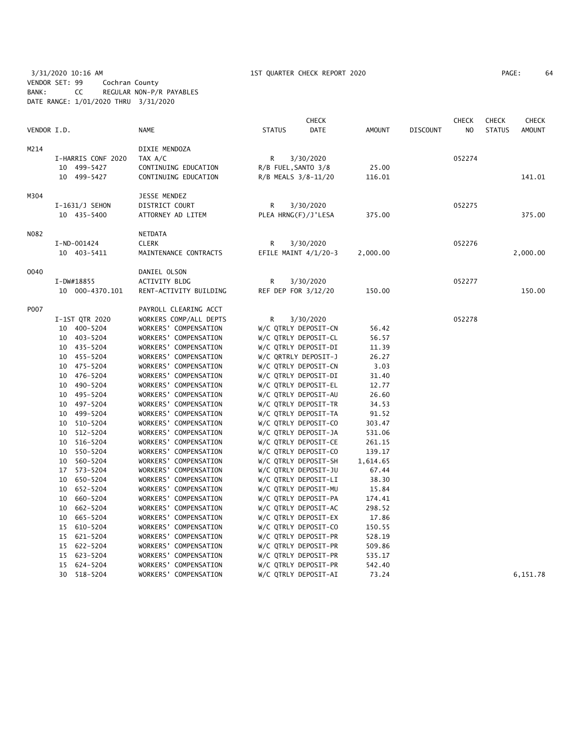3/31/2020 10:16 AM 1ST QUARTER CHECK REPORT 2020
VENDOR SET: 99 Cochran County
BANK: CC REGULAR NON-P/R PAYABLES
DATE RANGE: 1/01/2020 THRU 3/31/2020

| VENDOR I.D. | NAME | STATUS | CHECK DATE | AMOUNT | DISCOUNT | CHECK NO | CHECK STATUS | CHECK AMOUNT |
|---|---|---|---|---|---|---|---|---|
| M214 | DIXIE MENDOZA | | | | | | | |
| I-HARRIS CONF 2020 | TAX A/C | R | 3/30/2020 | | | 052274 | | |
| 10 499-5427 | CONTINUING EDUCATION | R/B FUEL,SANTO 3/8 | | 25.00 | | | | |
| 10 499-5427 | CONTINUING EDUCATION | R/B MEALS 3/8-11/20 | | 116.01 | | | | 141.01 |
| M304 | JESSE MENDEZ | | | | | | | |
| I-1631/J SEHON | DISTRICT COURT | R | 3/30/2020 | | | 052275 | | |
| 10 435-5400 | ATTORNEY AD LITEM | PLEA HRNG(F)/J'LESA | | 375.00 | | | | 375.00 |
| N082 | NETDATA | | | | | | | |
| I-ND-001424 | CLERK | R | 3/30/2020 | | | 052276 | | |
| 10 403-5411 | MAINTENANCE CONTRACTS | EFILE MAINT 4/1/20-3 | | 2,000.00 | | | | 2,000.00 |
| O040 | DANIEL OLSON | | | | | | | |
| I-DW#18855 | ACTIVITY BLDG | R | 3/30/2020 | | | 052277 | | |
| 10 000-4370.101 | RENT-ACTIVITY BUILDING | REF DEP FOR 3/12/20 | | 150.00 | | | | 150.00 |
| P007 | PAYROLL CLEARING ACCT | | | | | | | |
| I-1ST QTR 2020 | WORKERS COMP/ALL DEPTS | R | 3/30/2020 | | | 052278 | | |
| 10 400-5204 | WORKERS' COMPENSATION | W/C QTRLY DEPOSIT-CN | | 56.42 | | | | |
| 10 403-5204 | WORKERS' COMPENSATION | W/C QTRLY DEPOSIT-CL | | 56.57 | | | | |
| 10 435-5204 | WORKERS' COMPENSATION | W/C QTRLY DEPOSIT-DI | | 11.39 | | | | |
| 10 455-5204 | WORKERS' COMPENSATION | W/C QRTRLY DEPOSIT-J | | 26.27 | | | | |
| 10 475-5204 | WORKERS' COMPENSATION | W/C QTRLY DEPOSIT-CN | | 3.03 | | | | |
| 10 476-5204 | WORKERS' COMPENSATION | W/C QTRLY DEPOSIT-DI | | 31.40 | | | | |
| 10 490-5204 | WORKERS' COMPENSATION | W/C QTRLY DEPOSIT-EL | | 12.77 | | | | |
| 10 495-5204 | WORKERS' COMPENSATION | W/C QTRLY DEPOSIT-AU | | 26.60 | | | | |
| 10 497-5204 | WORKERS' COMPENSATION | W/C QTRLY DEPOSIT-TR | | 34.53 | | | | |
| 10 499-5204 | WORKERS' COMPENSATION | W/C QTRLY DEPOSIT-TA | | 91.52 | | | | |
| 10 510-5204 | WORKERS' COMPENSATION | W/C QTRLY DEPOSIT-CO | | 303.47 | | | | |
| 10 512-5204 | WORKERS' COMPENSATION | W/C QTRLY DEPOSIT-JA | | 531.06 | | | | |
| 10 516-5204 | WORKERS' COMPENSATION | W/C QTRLY DEPOSIT-CE | | 261.15 | | | | |
| 10 550-5204 | WORKERS' COMPENSATION | W/C QTRLY DEPOSIT-CO | | 139.17 | | | | |
| 10 560-5204 | WORKERS' COMPENSATION | W/C QTRLY DEPOSIT-SH | | 1,614.65 | | | | |
| 17 573-5204 | WORKERS' COMPENSATION | W/C QTRLY DEPOSIT-JU | | 67.44 | | | | |
| 10 650-5204 | WORKERS' COMPENSATION | W/C QTRLY DEPOSIT-LI | | 38.30 | | | | |
| 10 652-5204 | WORKERS' COMPENSATION | W/C QTRLY DEPOSIT-MU | | 15.84 | | | | |
| 10 660-5204 | WORKERS' COMPENSATION | W/C QTRLY DEPOSIT-PA | | 174.41 | | | | |
| 10 662-5204 | WORKERS' COMPENSATION | W/C QTRLY DEPOSIT-AC | | 298.52 | | | | |
| 10 665-5204 | WORKERS' COMPENSATION | W/C QTRLY DEPOSIT-EX | | 17.86 | | | | |
| 15 610-5204 | WORKERS' COMPENSATION | W/C QTRLY DEPOSIT-CO | | 150.55 | | | | |
| 15 621-5204 | WORKERS' COMPENSATION | W/C QTRLY DEPOSIT-PR | | 528.19 | | | | |
| 15 622-5204 | WORKERS' COMPENSATION | W/C QTRLY DEPOSIT-PR | | 509.86 | | | | |
| 15 623-5204 | WORKERS' COMPENSATION | W/C QTRLY DEPOSIT-PR | | 535.17 | | | | |
| 15 624-5204 | WORKERS' COMPENSATION | W/C QTRLY DEPOSIT-PR | | 542.40 | | | | |
| 30 518-5204 | WORKERS' COMPENSATION | W/C QTRLY DEPOSIT-AI | | 73.24 | | | | 6,151.78 |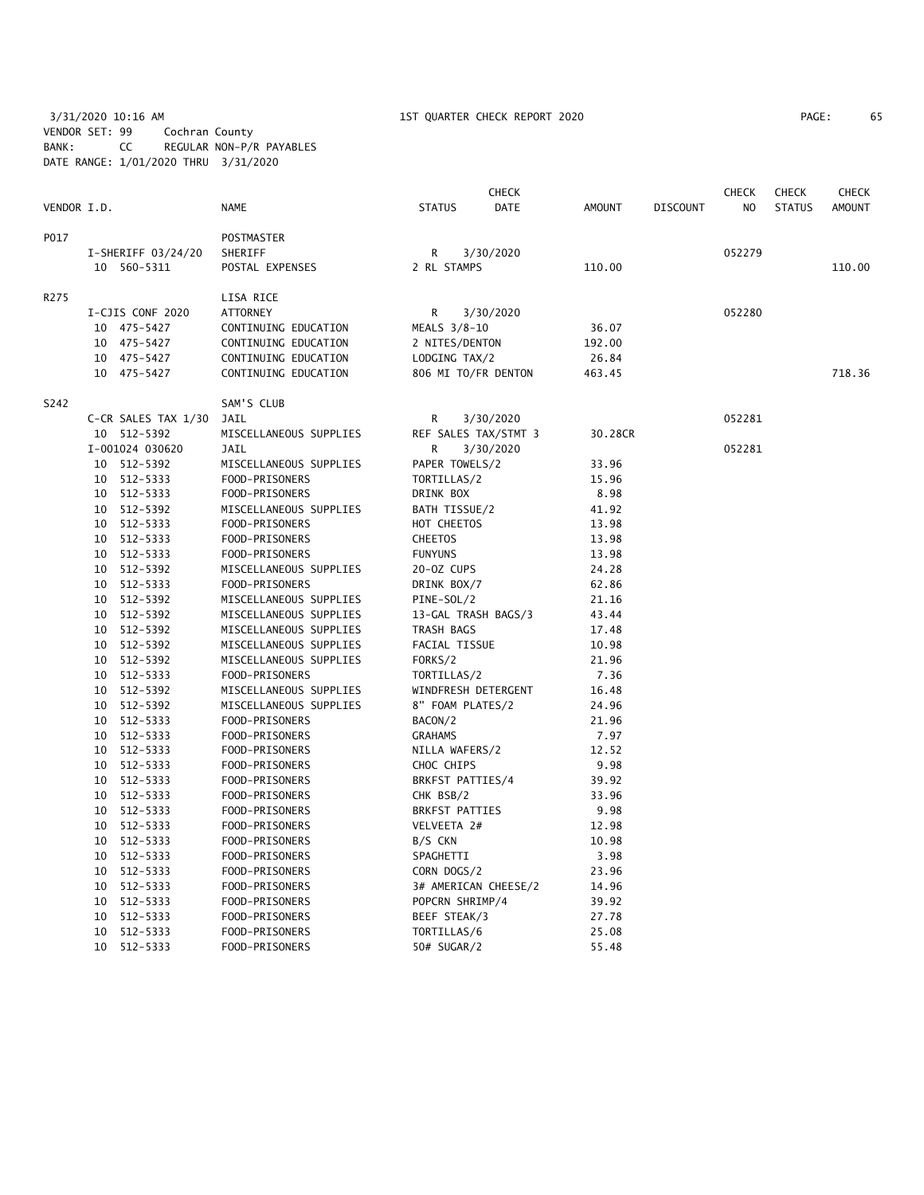3/31/2020 10:16 AM 1ST QUARTER CHECK REPORT 2020
VENDOR SET: 99 Cochran County
BANK: CC REGULAR NON-P/R PAYABLES
DATE RANGE: 1/01/2020 THRU 3/31/2020

| VENDOR I.D. | NAME | STATUS | CHECK DATE | AMOUNT | DISCOUNT | CHECK NO | CHECK STATUS | CHECK AMOUNT |
|---|---|---|---|---|---|---|---|---|
| P017 | POSTMASTER | | | | | | | |
| I-SHERIFF 03/24/20 | SHERIFF | R | 3/30/2020 | | | 052279 | | |
| 10 560-5311 | POSTAL EXPENSES | 2 RL STAMPS | | 110.00 | | | | 110.00 |
| R275 | LISA RICE | | | | | | | |
| I-CJIS CONF 2020 | ATTORNEY | R | 3/30/2020 | | | 052280 | | |
| 10 475-5427 | CONTINUING EDUCATION | MEALS 3/8-10 | | 36.07 | | | | |
| 10 475-5427 | CONTINUING EDUCATION | 2 NITES/DENTON | | 192.00 | | | | |
| 10 475-5427 | CONTINUING EDUCATION | LODGING TAX/2 | | 26.84 | | | | |
| 10 475-5427 | CONTINUING EDUCATION | 806 MI TO/FR DENTON | | 463.45 | | | | 718.36 |
| S242 | SAM'S CLUB | | | | | | | |
| C-CR SALES TAX 1/30 | JAIL | R | 3/30/2020 | | | 052281 | | |
| 10 512-5392 | MISCELLANEOUS SUPPLIES | REF SALES TAX/STMT 3 | | 30.28CR | | | | |
| I-001024 030620 | JAIL | R | 3/30/2020 | | | 052281 | | |
| 10 512-5392 | MISCELLANEOUS SUPPLIES | PAPER TOWELS/2 | | 33.96 | | | | |
| 10 512-5333 | FOOD-PRISONERS | TORTILLAS/2 | | 15.96 | | | | |
| 10 512-5333 | FOOD-PRISONERS | DRINK BOX | | 8.98 | | | | |
| 10 512-5392 | MISCELLANEOUS SUPPLIES | BATH TISSUE/2 | | 41.92 | | | | |
| 10 512-5333 | FOOD-PRISONERS | HOT CHEETOS | | 13.98 | | | | |
| 10 512-5333 | FOOD-PRISONERS | CHEETOS | | 13.98 | | | | |
| 10 512-5333 | FOOD-PRISONERS | FUNYUNS | | 13.98 | | | | |
| 10 512-5392 | MISCELLANEOUS SUPPLIES | 20-OZ CUPS | | 24.28 | | | | |
| 10 512-5333 | FOOD-PRISONERS | DRINK BOX/7 | | 62.86 | | | | |
| 10 512-5392 | MISCELLANEOUS SUPPLIES | PINE-SOL/2 | | 21.16 | | | | |
| 10 512-5392 | MISCELLANEOUS SUPPLIES | 13-GAL TRASH BAGS/3 | | 43.44 | | | | |
| 10 512-5392 | MISCELLANEOUS SUPPLIES | TRASH BAGS | | 17.48 | | | | |
| 10 512-5392 | MISCELLANEOUS SUPPLIES | FACIAL TISSUE | | 10.98 | | | | |
| 10 512-5392 | MISCELLANEOUS SUPPLIES | FORKS/2 | | 21.96 | | | | |
| 10 512-5333 | FOOD-PRISONERS | TORTILLAS/2 | | 7.36 | | | | |
| 10 512-5392 | MISCELLANEOUS SUPPLIES | WINDFRESH DETERGENT | | 16.48 | | | | |
| 10 512-5392 | MISCELLANEOUS SUPPLIES | 8" FOAM PLATES/2 | | 24.96 | | | | |
| 10 512-5333 | FOOD-PRISONERS | BACON/2 | | 21.96 | | | | |
| 10 512-5333 | FOOD-PRISONERS | GRAHAMS | | 7.97 | | | | |
| 10 512-5333 | FOOD-PRISONERS | NILLA WAFERS/2 | | 12.52 | | | | |
| 10 512-5333 | FOOD-PRISONERS | CHOC CHIPS | | 9.98 | | | | |
| 10 512-5333 | FOOD-PRISONERS | BRKFST PATTIES/4 | | 39.92 | | | | |
| 10 512-5333 | FOOD-PRISONERS | CHK BSB/2 | | 33.96 | | | | |
| 10 512-5333 | FOOD-PRISONERS | BRKFST PATTIES | | 9.98 | | | | |
| 10 512-5333 | FOOD-PRISONERS | VELVEETA 2# | | 12.98 | | | | |
| 10 512-5333 | FOOD-PRISONERS | B/S CKN | | 10.98 | | | | |
| 10 512-5333 | FOOD-PRISONERS | SPAGHETTI | | 3.98 | | | | |
| 10 512-5333 | FOOD-PRISONERS | CORN DOGS/2 | | 23.96 | | | | |
| 10 512-5333 | FOOD-PRISONERS | 3# AMERICAN CHEESE/2 | | 14.96 | | | | |
| 10 512-5333 | FOOD-PRISONERS | POPCRN SHRIMP/4 | | 39.92 | | | | |
| 10 512-5333 | FOOD-PRISONERS | BEEF STEAK/3 | | 27.78 | | | | |
| 10 512-5333 | FOOD-PRISONERS | TORTILLAS/6 | | 25.08 | | | | |
| 10 512-5333 | FOOD-PRISONERS | 50# SUGAR/2 | | 55.48 | | | | |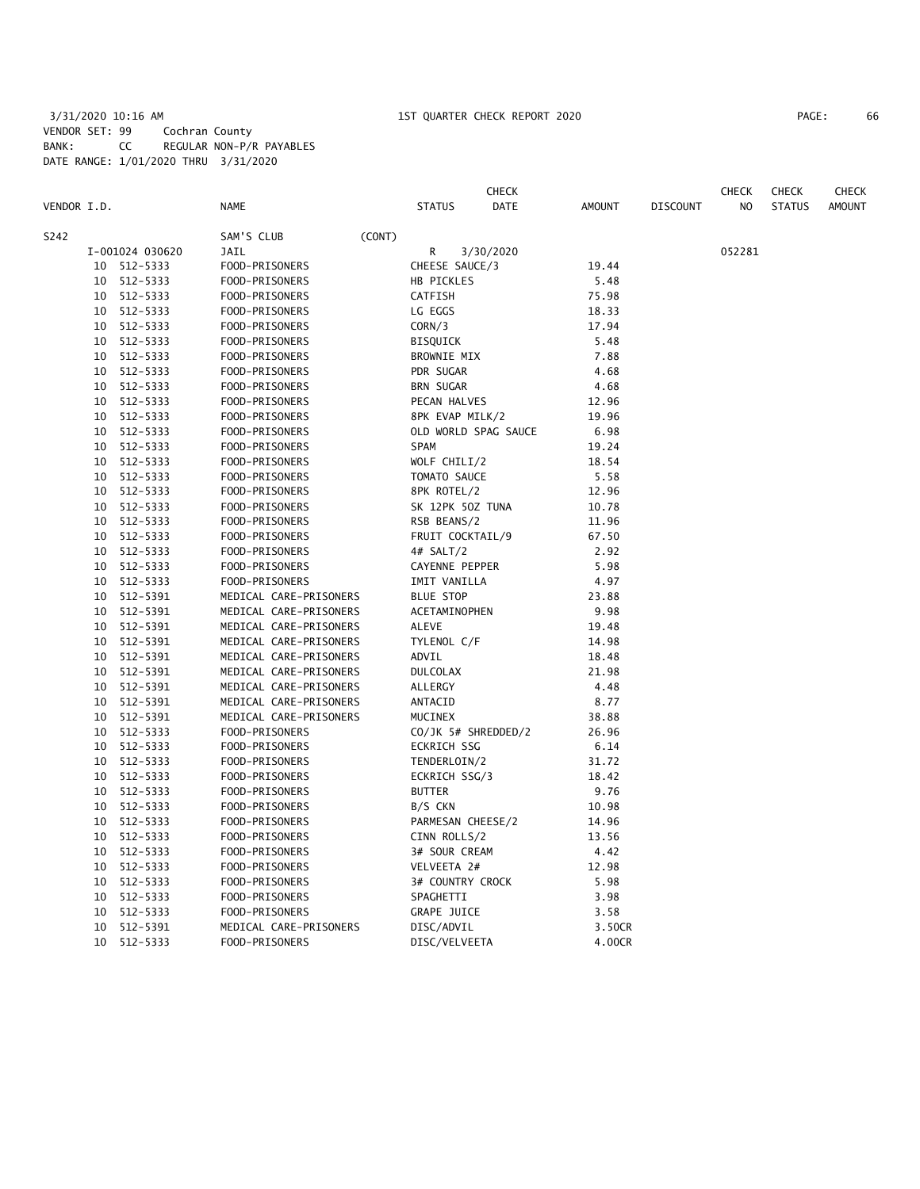3/31/2020 10:16 AM 1ST QUARTER CHECK REPORT 2020
VENDOR SET: 99 Cochran County
BANK: CC REGULAR NON-P/R PAYABLES
DATE RANGE: 1/01/2020 THRU 3/31/2020

| VENDOR I.D. | NAME | STATUS | CHECK DATE | AMOUNT | DISCOUNT | CHECK NO | CHECK STATUS | CHECK AMOUNT |
|---|---|---|---|---|---|---|---|---|
| S242 | SAM'S CLUB (CONT) | | | | | | | |
| I-001024 030620 | JAIL | R | 3/30/2020 | | | 052281 | | |
| 10 512-5333 | FOOD-PRISONERS | CHEESE SAUCE/3 | | 19.44 | | | | |
| 10 512-5333 | FOOD-PRISONERS | HB PICKLES | | 5.48 | | | | |
| 10 512-5333 | FOOD-PRISONERS | CATFISH | | 75.98 | | | | |
| 10 512-5333 | FOOD-PRISONERS | LG EGGS | | 18.33 | | | | |
| 10 512-5333 | FOOD-PRISONERS | CORN/3 | | 17.94 | | | | |
| 10 512-5333 | FOOD-PRISONERS | BISQUICK | | 5.48 | | | | |
| 10 512-5333 | FOOD-PRISONERS | BROWNIE MIX | | 7.88 | | | | |
| 10 512-5333 | FOOD-PRISONERS | PDR SUGAR | | 4.68 | | | | |
| 10 512-5333 | FOOD-PRISONERS | BRN SUGAR | | 4.68 | | | | |
| 10 512-5333 | FOOD-PRISONERS | PECAN HALVES | | 12.96 | | | | |
| 10 512-5333 | FOOD-PRISONERS | 8PK EVAP MILK/2 | | 19.96 | | | | |
| 10 512-5333 | FOOD-PRISONERS | OLD WORLD SPAG SAUCE | | 6.98 | | | | |
| 10 512-5333 | FOOD-PRISONERS | SPAM | | 19.24 | | | | |
| 10 512-5333 | FOOD-PRISONERS | WOLF CHILI/2 | | 18.54 | | | | |
| 10 512-5333 | FOOD-PRISONERS | TOMATO SAUCE | | 5.58 | | | | |
| 10 512-5333 | FOOD-PRISONERS | 8PK ROTEL/2 | | 12.96 | | | | |
| 10 512-5333 | FOOD-PRISONERS | SK 12PK 5OZ TUNA | | 10.78 | | | | |
| 10 512-5333 | FOOD-PRISONERS | RSB BEANS/2 | | 11.96 | | | | |
| 10 512-5333 | FOOD-PRISONERS | FRUIT COCKTAIL/9 | | 67.50 | | | | |
| 10 512-5333 | FOOD-PRISONERS | 4# SALT/2 | | 2.92 | | | | |
| 10 512-5333 | FOOD-PRISONERS | CAYENNE PEPPER | | 5.98 | | | | |
| 10 512-5333 | FOOD-PRISONERS | IMIT VANILLA | | 4.97 | | | | |
| 10 512-5391 | MEDICAL CARE-PRISONERS | BLUE STOP | | 23.88 | | | | |
| 10 512-5391 | MEDICAL CARE-PRISONERS | ACETAMINOPHEN | | 9.98 | | | | |
| 10 512-5391 | MEDICAL CARE-PRISONERS | ALEVE | | 19.48 | | | | |
| 10 512-5391 | MEDICAL CARE-PRISONERS | TYLENOL C/F | | 14.98 | | | | |
| 10 512-5391 | MEDICAL CARE-PRISONERS | ADVIL | | 18.48 | | | | |
| 10 512-5391 | MEDICAL CARE-PRISONERS | DULCOLAX | | 21.98 | | | | |
| 10 512-5391 | MEDICAL CARE-PRISONERS | ALLERGY | | 4.48 | | | | |
| 10 512-5391 | MEDICAL CARE-PRISONERS | ANTACID | | 8.77 | | | | |
| 10 512-5391 | MEDICAL CARE-PRISONERS | MUCINEX | | 38.88 | | | | |
| 10 512-5333 | FOOD-PRISONERS | CO/JK 5# SHREDDED/2 | | 26.96 | | | | |
| 10 512-5333 | FOOD-PRISONERS | ECKRICH SSG | | 6.14 | | | | |
| 10 512-5333 | FOOD-PRISONERS | TENDERLOIN/2 | | 31.72 | | | | |
| 10 512-5333 | FOOD-PRISONERS | ECKRICH SSG/3 | | 18.42 | | | | |
| 10 512-5333 | FOOD-PRISONERS | BUTTER | | 9.76 | | | | |
| 10 512-5333 | FOOD-PRISONERS | B/S CKN | | 10.98 | | | | |
| 10 512-5333 | FOOD-PRISONERS | PARMESAN CHEESE/2 | | 14.96 | | | | |
| 10 512-5333 | FOOD-PRISONERS | CINN ROLLS/2 | | 13.56 | | | | |
| 10 512-5333 | FOOD-PRISONERS | 3# SOUR CREAM | | 4.42 | | | | |
| 10 512-5333 | FOOD-PRISONERS | VELVEETA 2# | | 12.98 | | | | |
| 10 512-5333 | FOOD-PRISONERS | 3# COUNTRY CROCK | | 5.98 | | | | |
| 10 512-5333 | FOOD-PRISONERS | SPAGHETTI | | 3.98 | | | | |
| 10 512-5333 | FOOD-PRISONERS | GRAPE JUICE | | 3.58 | | | | |
| 10 512-5391 | MEDICAL CARE-PRISONERS | DISC/ADVIL | | 3.50CR | | | | |
| 10 512-5333 | FOOD-PRISONERS | DISC/VELVEETA | | 4.00CR | | | | |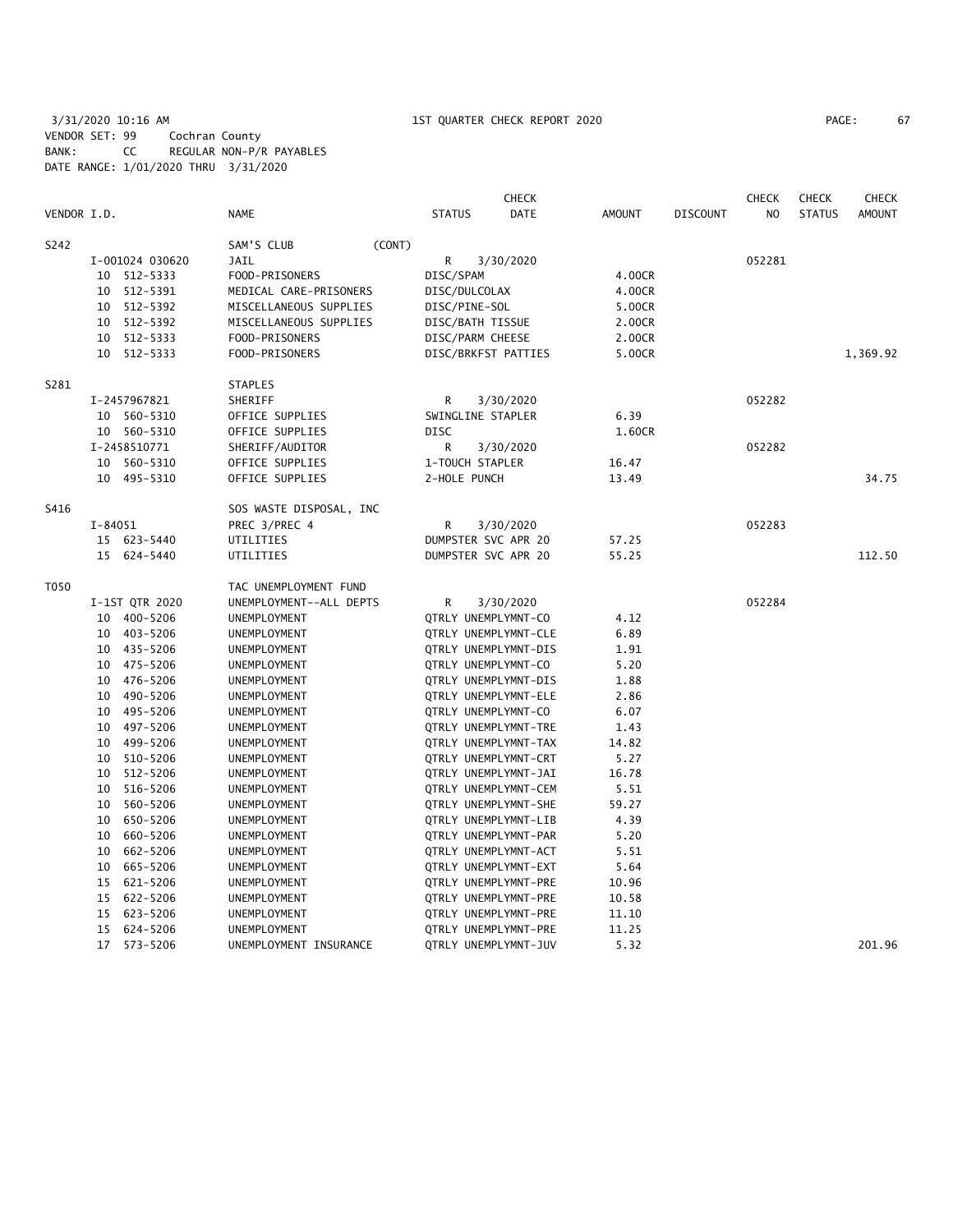3/31/2020 10:16 AM 1ST QUARTER CHECK REPORT 2020
VENDOR SET: 99 Cochran County
BANK: CC REGULAR NON-P/R PAYABLES
DATE RANGE: 1/01/2020 THRU 3/31/2020

| VENDOR I.D. | NAME | STATUS | CHECK DATE | AMOUNT | DISCOUNT | CHECK NO | CHECK STATUS | CHECK AMOUNT |
|---|---|---|---|---|---|---|---|---|
| S242 | SAM'S CLUB (CONT) | | | | | | | |
| I-001024 030620 | JAIL | R | 3/30/2020 | | | 052281 | | |
| 10 512-5333 | FOOD-PRISONERS | DISC/SPAM | | 4.00CR | | | | |
| 10 512-5391 | MEDICAL CARE-PRISONERS | DISC/DULCOLAX | | 4.00CR | | | | |
| 10 512-5392 | MISCELLANEOUS SUPPLIES | DISC/PINE-SOL | | 5.00CR | | | | |
| 10 512-5392 | MISCELLANEOUS SUPPLIES | DISC/BATH TISSUE | | 2.00CR | | | | |
| 10 512-5333 | FOOD-PRISONERS | DISC/PARM CHEESE | | 2.00CR | | | | |
| 10 512-5333 | FOOD-PRISONERS | DISC/BRKFST PATTIES | | 5.00CR | | | | 1,369.92 |
| S281 | STAPLES | | | | | | | |
| I-2457967821 | SHERIFF | R | 3/30/2020 | | | 052282 | | |
| 10 560-5310 | OFFICE SUPPLIES | SWINGLINE STAPLER | | 6.39 | | | | |
| 10 560-5310 | OFFICE SUPPLIES | DISC | | 1.60CR | | | | |
| I-2458510771 | SHERIFF/AUDITOR | R | 3/30/2020 | | | 052282 | | |
| 10 560-5310 | OFFICE SUPPLIES | 1-TOUCH STAPLER | | 16.47 | | | | |
| 10 495-5310 | OFFICE SUPPLIES | 2-HOLE PUNCH | | 13.49 | | | | 34.75 |
| S416 | SOS WASTE DISPOSAL, INC | | | | | | | |
| I-84051 | PREC 3/PREC 4 | R | 3/30/2020 | | | 052283 | | |
| 15 623-5440 | UTILITIES | DUMPSTER SVC APR 20 | | 57.25 | | | | |
| 15 624-5440 | UTILITIES | DUMPSTER SVC APR 20 | | 55.25 | | | | 112.50 |
| T050 | TAC UNEMPLOYMENT FUND | | | | | | | |
| I-1ST QTR 2020 | UNEMPLOYMENT--ALL DEPTS | R | 3/30/2020 | | | 052284 | | |
| 10 400-5206 | UNEMPLOYMENT | QTRLY UNEMPLYMNT-CO | | 4.12 | | | | |
| 10 403-5206 | UNEMPLOYMENT | QTRLY UNEMPLYMNT-CLE | | 6.89 | | | | |
| 10 435-5206 | UNEMPLOYMENT | QTRLY UNEMPLYMNT-DIS | | 1.91 | | | | |
| 10 475-5206 | UNEMPLOYMENT | QTRLY UNEMPLYMNT-CO | | 5.20 | | | | |
| 10 476-5206 | UNEMPLOYMENT | QTRLY UNEMPLYMNT-DIS | | 1.88 | | | | |
| 10 490-5206 | UNEMPLOYMENT | QTRLY UNEMPLYMNT-ELE | | 2.86 | | | | |
| 10 495-5206 | UNEMPLOYMENT | QTRLY UNEMPLYMNT-CO | | 6.07 | | | | |
| 10 497-5206 | UNEMPLOYMENT | QTRLY UNEMPLYMNT-TRE | | 1.43 | | | | |
| 10 499-5206 | UNEMPLOYMENT | QTRLY UNEMPLYMNT-TAX | | 14.82 | | | | |
| 10 510-5206 | UNEMPLOYMENT | QTRLY UNEMPLYMNT-CRT | | 5.27 | | | | |
| 10 512-5206 | UNEMPLOYMENT | QTRLY UNEMPLYMNT-JAI | | 16.78 | | | | |
| 10 516-5206 | UNEMPLOYMENT | QTRLY UNEMPLYMNT-CEM | | 5.51 | | | | |
| 10 560-5206 | UNEMPLOYMENT | QTRLY UNEMPLYMNT-SHE | | 59.27 | | | | |
| 10 650-5206 | UNEMPLOYMENT | QTRLY UNEMPLYMNT-LIB | | 4.39 | | | | |
| 10 660-5206 | UNEMPLOYMENT | QTRLY UNEMPLYMNT-PAR | | 5.20 | | | | |
| 10 662-5206 | UNEMPLOYMENT | QTRLY UNEMPLYMNT-ACT | | 5.51 | | | | |
| 10 665-5206 | UNEMPLOYMENT | QTRLY UNEMPLYMNT-EXT | | 5.64 | | | | |
| 15 621-5206 | UNEMPLOYMENT | QTRLY UNEMPLYMNT-PRE | | 10.96 | | | | |
| 15 622-5206 | UNEMPLOYMENT | QTRLY UNEMPLYMNT-PRE | | 10.58 | | | | |
| 15 623-5206 | UNEMPLOYMENT | QTRLY UNEMPLYMNT-PRE | | 11.10 | | | | |
| 15 624-5206 | UNEMPLOYMENT | QTRLY UNEMPLYMNT-PRE | | 11.25 | | | | |
| 17 573-5206 | UNEMPLOYMENT INSURANCE | QTRLY UNEMPLYMNT-JUV | | 5.32 | | | | 201.96 |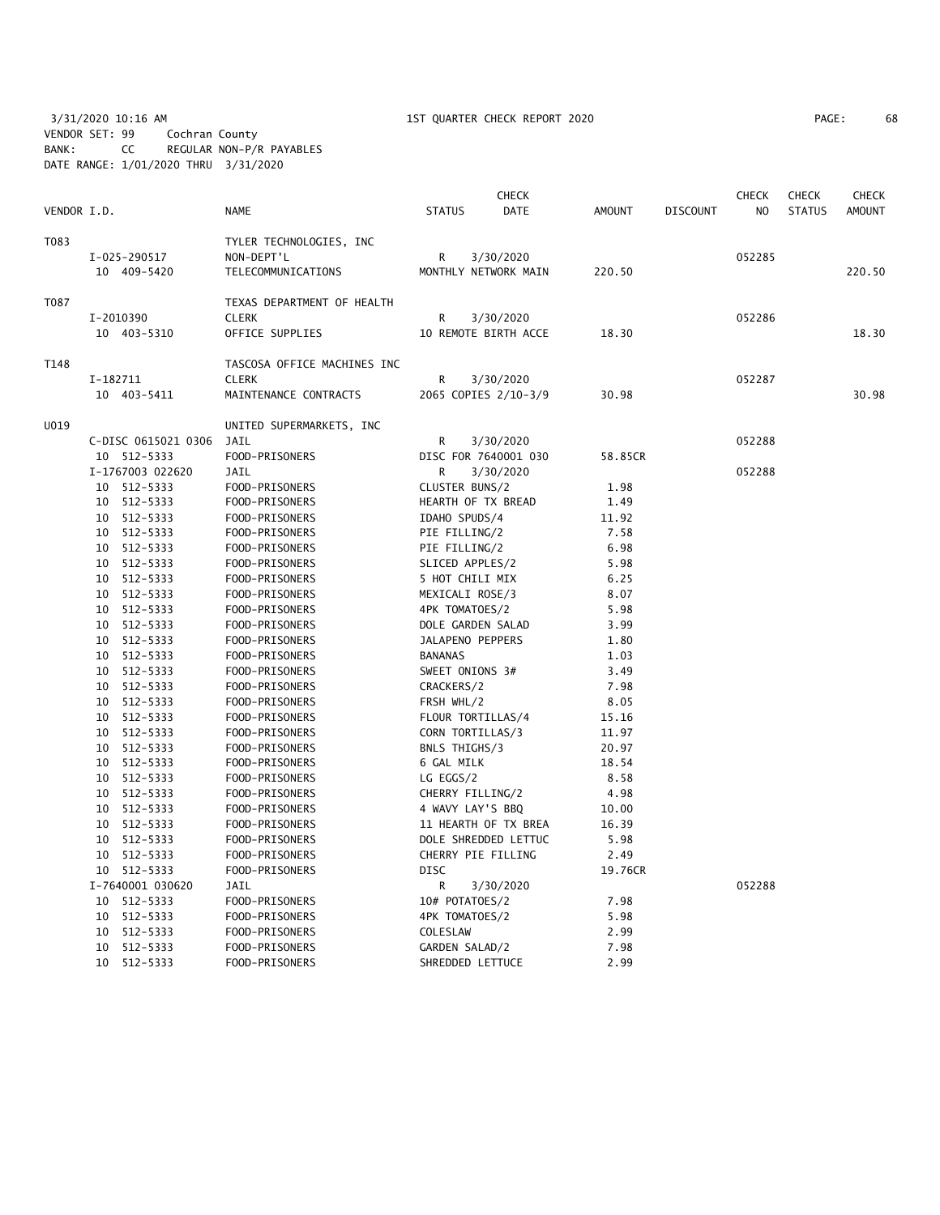3/31/2020 10:16 AM 1ST QUARTER CHECK REPORT 2020
VENDOR SET: 99 Cochran County
BANK: CC REGULAR NON-P/R PAYABLES
DATE RANGE: 1/01/2020 THRU 3/31/2020

| VENDOR I.D. | NAME | STATUS | CHECK DATE | AMOUNT | DISCOUNT | CHECK NO | CHECK STATUS | CHECK AMOUNT |
|---|---|---|---|---|---|---|---|---|
| T083 | TYLER TECHNOLOGIES, INC | | | | | | | |
| I-025-290517 | NON-DEPT'L | R | 3/30/2020 | | | 052285 | | |
| 10 409-5420 | TELECOMMUNICATIONS | MONTHLY NETWORK MAIN | | 220.50 | | | | 220.50 |
| T087 | TEXAS DEPARTMENT OF HEALTH | | | | | | | |
| I-2010390 | CLERK | R | 3/30/2020 | | | 052286 | | |
| 10 403-5310 | OFFICE SUPPLIES | 10 REMOTE BIRTH ACCE | | 18.30 | | | | 18.30 |
| T148 | TASCOSA OFFICE MACHINES INC | | | | | | | |
| I-182711 | CLERK | R | 3/30/2020 | | | 052287 | | |
| 10 403-5411 | MAINTENANCE CONTRACTS | 2065 COPIES 2/10-3/9 | | 30.98 | | | | 30.98 |
| U019 | UNITED SUPERMARKETS, INC | | | | | | | |
| C-DISC 0615021 0306 | JAIL | R | 3/30/2020 | | | 052288 | | |
| 10 512-5333 | FOOD-PRISONERS | DISC FOR 7640001 030 | | 58.85CR | | | | |
| I-1767003 022620 | JAIL | R | 3/30/2020 | | | 052288 | | |
| 10 512-5333 | FOOD-PRISONERS | CLUSTER BUNS/2 | | 1.98 | | | | |
| 10 512-5333 | FOOD-PRISONERS | HEARTH OF TX BREAD | | 1.49 | | | | |
| 10 512-5333 | FOOD-PRISONERS | IDAHO SPUDS/4 | | 11.92 | | | | |
| 10 512-5333 | FOOD-PRISONERS | PIE FILLING/2 | | 7.58 | | | | |
| 10 512-5333 | FOOD-PRISONERS | PIE FILLING/2 | | 6.98 | | | | |
| 10 512-5333 | FOOD-PRISONERS | SLICED APPLES/2 | | 5.98 | | | | |
| 10 512-5333 | FOOD-PRISONERS | 5 HOT CHILI MIX | | 6.25 | | | | |
| 10 512-5333 | FOOD-PRISONERS | MEXICALI ROSE/3 | | 8.07 | | | | |
| 10 512-5333 | FOOD-PRISONERS | 4PK TOMATOES/2 | | 5.98 | | | | |
| 10 512-5333 | FOOD-PRISONERS | DOLE GARDEN SALAD | | 3.99 | | | | |
| 10 512-5333 | FOOD-PRISONERS | JALAPENO PEPPERS | | 1.80 | | | | |
| 10 512-5333 | FOOD-PRISONERS | BANANAS | | 1.03 | | | | |
| 10 512-5333 | FOOD-PRISONERS | SWEET ONIONS 3# | | 3.49 | | | | |
| 10 512-5333 | FOOD-PRISONERS | CRACKERS/2 | | 7.98 | | | | |
| 10 512-5333 | FOOD-PRISONERS | FRSH WHL/2 | | 8.05 | | | | |
| 10 512-5333 | FOOD-PRISONERS | FLOUR TORTILLAS/4 | | 15.16 | | | | |
| 10 512-5333 | FOOD-PRISONERS | CORN TORTILLAS/3 | | 11.97 | | | | |
| 10 512-5333 | FOOD-PRISONERS | BNLS THIGHS/3 | | 20.97 | | | | |
| 10 512-5333 | FOOD-PRISONERS | 6 GAL MILK | | 18.54 | | | | |
| 10 512-5333 | FOOD-PRISONERS | LG EGGS/2 | | 8.58 | | | | |
| 10 512-5333 | FOOD-PRISONERS | CHERRY FILLING/2 | | 4.98 | | | | |
| 10 512-5333 | FOOD-PRISONERS | 4 WAVY LAY'S BBQ | | 10.00 | | | | |
| 10 512-5333 | FOOD-PRISONERS | 11 HEARTH OF TX BREA | | 16.39 | | | | |
| 10 512-5333 | FOOD-PRISONERS | DOLE SHREDDED LETTUC | | 5.98 | | | | |
| 10 512-5333 | FOOD-PRISONERS | CHERRY PIE FILLING | | 2.49 | | | | |
| 10 512-5333 | FOOD-PRISONERS | DISC | | 19.76CR | | | | |
| I-7640001 030620 | JAIL | R | 3/30/2020 | | | 052288 | | |
| 10 512-5333 | FOOD-PRISONERS | 10# POTATOES/2 | | 7.98 | | | | |
| 10 512-5333 | FOOD-PRISONERS | 4PK TOMATOES/2 | | 5.98 | | | | |
| 10 512-5333 | FOOD-PRISONERS | COLESLAW | | 2.99 | | | | |
| 10 512-5333 | FOOD-PRISONERS | GARDEN SALAD/2 | | 7.98 | | | | |
| 10 512-5333 | FOOD-PRISONERS | SHREDDED LETTUCE | | 2.99 | | | | |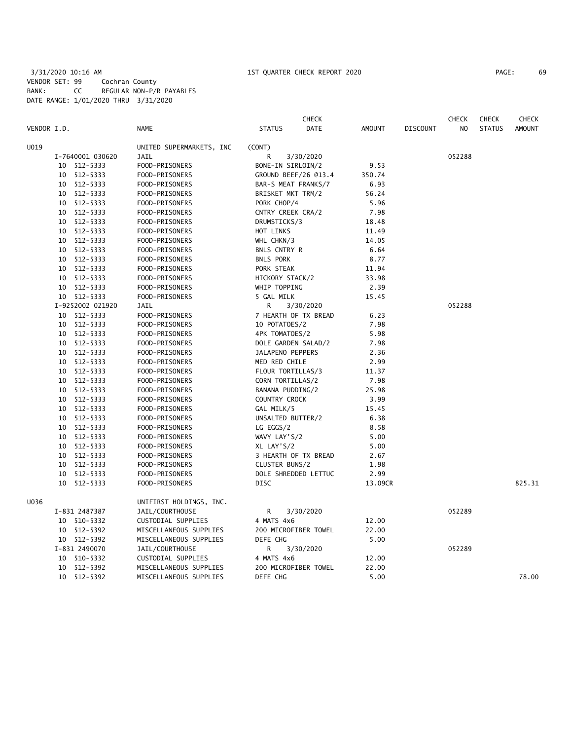3/31/2020 10:16 AM 1ST QUARTER CHECK REPORT 2020
VENDOR SET: 99 Cochran County
BANK: CC REGULAR NON-P/R PAYABLES
DATE RANGE: 1/01/2020 THRU 3/31/2020

| VENDOR I.D. | NAME | STATUS | CHECK DATE | AMOUNT | DISCOUNT | CHECK NO | CHECK STATUS | CHECK AMOUNT |
|---|---|---|---|---|---|---|---|---|
| U019 | UNITED SUPERMARKETS, INC | (CONT) | | | | | | |
| I-7640001 030620 | JAIL | R | 3/30/2020 | | | 052288 | | |
| 10 512-5333 | FOOD-PRISONERS | BONE-IN SIRLOIN/2 | | 9.53 | | | | |
| 10 512-5333 | FOOD-PRISONERS | GROUND BEEF/26 @13.4 | | 350.74 | | | | |
| 10 512-5333 | FOOD-PRISONERS | BAR-S MEAT FRANKS/7 | | 6.93 | | | | |
| 10 512-5333 | FOOD-PRISONERS | BRISKET MKT TRM/2 | | 56.24 | | | | |
| 10 512-5333 | FOOD-PRISONERS | PORK CHOP/4 | | 5.96 | | | | |
| 10 512-5333 | FOOD-PRISONERS | CNTRY CREEK CRA/2 | | 7.98 | | | | |
| 10 512-5333 | FOOD-PRISONERS | DRUMSTICKS/3 | | 18.48 | | | | |
| 10 512-5333 | FOOD-PRISONERS | HOT LINKS | | 11.49 | | | | |
| 10 512-5333 | FOOD-PRISONERS | WHL CHKN/3 | | 14.05 | | | | |
| 10 512-5333 | FOOD-PRISONERS | BNLS CNTRY R | | 6.64 | | | | |
| 10 512-5333 | FOOD-PRISONERS | BNLS PORK | | 8.77 | | | | |
| 10 512-5333 | FOOD-PRISONERS | PORK STEAK | | 11.94 | | | | |
| 10 512-5333 | FOOD-PRISONERS | HICKORY STACK/2 | | 33.98 | | | | |
| 10 512-5333 | FOOD-PRISONERS | WHIP TOPPING | | 2.39 | | | | |
| 10 512-5333 | FOOD-PRISONERS | 5 GAL MILK | | 15.45 | | | | |
| I-9252002 021920 | JAIL | R | 3/30/2020 | | | 052288 | | |
| 10 512-5333 | FOOD-PRISONERS | 7 HEARTH OF TX BREAD | | 6.23 | | | | |
| 10 512-5333 | FOOD-PRISONERS | 10 POTATOES/2 | | 7.98 | | | | |
| 10 512-5333 | FOOD-PRISONERS | 4PK TOMATOES/2 | | 5.98 | | | | |
| 10 512-5333 | FOOD-PRISONERS | DOLE GARDEN SALAD/2 | | 7.98 | | | | |
| 10 512-5333 | FOOD-PRISONERS | JALAPENO PEPPERS | | 2.36 | | | | |
| 10 512-5333 | FOOD-PRISONERS | MED RED CHILE | | 2.99 | | | | |
| 10 512-5333 | FOOD-PRISONERS | FLOUR TORTILLAS/3 | | 11.37 | | | | |
| 10 512-5333 | FOOD-PRISONERS | CORN TORTILLAS/2 | | 7.98 | | | | |
| 10 512-5333 | FOOD-PRISONERS | BANANA PUDDING/2 | | 25.98 | | | | |
| 10 512-5333 | FOOD-PRISONERS | COUNTRY CROCK | | 3.99 | | | | |
| 10 512-5333 | FOOD-PRISONERS | GAL MILK/5 | | 15.45 | | | | |
| 10 512-5333 | FOOD-PRISONERS | UNSALTED BUTTER/2 | | 6.38 | | | | |
| 10 512-5333 | FOOD-PRISONERS | LG EGGS/2 | | 8.58 | | | | |
| 10 512-5333 | FOOD-PRISONERS | WAVY LAY'S/2 | | 5.00 | | | | |
| 10 512-5333 | FOOD-PRISONERS | XL LAY'S/2 | | 5.00 | | | | |
| 10 512-5333 | FOOD-PRISONERS | 3 HEARTH OF TX BREAD | | 2.67 | | | | |
| 10 512-5333 | FOOD-PRISONERS | CLUSTER BUNS/2 | | 1.98 | | | | |
| 10 512-5333 | FOOD-PRISONERS | DOLE SHREDDED LETTUC | | 2.99 | | | | |
| 10 512-5333 | FOOD-PRISONERS | DISC | | 13.09CR | | | | 825.31 |
| U036 | UNIFIRST HOLDINGS, INC. | | | | | | | |
| I-831 2487387 | JAIL/COURTHOUSE | R | 3/30/2020 | | | 052289 | | |
| 10 510-5332 | CUSTODIAL SUPPLIES | 4 MATS 4x6 | | 12.00 | | | | |
| 10 512-5392 | MISCELLANEOUS SUPPLIES | 200 MICROFIBER TOWEL | | 22.00 | | | | |
| 10 512-5392 | MISCELLANEOUS SUPPLIES | DEFE CHG | | 5.00 | | | | |
| I-831 2490070 | JAIL/COURTHOUSE | R | 3/30/2020 | | | 052289 | | |
| 10 510-5332 | CUSTODIAL SUPPLIES | 4 MATS 4x6 | | 12.00 | | | | |
| 10 512-5392 | MISCELLANEOUS SUPPLIES | 200 MICROFIBER TOWEL | | 22.00 | | | | |
| 10 512-5392 | MISCELLANEOUS SUPPLIES | DEFE CHG | | 5.00 | | | | 78.00 |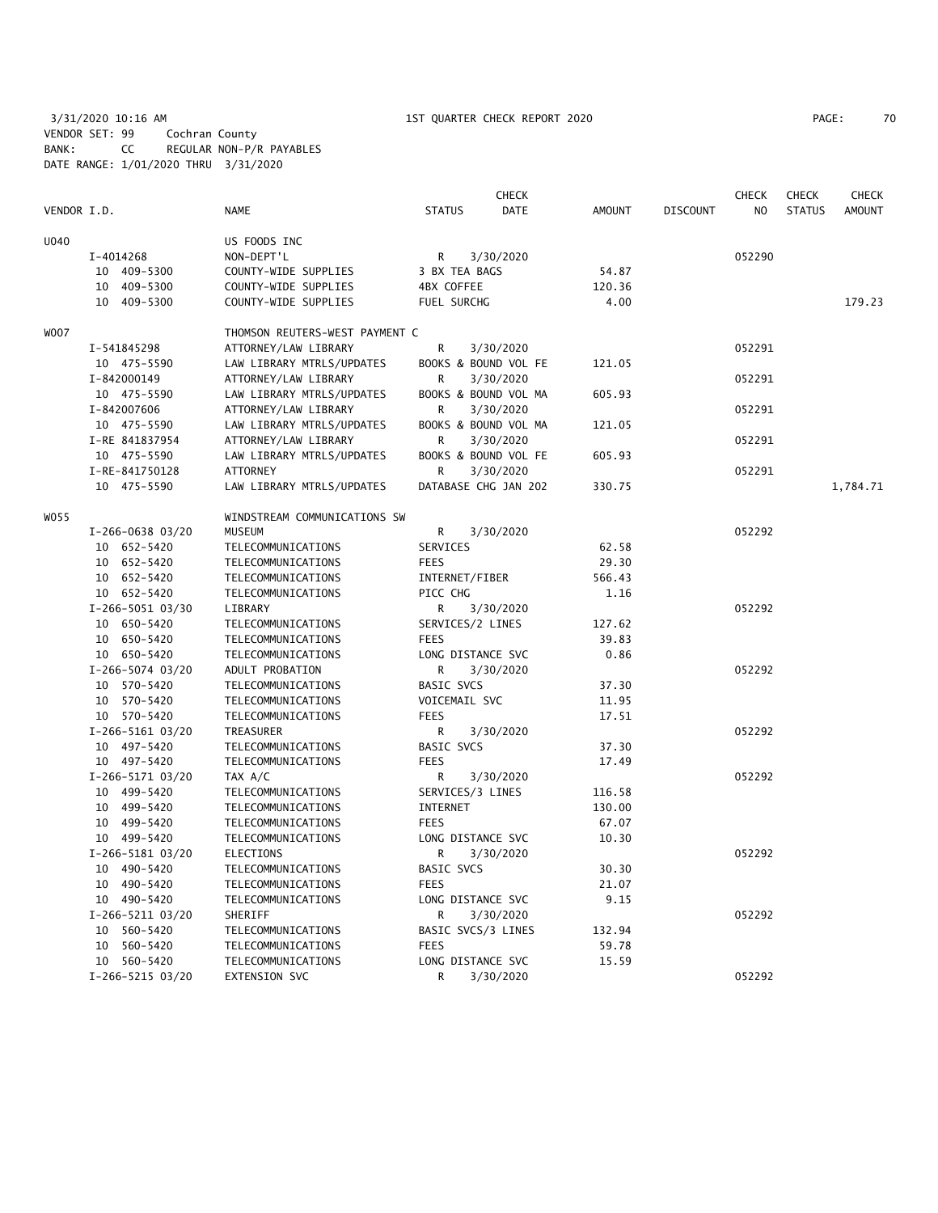3/31/2020 10:16 AM 1ST QUARTER CHECK REPORT 2020
VENDOR SET: 99 Cochran County
BANK: CC REGULAR NON-P/R PAYABLES
DATE RANGE: 1/01/2020 THRU 3/31/2020

| VENDOR I.D. | NAME | STATUS | CHECK DATE | AMOUNT | DISCOUNT | CHECK NO | CHECK STATUS | CHECK AMOUNT |
|---|---|---|---|---|---|---|---|---|
| U040 | US FOODS INC | | | | | | | |
| I-4014268 | NON-DEPT'L | R | 3/30/2020 | | | 052290 | | |
| 10 409-5300 | COUNTY-WIDE SUPPLIES | 3 BX TEA BAGS | | 54.87 | | | | |
| 10 409-5300 | COUNTY-WIDE SUPPLIES | 4BX COFFEE | | 120.36 | | | | |
| 10 409-5300 | COUNTY-WIDE SUPPLIES | FUEL SURCHG | | 4.00 | | | | 179.23 |
| W007 | THOMSON REUTERS-WEST PAYMENT C | | | | | | | |
| I-541845298 | ATTORNEY/LAW LIBRARY | R | 3/30/2020 | | | 052291 | | |
| 10 475-5590 | LAW LIBRARY MTRLS/UPDATES | BOOKS & BOUND VOL FE | | 121.05 | | | | |
| I-842000149 | ATTORNEY/LAW LIBRARY | R | 3/30/2020 | | | 052291 | | |
| 10 475-5590 | LAW LIBRARY MTRLS/UPDATES | BOOKS & BOUND VOL MA | | 605.93 | | | | |
| I-842007606 | ATTORNEY/LAW LIBRARY | R | 3/30/2020 | | | 052291 | | |
| 10 475-5590 | LAW LIBRARY MTRLS/UPDATES | BOOKS & BOUND VOL MA | | 121.05 | | | | |
| I-RE 841837954 | ATTORNEY/LAW LIBRARY | R | 3/30/2020 | | | 052291 | | |
| 10 475-5590 | LAW LIBRARY MTRLS/UPDATES | BOOKS & BOUND VOL FE | | 605.93 | | | | |
| I-RE-841750128 | ATTORNEY | R | 3/30/2020 | | | 052291 | | |
| 10 475-5590 | LAW LIBRARY MTRLS/UPDATES | DATABASE CHG JAN 202 | | 330.75 | | | | 1,784.71 |
| W055 | WINDSTREAM COMMUNICATIONS SW | | | | | | | |
| I-266-0638 03/20 | MUSEUM | R | 3/30/2020 | | | 052292 | | |
| 10 652-5420 | TELECOMMUNICATIONS | SERVICES | | 62.58 | | | | |
| 10 652-5420 | TELECOMMUNICATIONS | FEES | | 29.30 | | | | |
| 10 652-5420 | TELECOMMUNICATIONS | INTERNET/FIBER | | 566.43 | | | | |
| 10 652-5420 | TELECOMMUNICATIONS | PICC CHG | | 1.16 | | | | |
| I-266-5051 03/30 | LIBRARY | R | 3/30/2020 | | | 052292 | | |
| 10 650-5420 | TELECOMMUNICATIONS | SERVICES/2 LINES | | 127.62 | | | | |
| 10 650-5420 | TELECOMMUNICATIONS | FEES | | 39.83 | | | | |
| 10 650-5420 | TELECOMMUNICATIONS | LONG DISTANCE SVC | | 0.86 | | | | |
| I-266-5074 03/20 | ADULT PROBATION | R | 3/30/2020 | | | 052292 | | |
| 10 570-5420 | TELECOMMUNICATIONS | BASIC SVCS | | 37.30 | | | | |
| 10 570-5420 | TELECOMMUNICATIONS | VOICEMAIL SVC | | 11.95 | | | | |
| 10 570-5420 | TELECOMMUNICATIONS | FEES | | 17.51 | | | | |
| I-266-5161 03/20 | TREASURER | R | 3/30/2020 | | | 052292 | | |
| 10 497-5420 | TELECOMMUNICATIONS | BASIC SVCS | | 37.30 | | | | |
| 10 497-5420 | TELECOMMUNICATIONS | FEES | | 17.49 | | | | |
| I-266-5171 03/20 | TAX A/C | R | 3/30/2020 | | | 052292 | | |
| 10 499-5420 | TELECOMMUNICATIONS | SERVICES/3 LINES | | 116.58 | | | | |
| 10 499-5420 | TELECOMMUNICATIONS | INTERNET | | 130.00 | | | | |
| 10 499-5420 | TELECOMMUNICATIONS | FEES | | 67.07 | | | | |
| 10 499-5420 | TELECOMMUNICATIONS | LONG DISTANCE SVC | | 10.30 | | | | |
| I-266-5181 03/20 | ELECTIONS | R | 3/30/2020 | | | 052292 | | |
| 10 490-5420 | TELECOMMUNICATIONS | BASIC SVCS | | 30.30 | | | | |
| 10 490-5420 | TELECOMMUNICATIONS | FEES | | 21.07 | | | | |
| 10 490-5420 | TELECOMMUNICATIONS | LONG DISTANCE SVC | | 9.15 | | | | |
| I-266-5211 03/20 | SHERIFF | R | 3/30/2020 | | | 052292 | | |
| 10 560-5420 | TELECOMMUNICATIONS | BASIC SVCS/3 LINES | | 132.94 | | | | |
| 10 560-5420 | TELECOMMUNICATIONS | FEES | | 59.78 | | | | |
| 10 560-5420 | TELECOMMUNICATIONS | LONG DISTANCE SVC | | 15.59 | | | | |
| I-266-5215 03/20 | EXTENSION SVC | R | 3/30/2020 | | | 052292 | | |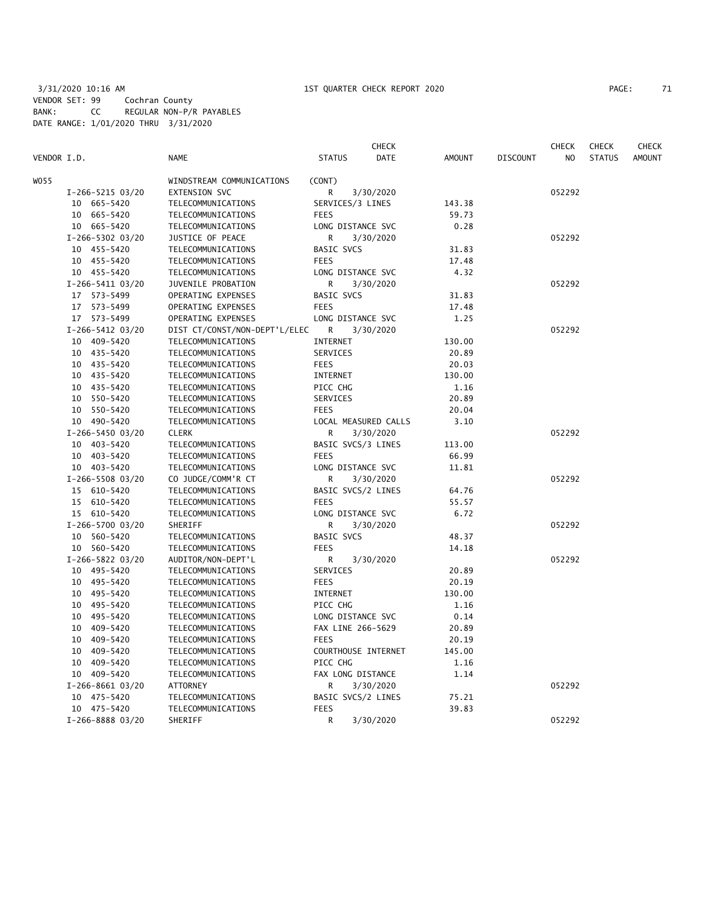3/31/2020 10:16 AM 1ST QUARTER CHECK REPORT 2020 PAGE: 71
VENDOR SET: 99 Cochran County
BANK: CC REGULAR NON-P/R PAYABLES
DATE RANGE: 1/01/2020 THRU 3/31/2020

| VENDOR I.D. | NAME | STATUS | CHECK DATE | AMOUNT | DISCOUNT | CHECK NO | CHECK STATUS | CHECK AMOUNT |
|---|---|---|---|---|---|---|---|---|
| W055 | WINDSTREAM COMMUNICATIONS | (CONT) | | | | | | |
| I-266-5215 03/20 | EXTENSION SVC | R | 3/30/2020 | | | 052292 | | |
| 10 665-5420 | TELECOMMUNICATIONS | SERVICES/3 LINES | | 143.38 | | | | |
| 10 665-5420 | TELECOMMUNICATIONS | FEES | | 59.73 | | | | |
| 10 665-5420 | TELECOMMUNICATIONS | LONG DISTANCE SVC | | 0.28 | | | | |
| I-266-5302 03/20 | JUSTICE OF PEACE | R | 3/30/2020 | | | 052292 | | |
| 10 455-5420 | TELECOMMUNICATIONS | BASIC SVCS | | 31.83 | | | | |
| 10 455-5420 | TELECOMMUNICATIONS | FEES | | 17.48 | | | | |
| 10 455-5420 | TELECOMMUNICATIONS | LONG DISTANCE SVC | | 4.32 | | | | |
| I-266-5411 03/20 | JUVENILE PROBATION | R | 3/30/2020 | | | 052292 | | |
| 17 573-5499 | OPERATING EXPENSES | BASIC SVCS | | 31.83 | | | | |
| 17 573-5499 | OPERATING EXPENSES | FEES | | 17.48 | | | | |
| 17 573-5499 | OPERATING EXPENSES | LONG DISTANCE SVC | | 1.25 | | | | |
| I-266-5412 03/20 | DIST CT/CONST/NON-DEPT'L/ELEC | R | 3/30/2020 | | | 052292 | | |
| 10 409-5420 | TELECOMMUNICATIONS | INTERNET | | 130.00 | | | | |
| 10 435-5420 | TELECOMMUNICATIONS | SERVICES | | 20.89 | | | | |
| 10 435-5420 | TELECOMMUNICATIONS | FEES | | 20.03 | | | | |
| 10 435-5420 | TELECOMMUNICATIONS | INTERNET | | 130.00 | | | | |
| 10 435-5420 | TELECOMMUNICATIONS | PICC CHG | | 1.16 | | | | |
| 10 550-5420 | TELECOMMUNICATIONS | SERVICES | | 20.89 | | | | |
| 10 550-5420 | TELECOMMUNICATIONS | FEES | | 20.04 | | | | |
| 10 490-5420 | TELECOMMUNICATIONS | LOCAL MEASURED CALLS | | 3.10 | | | | |
| I-266-5450 03/20 | CLERK | R | 3/30/2020 | | | 052292 | | |
| 10 403-5420 | TELECOMMUNICATIONS | BASIC SVCS/3 LINES | | 113.00 | | | | |
| 10 403-5420 | TELECOMMUNICATIONS | FEES | | 66.99 | | | | |
| 10 403-5420 | TELECOMMUNICATIONS | LONG DISTANCE SVC | | 11.81 | | | | |
| I-266-5508 03/20 | CO JUDGE/COMM'R CT | R | 3/30/2020 | | | 052292 | | |
| 15 610-5420 | TELECOMMUNICATIONS | BASIC SVCS/2 LINES | | 64.76 | | | | |
| 15 610-5420 | TELECOMMUNICATIONS | FEES | | 55.57 | | | | |
| 15 610-5420 | TELECOMMUNICATIONS | LONG DISTANCE SVC | | 6.72 | | | | |
| I-266-5700 03/20 | SHERIFF | R | 3/30/2020 | | | 052292 | | |
| 10 560-5420 | TELECOMMUNICATIONS | BASIC SVCS | | 48.37 | | | | |
| 10 560-5420 | TELECOMMUNICATIONS | FEES | | 14.18 | | | | |
| I-266-5822 03/20 | AUDITOR/NON-DEPT'L | R | 3/30/2020 | | | 052292 | | |
| 10 495-5420 | TELECOMMUNICATIONS | SERVICES | | 20.89 | | | | |
| 10 495-5420 | TELECOMMUNICATIONS | FEES | | 20.19 | | | | |
| 10 495-5420 | TELECOMMUNICATIONS | INTERNET | | 130.00 | | | | |
| 10 495-5420 | TELECOMMUNICATIONS | PICC CHG | | 1.16 | | | | |
| 10 495-5420 | TELECOMMUNICATIONS | LONG DISTANCE SVC | | 0.14 | | | | |
| 10 409-5420 | TELECOMMUNICATIONS | FAX LINE 266-5629 | | 20.89 | | | | |
| 10 409-5420 | TELECOMMUNICATIONS | FEES | | 20.19 | | | | |
| 10 409-5420 | TELECOMMUNICATIONS | COURTHOUSE INTERNET | | 145.00 | | | | |
| 10 409-5420 | TELECOMMUNICATIONS | PICC CHG | | 1.16 | | | | |
| 10 409-5420 | TELECOMMUNICATIONS | FAX LONG DISTANCE | | 1.14 | | | | |
| I-266-8661 03/20 | ATTORNEY | R | 3/30/2020 | | | 052292 | | |
| 10 475-5420 | TELECOMMUNICATIONS | BASIC SVCS/2 LINES | | 75.21 | | | | |
| 10 475-5420 | TELECOMMUNICATIONS | FEES | | 39.83 | | | | |
| I-266-8888 03/20 | SHERIFF | R | 3/30/2020 | | | 052292 | | |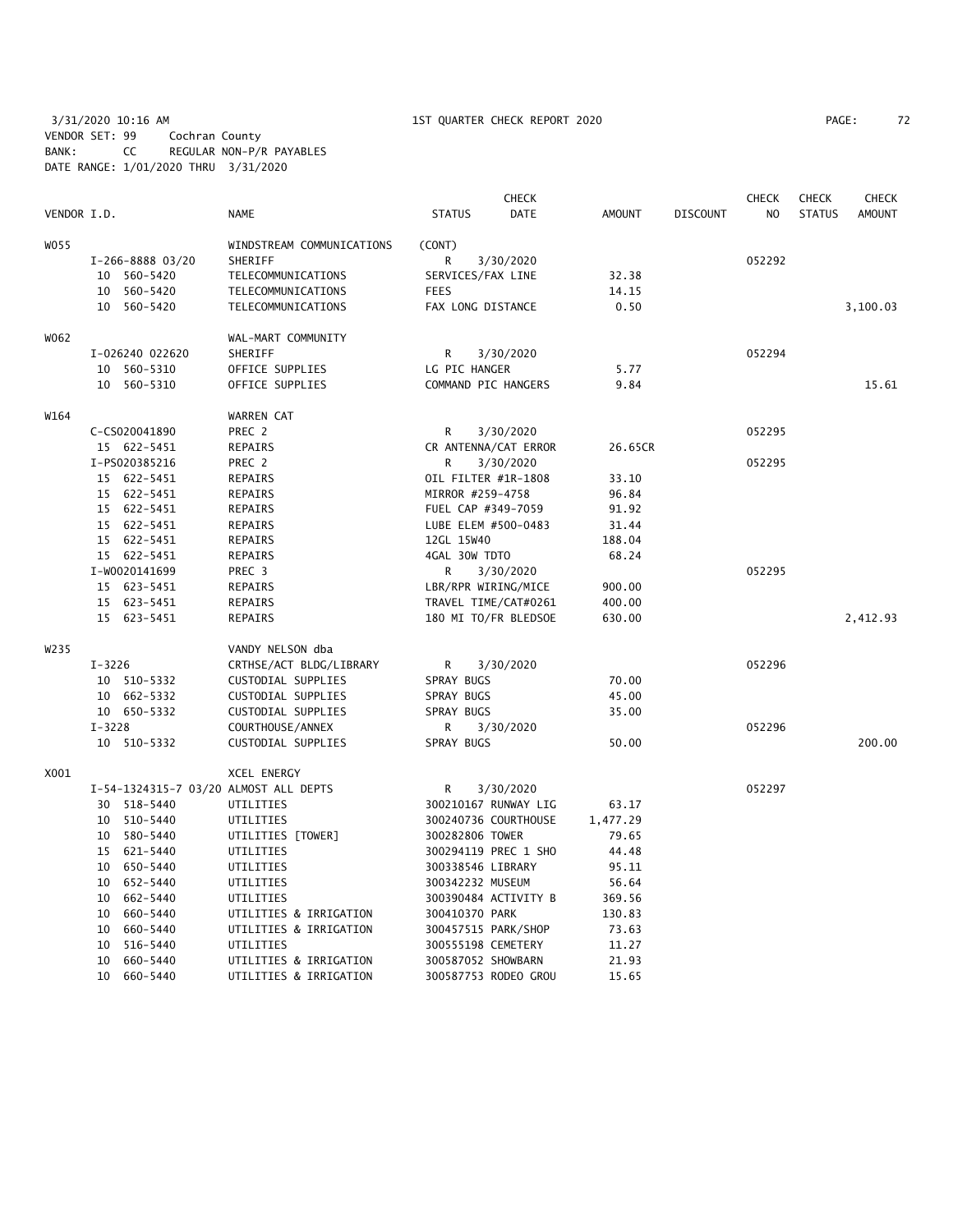3/31/2020 10:16 AM 1ST QUARTER CHECK REPORT 2020 PAGE: 72
VENDOR SET: 99 Cochran County
BANK: CC REGULAR NON-P/R PAYABLES
DATE RANGE: 1/01/2020 THRU 3/31/2020

| VENDOR I.D. | NAME | STATUS | CHECK DATE | AMOUNT | DISCOUNT | CHECK NO | CHECK STATUS | CHECK AMOUNT |
|---|---|---|---|---|---|---|---|---|
| W055 | WINDSTREAM COMMUNICATIONS | (CONT) | | | | | | |
| I-266-8888 03/20 | SHERIFF | R | 3/30/2020 | | | 052292 | | |
| 10 560-5420 | TELECOMMUNICATIONS | SERVICES/FAX LINE | | 32.38 | | | | |
| 10 560-5420 | TELECOMMUNICATIONS | FEES | | 14.15 | | | | |
| 10 560-5420 | TELECOMMUNICATIONS | FAX LONG DISTANCE | | 0.50 | | | | 3,100.03 |
| W062 | WAL-MART COMMUNITY | | | | | | | |
| I-026240 022620 | SHERIFF | R | 3/30/2020 | | | 052294 | | |
| 10 560-5310 | OFFICE SUPPLIES | LG PIC HANGER | | 5.77 | | | | |
| 10 560-5310 | OFFICE SUPPLIES | COMMAND PIC HANGERS | | 9.84 | | | | 15.61 |
| W164 | WARREN CAT | | | | | | | |
| C-CS020041890 | PREC 2 | R | 3/30/2020 | | | 052295 | | |
| 15 622-5451 | REPAIRS | CR ANTENNA/CAT ERROR | | 26.65CR | | | | |
| I-PS020385216 | PREC 2 | R | 3/30/2020 | | | 052295 | | |
| 15 622-5451 | REPAIRS | OIL FILTER #1R-1808 | | 33.10 | | | | |
| 15 622-5451 | REPAIRS | MIRROR #259-4758 | | 96.84 | | | | |
| 15 622-5451 | REPAIRS | FUEL CAP #349-7059 | | 91.92 | | | | |
| 15 622-5451 | REPAIRS | LUBE ELEM #500-0483 | | 31.44 | | | | |
| 15 622-5451 | REPAIRS | 12GL 15W40 | | 188.04 | | | | |
| 15 622-5451 | REPAIRS | 4GAL 30W TDTO | | 68.24 | | | | |
| I-W0020141699 | PREC 3 | R | 3/30/2020 | | | 052295 | | |
| 15 623-5451 | REPAIRS | LBR/RPR WIRING/MICE | | 900.00 | | | | |
| 15 623-5451 | REPAIRS | TRAVEL TIME/CAT#0261 | | 400.00 | | | | |
| 15 623-5451 | REPAIRS | 180 MI TO/FR BLEDSOE | | 630.00 | | | | 2,412.93 |
| W235 | VANDY NELSON dba | | | | | | | |
| I-3226 | CRTHSE/ACT BLDG/LIBRARY | R | 3/30/2020 | | | 052296 | | |
| 10 510-5332 | CUSTODIAL SUPPLIES | SPRAY BUGS | | 70.00 | | | | |
| 10 662-5332 | CUSTODIAL SUPPLIES | SPRAY BUGS | | 45.00 | | | | |
| 10 650-5332 | CUSTODIAL SUPPLIES | SPRAY BUGS | | 35.00 | | | | |
| I-3228 | COURTHOUSE/ANNEX | R | 3/30/2020 | | | 052296 | | |
| 10 510-5332 | CUSTODIAL SUPPLIES | SPRAY BUGS | | 50.00 | | | | 200.00 |
| X001 | XCEL ENERGY | | | | | | | |
| I-54-1324315-7 03/20 | ALMOST ALL DEPTS | R | 3/30/2020 | | | 052297 | | |
| 30 518-5440 | UTILITIES | 300210167 RUNWAY LIG | | 63.17 | | | | |
| 10 510-5440 | UTILITIES | 300240736 COURTHOUSE | | 1,477.29 | | | | |
| 10 580-5440 | UTILITIES [TOWER] | 300282806 TOWER | | 79.65 | | | | |
| 15 621-5440 | UTILITIES | 300294119 PREC 1 SHO | | 44.48 | | | | |
| 10 650-5440 | UTILITIES | 300338546 LIBRARY | | 95.11 | | | | |
| 10 652-5440 | UTILITIES | 300342232 MUSEUM | | 56.64 | | | | |
| 10 662-5440 | UTILITIES | 300390484 ACTIVITY B | | 369.56 | | | | |
| 10 660-5440 | UTILITIES & IRRIGATION | 300410370 PARK | | 130.83 | | | | |
| 10 660-5440 | UTILITIES & IRRIGATION | 300457515 PARK/SHOP | | 73.63 | | | | |
| 10 516-5440 | UTILITIES | 300555198 CEMETERY | | 11.27 | | | | |
| 10 660-5440 | UTILITIES & IRRIGATION | 300587052 SHOWBARN | | 21.93 | | | | |
| 10 660-5440 | UTILITIES & IRRIGATION | 300587753 RODEO GROU | | 15.65 | | | | |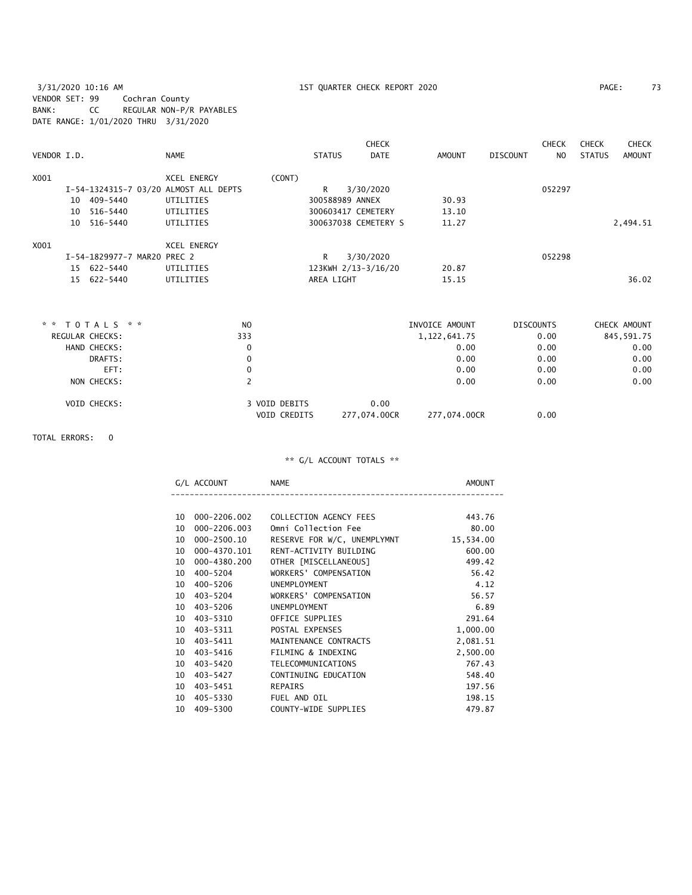3/31/2020 10:16 AM  1ST QUARTER CHECK REPORT 2020
VENDOR SET: 99  Cochran County
BANK: CC  REGULAR NON-P/R PAYABLES
DATE RANGE: 1/01/2020 THRU 3/31/2020

| VENDOR I.D. | NAME | STATUS | CHECK DATE | AMOUNT | DISCOUNT | CHECK NO | CHECK STATUS | CHECK AMOUNT |
|---|---|---|---|---|---|---|---|---|
| X001 | XCEL ENERGY (CONT) | | | | | | | |
| I-54-1324315-7 03/20 ALMOST ALL DEPTS | | R | 3/30/2020 | | | 052297 | | |
| 10 409-5440 | UTILITIES | 300588989 ANNEX | | 30.93 | | | | |
| 10 516-5440 | UTILITIES | 300603417 CEMETERY | | 13.10 | | | | |
| 10 516-5440 | UTILITIES | 300637038 CEMETERY S | | 11.27 | | | | 2,494.51 |
| X001 | XCEL ENERGY | | | | | | | |
| I-54-1829977-7 MAR20 PREC 2 | | R | 3/30/2020 | | | 052298 | | |
| 15 622-5440 | UTILITIES | 123KWH 2/13-3/16/20 | | 20.87 | | | | |
| 15 622-5440 | UTILITIES | AREA LIGHT | | 15.15 | | | | 36.02 |

| * * TOTALS * * | NO | | | INVOICE AMOUNT | DISCOUNTS | CHECK AMOUNT |
|---|---|---|---|---|---|---|
| REGULAR CHECKS: | 333 | | | 1,122,641.75 | 0.00 | 845,591.75 |
| HAND CHECKS: | 0 | | | 0.00 | 0.00 | 0.00 |
| DRAFTS: | 0 | | | 0.00 | 0.00 | 0.00 |
| EFT: | 0 | | | 0.00 | 0.00 | 0.00 |
| NON CHECKS: | 2 | | | 0.00 | 0.00 | 0.00 |
| VOID CHECKS: | 3 | VOID DEBITS | 0.00 | | | |
| | | VOID CREDITS | 277,074.00CR | 277,074.00CR | 0.00 | |

TOTAL ERRORS: 0

** G/L ACCOUNT TOTALS **

| G/L ACCOUNT | NAME | AMOUNT |
|---|---|---|
| 10 000-2206.002 | COLLECTION AGENCY FEES | 443.76 |
| 10 000-2206.003 | Omni Collection Fee | 80.00 |
| 10 000-2500.10 | RESERVE FOR W/C, UNEMPLYMNT | 15,534.00 |
| 10 000-4370.101 | RENT-ACTIVITY BUILDING | 600.00 |
| 10 000-4380.200 | OTHER [MISCELLANEOUS] | 499.42 |
| 10 400-5204 | WORKERS' COMPENSATION | 56.42 |
| 10 400-5206 | UNEMPLOYMENT | 4.12 |
| 10 403-5204 | WORKERS' COMPENSATION | 56.57 |
| 10 403-5206 | UNEMPLOYMENT | 6.89 |
| 10 403-5310 | OFFICE SUPPLIES | 291.64 |
| 10 403-5311 | POSTAL EXPENSES | 1,000.00 |
| 10 403-5411 | MAINTENANCE CONTRACTS | 2,081.51 |
| 10 403-5416 | FILMING & INDEXING | 2,500.00 |
| 10 403-5420 | TELECOMMUNICATIONS | 767.43 |
| 10 403-5427 | CONTINUING EDUCATION | 548.40 |
| 10 403-5451 | REPAIRS | 197.56 |
| 10 405-5330 | FUEL AND OIL | 198.15 |
| 10 409-5300 | COUNTY-WIDE SUPPLIES | 479.87 |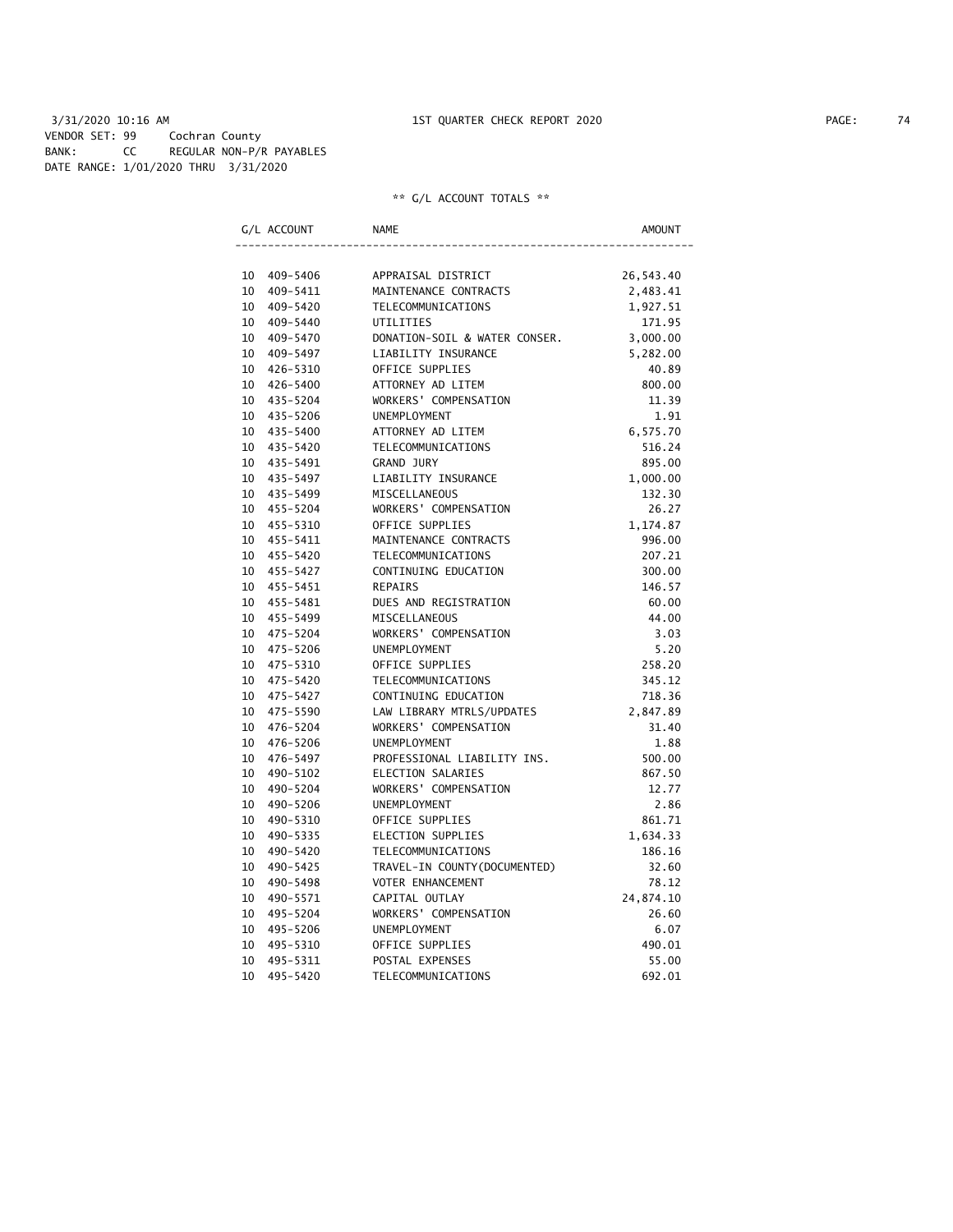VENDOR SET: 99 Cochran County
BANK: CC REGULAR NON-P/R PAYABLES
DATE RANGE: 1/01/2020 THRU 3/31/2020

** G/L ACCOUNT TOTALS **

| G/L ACCOUNT | NAME | AMOUNT |
|---|---|---|
| 10 409-5406 | APPRAISAL DISTRICT | 26,543.40 |
| 10 409-5411 | MAINTENANCE CONTRACTS | 2,483.41 |
| 10 409-5420 | TELECOMMUNICATIONS | 1,927.51 |
| 10 409-5440 | UTILITIES | 171.95 |
| 10 409-5470 | DONATION-SOIL & WATER CONSER. | 3,000.00 |
| 10 409-5497 | LIABILITY INSURANCE | 5,282.00 |
| 10 426-5310 | OFFICE SUPPLIES | 40.89 |
| 10 426-5400 | ATTORNEY AD LITEM | 800.00 |
| 10 435-5204 | WORKERS' COMPENSATION | 11.39 |
| 10 435-5206 | UNEMPLOYMENT | 1.91 |
| 10 435-5400 | ATTORNEY AD LITEM | 6,575.70 |
| 10 435-5420 | TELECOMMUNICATIONS | 516.24 |
| 10 435-5491 | GRAND JURY | 895.00 |
| 10 435-5497 | LIABILITY INSURANCE | 1,000.00 |
| 10 435-5499 | MISCELLANEOUS | 132.30 |
| 10 455-5204 | WORKERS' COMPENSATION | 26.27 |
| 10 455-5310 | OFFICE SUPPLIES | 1,174.87 |
| 10 455-5411 | MAINTENANCE CONTRACTS | 996.00 |
| 10 455-5420 | TELECOMMUNICATIONS | 207.21 |
| 10 455-5427 | CONTINUING EDUCATION | 300.00 |
| 10 455-5451 | REPAIRS | 146.57 |
| 10 455-5481 | DUES AND REGISTRATION | 60.00 |
| 10 455-5499 | MISCELLANEOUS | 44.00 |
| 10 475-5204 | WORKERS' COMPENSATION | 3.03 |
| 10 475-5206 | UNEMPLOYMENT | 5.20 |
| 10 475-5310 | OFFICE SUPPLIES | 258.20 |
| 10 475-5420 | TELECOMMUNICATIONS | 345.12 |
| 10 475-5427 | CONTINUING EDUCATION | 718.36 |
| 10 475-5590 | LAW LIBRARY MTRLS/UPDATES | 2,847.89 |
| 10 476-5204 | WORKERS' COMPENSATION | 31.40 |
| 10 476-5206 | UNEMPLOYMENT | 1.88 |
| 10 476-5497 | PROFESSIONAL LIABILITY INS. | 500.00 |
| 10 490-5102 | ELECTION SALARIES | 867.50 |
| 10 490-5204 | WORKERS' COMPENSATION | 12.77 |
| 10 490-5206 | UNEMPLOYMENT | 2.86 |
| 10 490-5310 | OFFICE SUPPLIES | 861.71 |
| 10 490-5335 | ELECTION SUPPLIES | 1,634.33 |
| 10 490-5420 | TELECOMMUNICATIONS | 186.16 |
| 10 490-5425 | TRAVEL-IN COUNTY(DOCUMENTED) | 32.60 |
| 10 490-5498 | VOTER ENHANCEMENT | 78.12 |
| 10 490-5571 | CAPITAL OUTLAY | 24,874.10 |
| 10 495-5204 | WORKERS' COMPENSATION | 26.60 |
| 10 495-5206 | UNEMPLOYMENT | 6.07 |
| 10 495-5310 | OFFICE SUPPLIES | 490.01 |
| 10 495-5311 | POSTAL EXPENSES | 55.00 |
| 10 495-5420 | TELECOMMUNICATIONS | 692.01 |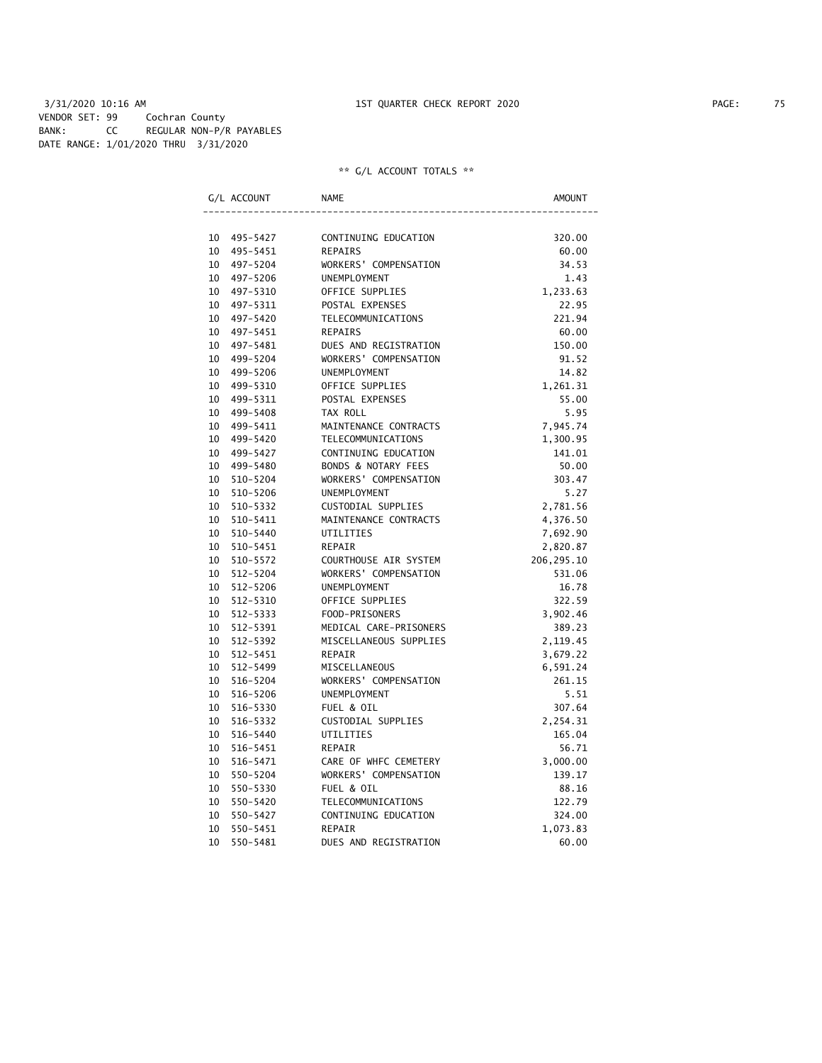3/31/2020 10:16 AM 1ST QUARTER CHECK REPORT 2020

VENDOR SET: 99 Cochran County
BANK: CC REGULAR NON-P/R PAYABLES
DATE RANGE: 1/01/2020 THRU 3/31/2020

** G/L ACCOUNT TOTALS **

| G/L ACCOUNT | NAME | AMOUNT |
|---|---|---|
| 10 495-5427 | CONTINUING EDUCATION | 320.00 |
| 10 495-5451 | REPAIRS | 60.00 |
| 10 497-5204 | WORKERS' COMPENSATION | 34.53 |
| 10 497-5206 | UNEMPLOYMENT | 1.43 |
| 10 497-5310 | OFFICE SUPPLIES | 1,233.63 |
| 10 497-5311 | POSTAL EXPENSES | 22.95 |
| 10 497-5420 | TELECOMMUNICATIONS | 221.94 |
| 10 497-5451 | REPAIRS | 60.00 |
| 10 497-5481 | DUES AND REGISTRATION | 150.00 |
| 10 499-5204 | WORKERS' COMPENSATION | 91.52 |
| 10 499-5206 | UNEMPLOYMENT | 14.82 |
| 10 499-5310 | OFFICE SUPPLIES | 1,261.31 |
| 10 499-5311 | POSTAL EXPENSES | 55.00 |
| 10 499-5408 | TAX ROLL | 5.95 |
| 10 499-5411 | MAINTENANCE CONTRACTS | 7,945.74 |
| 10 499-5420 | TELECOMMUNICATIONS | 1,300.95 |
| 10 499-5427 | CONTINUING EDUCATION | 141.01 |
| 10 499-5480 | BONDS & NOTARY FEES | 50.00 |
| 10 510-5204 | WORKERS' COMPENSATION | 303.47 |
| 10 510-5206 | UNEMPLOYMENT | 5.27 |
| 10 510-5332 | CUSTODIAL SUPPLIES | 2,781.56 |
| 10 510-5411 | MAINTENANCE CONTRACTS | 4,376.50 |
| 10 510-5440 | UTILITIES | 7,692.90 |
| 10 510-5451 | REPAIR | 2,820.87 |
| 10 510-5572 | COURTHOUSE AIR SYSTEM | 206,295.10 |
| 10 512-5204 | WORKERS' COMPENSATION | 531.06 |
| 10 512-5206 | UNEMPLOYMENT | 16.78 |
| 10 512-5310 | OFFICE SUPPLIES | 322.59 |
| 10 512-5333 | FOOD-PRISONERS | 3,902.46 |
| 10 512-5391 | MEDICAL CARE-PRISONERS | 389.23 |
| 10 512-5392 | MISCELLANEOUS SUPPLIES | 2,119.45 |
| 10 512-5451 | REPAIR | 3,679.22 |
| 10 512-5499 | MISCELLANEOUS | 6,591.24 |
| 10 516-5204 | WORKERS' COMPENSATION | 261.15 |
| 10 516-5206 | UNEMPLOYMENT | 5.51 |
| 10 516-5330 | FUEL & OIL | 307.64 |
| 10 516-5332 | CUSTODIAL SUPPLIES | 2,254.31 |
| 10 516-5440 | UTILITIES | 165.04 |
| 10 516-5451 | REPAIR | 56.71 |
| 10 516-5471 | CARE OF WHFC CEMETERY | 3,000.00 |
| 10 550-5204 | WORKERS' COMPENSATION | 139.17 |
| 10 550-5330 | FUEL & OIL | 88.16 |
| 10 550-5420 | TELECOMMUNICATIONS | 122.79 |
| 10 550-5427 | CONTINUING EDUCATION | 324.00 |
| 10 550-5451 | REPAIR | 1,073.83 |
| 10 550-5481 | DUES AND REGISTRATION | 60.00 |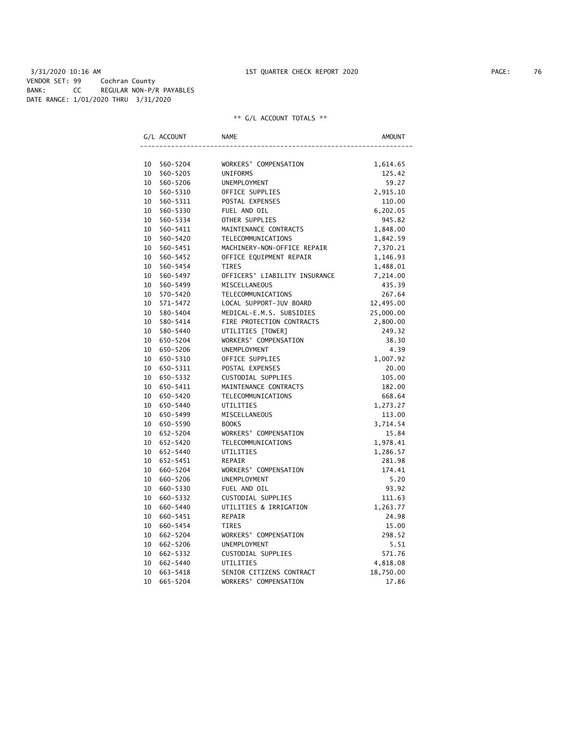3/31/2020 10:16 AM 1ST QUARTER CHECK REPORT 2020

VENDOR SET: 99 Cochran County
BANK: CC REGULAR NON-P/R PAYABLES
DATE RANGE: 1/01/2020 THRU 3/31/2020

** G/L ACCOUNT TOTALS **

| G/L ACCOUNT | NAME | AMOUNT |
|---|---|---|
| 10 560-5204 | WORKERS' COMPENSATION | 1,614.65 |
| 10 560-5205 | UNIFORMS | 125.42 |
| 10 560-5206 | UNEMPLOYMENT | 59.27 |
| 10 560-5310 | OFFICE SUPPLIES | 2,915.10 |
| 10 560-5311 | POSTAL EXPENSES | 110.00 |
| 10 560-5330 | FUEL AND OIL | 6,202.05 |
| 10 560-5334 | OTHER SUPPLIES | 945.82 |
| 10 560-5411 | MAINTENANCE CONTRACTS | 1,848.00 |
| 10 560-5420 | TELECOMMUNICATIONS | 1,842.59 |
| 10 560-5451 | MACHINERY-NON-OFFICE REPAIR | 7,370.21 |
| 10 560-5452 | OFFICE EQUIPMENT REPAIR | 1,146.93 |
| 10 560-5454 | TIRES | 1,488.01 |
| 10 560-5497 | OFFICERS' LIABILITY INSURANCE | 7,214.00 |
| 10 560-5499 | MISCELLANEOUS | 435.39 |
| 10 570-5420 | TELECOMMUNICATIONS | 267.64 |
| 10 571-5472 | LOCAL SUPPORT-JUV BOARD | 12,495.00 |
| 10 580-5404 | MEDICAL-E.M.S. SUBSIDIES | 25,000.00 |
| 10 580-5414 | FIRE PROTECTION CONTRACTS | 2,800.00 |
| 10 580-5440 | UTILITIES [TOWER] | 249.32 |
| 10 650-5204 | WORKERS' COMPENSATION | 38.30 |
| 10 650-5206 | UNEMPLOYMENT | 4.39 |
| 10 650-5310 | OFFICE SUPPLIES | 1,007.92 |
| 10 650-5311 | POSTAL EXPENSES | 20.00 |
| 10 650-5332 | CUSTODIAL SUPPLIES | 105.00 |
| 10 650-5411 | MAINTENANCE CONTRACTS | 182.00 |
| 10 650-5420 | TELECOMMUNICATIONS | 668.64 |
| 10 650-5440 | UTILITIES | 1,273.27 |
| 10 650-5499 | MISCELLANEOUS | 113.00 |
| 10 650-5590 | BOOKS | 3,714.54 |
| 10 652-5204 | WORKERS' COMPENSATION | 15.84 |
| 10 652-5420 | TELECOMMUNICATIONS | 1,978.41 |
| 10 652-5440 | UTILITIES | 1,286.57 |
| 10 652-5451 | REPAIR | 281.98 |
| 10 660-5204 | WORKERS' COMPENSATION | 174.41 |
| 10 660-5206 | UNEMPLOYMENT | 5.20 |
| 10 660-5330 | FUEL AND OIL | 93.92 |
| 10 660-5332 | CUSTODIAL SUPPLIES | 111.63 |
| 10 660-5440 | UTILITIES & IRRIGATION | 1,263.77 |
| 10 660-5451 | REPAIR | 24.98 |
| 10 660-5454 | TIRES | 15.00 |
| 10 662-5204 | WORKERS' COMPENSATION | 298.52 |
| 10 662-5206 | UNEMPLOYMENT | 5.51 |
| 10 662-5332 | CUSTODIAL SUPPLIES | 571.76 |
| 10 662-5440 | UTILITIES | 4,818.08 |
| 10 663-5418 | SENIOR CITIZENS CONTRACT | 18,750.00 |
| 10 665-5204 | WORKERS' COMPENSATION | 17.86 |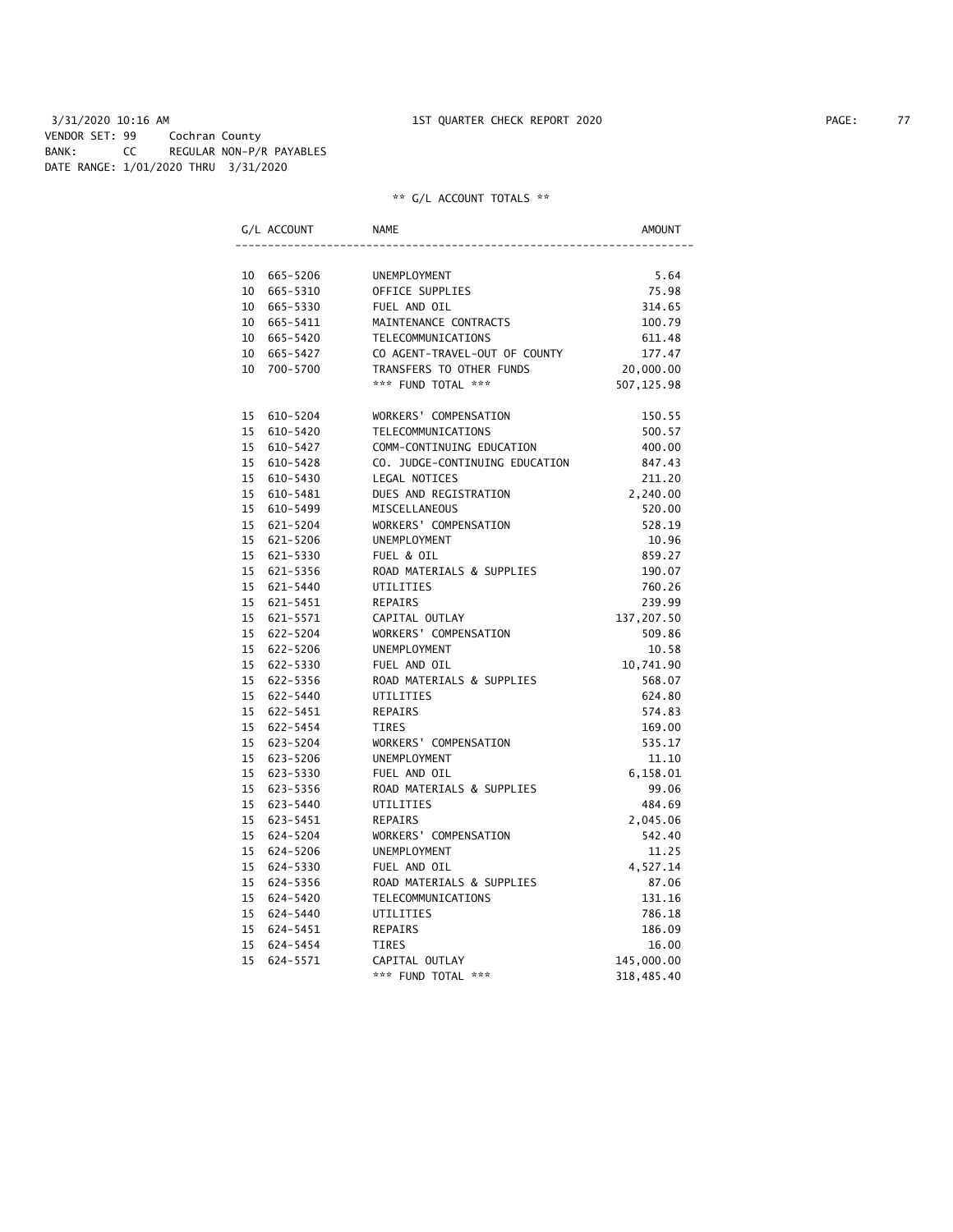3/31/2020 10:16 AM 1ST QUARTER CHECK REPORT 2020

VENDOR SET: 99 Cochran County
BANK: CC REGULAR NON-P/R PAYABLES
DATE RANGE: 1/01/2020 THRU 3/31/2020

** G/L ACCOUNT TOTALS **

| G/L ACCOUNT | NAME | AMOUNT |
|---|---|---|
| 10 665-5206 | UNEMPLOYMENT | 5.64 |
| 10 665-5310 | OFFICE SUPPLIES | 75.98 |
| 10 665-5330 | FUEL AND OIL | 314.65 |
| 10 665-5411 | MAINTENANCE CONTRACTS | 100.79 |
| 10 665-5420 | TELECOMMUNICATIONS | 611.48 |
| 10 665-5427 | CO AGENT-TRAVEL-OUT OF COUNTY | 177.47 |
| 10 700-5700 | TRANSFERS TO OTHER FUNDS | 20,000.00 |
| | *** FUND TOTAL *** | 507,125.98 |
| 15 610-5204 | WORKERS' COMPENSATION | 150.55 |
| 15 610-5420 | TELECOMMUNICATIONS | 500.57 |
| 15 610-5427 | COMM-CONTINUING EDUCATION | 400.00 |
| 15 610-5428 | CO. JUDGE-CONTINUING EDUCATION | 847.43 |
| 15 610-5430 | LEGAL NOTICES | 211.20 |
| 15 610-5481 | DUES AND REGISTRATION | 2,240.00 |
| 15 610-5499 | MISCELLANEOUS | 520.00 |
| 15 621-5204 | WORKERS' COMPENSATION | 528.19 |
| 15 621-5206 | UNEMPLOYMENT | 10.96 |
| 15 621-5330 | FUEL & OIL | 859.27 |
| 15 621-5356 | ROAD MATERIALS & SUPPLIES | 190.07 |
| 15 621-5440 | UTILITIES | 760.26 |
| 15 621-5451 | REPAIRS | 239.99 |
| 15 621-5571 | CAPITAL OUTLAY | 137,207.50 |
| 15 622-5204 | WORKERS' COMPENSATION | 509.86 |
| 15 622-5206 | UNEMPLOYMENT | 10.58 |
| 15 622-5330 | FUEL AND OIL | 10,741.90 |
| 15 622-5356 | ROAD MATERIALS & SUPPLIES | 568.07 |
| 15 622-5440 | UTILITIES | 624.80 |
| 15 622-5451 | REPAIRS | 574.83 |
| 15 622-5454 | TIRES | 169.00 |
| 15 623-5204 | WORKERS' COMPENSATION | 535.17 |
| 15 623-5206 | UNEMPLOYMENT | 11.10 |
| 15 623-5330 | FUEL AND OIL | 6,158.01 |
| 15 623-5356 | ROAD MATERIALS & SUPPLIES | 99.06 |
| 15 623-5440 | UTILITIES | 484.69 |
| 15 623-5451 | REPAIRS | 2,045.06 |
| 15 624-5204 | WORKERS' COMPENSATION | 542.40 |
| 15 624-5206 | UNEMPLOYMENT | 11.25 |
| 15 624-5330 | FUEL AND OIL | 4,527.14 |
| 15 624-5356 | ROAD MATERIALS & SUPPLIES | 87.06 |
| 15 624-5420 | TELECOMMUNICATIONS | 131.16 |
| 15 624-5440 | UTILITIES | 786.18 |
| 15 624-5451 | REPAIRS | 186.09 |
| 15 624-5454 | TIRES | 16.00 |
| 15 624-5571 | CAPITAL OUTLAY | 145,000.00 |
| | *** FUND TOTAL *** | 318,485.40 |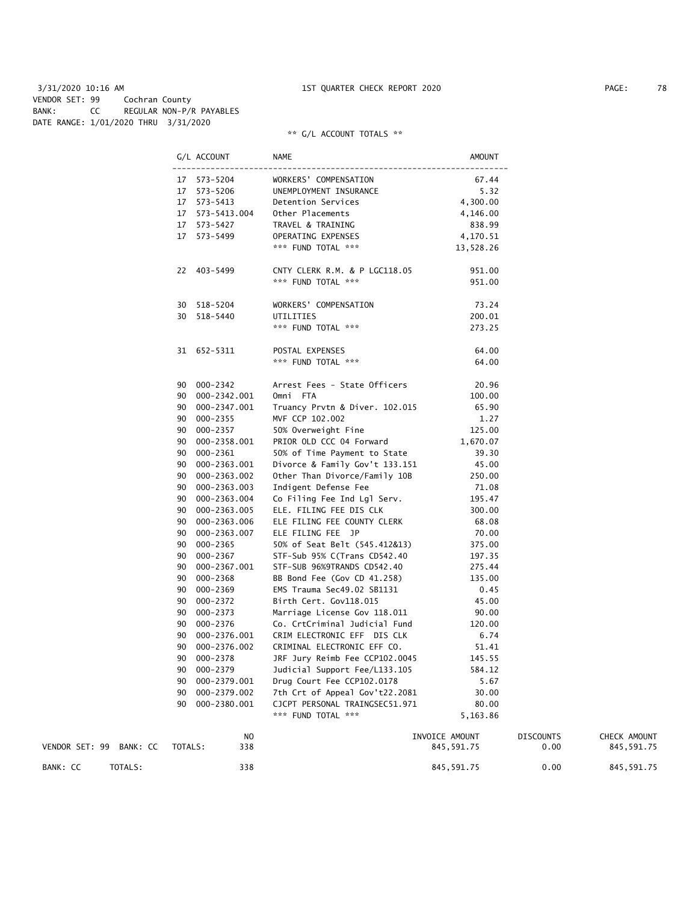3/31/2020 10:16 AM 1ST QUARTER CHECK REPORT 2020

VENDOR SET: 99 Cochran County
BANK: CC REGULAR NON-P/R PAYABLES
DATE RANGE: 1/01/2020 THRU 3/31/2020

** G/L ACCOUNT TOTALS **

| G/L ACCOUNT | NAME | AMOUNT |
|---|---|---|
| 17 573-5204 | WORKERS' COMPENSATION | 67.44 |
| 17 573-5206 | UNEMPLOYMENT INSURANCE | 5.32 |
| 17 573-5413 | Detention Services | 4,300.00 |
| 17 573-5413.004 | Other Placements | 4,146.00 |
| 17 573-5427 | TRAVEL & TRAINING | 838.99 |
| 17 573-5499 | OPERATING EXPENSES | 4,170.51 |
| | *** FUND TOTAL *** | 13,528.26 |
| 22 403-5499 | CNTY CLERK R.M. & P LGC118.05 | 951.00 |
| | *** FUND TOTAL *** | 951.00 |
| 30 518-5204 | WORKERS' COMPENSATION | 73.24 |
| 30 518-5440 | UTILITIES | 200.01 |
| | *** FUND TOTAL *** | 273.25 |
| 31 652-5311 | POSTAL EXPENSES | 64.00 |
| | *** FUND TOTAL *** | 64.00 |
| 90 000-2342 | Arrest Fees - State Officers | 20.96 |
| 90 000-2342.001 | Omni FTA | 100.00 |
| 90 000-2347.001 | Truancy Prvtn & Diver. 102.015 | 65.90 |
| 90 000-2355 | MVF CCP 102.002 | 1.27 |
| 90 000-2357 | 50% Overweight Fine | 125.00 |
| 90 000-2358.001 | PRIOR OLD CCC 04 Forward | 1,670.07 |
| 90 000-2361 | 50% of Time Payment to State | 39.30 |
| 90 000-2363.001 | Divorce & Family Gov't 133.151 | 45.00 |
| 90 000-2363.002 | Other Than Divorce/Family 10B | 250.00 |
| 90 000-2363.003 | Indigent Defense Fee | 71.08 |
| 90 000-2363.004 | Co Filing Fee Ind Lgl Serv. | 195.47 |
| 90 000-2363.005 | ELE. FILING FEE DIS CLK | 300.00 |
| 90 000-2363.006 | ELE FILING FEE COUNTY CLERK | 68.08 |
| 90 000-2363.007 | ELE FILING FEE JP | 70.00 |
| 90 000-2365 | 50% of Seat Belt (545.412&13) | 375.00 |
| 90 000-2367 | STF-Sub 95% C(Trans CD542.40 | 197.35 |
| 90 000-2367.001 | STF-SUB 96%9TRANDS CD542.40 | 275.44 |
| 90 000-2368 | BB Bond Fee (Gov CD 41.258) | 135.00 |
| 90 000-2369 | EMS Trauma Sec49.02 SB1131 | 0.45 |
| 90 000-2372 | Birth Cert. Gov118.015 | 45.00 |
| 90 000-2373 | Marriage License Gov 118.011 | 90.00 |
| 90 000-2376 | Co. CrtCriminal Judicial Fund | 120.00 |
| 90 000-2376.001 | CRIM ELECTRONIC EFF DIS CLK | 6.74 |
| 90 000-2376.002 | CRIMINAL ELECTRONIC EFF CO. | 51.41 |
| 90 000-2378 | JRF Jury Reimb Fee CCP102.0045 | 145.55 |
| 90 000-2379 | Judicial Support Fee/L133.105 | 584.12 |
| 90 000-2379.001 | Drug Court Fee CCP102.0178 | 5.67 |
| 90 000-2379.002 | 7th Crt of Appeal Gov't22.2081 | 30.00 |
| 90 000-2380.001 | CJCPT PERSONAL TRAINGSEC51.971 | 80.00 |
| | *** FUND TOTAL *** | 5,163.86 |

| | | NO | INVOICE AMOUNT | DISCOUNTS | CHECK AMOUNT |
|---|---|---|---|---|---|
| VENDOR SET: 99 BANK: CC | TOTALS: | 338 | 845,591.75 | 0.00 | 845,591.75 |
| BANK: CC | TOTALS: | 338 | 845,591.75 | 0.00 | 845,591.75 |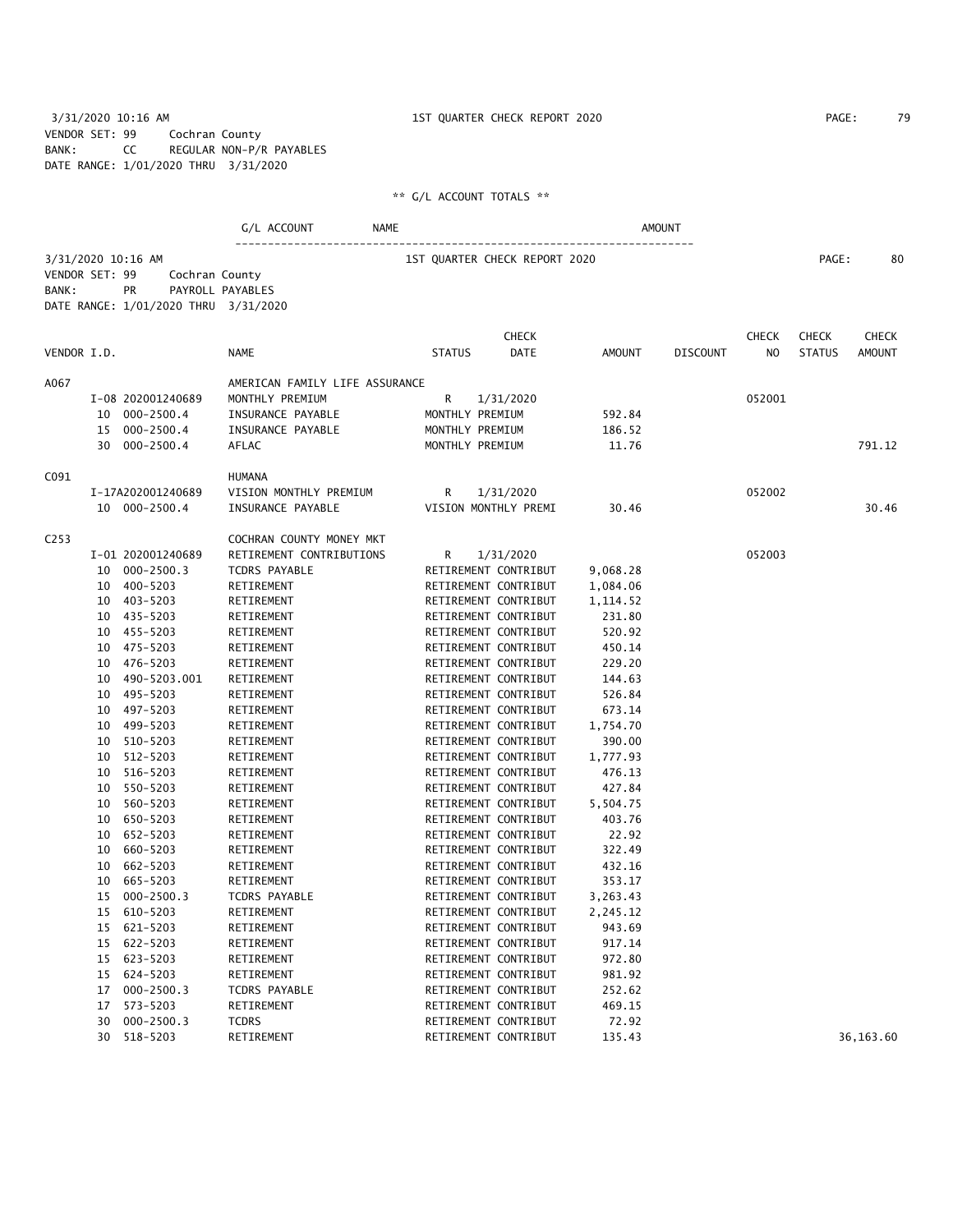3/31/2020 10:16 AM 1ST QUARTER CHECK REPORT 2020
VENDOR SET: 99 Cochran County
BANK: CC REGULAR NON-P/R PAYABLES
DATE RANGE: 1/01/2020 THRU 3/31/2020

** G/L ACCOUNT TOTALS **

| G/L ACCOUNT | NAME | AMOUNT |
|---|---|---|

3/31/2020 10:16 AM 1ST QUARTER CHECK REPORT 2020
VENDOR SET: 99 Cochran County
BANK: PR PAYROLL PAYABLES
DATE RANGE: 1/01/2020 THRU 3/31/2020

| VENDOR I.D. | | NAME | STATUS | CHECK DATE | AMOUNT | DISCOUNT | CHECK NO | CHECK STATUS | CHECK AMOUNT |
|---|---|---|---|---|---|---|---|---|---|
| A067 | | AMERICAN FAMILY LIFE ASSURANCE | | | | | | | |
| | I-08 202001240689 | MONTHLY PREMIUM | R | 1/31/2020 | | | 052001 | | |
| | 10 000-2500.4 | INSURANCE PAYABLE | MONTHLY PREMIUM | | 592.84 | | | | |
| | 15 000-2500.4 | INSURANCE PAYABLE | MONTHLY PREMIUM | | 186.52 | | | | |
| | 30 000-2500.4 | AFLAC | MONTHLY PREMIUM | | 11.76 | | | | 791.12 |
| C091 | | HUMANA | | | | | | | |
| | I-17A202001240689 | VISION MONTHLY PREMIUM | R | 1/31/2020 | | | 052002 | | |
| | 10 000-2500.4 | INSURANCE PAYABLE | VISION MONTHLY PREMI | | 30.46 | | | | 30.46 |
| C253 | | COCHRAN COUNTY MONEY MKT | | | | | | | |
| | I-01 202001240689 | RETIREMENT CONTRIBUTIONS | R | 1/31/2020 | | | 052003 | | |
| | 10 000-2500.3 | TCDRS PAYABLE | RETIREMENT CONTRIBUT | | 9,068.28 | | | | |
| | 10 400-5203 | RETIREMENT | RETIREMENT CONTRIBUT | | 1,084.06 | | | | |
| | 10 403-5203 | RETIREMENT | RETIREMENT CONTRIBUT | | 1,114.52 | | | | |
| | 10 435-5203 | RETIREMENT | RETIREMENT CONTRIBUT | | 231.80 | | | | |
| | 10 455-5203 | RETIREMENT | RETIREMENT CONTRIBUT | | 520.92 | | | | |
| | 10 475-5203 | RETIREMENT | RETIREMENT CONTRIBUT | | 450.14 | | | | |
| | 10 476-5203 | RETIREMENT | RETIREMENT CONTRIBUT | | 229.20 | | | | |
| | 10 490-5203.001 | RETIREMENT | RETIREMENT CONTRIBUT | | 144.63 | | | | |
| | 10 495-5203 | RETIREMENT | RETIREMENT CONTRIBUT | | 526.84 | | | | |
| | 10 497-5203 | RETIREMENT | RETIREMENT CONTRIBUT | | 673.14 | | | | |
| | 10 499-5203 | RETIREMENT | RETIREMENT CONTRIBUT | | 1,754.70 | | | | |
| | 10 510-5203 | RETIREMENT | RETIREMENT CONTRIBUT | | 390.00 | | | | |
| | 10 512-5203 | RETIREMENT | RETIREMENT CONTRIBUT | | 1,777.93 | | | | |
| | 10 516-5203 | RETIREMENT | RETIREMENT CONTRIBUT | | 476.13 | | | | |
| | 10 550-5203 | RETIREMENT | RETIREMENT CONTRIBUT | | 427.84 | | | | |
| | 10 560-5203 | RETIREMENT | RETIREMENT CONTRIBUT | | 5,504.75 | | | | |
| | 10 650-5203 | RETIREMENT | RETIREMENT CONTRIBUT | | 403.76 | | | | |
| | 10 652-5203 | RETIREMENT | RETIREMENT CONTRIBUT | | 22.92 | | | | |
| | 10 660-5203 | RETIREMENT | RETIREMENT CONTRIBUT | | 322.49 | | | | |
| | 10 662-5203 | RETIREMENT | RETIREMENT CONTRIBUT | | 432.16 | | | | |
| | 10 665-5203 | RETIREMENT | RETIREMENT CONTRIBUT | | 353.17 | | | | |
| | 15 000-2500.3 | TCDRS PAYABLE | RETIREMENT CONTRIBUT | | 3,263.43 | | | | |
| | 15 610-5203 | RETIREMENT | RETIREMENT CONTRIBUT | | 2,245.12 | | | | |
| | 15 621-5203 | RETIREMENT | RETIREMENT CONTRIBUT | | 943.69 | | | | |
| | 15 622-5203 | RETIREMENT | RETIREMENT CONTRIBUT | | 917.14 | | | | |
| | 15 623-5203 | RETIREMENT | RETIREMENT CONTRIBUT | | 972.80 | | | | |
| | 15 624-5203 | RETIREMENT | RETIREMENT CONTRIBUT | | 981.92 | | | | |
| | 17 000-2500.3 | TCDRS PAYABLE | RETIREMENT CONTRIBUT | | 252.62 | | | | |
| | 17 573-5203 | RETIREMENT | RETIREMENT CONTRIBUT | | 469.15 | | | | |
| | 30 000-2500.3 | TCDRS | RETIREMENT CONTRIBUT | | 72.92 | | | | |
| | 30 518-5203 | RETIREMENT | RETIREMENT CONTRIBUT | | 135.43 | | | | 36,163.60 |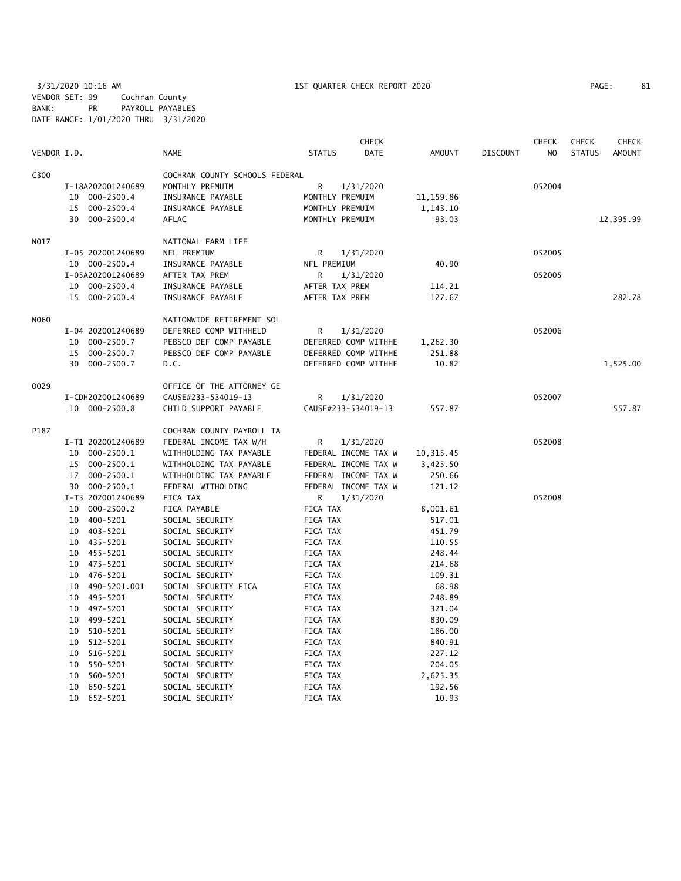3/31/2020 10:16 AM 1ST QUARTER CHECK REPORT 2020
VENDOR SET: 99 Cochran County
BANK: PR PAYROLL PAYABLES
DATE RANGE: 1/01/2020 THRU 3/31/2020

| VENDOR I.D. | NAME | STATUS | CHECK DATE | AMOUNT | DISCOUNT | CHECK NO | CHECK STATUS | CHECK AMOUNT |
|---|---|---|---|---|---|---|---|---|
| C300 | COCHRAN COUNTY SCHOOLS FEDERAL | | | | | | | |
| I-18A202001240689 | MONTHLY PREMUIM | R | 1/31/2020 | | | 052004 | | |
| 10 000-2500.4 | INSURANCE PAYABLE | MONTHLY PREMUIM | | 11,159.86 | | | | |
| 15 000-2500.4 | INSURANCE PAYABLE | MONTHLY PREMUIM | | 1,143.10 | | | | |
| 30 000-2500.4 | AFLAC | MONTHLY PREMUIM | | 93.03 | | | | 12,395.99 |
| N017 | NATIONAL FARM LIFE | | | | | | | |
| I-05 202001240689 | NFL PREMIUM | R | 1/31/2020 | | | 052005 | | |
| 10 000-2500.4 | INSURANCE PAYABLE | NFL PREMIUM | | 40.90 | | | | |
| I-05A202001240689 | AFTER TAX PREM | R | 1/31/2020 | | | 052005 | | |
| 10 000-2500.4 | INSURANCE PAYABLE | AFTER TAX PREM | | 114.21 | | | | |
| 15 000-2500.4 | INSURANCE PAYABLE | AFTER TAX PREM | | 127.67 | | | | 282.78 |
| N060 | NATIONWIDE RETIREMENT SOL | | | | | | | |
| I-04 202001240689 | DEFERRED COMP WITHHELD | R | 1/31/2020 | | | 052006 | | |
| 10 000-2500.7 | PEBSCO DEF COMP PAYABLE | DEFERRED COMP WITHHE | | 1,262.30 | | | | |
| 15 000-2500.7 | PEBSCO DEF COMP PAYABLE | DEFERRED COMP WITHHE | | 251.88 | | | | |
| 30 000-2500.7 | D.C. | DEFERRED COMP WITHHE | | 10.82 | | | | 1,525.00 |
| O029 | OFFICE OF THE ATTORNEY GE | | | | | | | |
| I-CDH202001240689 | CAUSE#233-534019-13 | R | 1/31/2020 | | | 052007 | | |
| 10 000-2500.8 | CHILD SUPPORT PAYABLE | CAUSE#233-534019-13 | | 557.87 | | | | 557.87 |
| P187 | COCHRAN COUNTY PAYROLL TA | | | | | | | |
| I-T1 202001240689 | FEDERAL INCOME TAX W/H | R | 1/31/2020 | | | 052008 | | |
| 10 000-2500.1 | WITHHOLDING TAX PAYABLE | FEDERAL INCOME TAX W | | 10,315.45 | | | | |
| 15 000-2500.1 | WITHHOLDING TAX PAYABLE | FEDERAL INCOME TAX W | | 3,425.50 | | | | |
| 17 000-2500.1 | WITHHOLDING TAX PAYABLE | FEDERAL INCOME TAX W | | 250.66 | | | | |
| 30 000-2500.1 | FEDERAL WITHOLDING | FEDERAL INCOME TAX W | | 121.12 | | | | |
| I-T3 202001240689 | FICA TAX | R | 1/31/2020 | | | 052008 | | |
| 10 000-2500.2 | FICA PAYABLE | FICA TAX | | 8,001.61 | | | | |
| 10 400-5201 | SOCIAL SECURITY | FICA TAX | | 517.01 | | | | |
| 10 403-5201 | SOCIAL SECURITY | FICA TAX | | 451.79 | | | | |
| 10 435-5201 | SOCIAL SECURITY | FICA TAX | | 110.55 | | | | |
| 10 455-5201 | SOCIAL SECURITY | FICA TAX | | 248.44 | | | | |
| 10 475-5201 | SOCIAL SECURITY | FICA TAX | | 214.68 | | | | |
| 10 476-5201 | SOCIAL SECURITY | FICA TAX | | 109.31 | | | | |
| 10 490-5201.001 | SOCIAL SECURITY FICA | FICA TAX | | 68.98 | | | | |
| 10 495-5201 | SOCIAL SECURITY | FICA TAX | | 248.89 | | | | |
| 10 497-5201 | SOCIAL SECURITY | FICA TAX | | 321.04 | | | | |
| 10 499-5201 | SOCIAL SECURITY | FICA TAX | | 830.09 | | | | |
| 10 510-5201 | SOCIAL SECURITY | FICA TAX | | 186.00 | | | | |
| 10 512-5201 | SOCIAL SECURITY | FICA TAX | | 840.91 | | | | |
| 10 516-5201 | SOCIAL SECURITY | FICA TAX | | 227.12 | | | | |
| 10 550-5201 | SOCIAL SECURITY | FICA TAX | | 204.05 | | | | |
| 10 560-5201 | SOCIAL SECURITY | FICA TAX | | 2,625.35 | | | | |
| 10 650-5201 | SOCIAL SECURITY | FICA TAX | | 192.56 | | | | |
| 10 652-5201 | SOCIAL SECURITY | FICA TAX | | 10.93 | | | | |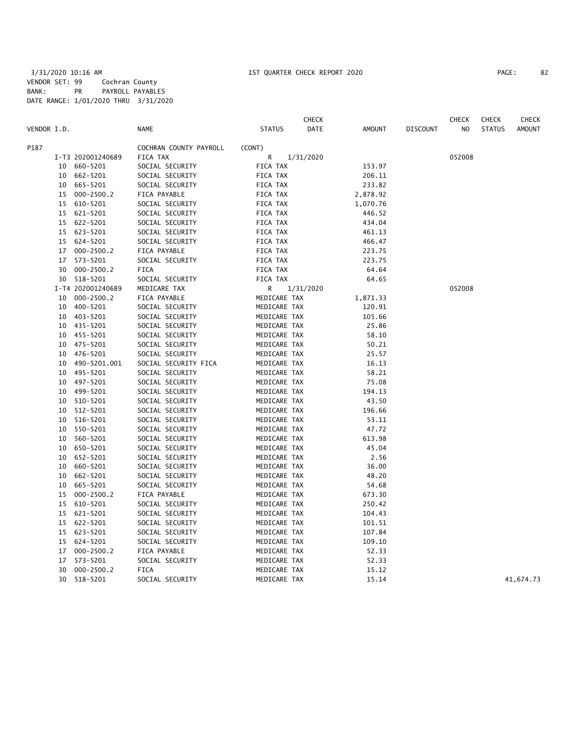3/31/2020 10:16 AM 1ST QUARTER CHECK REPORT 2020
VENDOR SET: 99 Cochran County
BANK: PR PAYROLL PAYABLES
DATE RANGE: 1/01/2020 THRU 3/31/2020

| VENDOR I.D. | | NAME | STATUS | CHECK DATE | AMOUNT | DISCOUNT | CHECK NO | CHECK STATUS | CHECK AMOUNT |
|---|---|---|---|---|---|---|---|---|---|
| P187 | | COCHRAN COUNTY PAYROLL | (CONT) | | | | | | |
| | I-T3 202001240689 | FICA TAX | R | 1/31/2020 | | | 052008 | | |
| 10 | 660-5201 | SOCIAL SECURITY | FICA TAX | | 153.97 | | | | |
| 10 | 662-5201 | SOCIAL SECURITY | FICA TAX | | 206.11 | | | | |
| 10 | 665-5201 | SOCIAL SECURITY | FICA TAX | | 233.82 | | | | |
| 15 | 000-2500.2 | FICA PAYABLE | FICA TAX | | 2,878.92 | | | | |
| 15 | 610-5201 | SOCIAL SECURITY | FICA TAX | | 1,070.76 | | | | |
| 15 | 621-5201 | SOCIAL SECURITY | FICA TAX | | 446.52 | | | | |
| 15 | 622-5201 | SOCIAL SECURITY | FICA TAX | | 434.04 | | | | |
| 15 | 623-5201 | SOCIAL SECURITY | FICA TAX | | 461.13 | | | | |
| 15 | 624-5201 | SOCIAL SECURITY | FICA TAX | | 466.47 | | | | |
| 17 | 000-2500.2 | FICA PAYABLE | FICA TAX | | 223.75 | | | | |
| 17 | 573-5201 | SOCIAL SECURITY | FICA TAX | | 223.75 | | | | |
| 30 | 000-2500.2 | FICA | FICA TAX | | 64.64 | | | | |
| 30 | 518-5201 | SOCIAL SECURITY | FICA TAX | | 64.65 | | | | |
| | I-T4 202001240689 | MEDICARE TAX | R | 1/31/2020 | | | 052008 | | |
| 10 | 000-2500.2 | FICA PAYABLE | MEDICARE TAX | | 1,871.33 | | | | |
| 10 | 400-5201 | SOCIAL SECURITY | MEDICARE TAX | | 120.91 | | | | |
| 10 | 403-5201 | SOCIAL SECURITY | MEDICARE TAX | | 105.66 | | | | |
| 10 | 435-5201 | SOCIAL SECURITY | MEDICARE TAX | | 25.86 | | | | |
| 10 | 455-5201 | SOCIAL SECURITY | MEDICARE TAX | | 58.10 | | | | |
| 10 | 475-5201 | SOCIAL SECURITY | MEDICARE TAX | | 50.21 | | | | |
| 10 | 476-5201 | SOCIAL SECURITY | MEDICARE TAX | | 25.57 | | | | |
| 10 | 490-5201.001 | SOCIAL SECURITY FICA | MEDICARE TAX | | 16.13 | | | | |
| 10 | 495-5201 | SOCIAL SECURITY | MEDICARE TAX | | 58.21 | | | | |
| 10 | 497-5201 | SOCIAL SECURITY | MEDICARE TAX | | 75.08 | | | | |
| 10 | 499-5201 | SOCIAL SECURITY | MEDICARE TAX | | 194.13 | | | | |
| 10 | 510-5201 | SOCIAL SECURITY | MEDICARE TAX | | 43.50 | | | | |
| 10 | 512-5201 | SOCIAL SECURITY | MEDICARE TAX | | 196.66 | | | | |
| 10 | 516-5201 | SOCIAL SECURITY | MEDICARE TAX | | 53.11 | | | | |
| 10 | 550-5201 | SOCIAL SECURITY | MEDICARE TAX | | 47.72 | | | | |
| 10 | 560-5201 | SOCIAL SECURITY | MEDICARE TAX | | 613.98 | | | | |
| 10 | 650-5201 | SOCIAL SECURITY | MEDICARE TAX | | 45.04 | | | | |
| 10 | 652-5201 | SOCIAL SECURITY | MEDICARE TAX | | 2.56 | | | | |
| 10 | 660-5201 | SOCIAL SECURITY | MEDICARE TAX | | 36.00 | | | | |
| 10 | 662-5201 | SOCIAL SECURITY | MEDICARE TAX | | 48.20 | | | | |
| 10 | 665-5201 | SOCIAL SECURITY | MEDICARE TAX | | 54.68 | | | | |
| 15 | 000-2500.2 | FICA PAYABLE | MEDICARE TAX | | 673.30 | | | | |
| 15 | 610-5201 | SOCIAL SECURITY | MEDICARE TAX | | 250.42 | | | | |
| 15 | 621-5201 | SOCIAL SECURITY | MEDICARE TAX | | 104.43 | | | | |
| 15 | 622-5201 | SOCIAL SECURITY | MEDICARE TAX | | 101.51 | | | | |
| 15 | 623-5201 | SOCIAL SECURITY | MEDICARE TAX | | 107.84 | | | | |
| 15 | 624-5201 | SOCIAL SECURITY | MEDICARE TAX | | 109.10 | | | | |
| 17 | 000-2500.2 | FICA PAYABLE | MEDICARE TAX | | 52.33 | | | | |
| 17 | 573-5201 | SOCIAL SECURITY | MEDICARE TAX | | 52.33 | | | | |
| 30 | 000-2500.2 | FICA | MEDICARE TAX | | 15.12 | | | | |
| 30 | 518-5201 | SOCIAL SECURITY | MEDICARE TAX | | 15.14 | | | | 41,674.73 |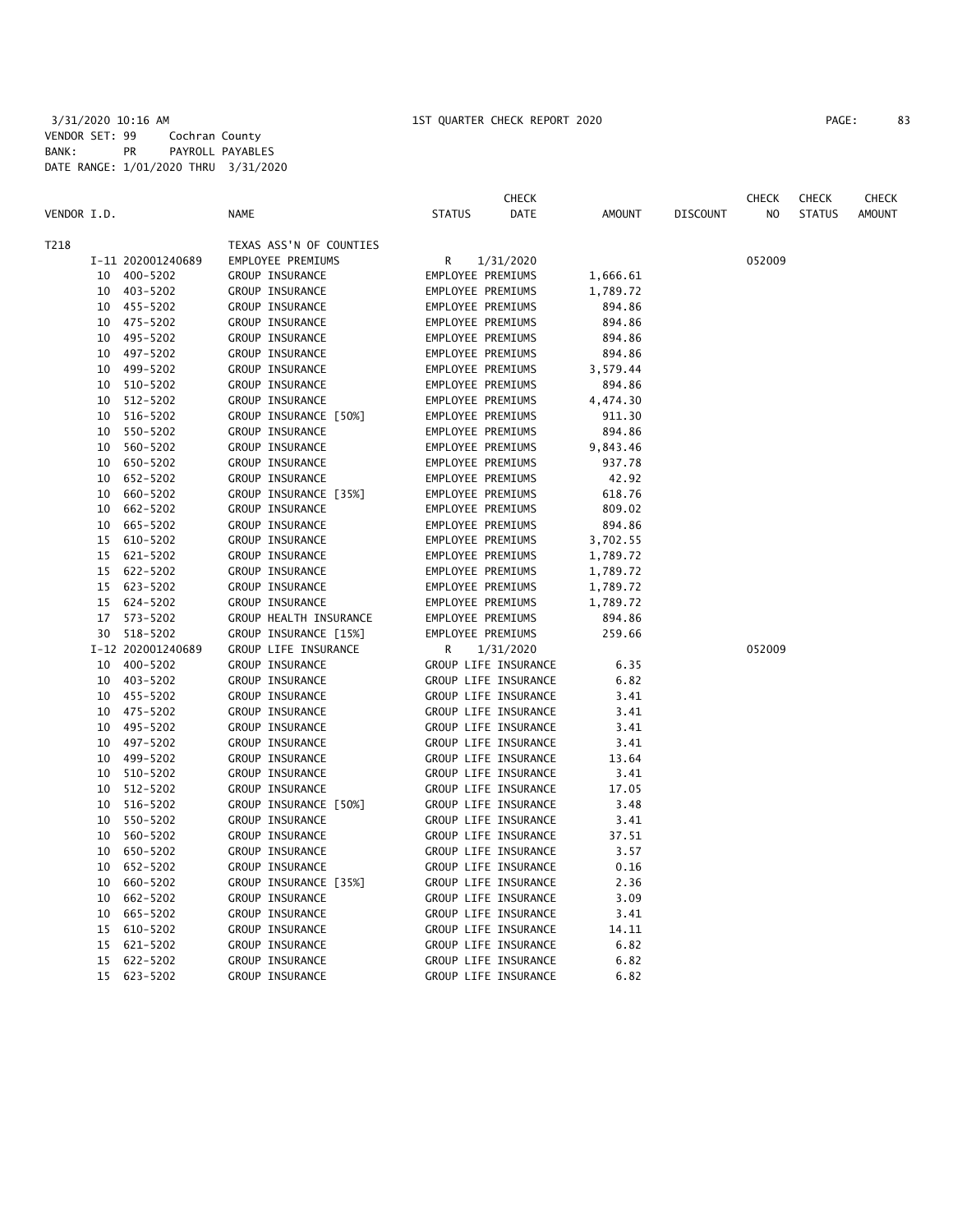3/31/2020 10:16 AM 1ST QUARTER CHECK REPORT 2020

VENDOR SET: 99 Cochran County
BANK: PR PAYROLL PAYABLES
DATE RANGE: 1/01/2020 THRU 3/31/2020

| VENDOR I.D. | | NAME | STATUS | CHECK DATE | AMOUNT | DISCOUNT | CHECK NO | CHECK STATUS | CHECK AMOUNT |
|---|---|---|---|---|---|---|---|---|---|
| T218 | | TEXAS ASS'N OF COUNTIES | | | | | | | |
| | I-11 202001240689 | EMPLOYEE PREMIUMS | R | 1/31/2020 | | | 052009 | | |
| 10 | 400-5202 | GROUP INSURANCE | EMPLOYEE PREMIUMS | | 1,666.61 | | | | |
| 10 | 403-5202 | GROUP INSURANCE | EMPLOYEE PREMIUMS | | 1,789.72 | | | | |
| 10 | 455-5202 | GROUP INSURANCE | EMPLOYEE PREMIUMS | | 894.86 | | | | |
| 10 | 475-5202 | GROUP INSURANCE | EMPLOYEE PREMIUMS | | 894.86 | | | | |
| 10 | 495-5202 | GROUP INSURANCE | EMPLOYEE PREMIUMS | | 894.86 | | | | |
| 10 | 497-5202 | GROUP INSURANCE | EMPLOYEE PREMIUMS | | 894.86 | | | | |
| 10 | 499-5202 | GROUP INSURANCE | EMPLOYEE PREMIUMS | | 3,579.44 | | | | |
| 10 | 510-5202 | GROUP INSURANCE | EMPLOYEE PREMIUMS | | 894.86 | | | | |
| 10 | 512-5202 | GROUP INSURANCE | EMPLOYEE PREMIUMS | | 4,474.30 | | | | |
| 10 | 516-5202 | GROUP INSURANCE [50%] | EMPLOYEE PREMIUMS | | 911.30 | | | | |
| 10 | 550-5202 | GROUP INSURANCE | EMPLOYEE PREMIUMS | | 894.86 | | | | |
| 10 | 560-5202 | GROUP INSURANCE | EMPLOYEE PREMIUMS | | 9,843.46 | | | | |
| 10 | 650-5202 | GROUP INSURANCE | EMPLOYEE PREMIUMS | | 937.78 | | | | |
| 10 | 652-5202 | GROUP INSURANCE | EMPLOYEE PREMIUMS | | 42.92 | | | | |
| 10 | 660-5202 | GROUP INSURANCE [35%] | EMPLOYEE PREMIUMS | | 618.76 | | | | |
| 10 | 662-5202 | GROUP INSURANCE | EMPLOYEE PREMIUMS | | 809.02 | | | | |
| 10 | 665-5202 | GROUP INSURANCE | EMPLOYEE PREMIUMS | | 894.86 | | | | |
| 15 | 610-5202 | GROUP INSURANCE | EMPLOYEE PREMIUMS | | 3,702.55 | | | | |
| 15 | 621-5202 | GROUP INSURANCE | EMPLOYEE PREMIUMS | | 1,789.72 | | | | |
| 15 | 622-5202 | GROUP INSURANCE | EMPLOYEE PREMIUMS | | 1,789.72 | | | | |
| 15 | 623-5202 | GROUP INSURANCE | EMPLOYEE PREMIUMS | | 1,789.72 | | | | |
| 15 | 624-5202 | GROUP INSURANCE | EMPLOYEE PREMIUMS | | 1,789.72 | | | | |
| 17 | 573-5202 | GROUP HEALTH INSURANCE | EMPLOYEE PREMIUMS | | 894.86 | | | | |
| 30 | 518-5202 | GROUP INSURANCE [15%] | EMPLOYEE PREMIUMS | | 259.66 | | | | |
| | I-12 202001240689 | GROUP LIFE INSURANCE | R | 1/31/2020 | | | 052009 | | |
| 10 | 400-5202 | GROUP INSURANCE | GROUP LIFE INSURANCE | | 6.35 | | | | |
| 10 | 403-5202 | GROUP INSURANCE | GROUP LIFE INSURANCE | | 6.82 | | | | |
| 10 | 455-5202 | GROUP INSURANCE | GROUP LIFE INSURANCE | | 3.41 | | | | |
| 10 | 475-5202 | GROUP INSURANCE | GROUP LIFE INSURANCE | | 3.41 | | | | |
| 10 | 495-5202 | GROUP INSURANCE | GROUP LIFE INSURANCE | | 3.41 | | | | |
| 10 | 497-5202 | GROUP INSURANCE | GROUP LIFE INSURANCE | | 3.41 | | | | |
| 10 | 499-5202 | GROUP INSURANCE | GROUP LIFE INSURANCE | | 13.64 | | | | |
| 10 | 510-5202 | GROUP INSURANCE | GROUP LIFE INSURANCE | | 3.41 | | | | |
| 10 | 512-5202 | GROUP INSURANCE | GROUP LIFE INSURANCE | | 17.05 | | | | |
| 10 | 516-5202 | GROUP INSURANCE [50%] | GROUP LIFE INSURANCE | | 3.48 | | | | |
| 10 | 550-5202 | GROUP INSURANCE | GROUP LIFE INSURANCE | | 3.41 | | | | |
| 10 | 560-5202 | GROUP INSURANCE | GROUP LIFE INSURANCE | | 37.51 | | | | |
| 10 | 650-5202 | GROUP INSURANCE | GROUP LIFE INSURANCE | | 3.57 | | | | |
| 10 | 652-5202 | GROUP INSURANCE | GROUP LIFE INSURANCE | | 0.16 | | | | |
| 10 | 660-5202 | GROUP INSURANCE [35%] | GROUP LIFE INSURANCE | | 2.36 | | | | |
| 10 | 662-5202 | GROUP INSURANCE | GROUP LIFE INSURANCE | | 3.09 | | | | |
| 10 | 665-5202 | GROUP INSURANCE | GROUP LIFE INSURANCE | | 3.41 | | | | |
| 15 | 610-5202 | GROUP INSURANCE | GROUP LIFE INSURANCE | | 14.11 | | | | |
| 15 | 621-5202 | GROUP INSURANCE | GROUP LIFE INSURANCE | | 6.82 | | | | |
| 15 | 622-5202 | GROUP INSURANCE | GROUP LIFE INSURANCE | | 6.82 | | | | |
| 15 | 623-5202 | GROUP INSURANCE | GROUP LIFE INSURANCE | | 6.82 | | | | |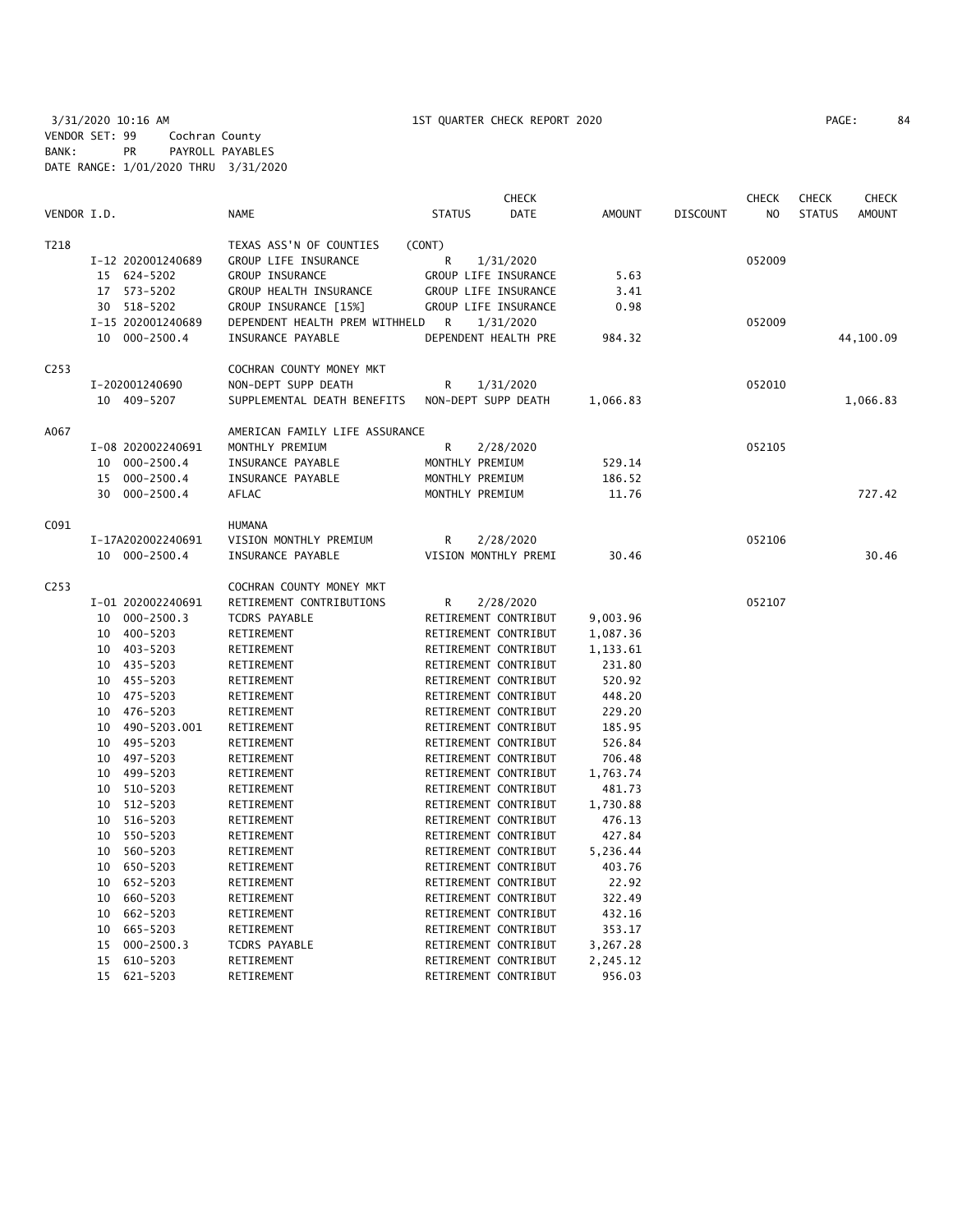3/31/2020 10:16 AM 1ST QUARTER CHECK REPORT 2020
VENDOR SET: 99 Cochran County
BANK: PR PAYROLL PAYABLES
DATE RANGE: 1/01/2020 THRU 3/31/2020

| VENDOR I.D. | | NAME | STATUS | CHECK DATE | AMOUNT | DISCOUNT | CHECK NO | CHECK STATUS | CHECK AMOUNT |
|---|---|---|---|---|---|---|---|---|---|
| T218 | | TEXAS ASS'N OF COUNTIES (CONT) | | | | | | | |
| | I-12 202001240689 | GROUP LIFE INSURANCE | R | 1/31/2020 | | | 052009 | | |
| | 15 624-5202 | GROUP INSURANCE | GROUP LIFE INSURANCE | | 5.63 | | | | |
| | 17 573-5202 | GROUP HEALTH INSURANCE | GROUP LIFE INSURANCE | | 3.41 | | | | |
| | 30 518-5202 | GROUP INSURANCE [15%] | GROUP LIFE INSURANCE | | 0.98 | | | | |
| | I-15 202001240689 | DEPENDENT HEALTH PREM WITHHELD | R | 1/31/2020 | | | 052009 | | |
| | 10 000-2500.4 | INSURANCE PAYABLE | DEPENDENT HEALTH PRE | | 984.32 | | | | 44,100.09 |
| C253 | | COCHRAN COUNTY MONEY MKT | | | | | | | |
| | I-202001240690 | NON-DEPT SUPP DEATH | R | 1/31/2020 | | | 052010 | | |
| | 10 409-5207 | SUPPLEMENTAL DEATH BENEFITS | NON-DEPT SUPP DEATH | | 1,066.83 | | | | 1,066.83 |
| A067 | | AMERICAN FAMILY LIFE ASSURANCE | | | | | | | |
| | I-08 202002240691 | MONTHLY PREMIUM | R | 2/28/2020 | | | 052105 | | |
| | 10 000-2500.4 | INSURANCE PAYABLE | MONTHLY PREMIUM | | 529.14 | | | | |
| | 15 000-2500.4 | INSURANCE PAYABLE | MONTHLY PREMIUM | | 186.52 | | | | |
| | 30 000-2500.4 | AFLAC | MONTHLY PREMIUM | | 11.76 | | | | 727.42 |
| C091 | | HUMANA | | | | | | | |
| | I-17A202002240691 | VISION MONTHLY PREMIUM | R | 2/28/2020 | | | 052106 | | |
| | 10 000-2500.4 | INSURANCE PAYABLE | VISION MONTHLY PREMI | | 30.46 | | | | 30.46 |
| C253 | | COCHRAN COUNTY MONEY MKT | | | | | | | |
| | I-01 202002240691 | RETIREMENT CONTRIBUTIONS | R | 2/28/2020 | | | 052107 | | |
| | 10 000-2500.3 | TCDRS PAYABLE | RETIREMENT CONTRIBUT | | 9,003.96 | | | | |
| | 10 400-5203 | RETIREMENT | RETIREMENT CONTRIBUT | | 1,087.36 | | | | |
| | 10 403-5203 | RETIREMENT | RETIREMENT CONTRIBUT | | 1,133.61 | | | | |
| | 10 435-5203 | RETIREMENT | RETIREMENT CONTRIBUT | | 231.80 | | | | |
| | 10 455-5203 | RETIREMENT | RETIREMENT CONTRIBUT | | 520.92 | | | | |
| | 10 475-5203 | RETIREMENT | RETIREMENT CONTRIBUT | | 448.20 | | | | |
| | 10 476-5203 | RETIREMENT | RETIREMENT CONTRIBUT | | 229.20 | | | | |
| | 10 490-5203.001 | RETIREMENT | RETIREMENT CONTRIBUT | | 185.95 | | | | |
| | 10 495-5203 | RETIREMENT | RETIREMENT CONTRIBUT | | 526.84 | | | | |
| | 10 497-5203 | RETIREMENT | RETIREMENT CONTRIBUT | | 706.48 | | | | |
| | 10 499-5203 | RETIREMENT | RETIREMENT CONTRIBUT | | 1,763.74 | | | | |
| | 10 510-5203 | RETIREMENT | RETIREMENT CONTRIBUT | | 481.73 | | | | |
| | 10 512-5203 | RETIREMENT | RETIREMENT CONTRIBUT | | 1,730.88 | | | | |
| | 10 516-5203 | RETIREMENT | RETIREMENT CONTRIBUT | | 476.13 | | | | |
| | 10 550-5203 | RETIREMENT | RETIREMENT CONTRIBUT | | 427.84 | | | | |
| | 10 560-5203 | RETIREMENT | RETIREMENT CONTRIBUT | | 5,236.44 | | | | |
| | 10 650-5203 | RETIREMENT | RETIREMENT CONTRIBUT | | 403.76 | | | | |
| | 10 652-5203 | RETIREMENT | RETIREMENT CONTRIBUT | | 22.92 | | | | |
| | 10 660-5203 | RETIREMENT | RETIREMENT CONTRIBUT | | 322.49 | | | | |
| | 10 662-5203 | RETIREMENT | RETIREMENT CONTRIBUT | | 432.16 | | | | |
| | 10 665-5203 | RETIREMENT | RETIREMENT CONTRIBUT | | 353.17 | | | | |
| | 15 000-2500.3 | TCDRS PAYABLE | RETIREMENT CONTRIBUT | | 3,267.28 | | | | |
| | 15 610-5203 | RETIREMENT | RETIREMENT CONTRIBUT | | 2,245.12 | | | | |
| | 15 621-5203 | RETIREMENT | RETIREMENT CONTRIBUT | | 956.03 | | | | |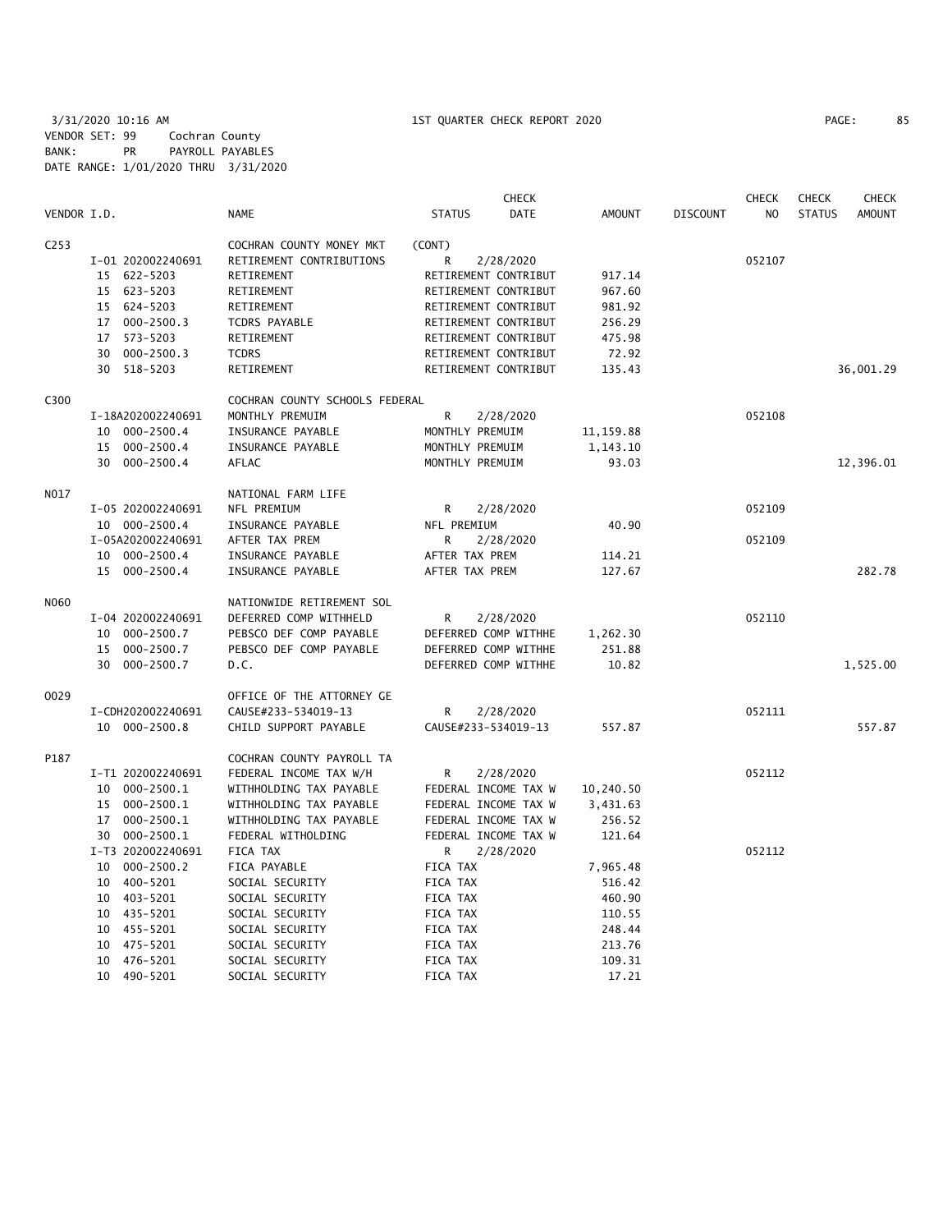3/31/2020 10:16 AM 1ST QUARTER CHECK REPORT 2020

VENDOR SET: 99 Cochran County
BANK: PR PAYROLL PAYABLES
DATE RANGE: 1/01/2020 THRU 3/31/2020

| VENDOR I.D. | NAME | STATUS | CHECK DATE | AMOUNT | DISCOUNT | CHECK NO | CHECK STATUS | CHECK AMOUNT |
|---|---|---|---|---|---|---|---|---|
| C253 | COCHRAN COUNTY MONEY MKT | (CONT) | | | | | | |
| I-01 202002240691 | RETIREMENT CONTRIBUTIONS | R | 2/28/2020 | | | 052107 | | |
| 15 622-5203 | RETIREMENT | RETIREMENT CONTRIBUT | | 917.14 | | | | |
| 15 623-5203 | RETIREMENT | RETIREMENT CONTRIBUT | | 967.60 | | | | |
| 15 624-5203 | RETIREMENT | RETIREMENT CONTRIBUT | | 981.92 | | | | |
| 17 000-2500.3 | TCDRS PAYABLE | RETIREMENT CONTRIBUT | | 256.29 | | | | |
| 17 573-5203 | RETIREMENT | RETIREMENT CONTRIBUT | | 475.98 | | | | |
| 30 000-2500.3 | TCDRS | RETIREMENT CONTRIBUT | | 72.92 | | | | |
| 30 518-5203 | RETIREMENT | RETIREMENT CONTRIBUT | | 135.43 | | | | 36,001.29 |
| C300 | COCHRAN COUNTY SCHOOLS FEDERAL | | | | | | | |
| I-18A202002240691 | MONTHLY PREMUIM | R | 2/28/2020 | | | 052108 | | |
| 10 000-2500.4 | INSURANCE PAYABLE | MONTHLY PREMUIM | | 11,159.88 | | | | |
| 15 000-2500.4 | INSURANCE PAYABLE | MONTHLY PREMUIM | | 1,143.10 | | | | |
| 30 000-2500.4 | AFLAC | MONTHLY PREMUIM | | 93.03 | | | | 12,396.01 |
| N017 | NATIONAL FARM LIFE | | | | | | | |
| I-05 202002240691 | NFL PREMIUM | R | 2/28/2020 | | | 052109 | | |
| 10 000-2500.4 | INSURANCE PAYABLE | NFL PREMIUM | | 40.90 | | | | |
| I-05A202002240691 | AFTER TAX PREM | R | 2/28/2020 | | | 052109 | | |
| 10 000-2500.4 | INSURANCE PAYABLE | AFTER TAX PREM | | 114.21 | | | | |
| 15 000-2500.4 | INSURANCE PAYABLE | AFTER TAX PREM | | 127.67 | | | | 282.78 |
| N060 | NATIONWIDE RETIREMENT SOL | | | | | | | |
| I-04 202002240691 | DEFERRED COMP WITHHELD | R | 2/28/2020 | | | 052110 | | |
| 10 000-2500.7 | PEBSCO DEF COMP PAYABLE | DEFERRED COMP WITHHE | | 1,262.30 | | | | |
| 15 000-2500.7 | PEBSCO DEF COMP PAYABLE | DEFERRED COMP WITHHE | | 251.88 | | | | |
| 30 000-2500.7 | D.C. | DEFERRED COMP WITHHE | | 10.82 | | | | 1,525.00 |
| O029 | OFFICE OF THE ATTORNEY GE | | | | | | | |
| I-CDH202002240691 | CAUSE#233-534019-13 | R | 2/28/2020 | | | 052111 | | |
| 10 000-2500.8 | CHILD SUPPORT PAYABLE | CAUSE#233-534019-13 | | 557.87 | | | | 557.87 |
| P187 | COCHRAN COUNTY PAYROLL TA | | | | | | | |
| I-T1 202002240691 | FEDERAL INCOME TAX W/H | R | 2/28/2020 | | | 052112 | | |
| 10 000-2500.1 | WITHHOLDING TAX PAYABLE | FEDERAL INCOME TAX W | | 10,240.50 | | | | |
| 15 000-2500.1 | WITHHOLDING TAX PAYABLE | FEDERAL INCOME TAX W | | 3,431.63 | | | | |
| 17 000-2500.1 | WITHHOLDING TAX PAYABLE | FEDERAL INCOME TAX W | | 256.52 | | | | |
| 30 000-2500.1 | FEDERAL WITHOLDING | FEDERAL INCOME TAX W | | 121.64 | | | | |
| I-T3 202002240691 | FICA TAX | R | 2/28/2020 | | | 052112 | | |
| 10 000-2500.2 | FICA PAYABLE | FICA TAX | | 7,965.48 | | | | |
| 10 400-5201 | SOCIAL SECURITY | FICA TAX | | 516.42 | | | | |
| 10 403-5201 | SOCIAL SECURITY | FICA TAX | | 460.90 | | | | |
| 10 435-5201 | SOCIAL SECURITY | FICA TAX | | 110.55 | | | | |
| 10 455-5201 | SOCIAL SECURITY | FICA TAX | | 248.44 | | | | |
| 10 475-5201 | SOCIAL SECURITY | FICA TAX | | 213.76 | | | | |
| 10 476-5201 | SOCIAL SECURITY | FICA TAX | | 109.31 | | | | |
| 10 490-5201 | SOCIAL SECURITY | FICA TAX | | 17.21 | | | | |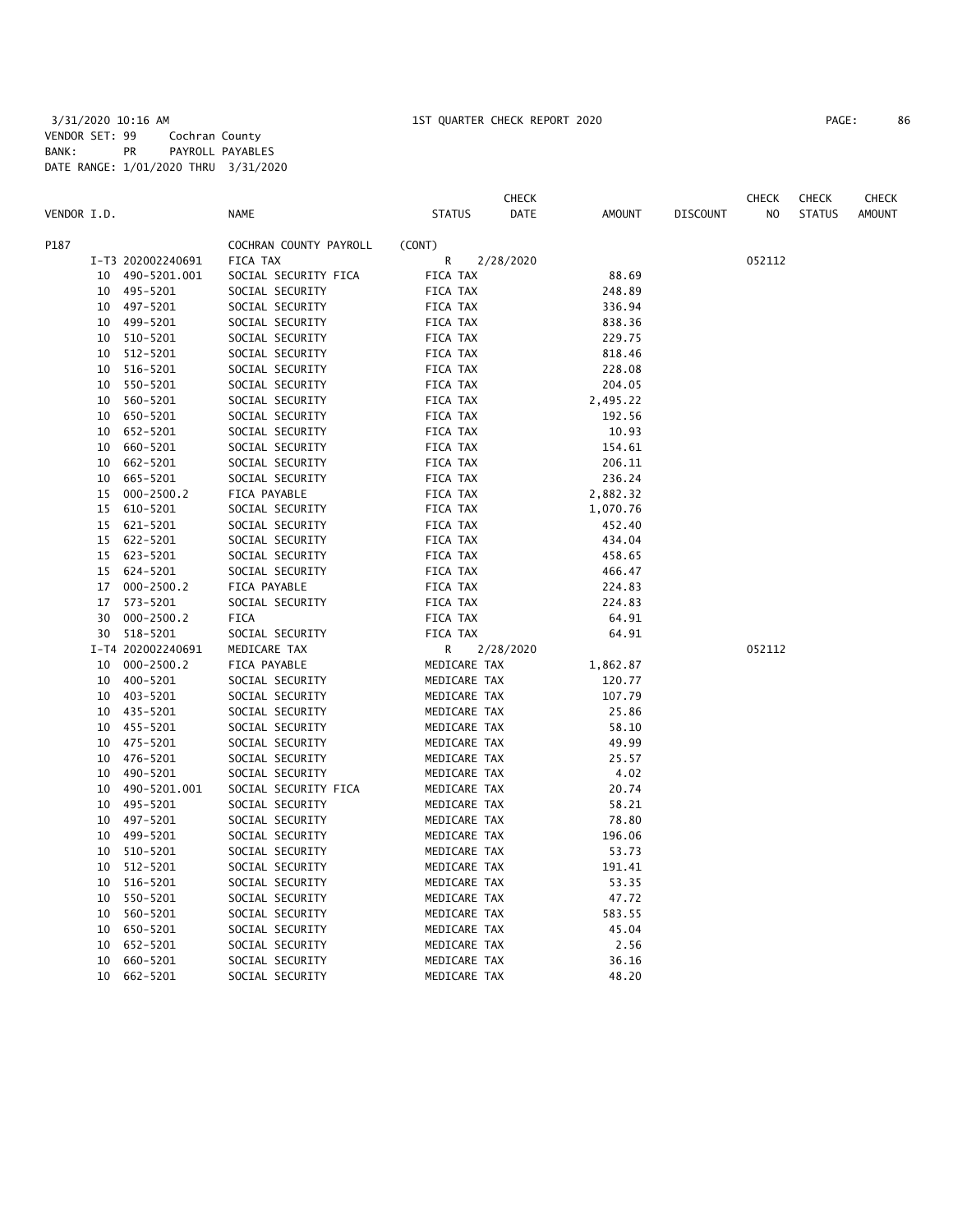3/31/2020 10:16 AM 1ST QUARTER CHECK REPORT 2020

VENDOR SET: 99 Cochran County
BANK: PR PAYROLL PAYABLES
DATE RANGE: 1/01/2020 THRU 3/31/2020

| VENDOR I.D. | | NAME | STATUS | CHECK DATE | AMOUNT | DISCOUNT | CHECK NO | CHECK STATUS | CHECK AMOUNT |
|---|---|---|---|---|---|---|---|---|---|
| P187 | | COCHRAN COUNTY PAYROLL | (CONT) | | | | | | |
| | I-T3 202002240691 | FICA TAX | R | 2/28/2020 | | | 052112 | | |
| | 10 490-5201.001 | SOCIAL SECURITY FICA | FICA TAX | | 88.69 | | | | |
| | 10 495-5201 | SOCIAL SECURITY | FICA TAX | | 248.89 | | | | |
| | 10 497-5201 | SOCIAL SECURITY | FICA TAX | | 336.94 | | | | |
| | 10 499-5201 | SOCIAL SECURITY | FICA TAX | | 838.36 | | | | |
| | 10 510-5201 | SOCIAL SECURITY | FICA TAX | | 229.75 | | | | |
| | 10 512-5201 | SOCIAL SECURITY | FICA TAX | | 818.46 | | | | |
| | 10 516-5201 | SOCIAL SECURITY | FICA TAX | | 228.08 | | | | |
| | 10 550-5201 | SOCIAL SECURITY | FICA TAX | | 204.05 | | | | |
| | 10 560-5201 | SOCIAL SECURITY | FICA TAX | | 2,495.22 | | | | |
| | 10 650-5201 | SOCIAL SECURITY | FICA TAX | | 192.56 | | | | |
| | 10 652-5201 | SOCIAL SECURITY | FICA TAX | | 10.93 | | | | |
| | 10 660-5201 | SOCIAL SECURITY | FICA TAX | | 154.61 | | | | |
| | 10 662-5201 | SOCIAL SECURITY | FICA TAX | | 206.11 | | | | |
| | 10 665-5201 | SOCIAL SECURITY | FICA TAX | | 236.24 | | | | |
| | 15 000-2500.2 | FICA PAYABLE | FICA TAX | | 2,882.32 | | | | |
| | 15 610-5201 | SOCIAL SECURITY | FICA TAX | | 1,070.76 | | | | |
| | 15 621-5201 | SOCIAL SECURITY | FICA TAX | | 452.40 | | | | |
| | 15 622-5201 | SOCIAL SECURITY | FICA TAX | | 434.04 | | | | |
| | 15 623-5201 | SOCIAL SECURITY | FICA TAX | | 458.65 | | | | |
| | 15 624-5201 | SOCIAL SECURITY | FICA TAX | | 466.47 | | | | |
| | 17 000-2500.2 | FICA PAYABLE | FICA TAX | | 224.83 | | | | |
| | 17 573-5201 | SOCIAL SECURITY | FICA TAX | | 224.83 | | | | |
| | 30 000-2500.2 | FICA | FICA TAX | | 64.91 | | | | |
| | 30 518-5201 | SOCIAL SECURITY | FICA TAX | | 64.91 | | | | |
| | I-T4 202002240691 | MEDICARE TAX | R | 2/28/2020 | | | 052112 | | |
| | 10 000-2500.2 | FICA PAYABLE | MEDICARE TAX | | 1,862.87 | | | | |
| | 10 400-5201 | SOCIAL SECURITY | MEDICARE TAX | | 120.77 | | | | |
| | 10 403-5201 | SOCIAL SECURITY | MEDICARE TAX | | 107.79 | | | | |
| | 10 435-5201 | SOCIAL SECURITY | MEDICARE TAX | | 25.86 | | | | |
| | 10 455-5201 | SOCIAL SECURITY | MEDICARE TAX | | 58.10 | | | | |
| | 10 475-5201 | SOCIAL SECURITY | MEDICARE TAX | | 49.99 | | | | |
| | 10 476-5201 | SOCIAL SECURITY | MEDICARE TAX | | 25.57 | | | | |
| | 10 490-5201 | SOCIAL SECURITY | MEDICARE TAX | | 4.02 | | | | |
| | 10 490-5201.001 | SOCIAL SECURITY FICA | MEDICARE TAX | | 20.74 | | | | |
| | 10 495-5201 | SOCIAL SECURITY | MEDICARE TAX | | 58.21 | | | | |
| | 10 497-5201 | SOCIAL SECURITY | MEDICARE TAX | | 78.80 | | | | |
| | 10 499-5201 | SOCIAL SECURITY | MEDICARE TAX | | 196.06 | | | | |
| | 10 510-5201 | SOCIAL SECURITY | MEDICARE TAX | | 53.73 | | | | |
| | 10 512-5201 | SOCIAL SECURITY | MEDICARE TAX | | 191.41 | | | | |
| | 10 516-5201 | SOCIAL SECURITY | MEDICARE TAX | | 53.35 | | | | |
| | 10 550-5201 | SOCIAL SECURITY | MEDICARE TAX | | 47.72 | | | | |
| | 10 560-5201 | SOCIAL SECURITY | MEDICARE TAX | | 583.55 | | | | |
| | 10 650-5201 | SOCIAL SECURITY | MEDICARE TAX | | 45.04 | | | | |
| | 10 652-5201 | SOCIAL SECURITY | MEDICARE TAX | | 2.56 | | | | |
| | 10 660-5201 | SOCIAL SECURITY | MEDICARE TAX | | 36.16 | | | | |
| | 10 662-5201 | SOCIAL SECURITY | MEDICARE TAX | | 48.20 | | | | |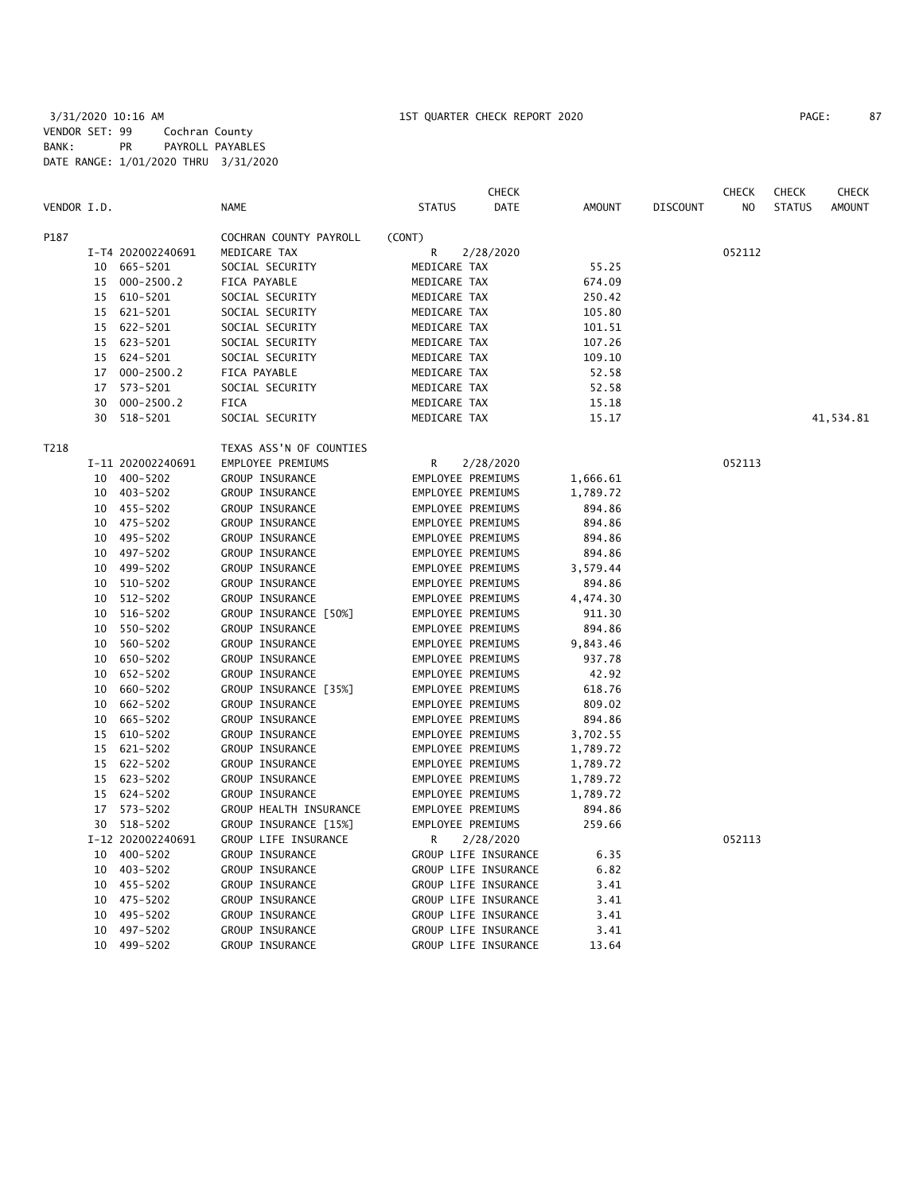3/31/2020 10:16 AM 1ST QUARTER CHECK REPORT 2020

VENDOR SET: 99 Cochran County
BANK: PR PAYROLL PAYABLES
DATE RANGE: 1/01/2020 THRU 3/31/2020

| VENDOR I.D. | | NAME | STATUS | CHECK DATE | AMOUNT | DISCOUNT | CHECK NO | CHECK STATUS | CHECK AMOUNT |
|---|---|---|---|---|---|---|---|---|---|
| P187 | | COCHRAN COUNTY PAYROLL | (CONT) | | | | | | |
| | I-T4 202002240691 | MEDICARE TAX | R | 2/28/2020 | | | 052112 | | |
| | 10 665-5201 | SOCIAL SECURITY | MEDICARE TAX | | 55.25 | | | | |
| | 15 000-2500.2 | FICA PAYABLE | MEDICARE TAX | | 674.09 | | | | |
| | 15 610-5201 | SOCIAL SECURITY | MEDICARE TAX | | 250.42 | | | | |
| | 15 621-5201 | SOCIAL SECURITY | MEDICARE TAX | | 105.80 | | | | |
| | 15 622-5201 | SOCIAL SECURITY | MEDICARE TAX | | 101.51 | | | | |
| | 15 623-5201 | SOCIAL SECURITY | MEDICARE TAX | | 107.26 | | | | |
| | 15 624-5201 | SOCIAL SECURITY | MEDICARE TAX | | 109.10 | | | | |
| | 17 000-2500.2 | FICA PAYABLE | MEDICARE TAX | | 52.58 | | | | |
| | 17 573-5201 | SOCIAL SECURITY | MEDICARE TAX | | 52.58 | | | | |
| | 30 000-2500.2 | FICA | MEDICARE TAX | | 15.18 | | | | |
| | 30 518-5201 | SOCIAL SECURITY | MEDICARE TAX | | 15.17 | | | | 41,534.81 |
| T218 | | TEXAS ASS'N OF COUNTIES | | | | | | | |
| | I-11 202002240691 | EMPLOYEE PREMIUMS | R | 2/28/2020 | | | 052113 | | |
| | 10 400-5202 | GROUP INSURANCE | EMPLOYEE PREMIUMS | | 1,666.61 | | | | |
| | 10 403-5202 | GROUP INSURANCE | EMPLOYEE PREMIUMS | | 1,789.72 | | | | |
| | 10 455-5202 | GROUP INSURANCE | EMPLOYEE PREMIUMS | | 894.86 | | | | |
| | 10 475-5202 | GROUP INSURANCE | EMPLOYEE PREMIUMS | | 894.86 | | | | |
| | 10 495-5202 | GROUP INSURANCE | EMPLOYEE PREMIUMS | | 894.86 | | | | |
| | 10 497-5202 | GROUP INSURANCE | EMPLOYEE PREMIUMS | | 894.86 | | | | |
| | 10 499-5202 | GROUP INSURANCE | EMPLOYEE PREMIUMS | | 3,579.44 | | | | |
| | 10 510-5202 | GROUP INSURANCE | EMPLOYEE PREMIUMS | | 894.86 | | | | |
| | 10 512-5202 | GROUP INSURANCE | EMPLOYEE PREMIUMS | | 4,474.30 | | | | |
| | 10 516-5202 | GROUP INSURANCE [50%] | EMPLOYEE PREMIUMS | | 911.30 | | | | |
| | 10 550-5202 | GROUP INSURANCE | EMPLOYEE PREMIUMS | | 894.86 | | | | |
| | 10 560-5202 | GROUP INSURANCE | EMPLOYEE PREMIUMS | | 9,843.46 | | | | |
| | 10 650-5202 | GROUP INSURANCE | EMPLOYEE PREMIUMS | | 937.78 | | | | |
| | 10 652-5202 | GROUP INSURANCE | EMPLOYEE PREMIUMS | | 42.92 | | | | |
| | 10 660-5202 | GROUP INSURANCE [35%] | EMPLOYEE PREMIUMS | | 618.76 | | | | |
| | 10 662-5202 | GROUP INSURANCE | EMPLOYEE PREMIUMS | | 809.02 | | | | |
| | 10 665-5202 | GROUP INSURANCE | EMPLOYEE PREMIUMS | | 894.86 | | | | |
| | 15 610-5202 | GROUP INSURANCE | EMPLOYEE PREMIUMS | | 3,702.55 | | | | |
| | 15 621-5202 | GROUP INSURANCE | EMPLOYEE PREMIUMS | | 1,789.72 | | | | |
| | 15 622-5202 | GROUP INSURANCE | EMPLOYEE PREMIUMS | | 1,789.72 | | | | |
| | 15 623-5202 | GROUP INSURANCE | EMPLOYEE PREMIUMS | | 1,789.72 | | | | |
| | 15 624-5202 | GROUP INSURANCE | EMPLOYEE PREMIUMS | | 1,789.72 | | | | |
| | 17 573-5202 | GROUP HEALTH INSURANCE | EMPLOYEE PREMIUMS | | 894.86 | | | | |
| | 30 518-5202 | GROUP INSURANCE [15%] | EMPLOYEE PREMIUMS | | 259.66 | | | | |
| | I-12 202002240691 | GROUP LIFE INSURANCE | R | 2/28/2020 | | | 052113 | | |
| | 10 400-5202 | GROUP INSURANCE | GROUP LIFE INSURANCE | | 6.35 | | | | |
| | 10 403-5202 | GROUP INSURANCE | GROUP LIFE INSURANCE | | 6.82 | | | | |
| | 10 455-5202 | GROUP INSURANCE | GROUP LIFE INSURANCE | | 3.41 | | | | |
| | 10 475-5202 | GROUP INSURANCE | GROUP LIFE INSURANCE | | 3.41 | | | | |
| | 10 495-5202 | GROUP INSURANCE | GROUP LIFE INSURANCE | | 3.41 | | | | |
| | 10 497-5202 | GROUP INSURANCE | GROUP LIFE INSURANCE | | 3.41 | | | | |
| | 10 499-5202 | GROUP INSURANCE | GROUP LIFE INSURANCE | | 13.64 | | | | |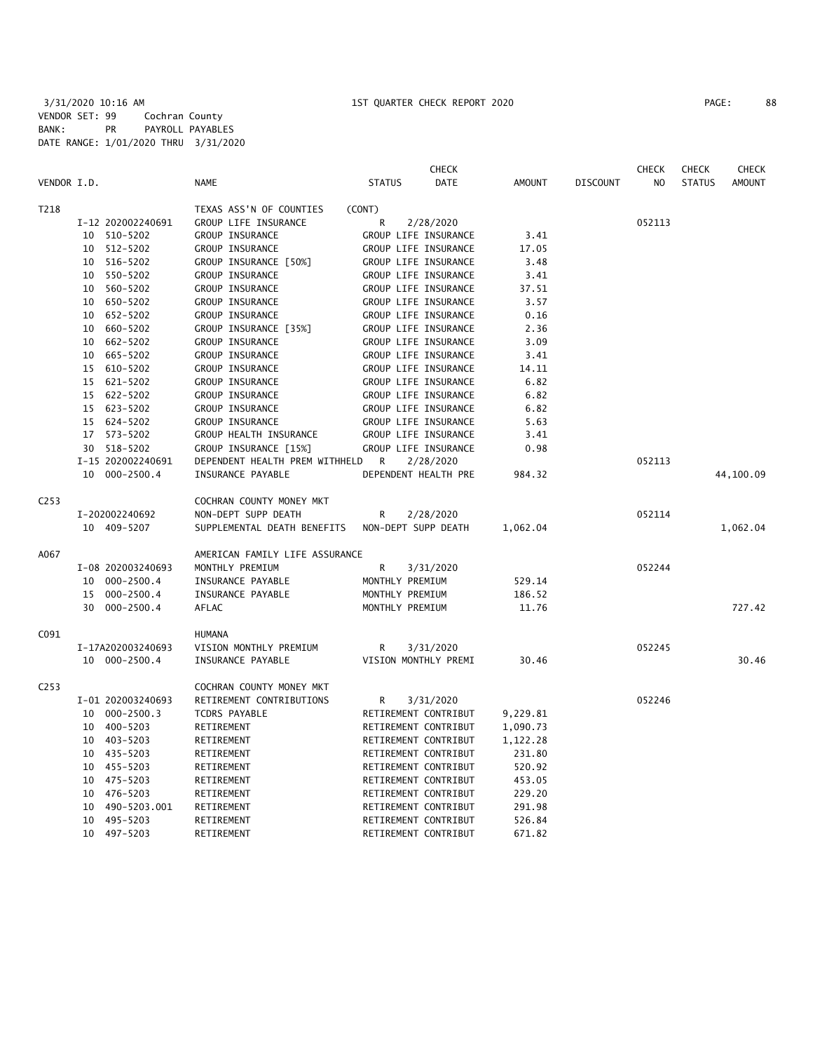3/31/2020 10:16 AM 1ST QUARTER CHECK REPORT 2020
VENDOR SET: 99 Cochran County
BANK: PR PAYROLL PAYABLES
DATE RANGE: 1/01/2020 THRU 3/31/2020

| VENDOR I.D. | | NAME | STATUS | CHECK DATE | AMOUNT | DISCOUNT | CHECK NO | CHECK STATUS | CHECK AMOUNT |
|---|---|---|---|---|---|---|---|---|---|
| T218 | | TEXAS ASS'N OF COUNTIES | (CONT) | | | | | | |
| | I-12 202002240691 | GROUP LIFE INSURANCE | R | 2/28/2020 | | | 052113 | | |
| | 10 510-5202 | GROUP INSURANCE | GROUP LIFE INSURANCE | | 3.41 | | | | |
| | 10 512-5202 | GROUP INSURANCE | GROUP LIFE INSURANCE | | 17.05 | | | | |
| | 10 516-5202 | GROUP INSURANCE [50%] | GROUP LIFE INSURANCE | | 3.48 | | | | |
| | 10 550-5202 | GROUP INSURANCE | GROUP LIFE INSURANCE | | 3.41 | | | | |
| | 10 560-5202 | GROUP INSURANCE | GROUP LIFE INSURANCE | | 37.51 | | | | |
| | 10 650-5202 | GROUP INSURANCE | GROUP LIFE INSURANCE | | 3.57 | | | | |
| | 10 652-5202 | GROUP INSURANCE | GROUP LIFE INSURANCE | | 0.16 | | | | |
| | 10 660-5202 | GROUP INSURANCE [35%] | GROUP LIFE INSURANCE | | 2.36 | | | | |
| | 10 662-5202 | GROUP INSURANCE | GROUP LIFE INSURANCE | | 3.09 | | | | |
| | 10 665-5202 | GROUP INSURANCE | GROUP LIFE INSURANCE | | 3.41 | | | | |
| | 15 610-5202 | GROUP INSURANCE | GROUP LIFE INSURANCE | | 14.11 | | | | |
| | 15 621-5202 | GROUP INSURANCE | GROUP LIFE INSURANCE | | 6.82 | | | | |
| | 15 622-5202 | GROUP INSURANCE | GROUP LIFE INSURANCE | | 6.82 | | | | |
| | 15 623-5202 | GROUP INSURANCE | GROUP LIFE INSURANCE | | 6.82 | | | | |
| | 15 624-5202 | GROUP INSURANCE | GROUP LIFE INSURANCE | | 5.63 | | | | |
| | 17 573-5202 | GROUP HEALTH INSURANCE | GROUP LIFE INSURANCE | | 3.41 | | | | |
| | 30 518-5202 | GROUP INSURANCE [15%] | GROUP LIFE INSURANCE | | 0.98 | | | | |
| | I-15 202002240691 | DEPENDENT HEALTH PREM WITHHELD | R | 2/28/2020 | | | 052113 | | |
| | 10 000-2500.4 | INSURANCE PAYABLE | DEPENDENT HEALTH PRE | | 984.32 | | | | 44,100.09 |
| C253 | | COCHRAN COUNTY MONEY MKT | | | | | | | |
| | I-202002240692 | NON-DEPT SUPP DEATH | R | 2/28/2020 | | | 052114 | | |
| | 10 409-5207 | SUPPLEMENTAL DEATH BENEFITS | NON-DEPT SUPP DEATH | | 1,062.04 | | | | 1,062.04 |
| A067 | | AMERICAN FAMILY LIFE ASSURANCE | | | | | | | |
| | I-08 202003240693 | MONTHLY PREMIUM | R | 3/31/2020 | | | 052244 | | |
| | 10 000-2500.4 | INSURANCE PAYABLE | MONTHLY PREMIUM | | 529.14 | | | | |
| | 15 000-2500.4 | INSURANCE PAYABLE | MONTHLY PREMIUM | | 186.52 | | | | |
| | 30 000-2500.4 | AFLAC | MONTHLY PREMIUM | | 11.76 | | | | 727.42 |
| C091 | | HUMANA | | | | | | | |
| | I-17A202003240693 | VISION MONTHLY PREMIUM | R | 3/31/2020 | | | 052245 | | |
| | 10 000-2500.4 | INSURANCE PAYABLE | VISION MONTHLY PREMI | | 30.46 | | | | 30.46 |
| C253 | | COCHRAN COUNTY MONEY MKT | | | | | | | |
| | I-01 202003240693 | RETIREMENT CONTRIBUTIONS | R | 3/31/2020 | | | 052246 | | |
| | 10 000-2500.3 | TCDRS PAYABLE | RETIREMENT CONTRIBUT | | 9,229.81 | | | | |
| | 10 400-5203 | RETIREMENT | RETIREMENT CONTRIBUT | | 1,090.73 | | | | |
| | 10 403-5203 | RETIREMENT | RETIREMENT CONTRIBUT | | 1,122.28 | | | | |
| | 10 435-5203 | RETIREMENT | RETIREMENT CONTRIBUT | | 231.80 | | | | |
| | 10 455-5203 | RETIREMENT | RETIREMENT CONTRIBUT | | 520.92 | | | | |
| | 10 475-5203 | RETIREMENT | RETIREMENT CONTRIBUT | | 453.05 | | | | |
| | 10 476-5203 | RETIREMENT | RETIREMENT CONTRIBUT | | 229.20 | | | | |
| | 10 490-5203.001 | RETIREMENT | RETIREMENT CONTRIBUT | | 291.98 | | | | |
| | 10 495-5203 | RETIREMENT | RETIREMENT CONTRIBUT | | 526.84 | | | | |
| | 10 497-5203 | RETIREMENT | RETIREMENT CONTRIBUT | | 671.82 | | | | |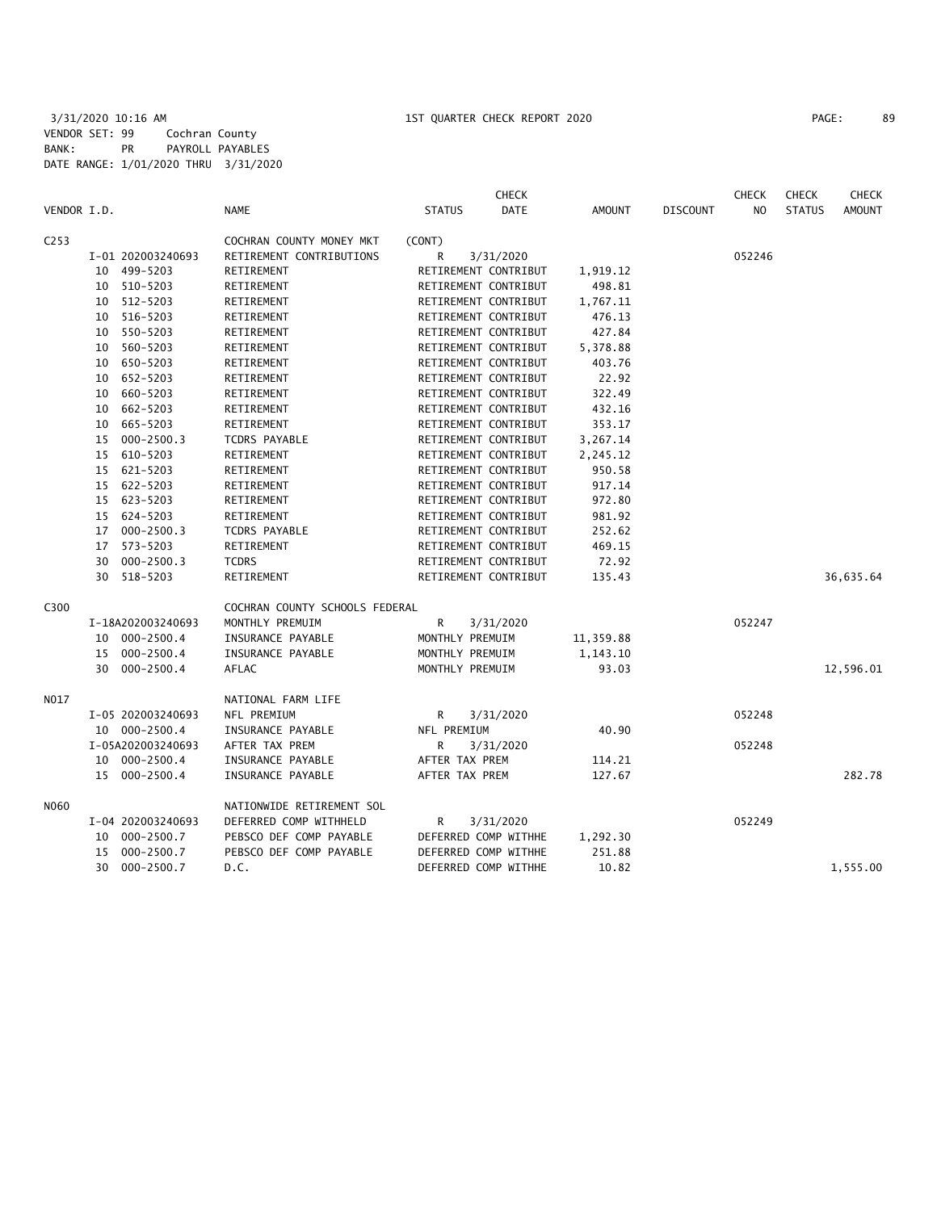3/31/2020 10:16 AM 1ST QUARTER CHECK REPORT 2020
VENDOR SET: 99 Cochran County
BANK: PR PAYROLL PAYABLES
DATE RANGE: 1/01/2020 THRU 3/31/2020

| VENDOR I.D. | NAME | STATUS | CHECK DATE | AMOUNT | DISCOUNT | CHECK NO | CHECK STATUS | CHECK AMOUNT |
|---|---|---|---|---|---|---|---|---|
| C253 | COCHRAN COUNTY MONEY MKT | (CONT) | | | | | | |
| I-01 202003240693 | RETIREMENT CONTRIBUTIONS | R | 3/31/2020 | | | 052246 | | |
| 10 499-5203 | RETIREMENT | RETIREMENT CONTRIBUT | | 1,919.12 | | | | |
| 10 510-5203 | RETIREMENT | RETIREMENT CONTRIBUT | | 498.81 | | | | |
| 10 512-5203 | RETIREMENT | RETIREMENT CONTRIBUT | | 1,767.11 | | | | |
| 10 516-5203 | RETIREMENT | RETIREMENT CONTRIBUT | | 476.13 | | | | |
| 10 550-5203 | RETIREMENT | RETIREMENT CONTRIBUT | | 427.84 | | | | |
| 10 560-5203 | RETIREMENT | RETIREMENT CONTRIBUT | | 5,378.88 | | | | |
| 10 650-5203 | RETIREMENT | RETIREMENT CONTRIBUT | | 403.76 | | | | |
| 10 652-5203 | RETIREMENT | RETIREMENT CONTRIBUT | | 22.92 | | | | |
| 10 660-5203 | RETIREMENT | RETIREMENT CONTRIBUT | | 322.49 | | | | |
| 10 662-5203 | RETIREMENT | RETIREMENT CONTRIBUT | | 432.16 | | | | |
| 10 665-5203 | RETIREMENT | RETIREMENT CONTRIBUT | | 353.17 | | | | |
| 15 000-2500.3 | TCDRS PAYABLE | RETIREMENT CONTRIBUT | | 3,267.14 | | | | |
| 15 610-5203 | RETIREMENT | RETIREMENT CONTRIBUT | | 2,245.12 | | | | |
| 15 621-5203 | RETIREMENT | RETIREMENT CONTRIBUT | | 950.58 | | | | |
| 15 622-5203 | RETIREMENT | RETIREMENT CONTRIBUT | | 917.14 | | | | |
| 15 623-5203 | RETIREMENT | RETIREMENT CONTRIBUT | | 972.80 | | | | |
| 15 624-5203 | RETIREMENT | RETIREMENT CONTRIBUT | | 981.92 | | | | |
| 17 000-2500.3 | TCDRS PAYABLE | RETIREMENT CONTRIBUT | | 252.62 | | | | |
| 17 573-5203 | RETIREMENT | RETIREMENT CONTRIBUT | | 469.15 | | | | |
| 30 000-2500.3 | TCDRS | RETIREMENT CONTRIBUT | | 72.92 | | | | |
| 30 518-5203 | RETIREMENT | RETIREMENT CONTRIBUT | | 135.43 | | | | 36,635.64 |
| C300 | COCHRAN COUNTY SCHOOLS FEDERAL | | | | | | | |
| I-18A202003240693 | MONTHLY PREMUIM | R | 3/31/2020 | | | 052247 | | |
| 10 000-2500.4 | INSURANCE PAYABLE | MONTHLY PREMUIM | | 11,359.88 | | | | |
| 15 000-2500.4 | INSURANCE PAYABLE | MONTHLY PREMUIM | | 1,143.10 | | | | |
| 30 000-2500.4 | AFLAC | MONTHLY PREMUIM | | 93.03 | | | | 12,596.01 |
| N017 | NATIONAL FARM LIFE | | | | | | | |
| I-05 202003240693 | NFL PREMIUM | R | 3/31/2020 | | | 052248 | | |
| 10 000-2500.4 | INSURANCE PAYABLE | NFL PREMIUM | | 40.90 | | | | |
| I-05A202003240693 | AFTER TAX PREM | R | 3/31/2020 | | | 052248 | | |
| 10 000-2500.4 | INSURANCE PAYABLE | AFTER TAX PREM | | 114.21 | | | | |
| 15 000-2500.4 | INSURANCE PAYABLE | AFTER TAX PREM | | 127.67 | | | | 282.78 |
| N060 | NATIONWIDE RETIREMENT SOL | | | | | | | |
| I-04 202003240693 | DEFERRED COMP WITHHELD | R | 3/31/2020 | | | 052249 | | |
| 10 000-2500.7 | PEBSCO DEF COMP PAYABLE | DEFERRED COMP WITHHE | | 1,292.30 | | | | |
| 15 000-2500.7 | PEBSCO DEF COMP PAYABLE | DEFERRED COMP WITHHE | | 251.88 | | | | |
| 30 000-2500.7 | D.C. | DEFERRED COMP WITHHE | | 10.82 | | | | 1,555.00 |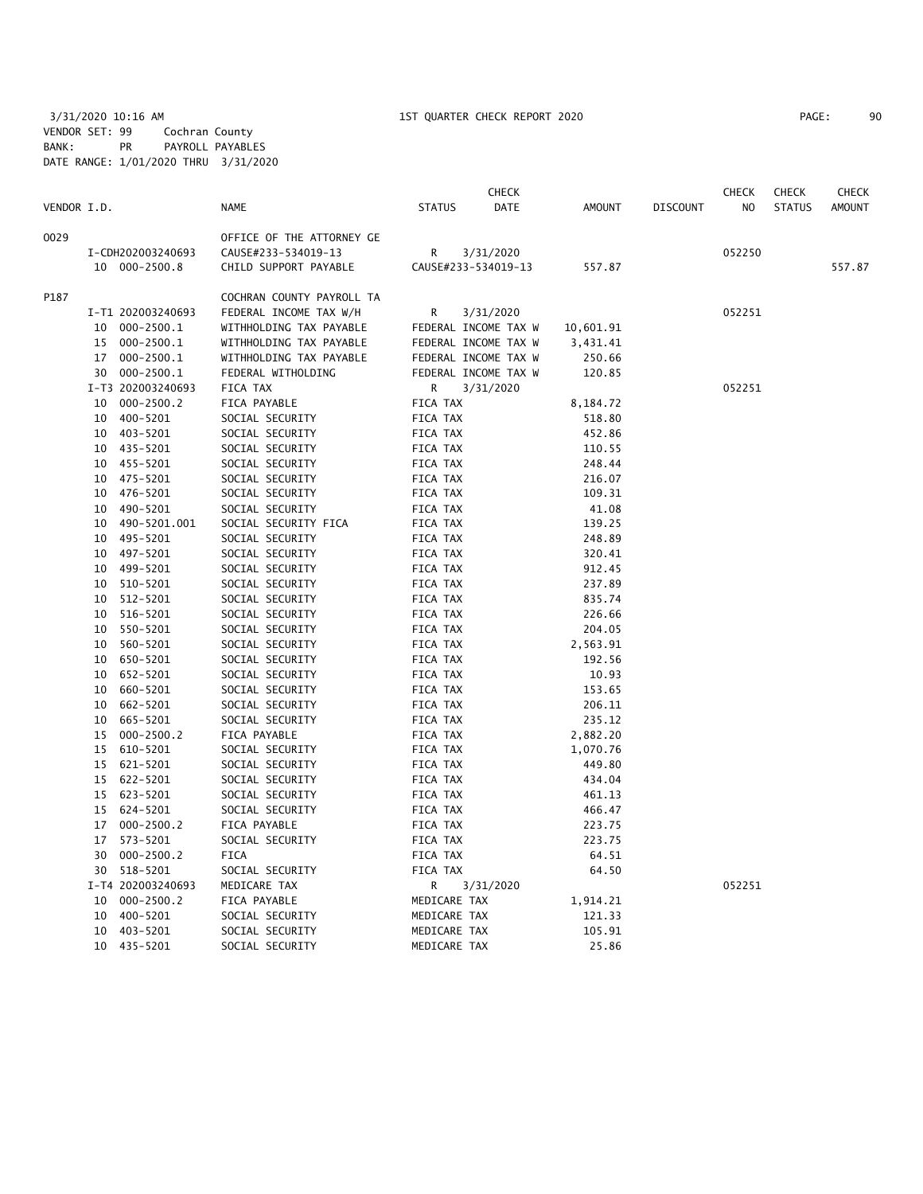3/31/2020 10:16 AM 1ST QUARTER CHECK REPORT 2020

VENDOR SET: 99 Cochran County
BANK: PR PAYROLL PAYABLES
DATE RANGE: 1/01/2020 THRU 3/31/2020

| VENDOR I.D. | NAME | STATUS | CHECK DATE | AMOUNT | DISCOUNT | CHECK NO | CHECK STATUS | CHECK AMOUNT |
|---|---|---|---|---|---|---|---|---|
| 0029 | OFFICE OF THE ATTORNEY GE | | | | | | | |
| I-CDH202003240693 | CAUSE#233-534019-13 | R | 3/31/2020 | | | 052250 | | |
| 10 000-2500.8 | CHILD SUPPORT PAYABLE | CAUSE#233-534019-13 | | 557.87 | | | | 557.87 |
| P187 | COCHRAN COUNTY PAYROLL TA | | | | | | | |
| I-T1 202003240693 | FEDERAL INCOME TAX W/H | R | 3/31/2020 | | | 052251 | | |
| 10 000-2500.1 | WITHHOLDING TAX PAYABLE | FEDERAL INCOME TAX W | | 10,601.91 | | | | |
| 15 000-2500.1 | WITHHOLDING TAX PAYABLE | FEDERAL INCOME TAX W | | 3,431.41 | | | | |
| 17 000-2500.1 | WITHHOLDING TAX PAYABLE | FEDERAL INCOME TAX W | | 250.66 | | | | |
| 30 000-2500.1 | FEDERAL WITHOLDING | FEDERAL INCOME TAX W | | 120.85 | | | | |
| I-T3 202003240693 | FICA TAX | R | 3/31/2020 | | | 052251 | | |
| 10 000-2500.2 | FICA PAYABLE | FICA TAX | | 8,184.72 | | | | |
| 10 400-5201 | SOCIAL SECURITY | FICA TAX | | 518.80 | | | | |
| 10 403-5201 | SOCIAL SECURITY | FICA TAX | | 452.86 | | | | |
| 10 435-5201 | SOCIAL SECURITY | FICA TAX | | 110.55 | | | | |
| 10 455-5201 | SOCIAL SECURITY | FICA TAX | | 248.44 | | | | |
| 10 475-5201 | SOCIAL SECURITY | FICA TAX | | 216.07 | | | | |
| 10 476-5201 | SOCIAL SECURITY | FICA TAX | | 109.31 | | | | |
| 10 490-5201 | SOCIAL SECURITY | FICA TAX | | 41.08 | | | | |
| 10 490-5201.001 | SOCIAL SECURITY FICA | FICA TAX | | 139.25 | | | | |
| 10 495-5201 | SOCIAL SECURITY | FICA TAX | | 248.89 | | | | |
| 10 497-5201 | SOCIAL SECURITY | FICA TAX | | 320.41 | | | | |
| 10 499-5201 | SOCIAL SECURITY | FICA TAX | | 912.45 | | | | |
| 10 510-5201 | SOCIAL SECURITY | FICA TAX | | 237.89 | | | | |
| 10 512-5201 | SOCIAL SECURITY | FICA TAX | | 835.74 | | | | |
| 10 516-5201 | SOCIAL SECURITY | FICA TAX | | 226.66 | | | | |
| 10 550-5201 | SOCIAL SECURITY | FICA TAX | | 204.05 | | | | |
| 10 560-5201 | SOCIAL SECURITY | FICA TAX | | 2,563.91 | | | | |
| 10 650-5201 | SOCIAL SECURITY | FICA TAX | | 192.56 | | | | |
| 10 652-5201 | SOCIAL SECURITY | FICA TAX | | 10.93 | | | | |
| 10 660-5201 | SOCIAL SECURITY | FICA TAX | | 153.65 | | | | |
| 10 662-5201 | SOCIAL SECURITY | FICA TAX | | 206.11 | | | | |
| 10 665-5201 | SOCIAL SECURITY | FICA TAX | | 235.12 | | | | |
| 15 000-2500.2 | FICA PAYABLE | FICA TAX | | 2,882.20 | | | | |
| 15 610-5201 | SOCIAL SECURITY | FICA TAX | | 1,070.76 | | | | |
| 15 621-5201 | SOCIAL SECURITY | FICA TAX | | 449.80 | | | | |
| 15 622-5201 | SOCIAL SECURITY | FICA TAX | | 434.04 | | | | |
| 15 623-5201 | SOCIAL SECURITY | FICA TAX | | 461.13 | | | | |
| 15 624-5201 | SOCIAL SECURITY | FICA TAX | | 466.47 | | | | |
| 17 000-2500.2 | FICA PAYABLE | FICA TAX | | 223.75 | | | | |
| 17 573-5201 | SOCIAL SECURITY | FICA TAX | | 223.75 | | | | |
| 30 000-2500.2 | FICA | FICA TAX | | 64.51 | | | | |
| 30 518-5201 | SOCIAL SECURITY | FICA TAX | | 64.50 | | | | |
| I-T4 202003240693 | MEDICARE TAX | R | 3/31/2020 | | | 052251 | | |
| 10 000-2500.2 | FICA PAYABLE | MEDICARE TAX | | 1,914.21 | | | | |
| 10 400-5201 | SOCIAL SECURITY | MEDICARE TAX | | 121.33 | | | | |
| 10 403-5201 | SOCIAL SECURITY | MEDICARE TAX | | 105.91 | | | | |
| 10 435-5201 | SOCIAL SECURITY | MEDICARE TAX | | 25.86 | | | | |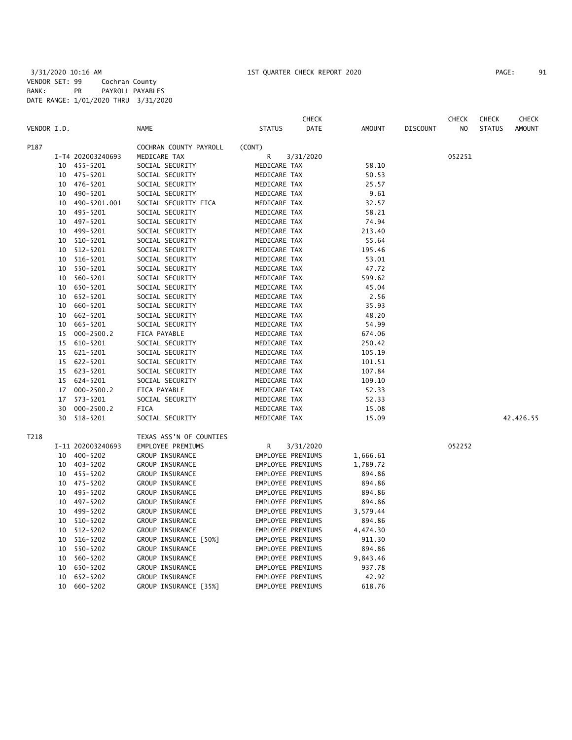3/31/2020 10:16 AM 1ST QUARTER CHECK REPORT 2020
VENDOR SET: 99 Cochran County
BANK: PR PAYROLL PAYABLES
DATE RANGE: 1/01/2020 THRU 3/31/2020

| VENDOR I.D. | | NAME | STATUS | CHECK DATE | AMOUNT | DISCOUNT | CHECK NO | CHECK STATUS | CHECK AMOUNT |
|---|---|---|---|---|---|---|---|---|---|
| P187 | | COCHRAN COUNTY PAYROLL | (CONT) | | | | | | |
| | I-T4 202003240693 | MEDICARE TAX | R | 3/31/2020 | | | 052251 | | |
| | 10 455-5201 | SOCIAL SECURITY | MEDICARE TAX | | 58.10 | | | | |
| | 10 475-5201 | SOCIAL SECURITY | MEDICARE TAX | | 50.53 | | | | |
| | 10 476-5201 | SOCIAL SECURITY | MEDICARE TAX | | 25.57 | | | | |
| | 10 490-5201 | SOCIAL SECURITY | MEDICARE TAX | | 9.61 | | | | |
| | 10 490-5201.001 | SOCIAL SECURITY FICA | MEDICARE TAX | | 32.57 | | | | |
| | 10 495-5201 | SOCIAL SECURITY | MEDICARE TAX | | 58.21 | | | | |
| | 10 497-5201 | SOCIAL SECURITY | MEDICARE TAX | | 74.94 | | | | |
| | 10 499-5201 | SOCIAL SECURITY | MEDICARE TAX | | 213.40 | | | | |
| | 10 510-5201 | SOCIAL SECURITY | MEDICARE TAX | | 55.64 | | | | |
| | 10 512-5201 | SOCIAL SECURITY | MEDICARE TAX | | 195.46 | | | | |
| | 10 516-5201 | SOCIAL SECURITY | MEDICARE TAX | | 53.01 | | | | |
| | 10 550-5201 | SOCIAL SECURITY | MEDICARE TAX | | 47.72 | | | | |
| | 10 560-5201 | SOCIAL SECURITY | MEDICARE TAX | | 599.62 | | | | |
| | 10 650-5201 | SOCIAL SECURITY | MEDICARE TAX | | 45.04 | | | | |
| | 10 652-5201 | SOCIAL SECURITY | MEDICARE TAX | | 2.56 | | | | |
| | 10 660-5201 | SOCIAL SECURITY | MEDICARE TAX | | 35.93 | | | | |
| | 10 662-5201 | SOCIAL SECURITY | MEDICARE TAX | | 48.20 | | | | |
| | 10 665-5201 | SOCIAL SECURITY | MEDICARE TAX | | 54.99 | | | | |
| | 15 000-2500.2 | FICA PAYABLE | MEDICARE TAX | | 674.06 | | | | |
| | 15 610-5201 | SOCIAL SECURITY | MEDICARE TAX | | 250.42 | | | | |
| | 15 621-5201 | SOCIAL SECURITY | MEDICARE TAX | | 105.19 | | | | |
| | 15 622-5201 | SOCIAL SECURITY | MEDICARE TAX | | 101.51 | | | | |
| | 15 623-5201 | SOCIAL SECURITY | MEDICARE TAX | | 107.84 | | | | |
| | 15 624-5201 | SOCIAL SECURITY | MEDICARE TAX | | 109.10 | | | | |
| | 17 000-2500.2 | FICA PAYABLE | MEDICARE TAX | | 52.33 | | | | |
| | 17 573-5201 | SOCIAL SECURITY | MEDICARE TAX | | 52.33 | | | | |
| | 30 000-2500.2 | FICA | MEDICARE TAX | | 15.08 | | | | |
| | 30 518-5201 | SOCIAL SECURITY | MEDICARE TAX | | 15.09 | | | | 42,426.55 |
| T218 | | TEXAS ASS'N OF COUNTIES | | | | | | | |
| | I-11 202003240693 | EMPLOYEE PREMIUMS | R | 3/31/2020 | | | 052252 | | |
| | 10 400-5202 | GROUP INSURANCE | EMPLOYEE PREMIUMS | | 1,666.61 | | | | |
| | 10 403-5202 | GROUP INSURANCE | EMPLOYEE PREMIUMS | | 1,789.72 | | | | |
| | 10 455-5202 | GROUP INSURANCE | EMPLOYEE PREMIUMS | | 894.86 | | | | |
| | 10 475-5202 | GROUP INSURANCE | EMPLOYEE PREMIUMS | | 894.86 | | | | |
| | 10 495-5202 | GROUP INSURANCE | EMPLOYEE PREMIUMS | | 894.86 | | | | |
| | 10 497-5202 | GROUP INSURANCE | EMPLOYEE PREMIUMS | | 894.86 | | | | |
| | 10 499-5202 | GROUP INSURANCE | EMPLOYEE PREMIUMS | | 3,579.44 | | | | |
| | 10 510-5202 | GROUP INSURANCE | EMPLOYEE PREMIUMS | | 894.86 | | | | |
| | 10 512-5202 | GROUP INSURANCE | EMPLOYEE PREMIUMS | | 4,474.30 | | | | |
| | 10 516-5202 | GROUP INSURANCE [50%] | EMPLOYEE PREMIUMS | | 911.30 | | | | |
| | 10 550-5202 | GROUP INSURANCE | EMPLOYEE PREMIUMS | | 894.86 | | | | |
| | 10 560-5202 | GROUP INSURANCE | EMPLOYEE PREMIUMS | | 9,843.46 | | | | |
| | 10 650-5202 | GROUP INSURANCE | EMPLOYEE PREMIUMS | | 937.78 | | | | |
| | 10 652-5202 | GROUP INSURANCE | EMPLOYEE PREMIUMS | | 42.92 | | | | |
| | 10 660-5202 | GROUP INSURANCE [35%] | EMPLOYEE PREMIUMS | | 618.76 | | | | |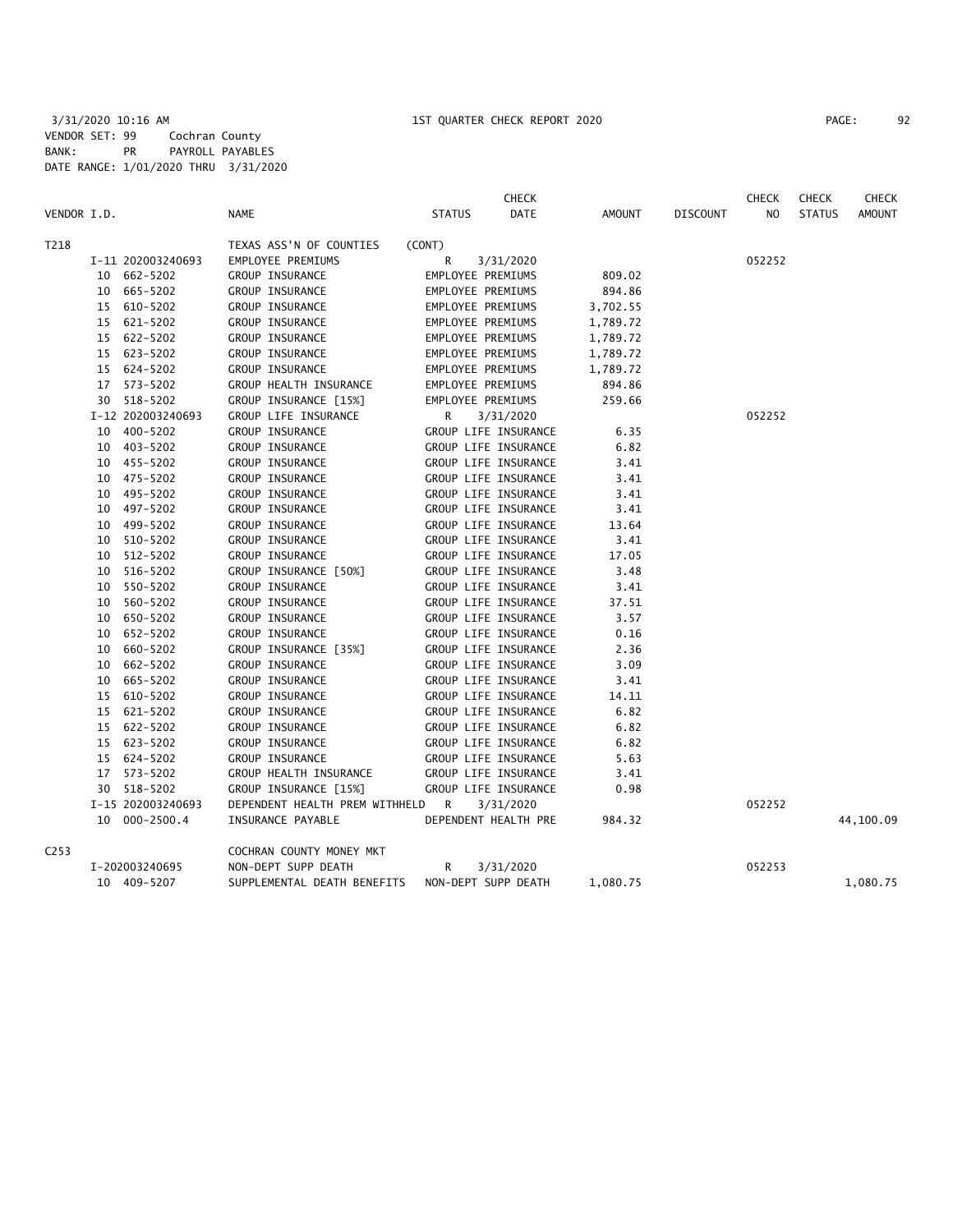3/31/2020 10:16 AM 1ST QUARTER CHECK REPORT 2020
VENDOR SET: 99 Cochran County
BANK: PR PAYROLL PAYABLES
DATE RANGE: 1/01/2020 THRU 3/31/2020

| VENDOR I.D. | | NAME | STATUS | CHECK DATE | AMOUNT | DISCOUNT | CHECK NO | CHECK STATUS | CHECK AMOUNT |
|---|---|---|---|---|---|---|---|---|---|
| T218 | | TEXAS ASS'N OF COUNTIES | (CONT) | | | | | | |
| | I-11 202003240693 | EMPLOYEE PREMIUMS | R | 3/31/2020 | | | 052252 | | |
| | 10 662-5202 | GROUP INSURANCE | EMPLOYEE PREMIUMS | | 809.02 | | | | |
| | 10 665-5202 | GROUP INSURANCE | EMPLOYEE PREMIUMS | | 894.86 | | | | |
| | 15 610-5202 | GROUP INSURANCE | EMPLOYEE PREMIUMS | | 3,702.55 | | | | |
| | 15 621-5202 | GROUP INSURANCE | EMPLOYEE PREMIUMS | | 1,789.72 | | | | |
| | 15 622-5202 | GROUP INSURANCE | EMPLOYEE PREMIUMS | | 1,789.72 | | | | |
| | 15 623-5202 | GROUP INSURANCE | EMPLOYEE PREMIUMS | | 1,789.72 | | | | |
| | 15 624-5202 | GROUP INSURANCE | EMPLOYEE PREMIUMS | | 1,789.72 | | | | |
| | 17 573-5202 | GROUP HEALTH INSURANCE | EMPLOYEE PREMIUMS | | 894.86 | | | | |
| | 30 518-5202 | GROUP INSURANCE [15%] | EMPLOYEE PREMIUMS | | 259.66 | | | | |
| | I-12 202003240693 | GROUP LIFE INSURANCE | R | 3/31/2020 | | | 052252 | | |
| | 10 400-5202 | GROUP INSURANCE | GROUP LIFE INSURANCE | | 6.35 | | | | |
| | 10 403-5202 | GROUP INSURANCE | GROUP LIFE INSURANCE | | 6.82 | | | | |
| | 10 455-5202 | GROUP INSURANCE | GROUP LIFE INSURANCE | | 3.41 | | | | |
| | 10 475-5202 | GROUP INSURANCE | GROUP LIFE INSURANCE | | 3.41 | | | | |
| | 10 495-5202 | GROUP INSURANCE | GROUP LIFE INSURANCE | | 3.41 | | | | |
| | 10 497-5202 | GROUP INSURANCE | GROUP LIFE INSURANCE | | 3.41 | | | | |
| | 10 499-5202 | GROUP INSURANCE | GROUP LIFE INSURANCE | | 13.64 | | | | |
| | 10 510-5202 | GROUP INSURANCE | GROUP LIFE INSURANCE | | 3.41 | | | | |
| | 10 512-5202 | GROUP INSURANCE | GROUP LIFE INSURANCE | | 17.05 | | | | |
| | 10 516-5202 | GROUP INSURANCE [50%] | GROUP LIFE INSURANCE | | 3.48 | | | | |
| | 10 550-5202 | GROUP INSURANCE | GROUP LIFE INSURANCE | | 3.41 | | | | |
| | 10 560-5202 | GROUP INSURANCE | GROUP LIFE INSURANCE | | 37.51 | | | | |
| | 10 650-5202 | GROUP INSURANCE | GROUP LIFE INSURANCE | | 3.57 | | | | |
| | 10 652-5202 | GROUP INSURANCE | GROUP LIFE INSURANCE | | 0.16 | | | | |
| | 10 660-5202 | GROUP INSURANCE [35%] | GROUP LIFE INSURANCE | | 2.36 | | | | |
| | 10 662-5202 | GROUP INSURANCE | GROUP LIFE INSURANCE | | 3.09 | | | | |
| | 10 665-5202 | GROUP INSURANCE | GROUP LIFE INSURANCE | | 3.41 | | | | |
| | 15 610-5202 | GROUP INSURANCE | GROUP LIFE INSURANCE | | 14.11 | | | | |
| | 15 621-5202 | GROUP INSURANCE | GROUP LIFE INSURANCE | | 6.82 | | | | |
| | 15 622-5202 | GROUP INSURANCE | GROUP LIFE INSURANCE | | 6.82 | | | | |
| | 15 623-5202 | GROUP INSURANCE | GROUP LIFE INSURANCE | | 6.82 | | | | |
| | 15 624-5202 | GROUP INSURANCE | GROUP LIFE INSURANCE | | 5.63 | | | | |
| | 17 573-5202 | GROUP HEALTH INSURANCE | GROUP LIFE INSURANCE | | 3.41 | | | | |
| | 30 518-5202 | GROUP INSURANCE [15%] | GROUP LIFE INSURANCE | | 0.98 | | | | |
| | I-15 202003240693 | DEPENDENT HEALTH PREM WITHHELD | R | 3/31/2020 | | | 052252 | | |
| | 10 000-2500.4 | INSURANCE PAYABLE | DEPENDENT HEALTH PRE | | 984.32 | | | | 44,100.09 |
| C253 | | COCHRAN COUNTY MONEY MKT | | | | | | | |
| | I-202003240695 | NON-DEPT SUPP DEATH | R | 3/31/2020 | | | 052253 | | |
| | 10 409-5207 | SUPPLEMENTAL DEATH BENEFITS | NON-DEPT SUPP DEATH | | 1,080.75 | | | | 1,080.75 |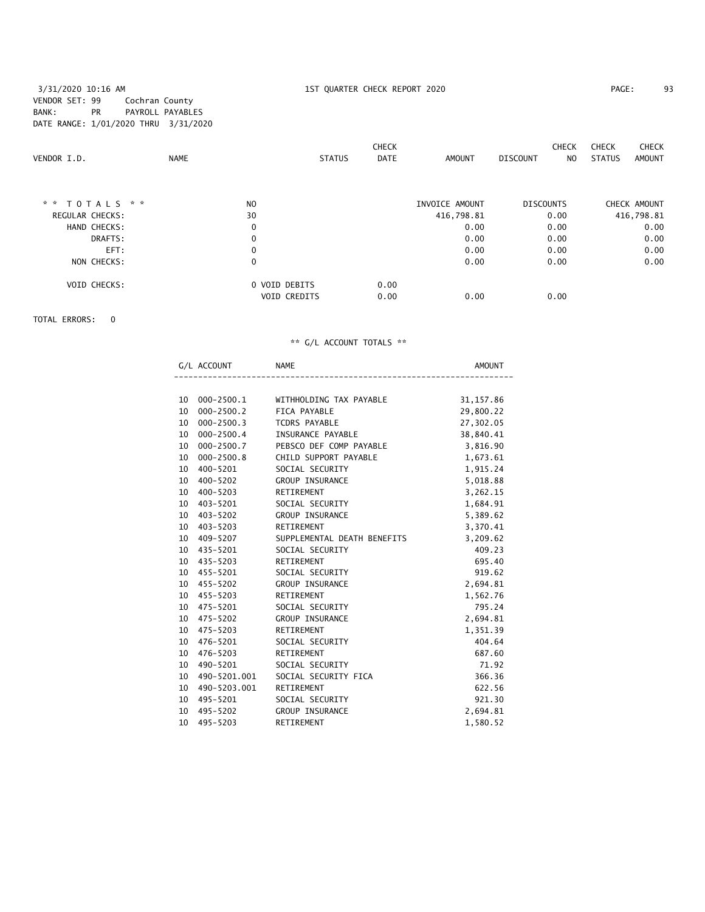3/31/2020 10:16 AM　　　1ST QUARTER CHECK REPORT 2020

VENDOR SET: 99　Cochran County
BANK: PR　PAYROLL PAYABLES
DATE RANGE: 1/01/2020 THRU 3/31/2020

| VENDOR I.D. | NAME | STATUS | CHECK DATE | AMOUNT | DISCOUNT | CHECK NO | CHECK STATUS | CHECK AMOUNT |
|---|---|---|---|---|---|---|---|---|

| * * TOTALS * * | NO | | | INVOICE AMOUNT | DISCOUNTS | CHECK AMOUNT |
|---|---|---|---|---|---|---|
| REGULAR CHECKS: | 30 | | | 416,798.81 | 0.00 | 416,798.81 |
| HAND CHECKS: | 0 | | | 0.00 | 0.00 | 0.00 |
| DRAFTS: | 0 | | | 0.00 | 0.00 | 0.00 |
| EFT: | 0 | | | 0.00 | 0.00 | 0.00 |
| NON CHECKS: | 0 | | | 0.00 | 0.00 | 0.00 |
| VOID CHECKS: | 0 | VOID DEBITS | 0.00 | | | |
| | | VOID CREDITS | 0.00 | 0.00 | 0.00 | |

TOTAL ERRORS: 0

** G/L ACCOUNT TOTALS **

| | G/L ACCOUNT | NAME | AMOUNT |
|---|---|---|---|
| 10 | 000-2500.1 | WITHHOLDING TAX PAYABLE | 31,157.86 |
| 10 | 000-2500.2 | FICA PAYABLE | 29,800.22 |
| 10 | 000-2500.3 | TCDRS PAYABLE | 27,302.05 |
| 10 | 000-2500.4 | INSURANCE PAYABLE | 38,840.41 |
| 10 | 000-2500.7 | PEBSCO DEF COMP PAYABLE | 3,816.90 |
| 10 | 000-2500.8 | CHILD SUPPORT PAYABLE | 1,673.61 |
| 10 | 400-5201 | SOCIAL SECURITY | 1,915.24 |
| 10 | 400-5202 | GROUP INSURANCE | 5,018.88 |
| 10 | 400-5203 | RETIREMENT | 3,262.15 |
| 10 | 403-5201 | SOCIAL SECURITY | 1,684.91 |
| 10 | 403-5202 | GROUP INSURANCE | 5,389.62 |
| 10 | 403-5203 | RETIREMENT | 3,370.41 |
| 10 | 409-5207 | SUPPLEMENTAL DEATH BENEFITS | 3,209.62 |
| 10 | 435-5201 | SOCIAL SECURITY | 409.23 |
| 10 | 435-5203 | RETIREMENT | 695.40 |
| 10 | 455-5201 | SOCIAL SECURITY | 919.62 |
| 10 | 455-5202 | GROUP INSURANCE | 2,694.81 |
| 10 | 455-5203 | RETIREMENT | 1,562.76 |
| 10 | 475-5201 | SOCIAL SECURITY | 795.24 |
| 10 | 475-5202 | GROUP INSURANCE | 2,694.81 |
| 10 | 475-5203 | RETIREMENT | 1,351.39 |
| 10 | 476-5201 | SOCIAL SECURITY | 404.64 |
| 10 | 476-5203 | RETIREMENT | 687.60 |
| 10 | 490-5201 | SOCIAL SECURITY | 71.92 |
| 10 | 490-5201.001 | SOCIAL SECURITY FICA | 366.36 |
| 10 | 490-5203.001 | RETIREMENT | 622.56 |
| 10 | 495-5201 | SOCIAL SECURITY | 921.30 |
| 10 | 495-5202 | GROUP INSURANCE | 2,694.81 |
| 10 | 495-5203 | RETIREMENT | 1,580.52 |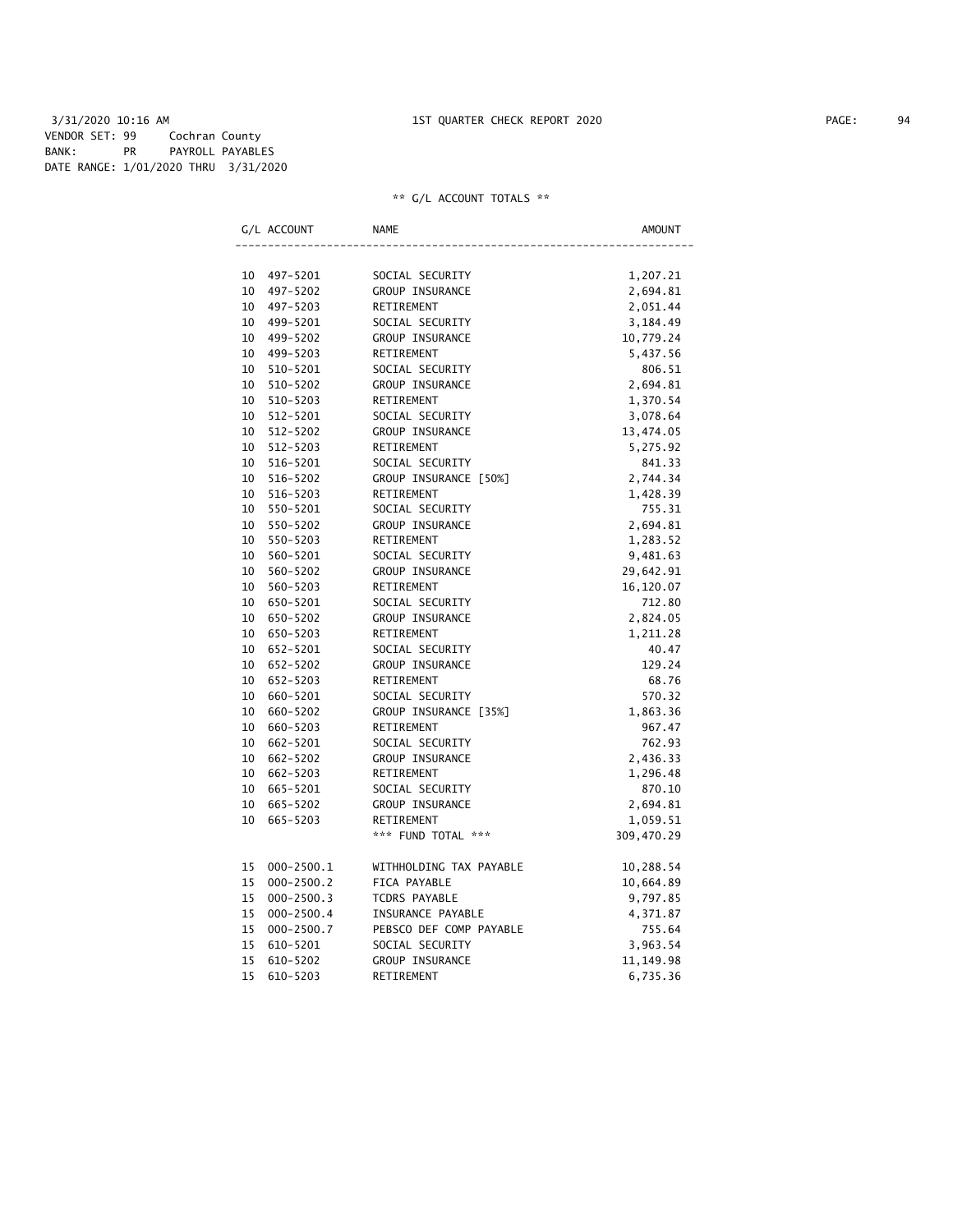3/31/2020 10:16 AM 1ST QUARTER CHECK REPORT 2020

VENDOR SET: 99 Cochran County
BANK: PR PAYROLL PAYABLES
DATE RANGE: 1/01/2020 THRU 3/31/2020

** G/L ACCOUNT TOTALS **

| G/L ACCOUNT | NAME | AMOUNT |
|---|---|---|
| 10 497-5201 | SOCIAL SECURITY | 1,207.21 |
| 10 497-5202 | GROUP INSURANCE | 2,694.81 |
| 10 497-5203 | RETIREMENT | 2,051.44 |
| 10 499-5201 | SOCIAL SECURITY | 3,184.49 |
| 10 499-5202 | GROUP INSURANCE | 10,779.24 |
| 10 499-5203 | RETIREMENT | 5,437.56 |
| 10 510-5201 | SOCIAL SECURITY | 806.51 |
| 10 510-5202 | GROUP INSURANCE | 2,694.81 |
| 10 510-5203 | RETIREMENT | 1,370.54 |
| 10 512-5201 | SOCIAL SECURITY | 3,078.64 |
| 10 512-5202 | GROUP INSURANCE | 13,474.05 |
| 10 512-5203 | RETIREMENT | 5,275.92 |
| 10 516-5201 | SOCIAL SECURITY | 841.33 |
| 10 516-5202 | GROUP INSURANCE [50%] | 2,744.34 |
| 10 516-5203 | RETIREMENT | 1,428.39 |
| 10 550-5201 | SOCIAL SECURITY | 755.31 |
| 10 550-5202 | GROUP INSURANCE | 2,694.81 |
| 10 550-5203 | RETIREMENT | 1,283.52 |
| 10 560-5201 | SOCIAL SECURITY | 9,481.63 |
| 10 560-5202 | GROUP INSURANCE | 29,642.91 |
| 10 560-5203 | RETIREMENT | 16,120.07 |
| 10 650-5201 | SOCIAL SECURITY | 712.80 |
| 10 650-5202 | GROUP INSURANCE | 2,824.05 |
| 10 650-5203 | RETIREMENT | 1,211.28 |
| 10 652-5201 | SOCIAL SECURITY | 40.47 |
| 10 652-5202 | GROUP INSURANCE | 129.24 |
| 10 652-5203 | RETIREMENT | 68.76 |
| 10 660-5201 | SOCIAL SECURITY | 570.32 |
| 10 660-5202 | GROUP INSURANCE [35%] | 1,863.36 |
| 10 660-5203 | RETIREMENT | 967.47 |
| 10 662-5201 | SOCIAL SECURITY | 762.93 |
| 10 662-5202 | GROUP INSURANCE | 2,436.33 |
| 10 662-5203 | RETIREMENT | 1,296.48 |
| 10 665-5201 | SOCIAL SECURITY | 870.10 |
| 10 665-5202 | GROUP INSURANCE | 2,694.81 |
| 10 665-5203 | RETIREMENT | 1,059.51 |
| | *** FUND TOTAL *** | 309,470.29 |
| 15 000-2500.1 | WITHHOLDING TAX PAYABLE | 10,288.54 |
| 15 000-2500.2 | FICA PAYABLE | 10,664.89 |
| 15 000-2500.3 | TCDRS PAYABLE | 9,797.85 |
| 15 000-2500.4 | INSURANCE PAYABLE | 4,371.87 |
| 15 000-2500.7 | PEBSCO DEF COMP PAYABLE | 755.64 |
| 15 610-5201 | SOCIAL SECURITY | 3,963.54 |
| 15 610-5202 | GROUP INSURANCE | 11,149.98 |
| 15 610-5203 | RETIREMENT | 6,735.36 |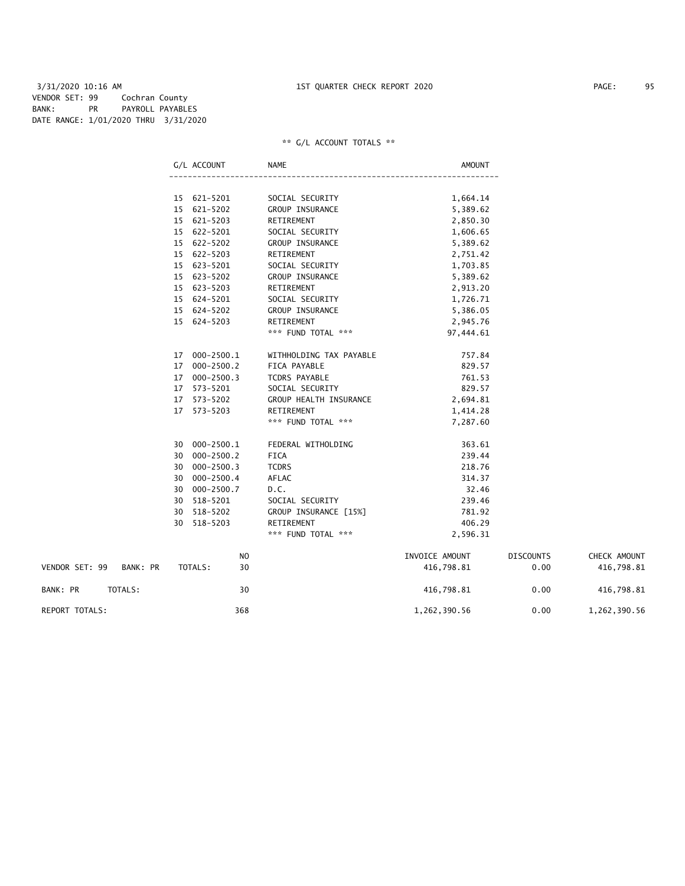3/31/2020 10:16 AM 1ST QUARTER CHECK REPORT 2020

VENDOR SET: 99 Cochran County
BANK: PR PAYROLL PAYABLES
DATE RANGE: 1/01/2020 THRU 3/31/2020

** G/L ACCOUNT TOTALS **

| G/L ACCOUNT | NAME | AMOUNT |
|---|---|---|
| 15 621-5201 | SOCIAL SECURITY | 1,664.14 |
| 15 621-5202 | GROUP INSURANCE | 5,389.62 |
| 15 621-5203 | RETIREMENT | 2,850.30 |
| 15 622-5201 | SOCIAL SECURITY | 1,606.65 |
| 15 622-5202 | GROUP INSURANCE | 5,389.62 |
| 15 622-5203 | RETIREMENT | 2,751.42 |
| 15 623-5201 | SOCIAL SECURITY | 1,703.85 |
| 15 623-5202 | GROUP INSURANCE | 5,389.62 |
| 15 623-5203 | RETIREMENT | 2,913.20 |
| 15 624-5201 | SOCIAL SECURITY | 1,726.71 |
| 15 624-5202 | GROUP INSURANCE | 5,386.05 |
| 15 624-5203 | RETIREMENT | 2,945.76 |
| | *** FUND TOTAL *** | 97,444.61 |
| 17 000-2500.1 | WITHHOLDING TAX PAYABLE | 757.84 |
| 17 000-2500.2 | FICA PAYABLE | 829.57 |
| 17 000-2500.3 | TCDRS PAYABLE | 761.53 |
| 17 573-5201 | SOCIAL SECURITY | 829.57 |
| 17 573-5202 | GROUP HEALTH INSURANCE | 2,694.81 |
| 17 573-5203 | RETIREMENT | 1,414.28 |
| | *** FUND TOTAL *** | 7,287.60 |
| 30 000-2500.1 | FEDERAL WITHOLDING | 363.61 |
| 30 000-2500.2 | FICA | 239.44 |
| 30 000-2500.3 | TCDRS | 218.76 |
| 30 000-2500.4 | AFLAC | 314.37 |
| 30 000-2500.7 | D.C. | 32.46 |
| 30 518-5201 | SOCIAL SECURITY | 239.46 |
| 30 518-5202 | GROUP INSURANCE [15%] | 781.92 |
| 30 518-5203 | RETIREMENT | 406.29 |
| | *** FUND TOTAL *** | 2,596.31 |

| | NO | INVOICE AMOUNT | DISCOUNTS | CHECK AMOUNT |
|---|---|---|---|---|
| VENDOR SET: 99 BANK: PR TOTALS: | 30 | 416,798.81 | 0.00 | 416,798.81 |
| BANK: PR TOTALS: | 30 | 416,798.81 | 0.00 | 416,798.81 |
| REPORT TOTALS: | 368 | 1,262,390.56 | 0.00 | 1,262,390.56 |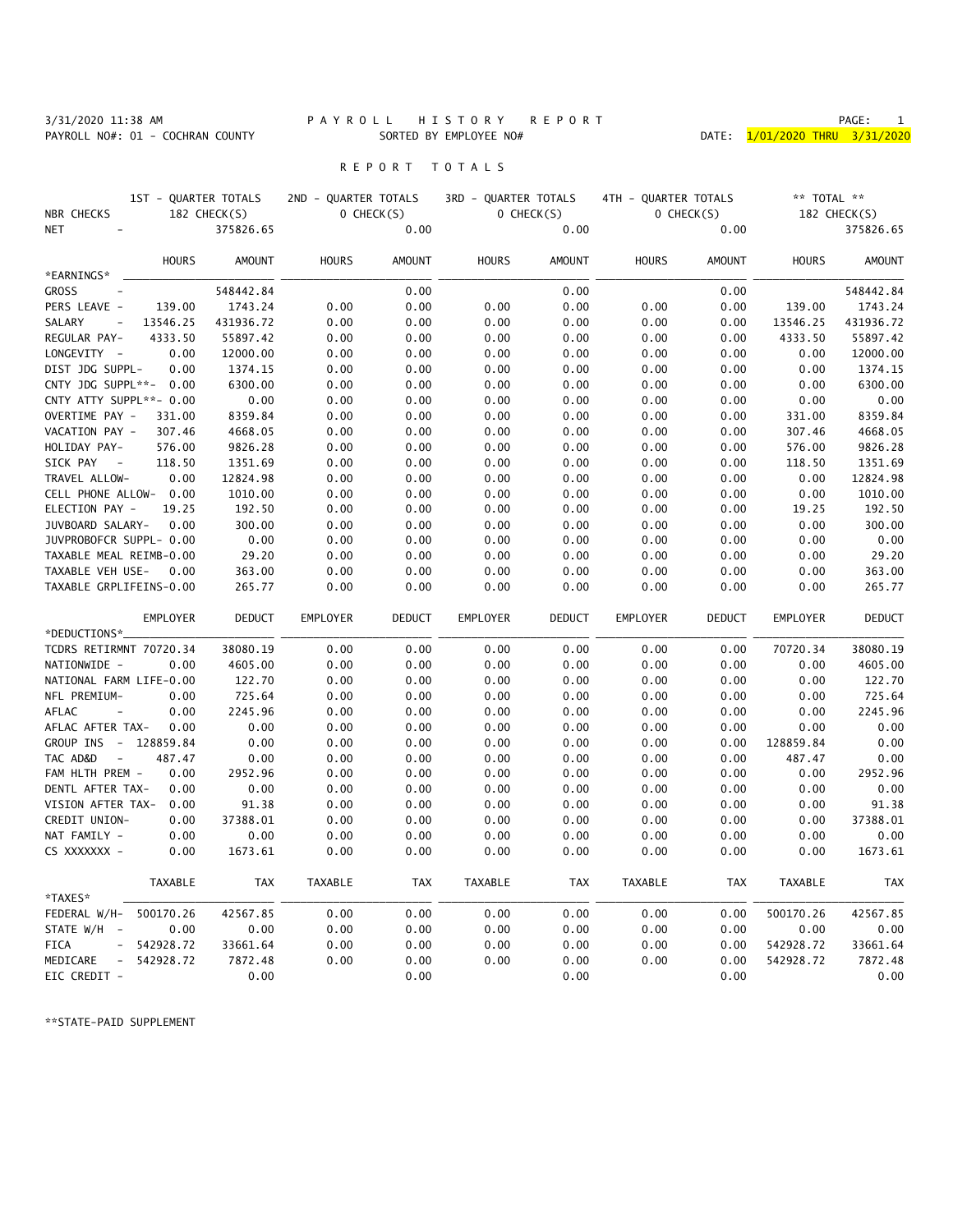3/31/2020 11:38 AM PAYROLL HISTORY REPORT
PAYROLL NO#: 01 - COCHRAN COUNTY SORTED BY EMPLOYEE NO# DATE: 1/01/2020 THRU 3/31/2020

## REPORT TOTALS

| | 1ST - QUARTER TOTALS | | 2ND - QUARTER TOTALS | | 3RD - QUARTER TOTALS | | 4TH - QUARTER TOTALS | | ** TOTAL ** | |
|---|---|---|---|---|---|---|---|---|---|---|
| NBR CHECKS | 182 CHECK(S) | | 0 CHECK(S) | | 0 CHECK(S) | | 0 CHECK(S) | | 182 CHECK(S) | |
| NET - | | 375826.65 | | 0.00 | | 0.00 | | 0.00 | | 375826.65 |
| | HOURS | AMOUNT | HOURS | AMOUNT | HOURS | AMOUNT | HOURS | AMOUNT | HOURS | AMOUNT |
| *EARNINGS* | | | | | | | | | | |
| GROSS - | | 548442.84 | | 0.00 | | 0.00 | | 0.00 | | 548442.84 |
| PERS LEAVE - | 139.00 | 1743.24 | 0.00 | 0.00 | 0.00 | 0.00 | 0.00 | 0.00 | 139.00 | 1743.24 |
| SALARY - | 13546.25 | 431936.72 | 0.00 | 0.00 | 0.00 | 0.00 | 0.00 | 0.00 | 13546.25 | 431936.72 |
| REGULAR PAY- | 4333.50 | 55897.42 | 0.00 | 0.00 | 0.00 | 0.00 | 0.00 | 0.00 | 4333.50 | 55897.42 |
| LONGEVITY - | 0.00 | 12000.00 | 0.00 | 0.00 | 0.00 | 0.00 | 0.00 | 0.00 | 0.00 | 12000.00 |
| DIST JDG SUPPL- | 0.00 | 1374.15 | 0.00 | 0.00 | 0.00 | 0.00 | 0.00 | 0.00 | 0.00 | 1374.15 |
| CNTY JDG SUPPL**- | 0.00 | 6300.00 | 0.00 | 0.00 | 0.00 | 0.00 | 0.00 | 0.00 | 0.00 | 6300.00 |
| CNTY ATTY SUPPL**- | 0.00 | 0.00 | 0.00 | 0.00 | 0.00 | 0.00 | 0.00 | 0.00 | 0.00 | 0.00 |
| OVERTIME PAY - | 331.00 | 8359.84 | 0.00 | 0.00 | 0.00 | 0.00 | 0.00 | 0.00 | 331.00 | 8359.84 |
| VACATION PAY - | 307.46 | 4668.05 | 0.00 | 0.00 | 0.00 | 0.00 | 0.00 | 0.00 | 307.46 | 4668.05 |
| HOLIDAY PAY- | 576.00 | 9826.28 | 0.00 | 0.00 | 0.00 | 0.00 | 0.00 | 0.00 | 576.00 | 9826.28 |
| SICK PAY - | 118.50 | 1351.69 | 0.00 | 0.00 | 0.00 | 0.00 | 0.00 | 0.00 | 118.50 | 1351.69 |
| TRAVEL ALLOW- | 0.00 | 12824.98 | 0.00 | 0.00 | 0.00 | 0.00 | 0.00 | 0.00 | 0.00 | 12824.98 |
| CELL PHONE ALLOW- | 0.00 | 1010.00 | 0.00 | 0.00 | 0.00 | 0.00 | 0.00 | 0.00 | 0.00 | 1010.00 |
| ELECTION PAY - | 19.25 | 192.50 | 0.00 | 0.00 | 0.00 | 0.00 | 0.00 | 0.00 | 19.25 | 192.50 |
| JUVBOARD SALARY- | 0.00 | 300.00 | 0.00 | 0.00 | 0.00 | 0.00 | 0.00 | 0.00 | 0.00 | 300.00 |
| JUVPROBOFCR SUPPL- | 0.00 | 0.00 | 0.00 | 0.00 | 0.00 | 0.00 | 0.00 | 0.00 | 0.00 | 0.00 |
| TAXABLE MEAL REIMB- | 0.00 | 29.20 | 0.00 | 0.00 | 0.00 | 0.00 | 0.00 | 0.00 | 0.00 | 29.20 |
| TAXABLE VEH USE- | 0.00 | 363.00 | 0.00 | 0.00 | 0.00 | 0.00 | 0.00 | 0.00 | 0.00 | 363.00 |
| TAXABLE GRPLIFEINS- | 0.00 | 265.77 | 0.00 | 0.00 | 0.00 | 0.00 | 0.00 | 0.00 | 0.00 | 265.77 |
| | EMPLOYER | DEDUCT | EMPLOYER | DEDUCT | EMPLOYER | DEDUCT | EMPLOYER | DEDUCT | EMPLOYER | DEDUCT |
| *DEDUCTIONS* | | | | | | | | | | |
| TCDRS RETIRMNT | 70720.34 | 38080.19 | 0.00 | 0.00 | 0.00 | 0.00 | 0.00 | 0.00 | 70720.34 | 38080.19 |
| NATIONWIDE - | 0.00 | 4605.00 | 0.00 | 0.00 | 0.00 | 0.00 | 0.00 | 0.00 | 0.00 | 4605.00 |
| NATIONAL FARM LIFE- | 0.00 | 122.70 | 0.00 | 0.00 | 0.00 | 0.00 | 0.00 | 0.00 | 0.00 | 122.70 |
| NFL PREMIUM- | 0.00 | 725.64 | 0.00 | 0.00 | 0.00 | 0.00 | 0.00 | 0.00 | 0.00 | 725.64 |
| AFLAC - | 0.00 | 2245.96 | 0.00 | 0.00 | 0.00 | 0.00 | 0.00 | 0.00 | 0.00 | 2245.96 |
| AFLAC AFTER TAX- | 0.00 | 0.00 | 0.00 | 0.00 | 0.00 | 0.00 | 0.00 | 0.00 | 0.00 | 0.00 |
| GROUP INS - | 128859.84 | 0.00 | 0.00 | 0.00 | 0.00 | 0.00 | 0.00 | 0.00 | 128859.84 | 0.00 |
| TAC AD&D - | 487.47 | 0.00 | 0.00 | 0.00 | 0.00 | 0.00 | 0.00 | 0.00 | 487.47 | 0.00 |
| FAM HLTH PREM - | 0.00 | 2952.96 | 0.00 | 0.00 | 0.00 | 0.00 | 0.00 | 0.00 | 0.00 | 2952.96 |
| DENTL AFTER TAX- | 0.00 | 0.00 | 0.00 | 0.00 | 0.00 | 0.00 | 0.00 | 0.00 | 0.00 | 0.00 |
| VISION AFTER TAX- | 0.00 | 91.38 | 0.00 | 0.00 | 0.00 | 0.00 | 0.00 | 0.00 | 0.00 | 91.38 |
| CREDIT UNION- | 0.00 | 37388.01 | 0.00 | 0.00 | 0.00 | 0.00 | 0.00 | 0.00 | 0.00 | 37388.01 |
| NAT FAMILY - | 0.00 | 0.00 | 0.00 | 0.00 | 0.00 | 0.00 | 0.00 | 0.00 | 0.00 | 0.00 |
| CS XXXXXXX - | 0.00 | 1673.61 | 0.00 | 0.00 | 0.00 | 0.00 | 0.00 | 0.00 | 0.00 | 1673.61 |
| | TAXABLE | TAX | TAXABLE | TAX | TAXABLE | TAX | TAXABLE | TAX | TAXABLE | TAX |
| *TAXES* | | | | | | | | | | |
| FEDERAL W/H- | 500170.26 | 42567.85 | 0.00 | 0.00 | 0.00 | 0.00 | 0.00 | 0.00 | 500170.26 | 42567.85 |
| STATE W/H - | 0.00 | 0.00 | 0.00 | 0.00 | 0.00 | 0.00 | 0.00 | 0.00 | 0.00 | 0.00 |
| FICA - | 542928.72 | 33661.64 | 0.00 | 0.00 | 0.00 | 0.00 | 0.00 | 0.00 | 542928.72 | 33661.64 |
| MEDICARE - | 542928.72 | 7872.48 | 0.00 | 0.00 | 0.00 | 0.00 | 0.00 | 0.00 | 542928.72 | 7872.48 |
| EIC CREDIT - | | 0.00 | | 0.00 | | 0.00 | | 0.00 | | 0.00 |

**STATE-PAID SUPPLEMENT